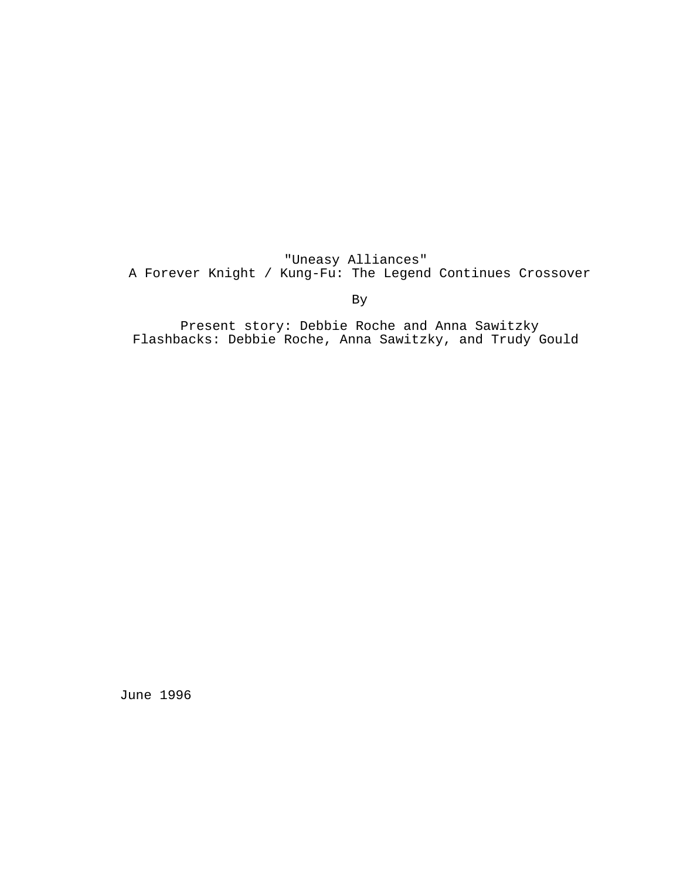# "Uneasy Alliances"

## A Forever Knight / Kung-Fu: The Legend Continues Crossover

By

Present story: Debbie Roche and Anna Sawitzky
Flashbacks: Debbie Roche, Anna Sawitzky, and Trudy Gould

June 1996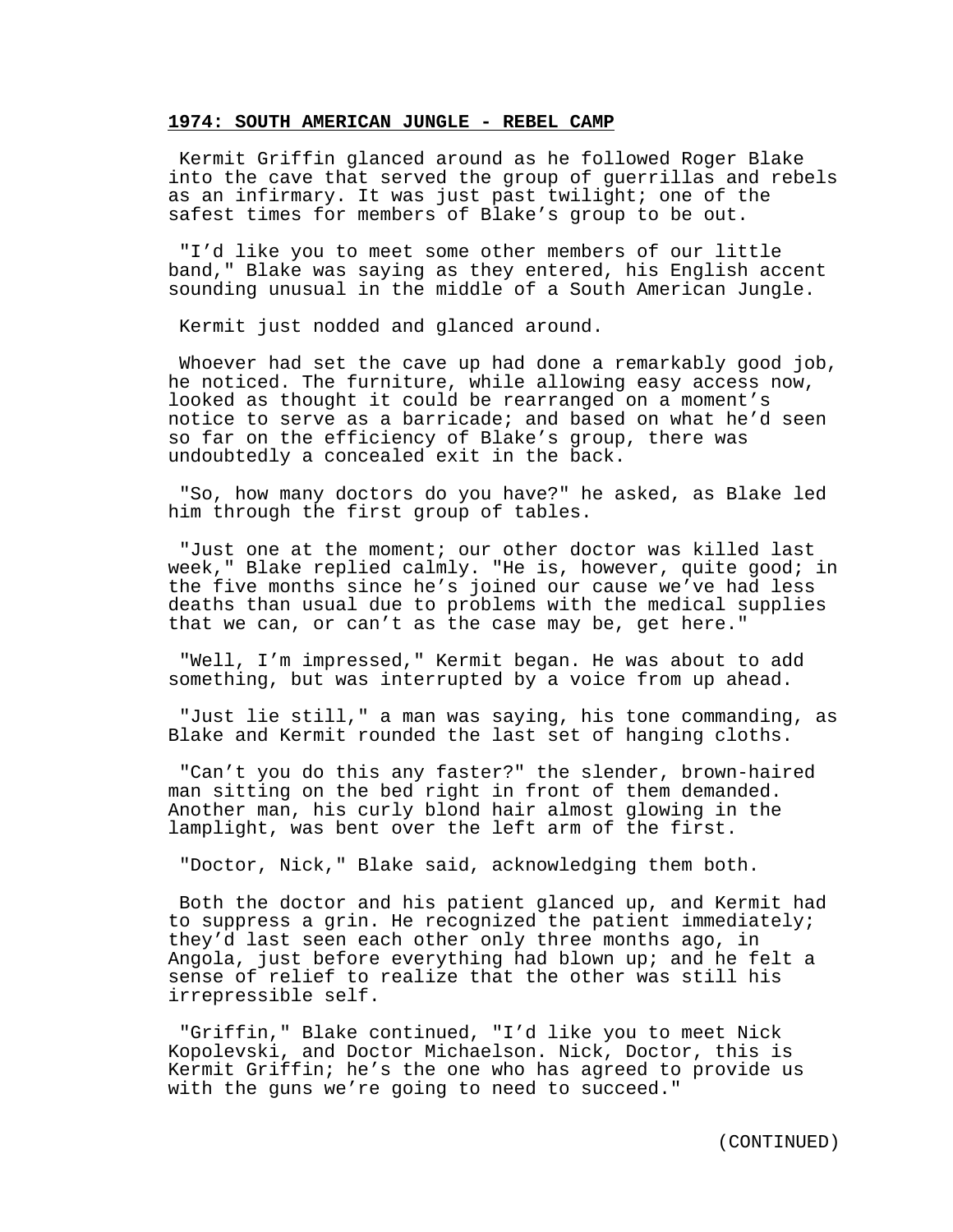**1974: SOUTH AMERICAN JUNGLE - REBEL CAMP**

Kermit Griffin glanced around as he followed Roger Blake into the cave that served the group of guerrillas and rebels as an infirmary. It was just past twilight; one of the safest times for members of Blake's group to be out.

"I'd like you to meet some other members of our little band," Blake was saying as they entered, his English accent sounding unusual in the middle of a South American Jungle.

Kermit just nodded and glanced around.

Whoever had set the cave up had done a remarkably good job, he noticed. The furniture, while allowing easy access now, looked as thought it could be rearranged on a moment's notice to serve as a barricade; and based on what he'd seen so far on the efficiency of Blake's group, there was undoubtedly a concealed exit in the back.

"So, how many doctors do you have?" he asked, as Blake led him through the first group of tables.

"Just one at the moment; our other doctor was killed last week," Blake replied calmly. "He is, however, quite good; in the five months since he's joined our cause we've had less deaths than usual due to problems with the medical supplies that we can, or can't as the case may be, get here."

"Well, I'm impressed," Kermit began. He was about to add something, but was interrupted by a voice from up ahead.

"Just lie still," a man was saying, his tone commanding, as Blake and Kermit rounded the last set of hanging cloths.

"Can't you do this any faster?" the slender, brown-haired man sitting on the bed right in front of them demanded. Another man, his curly blond hair almost glowing in the lamplight, was bent over the left arm of the first.

"Doctor, Nick," Blake said, acknowledging them both.

Both the doctor and his patient glanced up, and Kermit had to suppress a grin. He recognized the patient immediately; they'd last seen each other only three months ago, in Angola, just before everything had blown up; and he felt a sense of relief to realize that the other was still his irrepressible self.

"Griffin," Blake continued, "I'd like you to meet Nick Kopolevski, and Doctor Michaelson. Nick, Doctor, this is Kermit Griffin; he's the one who has agreed to provide us with the guns we're going to need to succeed."

(CONTINUED)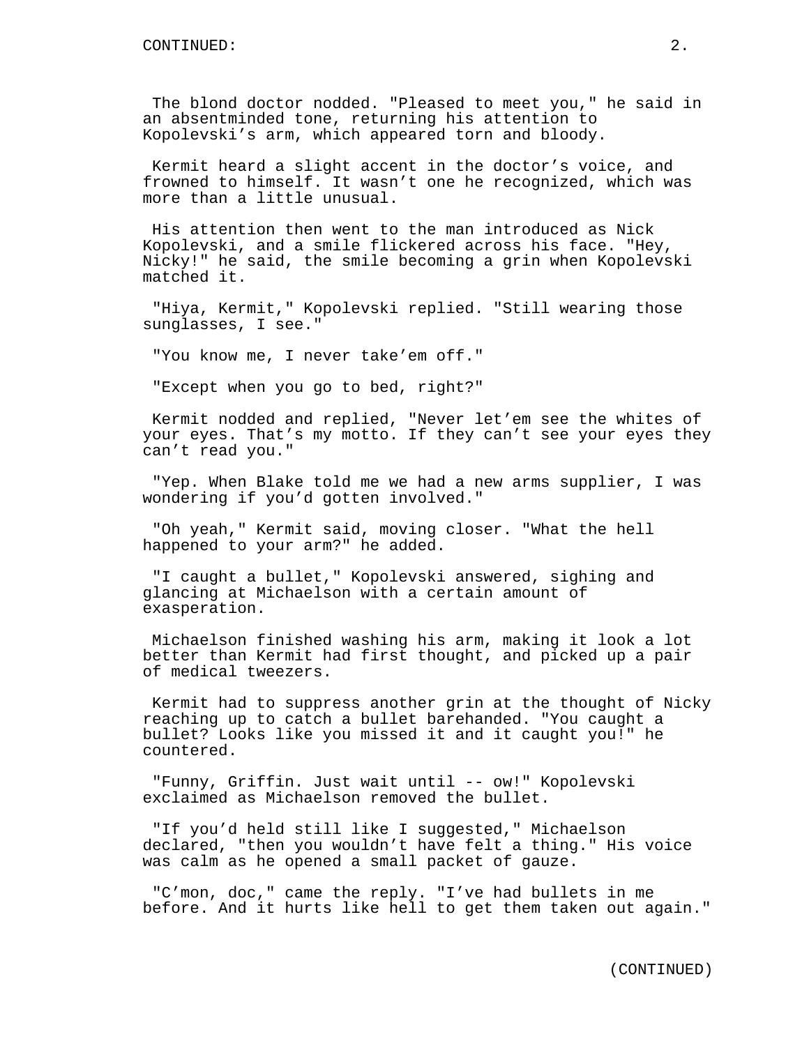The blond doctor nodded. "Pleased to meet you," he said in an absentminded tone, returning his attention to Kopolevski's arm, which appeared torn and bloody.

Kermit heard a slight accent in the doctor's voice, and frowned to himself. It wasn't one he recognized, which was more than a little unusual.

His attention then went to the man introduced as Nick Kopolevski, and a smile flickered across his face. "Hey, Nicky!" he said, the smile becoming a grin when Kopolevski matched it.

"Hiya, Kermit," Kopolevski replied. "Still wearing those sunglasses, I see."

"You know me, I never take'em off."

"Except when you go to bed, right?"

Kermit nodded and replied, "Never let'em see the whites of your eyes. That's my motto. If they can't see your eyes they can't read you."

"Yep. When Blake told me we had a new arms supplier, I was wondering if you'd gotten involved."

"Oh yeah," Kermit said, moving closer. "What the hell happened to your arm?" he added.

"I caught a bullet," Kopolevski answered, sighing and glancing at Michaelson with a certain amount of exasperation.

Michaelson finished washing his arm, making it look a lot better than Kermit had first thought, and picked up a pair of medical tweezers.

Kermit had to suppress another grin at the thought of Nicky reaching up to catch a bullet barehanded. "You caught a bullet? Looks like you missed it and it caught you!" he countered.

"Funny, Griffin. Just wait until -- ow!" Kopolevski exclaimed as Michaelson removed the bullet.

"If you'd held still like I suggested," Michaelson declared, "then you wouldn't have felt a thing." His voice was calm as he opened a small packet of gauze.

"C'mon, doc," came the reply. "I've had bullets in me before. And it hurts like hell to get them taken out again."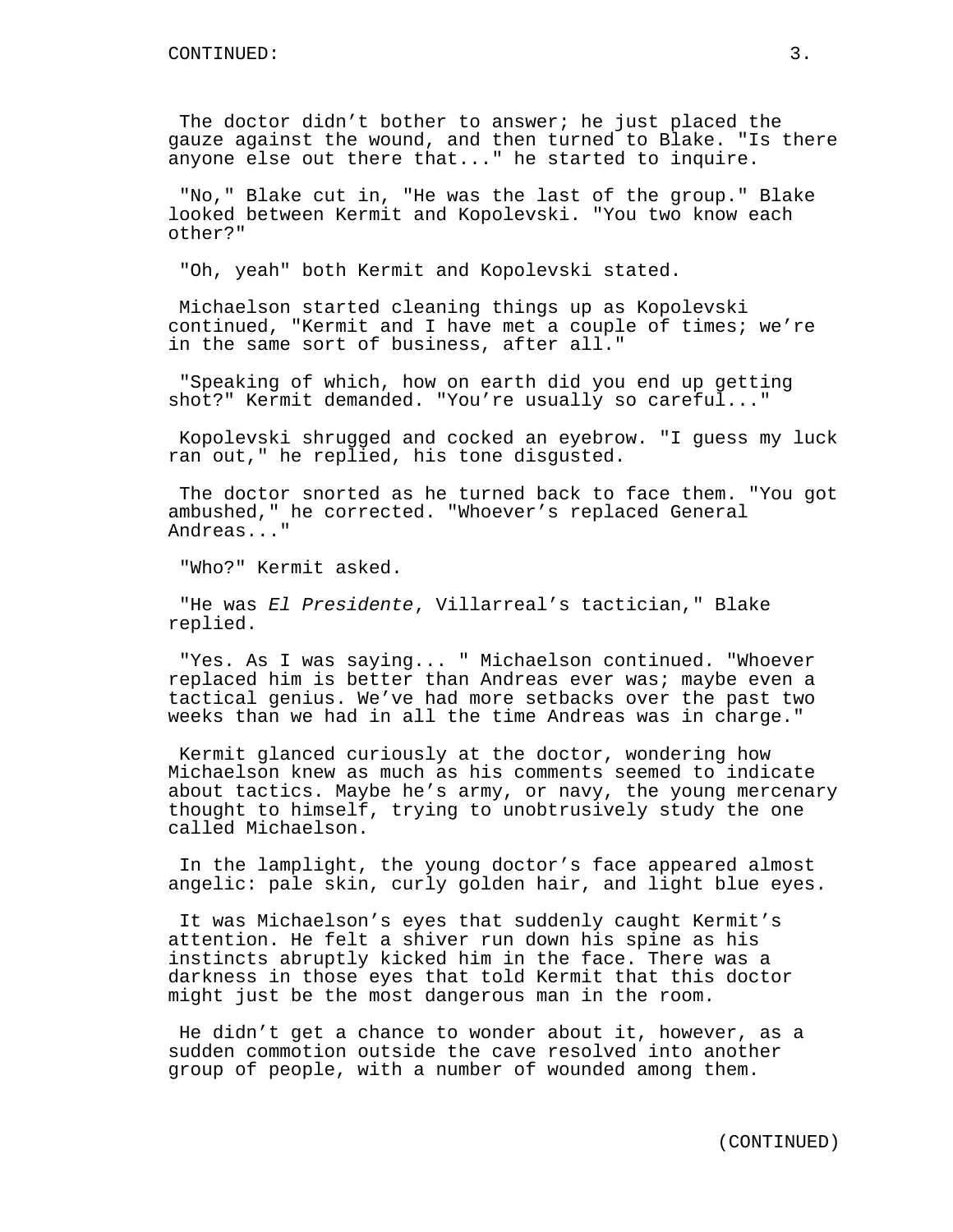The doctor didn't bother to answer; he just placed the gauze against the wound, and then turned to Blake. "Is there anyone else out there that..." he started to inquire.

"No," Blake cut in, "He was the last of the group." Blake looked between Kermit and Kopolevski. "You two know each other?"

"Oh, yeah" both Kermit and Kopolevski stated.

Michaelson started cleaning things up as Kopolevski continued, "Kermit and I have met a couple of times; we're in the same sort of business, after all."

"Speaking of which, how on earth did you end up getting shot?" Kermit demanded. "You're usually so careful..."

Kopolevski shrugged and cocked an eyebrow. "I guess my luck ran out," he replied, his tone disgusted.

The doctor snorted as he turned back to face them. "You got ambushed," he corrected. "Whoever's replaced General Andreas..."

"Who?" Kermit asked.

"He was *El Presidente*, Villarreal's tactician," Blake replied.

"Yes. As I was saying... " Michaelson continued. "Whoever replaced him is better than Andreas ever was; maybe even a tactical genius. We've had more setbacks over the past two weeks than we had in all the time Andreas was in charge."

Kermit glanced curiously at the doctor, wondering how Michaelson knew as much as his comments seemed to indicate about tactics. Maybe he's army, or navy, the young mercenary thought to himself, trying to unobtrusively study the one called Michaelson.

In the lamplight, the young doctor's face appeared almost angelic: pale skin, curly golden hair, and light blue eyes.

It was Michaelson's eyes that suddenly caught Kermit's attention. He felt a shiver run down his spine as his instincts abruptly kicked him in the face. There was a darkness in those eyes that told Kermit that this doctor might just be the most dangerous man in the room.

He didn't get a chance to wonder about it, however, as a sudden commotion outside the cave resolved into another group of people, with a number of wounded among them.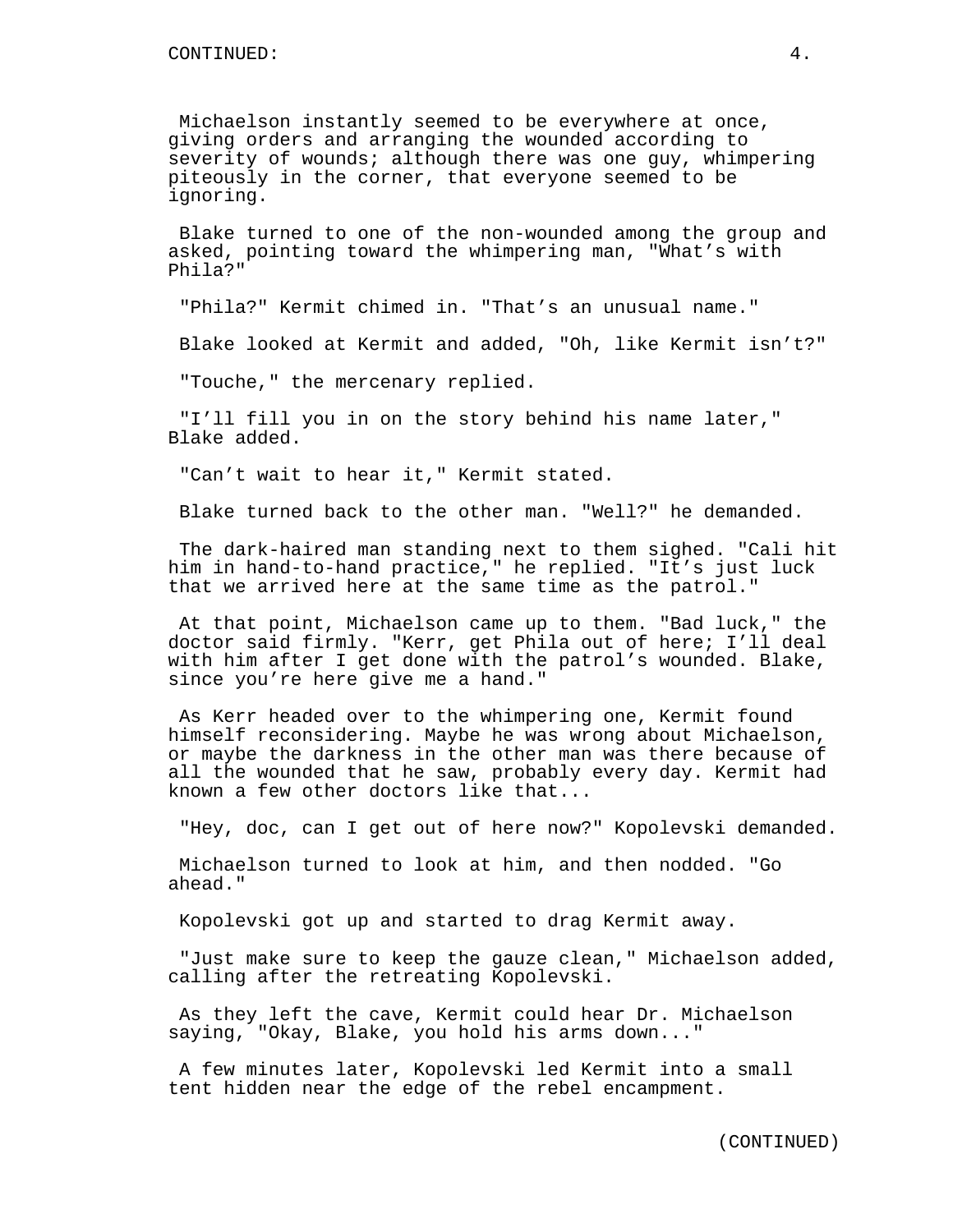CONTINUED:

Michaelson instantly seemed to be everywhere at once, giving orders and arranging the wounded according to severity of wounds; although there was one guy, whimpering piteously in the corner, that everyone seemed to be ignoring.

Blake turned to one of the non-wounded among the group and asked, pointing toward the whimpering man, "What's with Phila?"

"Phila?" Kermit chimed in. "That's an unusual name."

Blake looked at Kermit and added, "Oh, like Kermit isn't?"

"Touche," the mercenary replied.

"I'll fill you in on the story behind his name later," Blake added.

"Can't wait to hear it," Kermit stated.

Blake turned back to the other man. "Well?" he demanded.

The dark-haired man standing next to them sighed. "Cali hit him in hand-to-hand practice," he replied. "It's just luck that we arrived here at the same time as the patrol."

At that point, Michaelson came up to them. "Bad luck," the doctor said firmly. "Kerr, get Phila out of here; I'll deal with him after I get done with the patrol's wounded. Blake, since you're here give me a hand."

As Kerr headed over to the whimpering one, Kermit found himself reconsidering. Maybe he was wrong about Michaelson, or maybe the darkness in the other man was there because of all the wounded that he saw, probably every day. Kermit had known a few other doctors like that...

"Hey, doc, can I get out of here now?" Kopolevski demanded.

Michaelson turned to look at him, and then nodded. "Go ahead."

Kopolevski got up and started to drag Kermit away.

"Just make sure to keep the gauze clean," Michaelson added, calling after the retreating Kopolevski.

As they left the cave, Kermit could hear Dr. Michaelson saying, "Okay, Blake, you hold his arms down..."

A few minutes later, Kopolevski led Kermit into a small tent hidden near the edge of the rebel encampment.

(CONTINUED)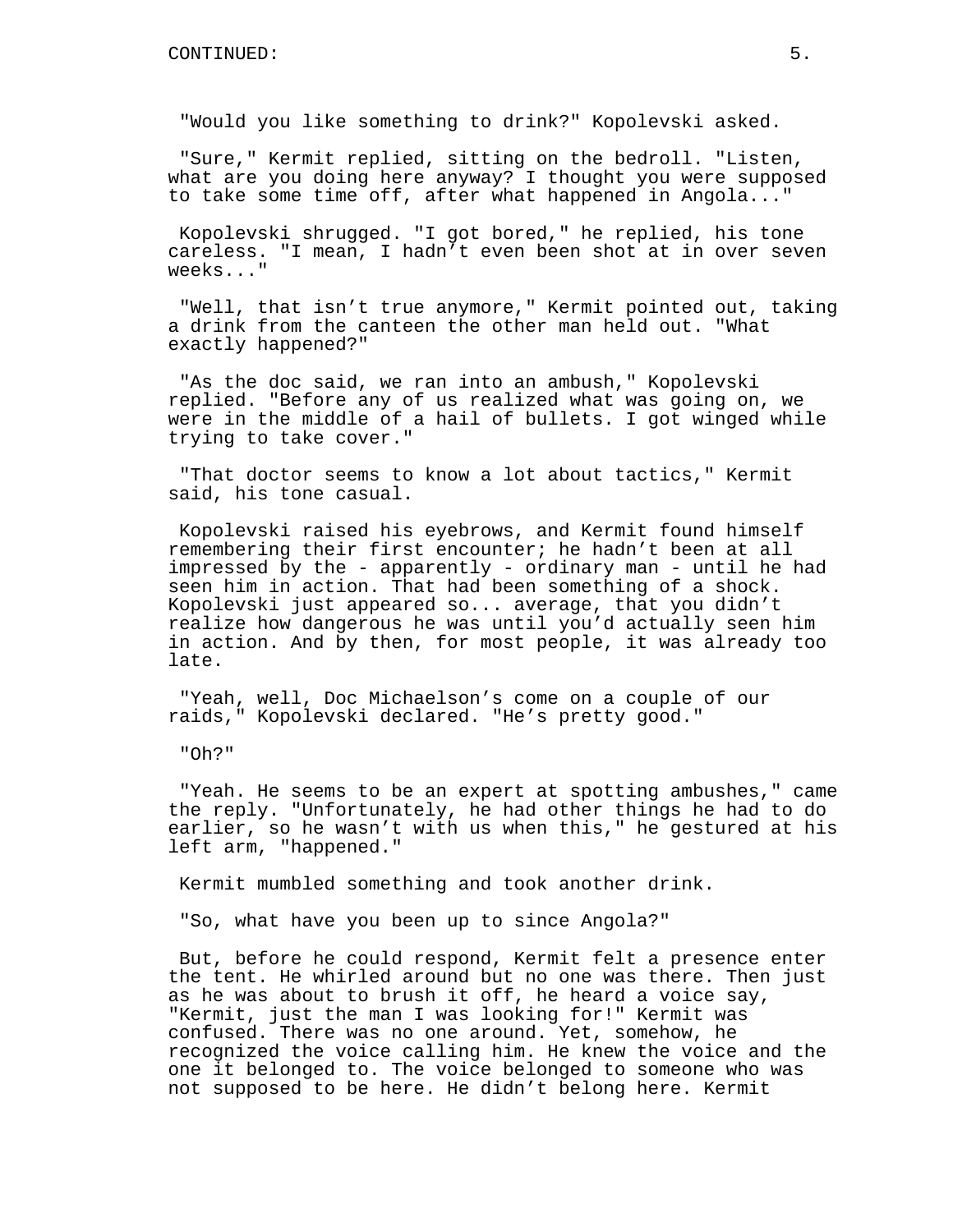"Would you like something to drink?" Kopolevski asked.

"Sure," Kermit replied, sitting on the bedroll. "Listen, what are you doing here anyway? I thought you were supposed to take some time off, after what happened in Angola..."

Kopolevski shrugged. "I got bored," he replied, his tone careless. "I mean, I hadn't even been shot at in over seven weeks..."

"Well, that isn't true anymore," Kermit pointed out, taking a drink from the canteen the other man held out. "What exactly happened?"

"As the doc said, we ran into an ambush," Kopolevski replied. "Before any of us realized what was going on, we were in the middle of a hail of bullets. I got winged while trying to take cover."

"That doctor seems to know a lot about tactics," Kermit said, his tone casual.

Kopolevski raised his eyebrows, and Kermit found himself remembering their first encounter; he hadn't been at all impressed by the - apparently - ordinary man - until he had seen him in action. That had been something of a shock. Kopolevski just appeared so... average, that you didn't realize how dangerous he was until you'd actually seen him in action. And by then, for most people, it was already too late.

"Yeah, well, Doc Michaelson's come on a couple of our raids," Kopolevski declared. "He's pretty good."

"Oh?"

"Yeah. He seems to be an expert at spotting ambushes," came the reply. "Unfortunately, he had other things he had to do earlier, so he wasn't with us when this," he gestured at his left arm, "happened."

Kermit mumbled something and took another drink.

"So, what have you been up to since Angola?"

But, before he could respond, Kermit felt a presence enter the tent. He whirled around but no one was there. Then just as he was about to brush it off, he heard a voice say, "Kermit, just the man I was looking for!" Kermit was confused. There was no one around. Yet, somehow, he recognized the voice calling him. He knew the voice and the one it belonged to. The voice belonged to someone who was not supposed to be here. He didn't belong here. Kermit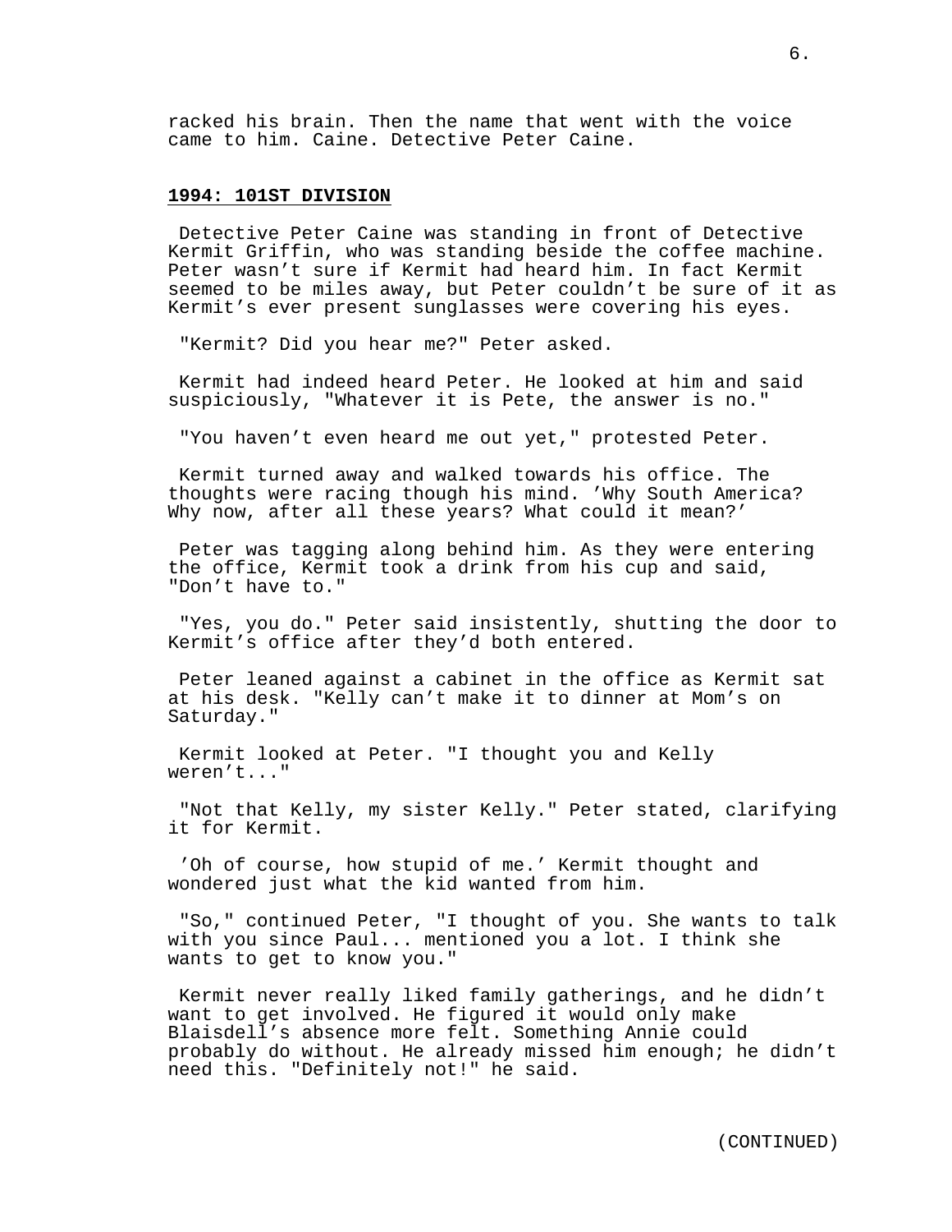racked his brain. Then the name that went with the voice came to him. Caine. Detective Peter Caine.

**1994: 101ST DIVISION**

Detective Peter Caine was standing in front of Detective Kermit Griffin, who was standing beside the coffee machine. Peter wasn't sure if Kermit had heard him. In fact Kermit seemed to be miles away, but Peter couldn't be sure of it as Kermit's ever present sunglasses were covering his eyes.

"Kermit? Did you hear me?" Peter asked.

Kermit had indeed heard Peter. He looked at him and said suspiciously, "Whatever it is Pete, the answer is no."

"You haven't even heard me out yet," protested Peter.

Kermit turned away and walked towards his office. The thoughts were racing though his mind. 'Why South America? Why now, after all these years? What could it mean?'

Peter was tagging along behind him. As they were entering the office, Kermit took a drink from his cup and said, "Don't have to."

"Yes, you do." Peter said insistently, shutting the door to Kermit's office after they'd both entered.

Peter leaned against a cabinet in the office as Kermit sat at his desk. "Kelly can't make it to dinner at Mom's on Saturday."

Kermit looked at Peter. "I thought you and Kelly weren't..."

"Not that Kelly, my sister Kelly." Peter stated, clarifying it for Kermit.

'Oh of course, how stupid of me.' Kermit thought and wondered just what the kid wanted from him.

"So," continued Peter, "I thought of you. She wants to talk with you since Paul... mentioned you a lot. I think she wants to get to know you."

Kermit never really liked family gatherings, and he didn't want to get involved. He figured it would only make Blaisdell's absence more felt. Something Annie could probably do without. He already missed him enough; he didn't need this. "Definitely not!" he said.

(CONTINUED)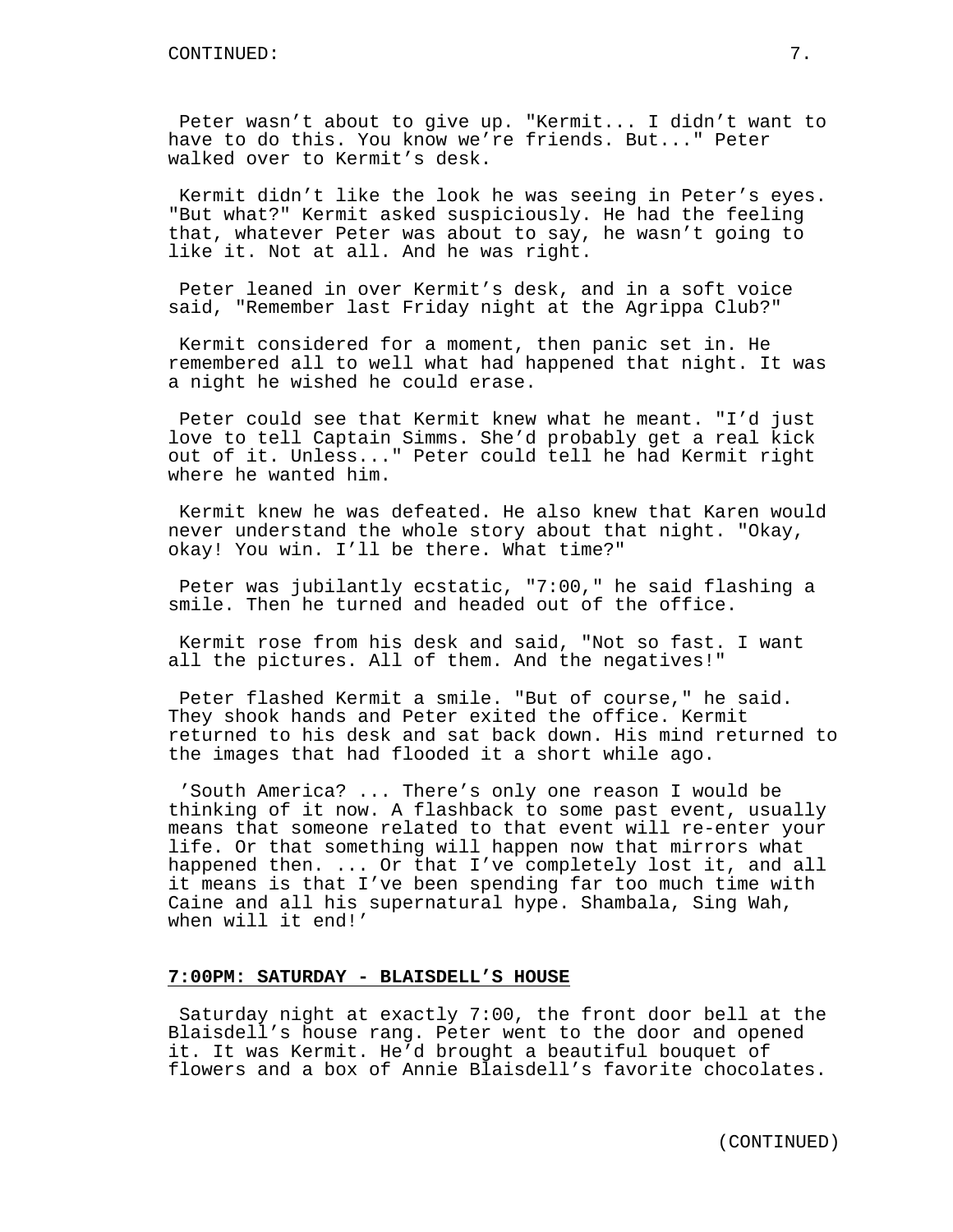Peter wasn't about to give up. "Kermit... I didn't want to have to do this. You know we're friends. But..." Peter walked over to Kermit's desk.

Kermit didn't like the look he was seeing in Peter's eyes. "But what?" Kermit asked suspiciously. He had the feeling that, whatever Peter was about to say, he wasn't going to like it. Not at all. And he was right.

Peter leaned in over Kermit's desk, and in a soft voice said, "Remember last Friday night at the Agrippa Club?"

Kermit considered for a moment, then panic set in. He remembered all to well what had happened that night. It was a night he wished he could erase.

Peter could see that Kermit knew what he meant. "I'd just love to tell Captain Simms. She'd probably get a real kick out of it. Unless..." Peter could tell he had Kermit right where he wanted him.

Kermit knew he was defeated. He also knew that Karen would never understand the whole story about that night. "Okay, okay! You win. I'll be there. What time?"

Peter was jubilantly ecstatic, "7:00," he said flashing a smile. Then he turned and headed out of the office.

Kermit rose from his desk and said, "Not so fast. I want all the pictures. All of them. And the negatives!"

Peter flashed Kermit a smile. "But of course," he said. They shook hands and Peter exited the office. Kermit returned to his desk and sat back down. His mind returned to the images that had flooded it a short while ago.

'South America? ... There's only one reason I would be thinking of it now. A flashback to some past event, usually means that someone related to that event will re-enter your life. Or that something will happen now that mirrors what happened then. ... Or that I've completely lost it, and all it means is that I've been spending far too much time with Caine and all his supernatural hype. Shambala, Sing Wah, when will it end!'

**7:00PM: SATURDAY - BLAISDELL'S HOUSE**

Saturday night at exactly 7:00, the front door bell at the Blaisdell's house rang. Peter went to the door and opened it. It was Kermit. He'd brought a beautiful bouquet of flowers and a box of Annie Blaisdell's favorite chocolates.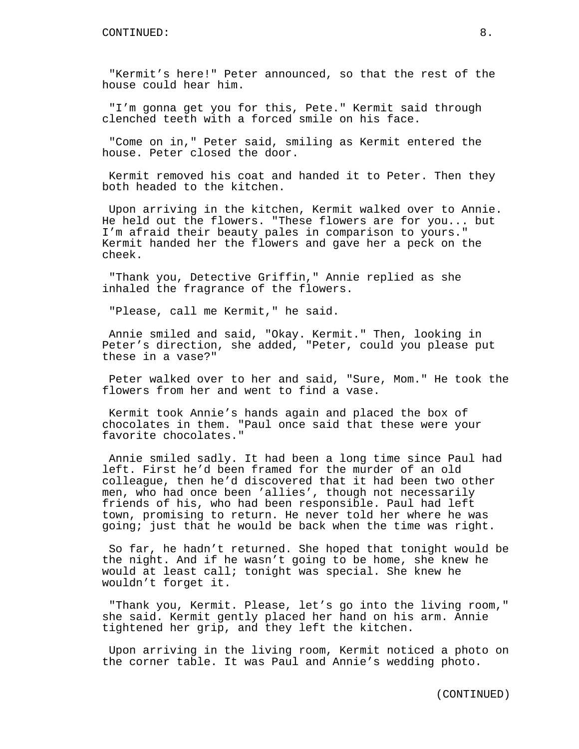"Kermit's here!" Peter announced, so that the rest of the house could hear him.

"I'm gonna get you for this, Pete." Kermit said through clenched teeth with a forced smile on his face.

"Come on in," Peter said, smiling as Kermit entered the house. Peter closed the door.

Kermit removed his coat and handed it to Peter. Then they both headed to the kitchen.

Upon arriving in the kitchen, Kermit walked over to Annie. He held out the flowers. "These flowers are for you... but I'm afraid their beauty pales in comparison to yours." Kermit handed her the flowers and gave her a peck on the cheek.

"Thank you, Detective Griffin," Annie replied as she inhaled the fragrance of the flowers.

"Please, call me Kermit," he said.

Annie smiled and said, "Okay. Kermit." Then, looking in Peter's direction, she added, "Peter, could you please put these in a vase?"

Peter walked over to her and said, "Sure, Mom." He took the flowers from her and went to find a vase.

Kermit took Annie's hands again and placed the box of chocolates in them. "Paul once said that these were your favorite chocolates."

Annie smiled sadly. It had been a long time since Paul had left. First he'd been framed for the murder of an old colleague, then he'd discovered that it had been two other men, who had once been 'allies', though not necessarily friends of his, who had been responsible. Paul had left town, promising to return. He never told her where he was going; just that he would be back when the time was right.

So far, he hadn't returned. She hoped that tonight would be the night. And if he wasn't going to be home, she knew he would at least call; tonight was special. She knew he wouldn't forget it.

"Thank you, Kermit. Please, let's go into the living room," she said. Kermit gently placed her hand on his arm. Annie tightened her grip, and they left the kitchen.

Upon arriving in the living room, Kermit noticed a photo on the corner table. It was Paul and Annie's wedding photo.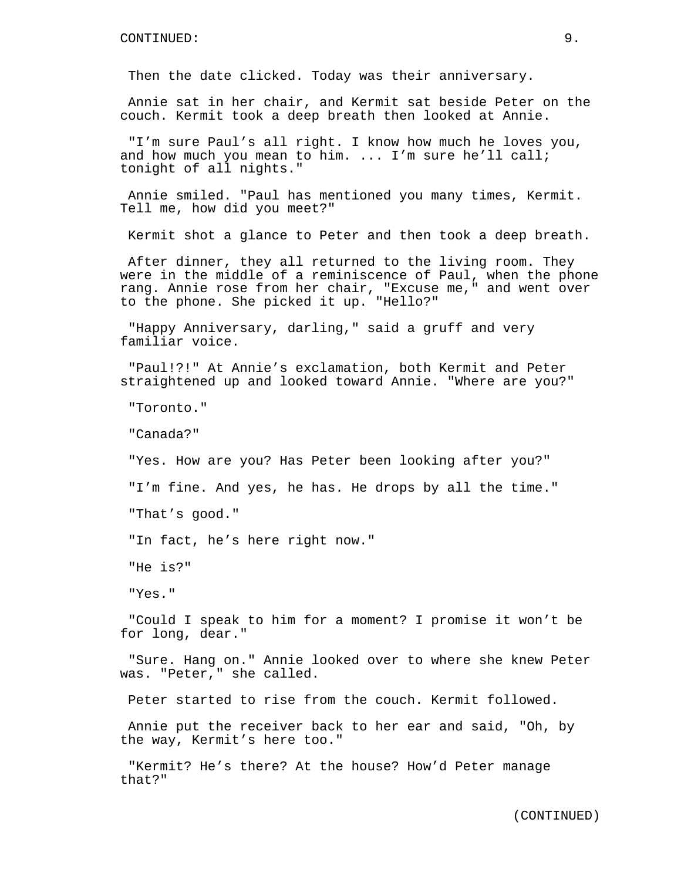Then the date clicked. Today was their anniversary.

Annie sat in her chair, and Kermit sat beside Peter on the couch. Kermit took a deep breath then looked at Annie.

"I'm sure Paul's all right. I know how much he loves you, and how much you mean to him. ... I'm sure he'll call; tonight of all nights."

Annie smiled. "Paul has mentioned you many times, Kermit. Tell me, how did you meet?"

Kermit shot a glance to Peter and then took a deep breath.

After dinner, they all returned to the living room. They were in the middle of a reminiscence of Paul, when the phone rang. Annie rose from her chair, "Excuse me," and went over to the phone. She picked it up. "Hello?"

"Happy Anniversary, darling," said a gruff and very familiar voice.

"Paul!?!" At Annie's exclamation, both Kermit and Peter straightened up and looked toward Annie. "Where are you?"

"Toronto."

"Canada?"

"Yes. How are you? Has Peter been looking after you?"

"I'm fine. And yes, he has. He drops by all the time."

"That's good."

"In fact, he's here right now."

"He is?"

"Yes."

"Could I speak to him for a moment? I promise it won't be for long, dear."

"Sure. Hang on." Annie looked over to where she knew Peter was. "Peter," she called.

Peter started to rise from the couch. Kermit followed.

Annie put the receiver back to her ear and said, "Oh, by the way, Kermit's here too."

"Kermit? He's there? At the house? How'd Peter manage that?"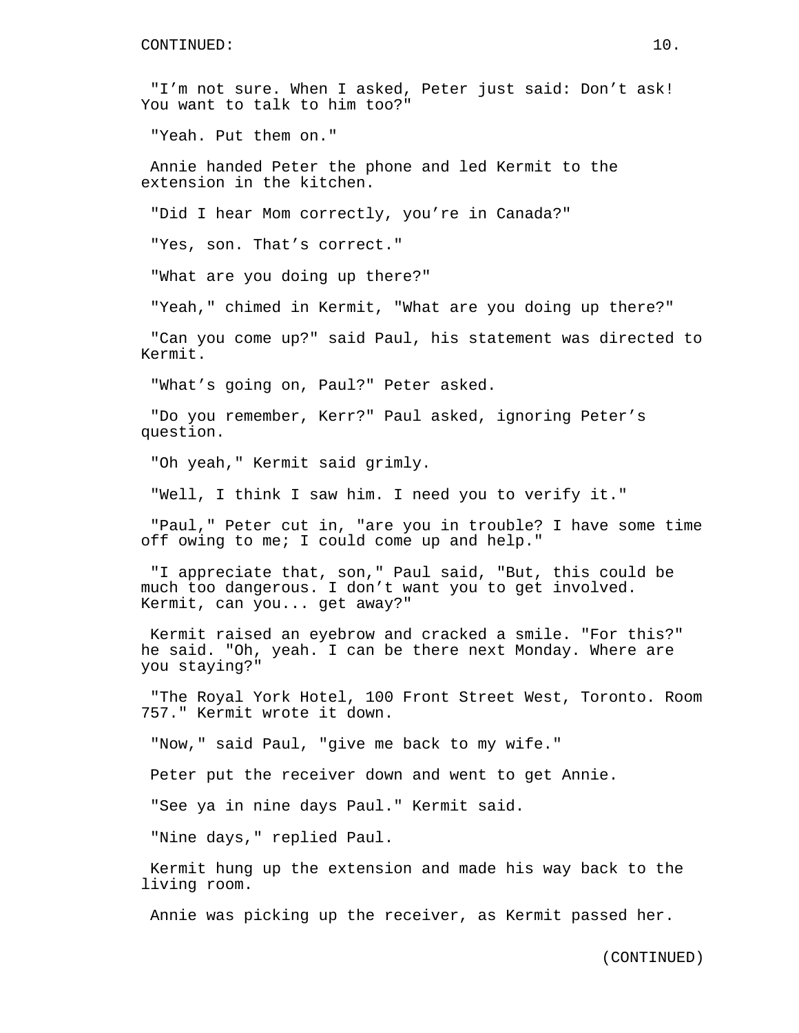"I'm not sure. When I asked, Peter just said: Don't ask! You want to talk to him too?"

"Yeah. Put them on."

Annie handed Peter the phone and led Kermit to the extension in the kitchen.

"Did I hear Mom correctly, you're in Canada?"

"Yes, son. That's correct."

"What are you doing up there?"

"Yeah," chimed in Kermit, "What are you doing up there?"

"Can you come up?" said Paul, his statement was directed to Kermit.

"What's going on, Paul?" Peter asked.

"Do you remember, Kerr?" Paul asked, ignoring Peter's question.

"Oh yeah," Kermit said grimly.

"Well, I think I saw him. I need you to verify it."

"Paul," Peter cut in, "are you in trouble? I have some time off owing to me; I could come up and help."

"I appreciate that, son," Paul said, "But, this could be much too dangerous. I don't want you to get involved. Kermit, can you... get away?"

Kermit raised an eyebrow and cracked a smile. "For this?" he said. "Oh, yeah. I can be there next Monday. Where are you staying?"

"The Royal York Hotel, 100 Front Street West, Toronto. Room 757." Kermit wrote it down.

"Now," said Paul, "give me back to my wife."

Peter put the receiver down and went to get Annie.

"See ya in nine days Paul." Kermit said.

"Nine days," replied Paul.

Kermit hung up the extension and made his way back to the living room.

Annie was picking up the receiver, as Kermit passed her.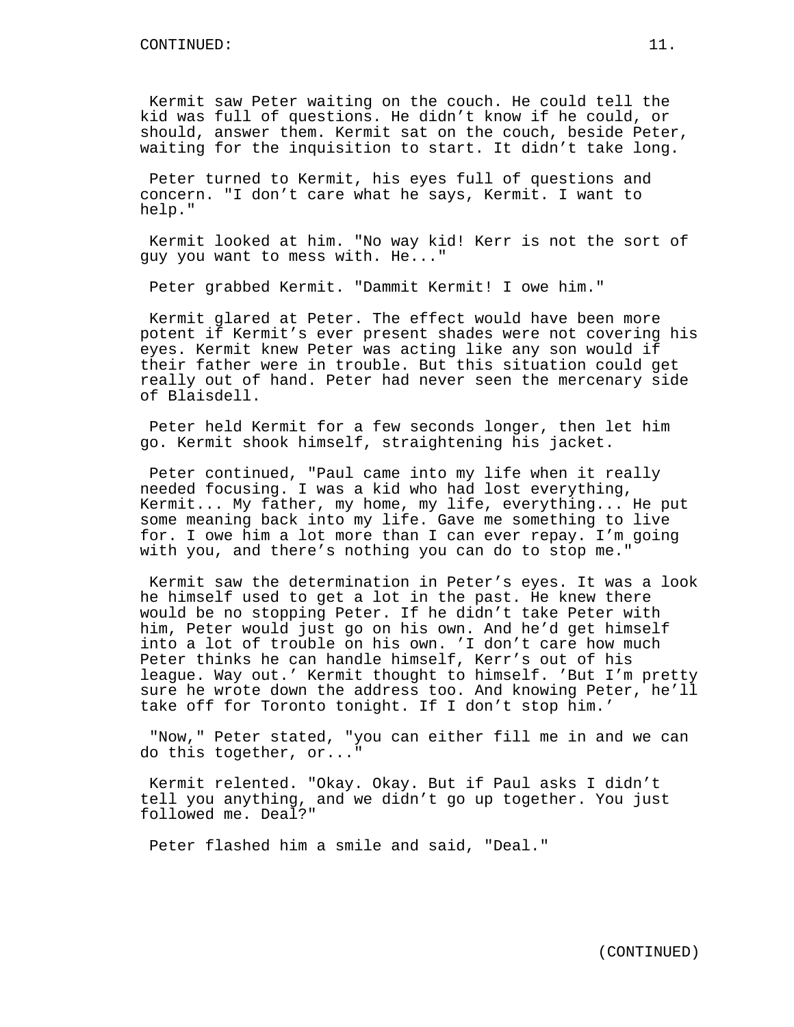Kermit saw Peter waiting on the couch. He could tell the kid was full of questions. He didn't know if he could, or should, answer them. Kermit sat on the couch, beside Peter, waiting for the inquisition to start. It didn't take long.

Peter turned to Kermit, his eyes full of questions and concern. "I don't care what he says, Kermit. I want to help."

Kermit looked at him. "No way kid! Kerr is not the sort of guy you want to mess with. He..."

Peter grabbed Kermit. "Dammit Kermit! I owe him."

Kermit glared at Peter. The effect would have been more potent if Kermit's ever present shades were not covering his eyes. Kermit knew Peter was acting like any son would if their father were in trouble. But this situation could get really out of hand. Peter had never seen the mercenary side of Blaisdell.

Peter held Kermit for a few seconds longer, then let him go. Kermit shook himself, straightening his jacket.

Peter continued, "Paul came into my life when it really needed focusing. I was a kid who had lost everything, Kermit... My father, my home, my life, everything... He put some meaning back into my life. Gave me something to live for. I owe him a lot more than I can ever repay. I'm going with you, and there's nothing you can do to stop me."

Kermit saw the determination in Peter's eyes. It was a look he himself used to get a lot in the past. He knew there would be no stopping Peter. If he didn't take Peter with him, Peter would just go on his own. And he'd get himself into a lot of trouble on his own. 'I don't care how much Peter thinks he can handle himself, Kerr's out of his league. Way out.' Kermit thought to himself. 'But I'm pretty sure he wrote down the address too. And knowing Peter, he'll take off for Toronto tonight. If I don't stop him.'

"Now," Peter stated, "you can either fill me in and we can do this together, or..."

Kermit relented. "Okay. Okay. But if Paul asks I didn't tell you anything, and we didn't go up together. You just followed me. Deal?"

Peter flashed him a smile and said, "Deal."

(CONTINUED)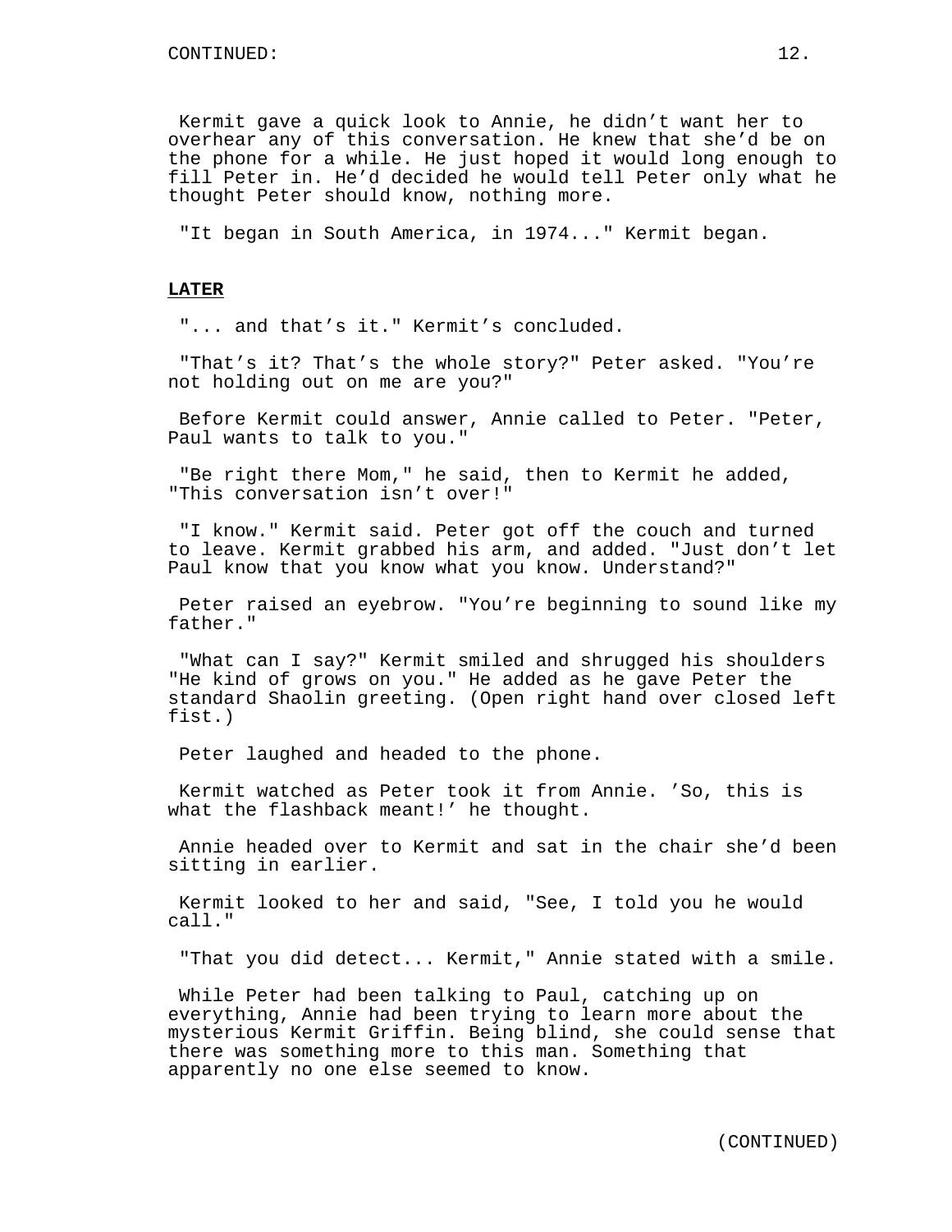Kermit gave a quick look to Annie, he didn't want her to overhear any of this conversation. He knew that she'd be on the phone for a while. He just hoped it would long enough to fill Peter in. He'd decided he would tell Peter only what he thought Peter should know, nothing more.

"It began in South America, in 1974..." Kermit began.

**LATER**

"... and that's it." Kermit's concluded.

"That's it? That's the whole story?" Peter asked. "You're not holding out on me are you?"

Before Kermit could answer, Annie called to Peter. "Peter, Paul wants to talk to you."

"Be right there Mom," he said, then to Kermit he added, "This conversation isn't over!"

"I know." Kermit said. Peter got off the couch and turned to leave. Kermit grabbed his arm, and added. "Just don't let Paul know that you know what you know. Understand?"

Peter raised an eyebrow. "You're beginning to sound like my father."

"What can I say?" Kermit smiled and shrugged his shoulders "He kind of grows on you." He added as he gave Peter the standard Shaolin greeting. (Open right hand over closed left fist.)

Peter laughed and headed to the phone.

Kermit watched as Peter took it from Annie. 'So, this is what the flashback meant!' he thought.

Annie headed over to Kermit and sat in the chair she'd been sitting in earlier.

Kermit looked to her and said, "See, I told you he would call."

"That you did detect... Kermit," Annie stated with a smile.

While Peter had been talking to Paul, catching up on everything, Annie had been trying to learn more about the mysterious Kermit Griffin. Being blind, she could sense that there was something more to this man. Something that apparently no one else seemed to know.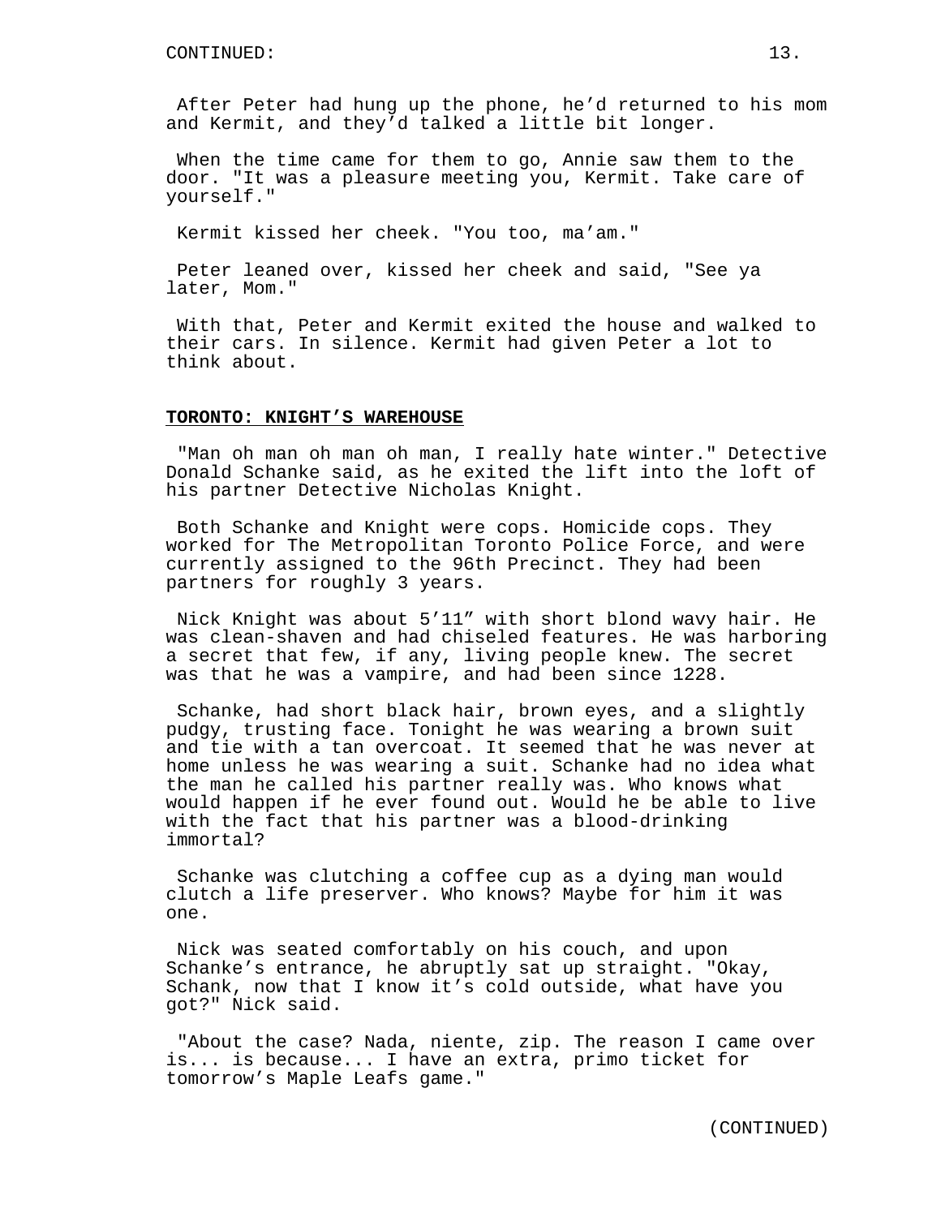After Peter had hung up the phone, he'd returned to his mom and Kermit, and they'd talked a little bit longer.

When the time came for them to go, Annie saw them to the door. "It was a pleasure meeting you, Kermit. Take care of yourself."

Kermit kissed her cheek. "You too, ma'am."

Peter leaned over, kissed her cheek and said, "See ya later, Mom."

With that, Peter and Kermit exited the house and walked to their cars. In silence. Kermit had given Peter a lot to think about.

**TORONTO: KNIGHT'S WAREHOUSE**

"Man oh man oh man oh man, I really hate winter." Detective Donald Schanke said, as he exited the lift into the loft of his partner Detective Nicholas Knight.

Both Schanke and Knight were cops. Homicide cops. They worked for The Metropolitan Toronto Police Force, and were currently assigned to the 96th Precinct. They had been partners for roughly 3 years.

Nick Knight was about 5'11" with short blond wavy hair. He was clean-shaven and had chiseled features. He was harboring a secret that few, if any, living people knew. The secret was that he was a vampire, and had been since 1228.

Schanke, had short black hair, brown eyes, and a slightly pudgy, trusting face. Tonight he was wearing a brown suit and tie with a tan overcoat. It seemed that he was never at home unless he was wearing a suit. Schanke had no idea what the man he called his partner really was. Who knows what would happen if he ever found out. Would he be able to live with the fact that his partner was a blood-drinking immortal?

Schanke was clutching a coffee cup as a dying man would clutch a life preserver. Who knows? Maybe for him it was one.

Nick was seated comfortably on his couch, and upon Schanke's entrance, he abruptly sat up straight. "Okay, Schank, now that I know it's cold outside, what have you got?" Nick said.

"About the case? Nada, niente, zip. The reason I came over is... is because... I have an extra, primo ticket for tomorrow's Maple Leafs game."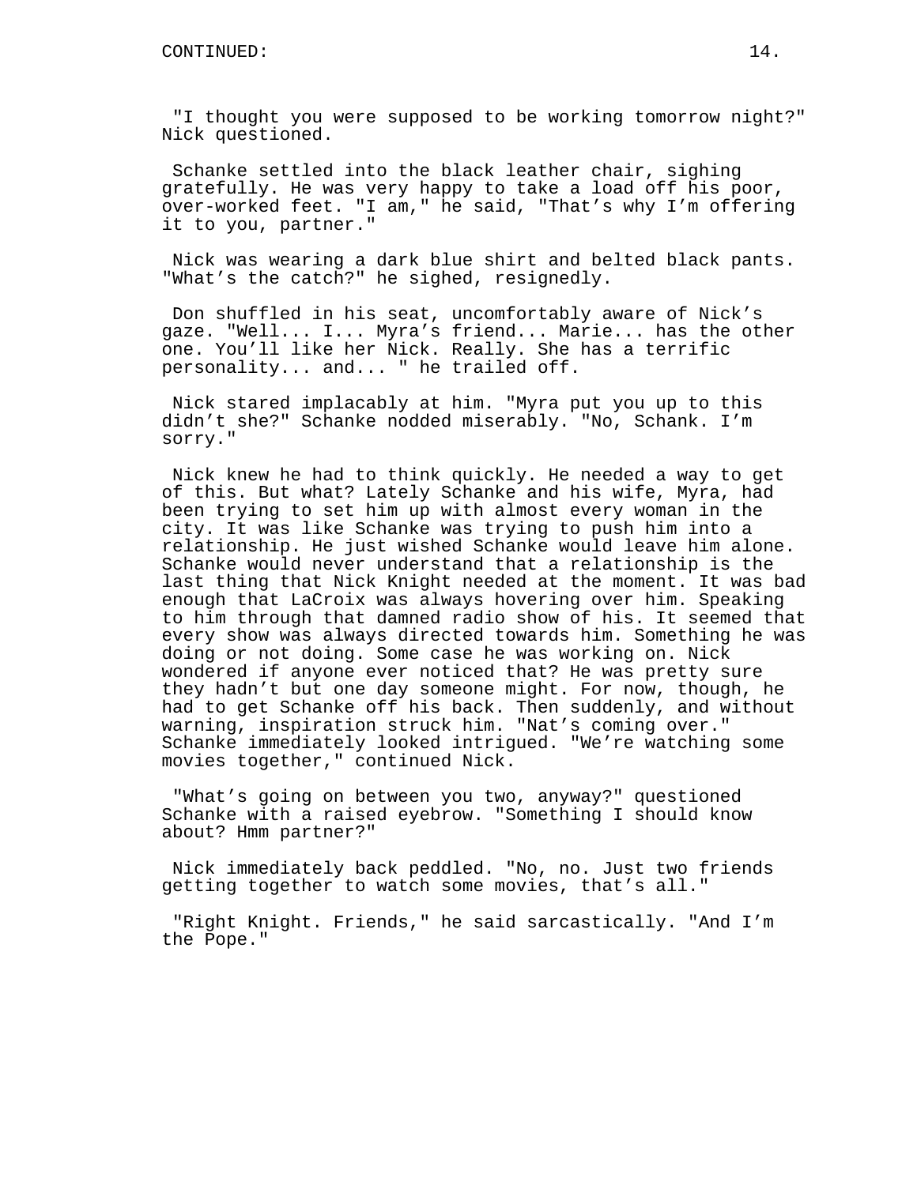"I thought you were supposed to be working tomorrow night?" Nick questioned.

Schanke settled into the black leather chair, sighing gratefully. He was very happy to take a load off his poor, over-worked feet. "I am," he said, "That's why I'm offering it to you, partner."

Nick was wearing a dark blue shirt and belted black pants. "What's the catch?" he sighed, resignedly.

Don shuffled in his seat, uncomfortably aware of Nick's gaze. "Well... I... Myra's friend... Marie... has the other one. You'll like her Nick. Really. She has a terrific personality... and... " he trailed off.

Nick stared implacably at him. "Myra put you up to this didn't she?" Schanke nodded miserably. "No, Schank. I'm sorry."

Nick knew he had to think quickly. He needed a way to get of this. But what? Lately Schanke and his wife, Myra, had been trying to set him up with almost every woman in the city. It was like Schanke was trying to push him into a relationship. He just wished Schanke would leave him alone. Schanke would never understand that a relationship is the last thing that Nick Knight needed at the moment. It was bad enough that LaCroix was always hovering over him. Speaking to him through that damned radio show of his. It seemed that every show was always directed towards him. Something he was doing or not doing. Some case he was working on. Nick wondered if anyone ever noticed that? He was pretty sure they hadn't but one day someone might. For now, though, he had to get Schanke off his back. Then suddenly, and without warning, inspiration struck him. "Nat's coming over." Schanke immediately looked intrigued. "We're watching some movies together," continued Nick.

"What's going on between you two, anyway?" questioned Schanke with a raised eyebrow. "Something I should know about? Hmm partner?"

Nick immediately back peddled. "No, no. Just two friends getting together to watch some movies, that's all."

"Right Knight. Friends," he said sarcastically. "And I'm the Pope."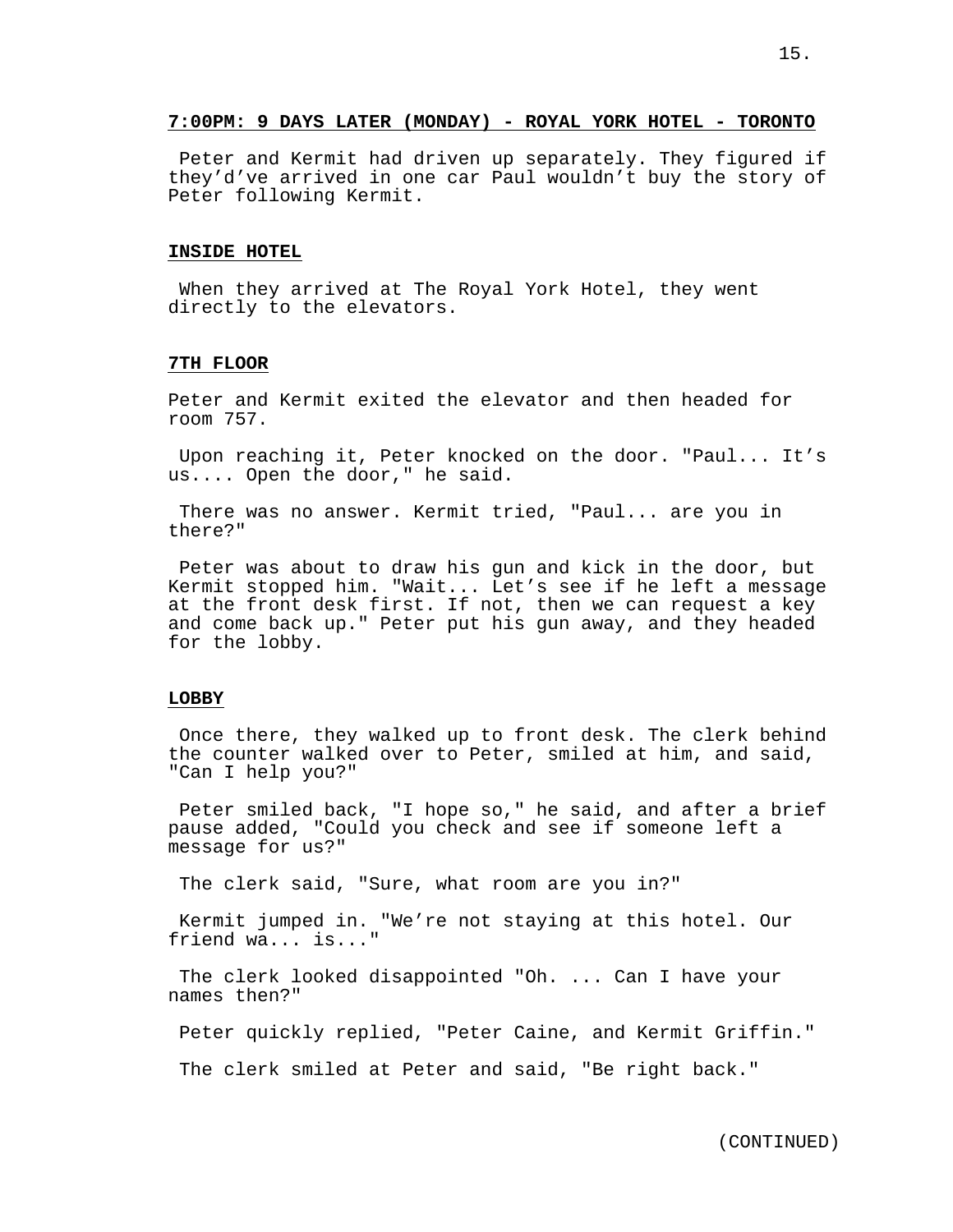**7:00PM: 9 DAYS LATER (MONDAY) - ROYAL YORK HOTEL - TORONTO**

Peter and Kermit had driven up separately. They figured if they'd've arrived in one car Paul wouldn't buy the story of Peter following Kermit.

**INSIDE HOTEL**

When they arrived at The Royal York Hotel, they went directly to the elevators.

**7TH FLOOR**

Peter and Kermit exited the elevator and then headed for room 757.

Upon reaching it, Peter knocked on the door. "Paul... It's us.... Open the door," he said.

There was no answer. Kermit tried, "Paul... are you in there?"

Peter was about to draw his gun and kick in the door, but Kermit stopped him. "Wait... Let's see if he left a message at the front desk first. If not, then we can request a key and come back up." Peter put his gun away, and they headed for the lobby.

**LOBBY**

Once there, they walked up to front desk. The clerk behind the counter walked over to Peter, smiled at him, and said, "Can I help you?"

Peter smiled back, "I hope so," he said, and after a brief pause added, "Could you check and see if someone left a message for us?"

The clerk said, "Sure, what room are you in?"

Kermit jumped in. "We're not staying at this hotel. Our friend wa... is..."

The clerk looked disappointed "Oh. ... Can I have your names then?"

Peter quickly replied, "Peter Caine, and Kermit Griffin."

The clerk smiled at Peter and said, "Be right back."

(CONTINUED)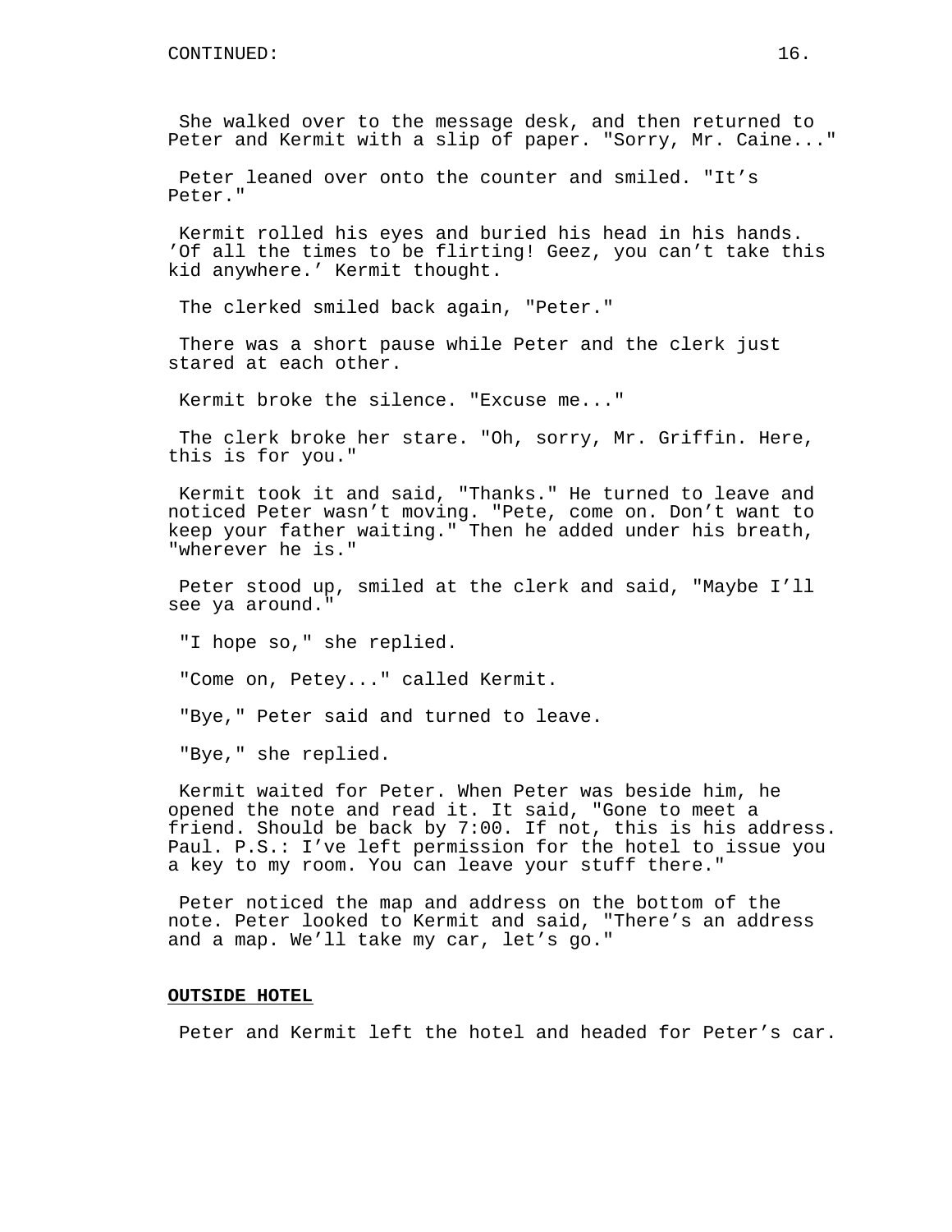She walked over to the message desk, and then returned to Peter and Kermit with a slip of paper. "Sorry, Mr. Caine..."

Peter leaned over onto the counter and smiled. "It's Peter."

Kermit rolled his eyes and buried his head in his hands. 'Of all the times to be flirting! Geez, you can't take this kid anywhere.' Kermit thought.

The clerked smiled back again, "Peter."

There was a short pause while Peter and the clerk just stared at each other.

Kermit broke the silence. "Excuse me..."

The clerk broke her stare. "Oh, sorry, Mr. Griffin. Here, this is for you."

Kermit took it and said, "Thanks." He turned to leave and noticed Peter wasn't moving. "Pete, come on. Don't want to keep your father waiting." Then he added under his breath, "wherever he is."

Peter stood up, smiled at the clerk and said, "Maybe I'll see ya around."

"I hope so," she replied.

"Come on, Petey..." called Kermit.

"Bye," Peter said and turned to leave.

"Bye," she replied.

Kermit waited for Peter. When Peter was beside him, he opened the note and read it. It said, "Gone to meet a friend. Should be back by 7:00. If not, this is his address. Paul. P.S.: I've left permission for the hotel to issue you a key to my room. You can leave your stuff there."

Peter noticed the map and address on the bottom of the note. Peter looked to Kermit and said, "There's an address and a map. We'll take my car, let's go."

**OUTSIDE HOTEL**

Peter and Kermit left the hotel and headed for Peter's car.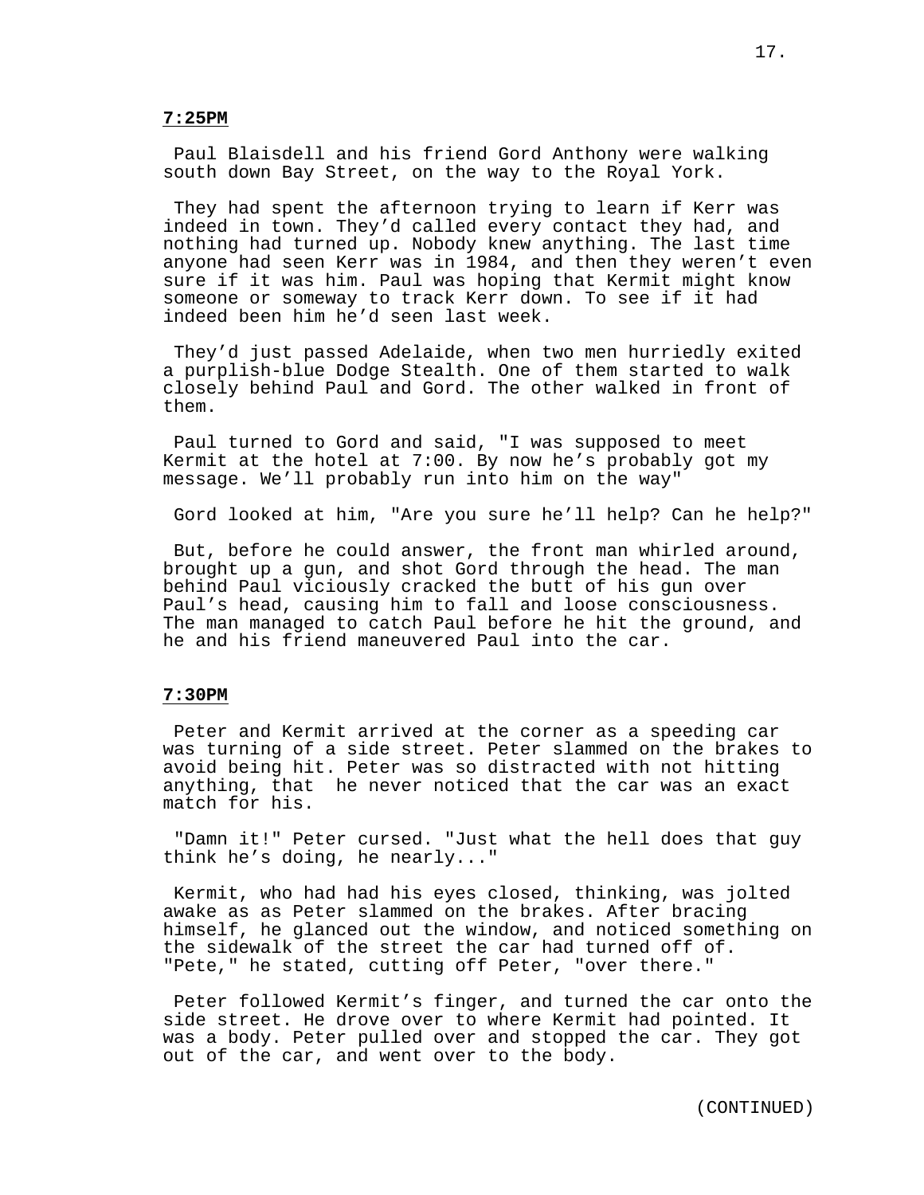**7:25PM**

Paul Blaisdell and his friend Gord Anthony were walking south down Bay Street, on the way to the Royal York.

They had spent the afternoon trying to learn if Kerr was indeed in town. They'd called every contact they had, and nothing had turned up. Nobody knew anything. The last time anyone had seen Kerr was in 1984, and then they weren't even sure if it was him. Paul was hoping that Kermit might know someone or someway to track Kerr down. To see if it had indeed been him he'd seen last week.

They'd just passed Adelaide, when two men hurriedly exited a purplish-blue Dodge Stealth. One of them started to walk closely behind Paul and Gord. The other walked in front of them.

Paul turned to Gord and said, "I was supposed to meet Kermit at the hotel at 7:00. By now he's probably got my message. We'll probably run into him on the way"

Gord looked at him, "Are you sure he'll help? Can he help?"

But, before he could answer, the front man whirled around, brought up a gun, and shot Gord through the head. The man behind Paul viciously cracked the butt of his gun over Paul's head, causing him to fall and loose consciousness. The man managed to catch Paul before he hit the ground, and he and his friend maneuvered Paul into the car.

**7:30PM**

Peter and Kermit arrived at the corner as a speeding car was turning of a side street. Peter slammed on the brakes to avoid being hit. Peter was so distracted with not hitting anything, that he never noticed that the car was an exact match for his.

"Damn it!" Peter cursed. "Just what the hell does that guy think he's doing, he nearly..."

Kermit, who had had his eyes closed, thinking, was jolted awake as as Peter slammed on the brakes. After bracing himself, he glanced out the window, and noticed something on the sidewalk of the street the car had turned off of. "Pete," he stated, cutting off Peter, "over there."

Peter followed Kermit's finger, and turned the car onto the side street. He drove over to where Kermit had pointed. It was a body. Peter pulled over and stopped the car. They got out of the car, and went over to the body.

(CONTINUED)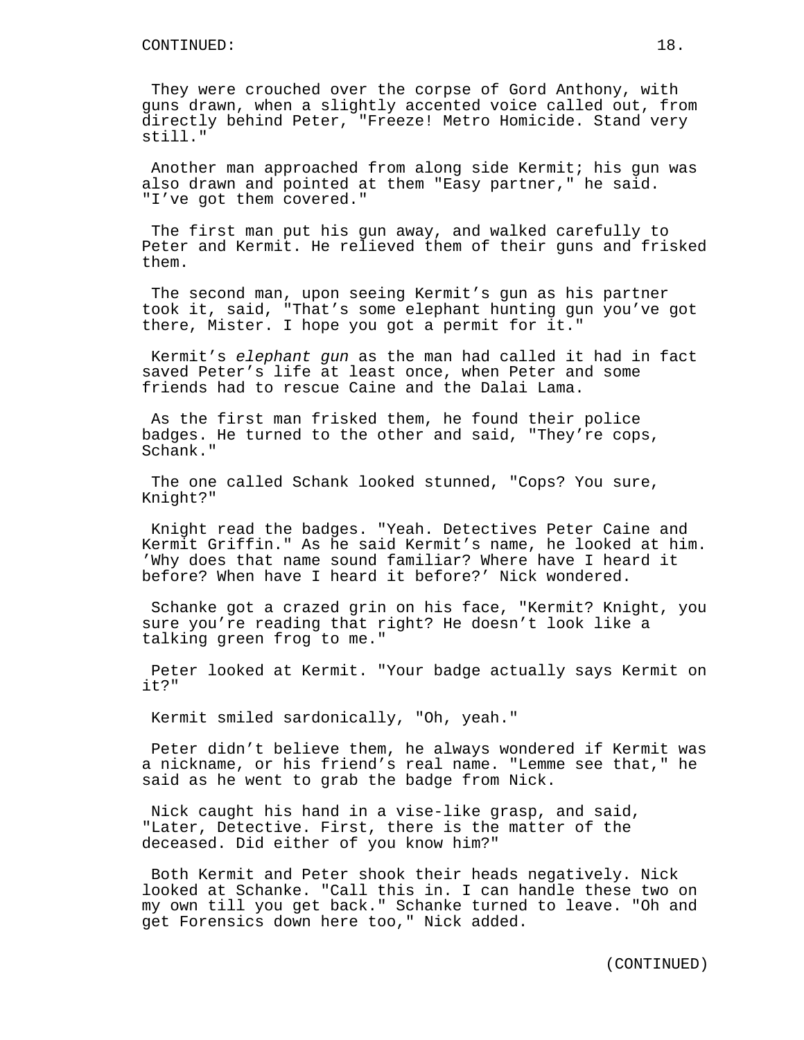They were crouched over the corpse of Gord Anthony, with guns drawn, when a slightly accented voice called out, from directly behind Peter, "Freeze! Metro Homicide. Stand very still."

Another man approached from along side Kermit; his gun was also drawn and pointed at them "Easy partner," he said. "I've got them covered."

The first man put his gun away, and walked carefully to Peter and Kermit. He relieved them of their guns and frisked them.

The second man, upon seeing Kermit's gun as his partner took it, said, "That's some elephant hunting gun you've got there, Mister. I hope you got a permit for it."

Kermit's *elephant gun* as the man had called it had in fact saved Peter's life at least once, when Peter and some friends had to rescue Caine and the Dalai Lama.

As the first man frisked them, he found their police badges. He turned to the other and said, "They're cops, Schank."

The one called Schank looked stunned, "Cops? You sure, Knight?"

Knight read the badges. "Yeah. Detectives Peter Caine and Kermit Griffin." As he said Kermit's name, he looked at him. 'Why does that name sound familiar? Where have I heard it before? When have I heard it before?' Nick wondered.

Schanke got a crazed grin on his face, "Kermit? Knight, you sure you're reading that right? He doesn't look like a talking green frog to me."

Peter looked at Kermit. "Your badge actually says Kermit on it?"

Kermit smiled sardonically, "Oh, yeah."

Peter didn't believe them, he always wondered if Kermit was a nickname, or his friend's real name. "Lemme see that," he said as he went to grab the badge from Nick.

Nick caught his hand in a vise-like grasp, and said, "Later, Detective. First, there is the matter of the deceased. Did either of you know him?"

Both Kermit and Peter shook their heads negatively. Nick looked at Schanke. "Call this in. I can handle these two on my own till you get back." Schanke turned to leave. "Oh and get Forensics down here too," Nick added.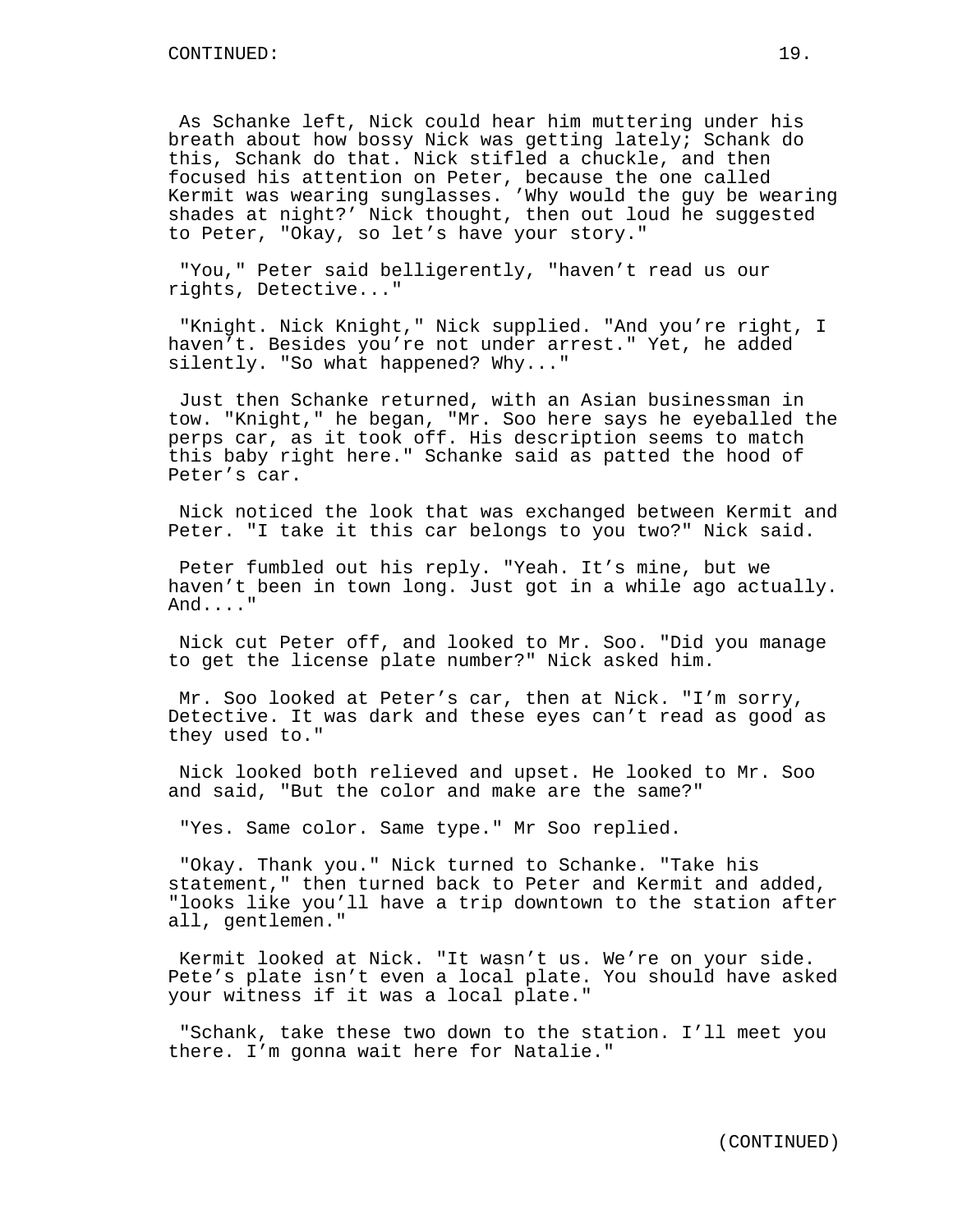As Schanke left, Nick could hear him muttering under his breath about how bossy Nick was getting lately; Schank do this, Schank do that. Nick stifled a chuckle, and then focused his attention on Peter, because the one called Kermit was wearing sunglasses. 'Why would the guy be wearing shades at night?' Nick thought, then out loud he suggested to Peter, "Okay, so let's have your story."

"You," Peter said belligerently, "haven't read us our rights, Detective..."

"Knight. Nick Knight," Nick supplied. "And you're right, I haven't. Besides you're not under arrest." Yet, he added silently. "So what happened? Why..."

Just then Schanke returned, with an Asian businessman in tow. "Knight," he began, "Mr. Soo here says he eyeballed the perps car, as it took off. His description seems to match this baby right here." Schanke said as patted the hood of Peter's car.

Nick noticed the look that was exchanged between Kermit and Peter. "I take it this car belongs to you two?" Nick said.

Peter fumbled out his reply. "Yeah. It's mine, but we haven't been in town long. Just got in a while ago actually. And...."

Nick cut Peter off, and looked to Mr. Soo. "Did you manage to get the license plate number?" Nick asked him.

Mr. Soo looked at Peter's car, then at Nick. "I'm sorry, Detective. It was dark and these eyes can't read as good as they used to."

Nick looked both relieved and upset. He looked to Mr. Soo and said, "But the color and make are the same?"

"Yes. Same color. Same type." Mr Soo replied.

"Okay. Thank you." Nick turned to Schanke. "Take his statement," then turned back to Peter and Kermit and added, "looks like you'll have a trip downtown to the station after all, gentlemen."

Kermit looked at Nick. "It wasn't us. We're on your side. Pete's plate isn't even a local plate. You should have asked your witness if it was a local plate."

"Schank, take these two down to the station. I'll meet you there. I'm gonna wait here for Natalie."

(CONTINUED)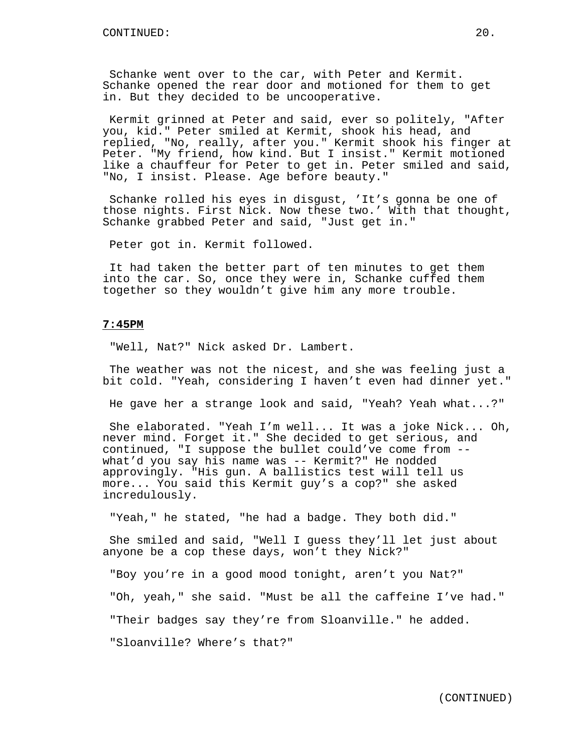Schanke went over to the car, with Peter and Kermit. Schanke opened the rear door and motioned for them to get in. But they decided to be uncooperative.

Kermit grinned at Peter and said, ever so politely, "After you, kid." Peter smiled at Kermit, shook his head, and replied, "No, really, after you." Kermit shook his finger at Peter. "My friend, how kind. But I insist." Kermit motioned like a chauffeur for Peter to get in. Peter smiled and said, "No, I insist. Please. Age before beauty."

Schanke rolled his eyes in disgust, 'It's gonna be one of those nights. First Nick. Now these two.' With that thought, Schanke grabbed Peter and said, "Just get in."

Peter got in. Kermit followed.

It had taken the better part of ten minutes to get them into the car. So, once they were in, Schanke cuffed them together so they wouldn't give him any more trouble.

**7:45PM**

"Well, Nat?" Nick asked Dr. Lambert.

The weather was not the nicest, and she was feeling just a bit cold. "Yeah, considering I haven't even had dinner yet."

He gave her a strange look and said, "Yeah? Yeah what...?"

She elaborated. "Yeah I'm well... It was a joke Nick... Oh, never mind. Forget it." She decided to get serious, and continued, "I suppose the bullet could've come from -- what'd you say his name was -- Kermit?" He nodded approvingly. "His gun. A ballistics test will tell us more... You said this Kermit guy's a cop?" she asked incredulously.

"Yeah," he stated, "he had a badge. They both did."

She smiled and said, "Well I guess they'll let just about anyone be a cop these days, won't they Nick?"

"Boy you're in a good mood tonight, aren't you Nat?"

"Oh, yeah," she said. "Must be all the caffeine I've had."

"Their badges say they're from Sloanville." he added.

"Sloanville? Where's that?"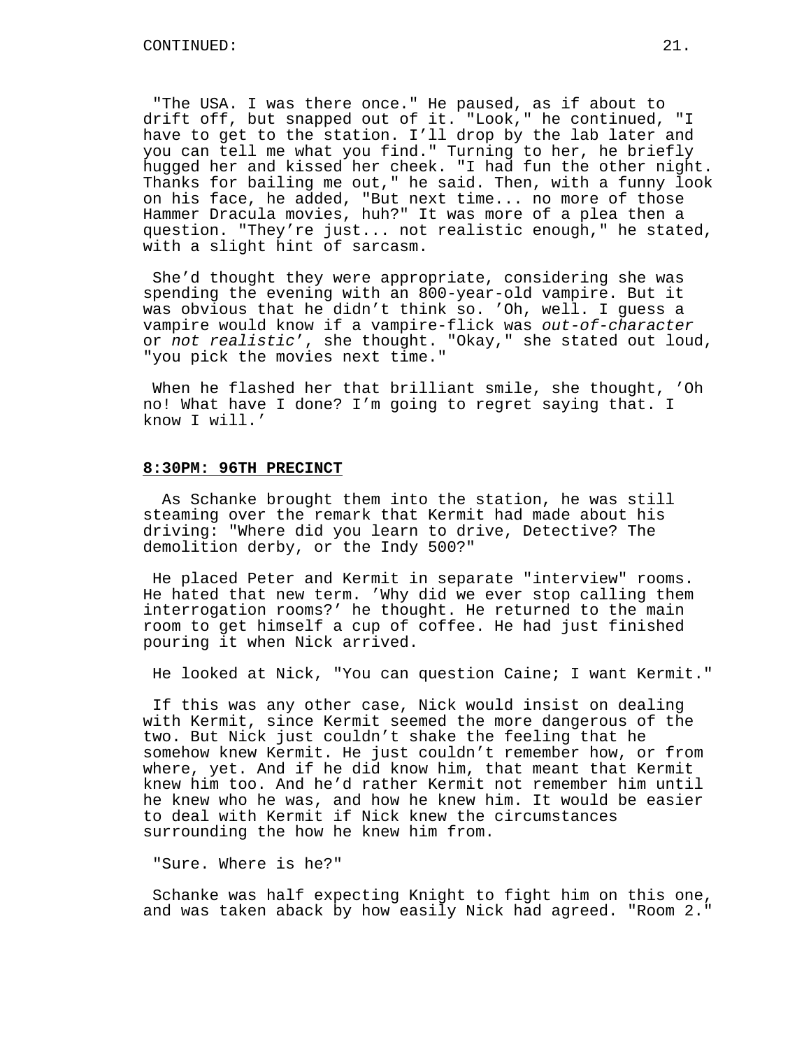"The USA. I was there once." He paused, as if about to drift off, but snapped out of it. "Look," he continued, "I have to get to the station. I'll drop by the lab later and you can tell me what you find." Turning to her, he briefly hugged her and kissed her cheek. "I had fun the other night. Thanks for bailing me out," he said. Then, with a funny look on his face, he added, "But next time... no more of those Hammer Dracula movies, huh?" It was more of a plea then a question. "They're just... not realistic enough," he stated, with a slight hint of sarcasm.

She'd thought they were appropriate, considering she was spending the evening with an 800-year-old vampire. But it was obvious that he didn't think so. 'Oh, well. I guess a vampire would know if a vampire-flick was *out-of-character* or *not realistic*', she thought. "Okay," she stated out loud, "you pick the movies next time."

When he flashed her that brilliant smile, she thought, 'Oh no! What have I done? I'm going to regret saying that. I know I will.'

**8:30PM: 96TH PRECINCT**

As Schanke brought them into the station, he was still steaming over the remark that Kermit had made about his driving: "Where did you learn to drive, Detective? The demolition derby, or the Indy 500?"

He placed Peter and Kermit in separate "interview" rooms. He hated that new term. 'Why did we ever stop calling them interrogation rooms?' he thought. He returned to the main room to get himself a cup of coffee. He had just finished pouring it when Nick arrived.

He looked at Nick, "You can question Caine; I want Kermit."

If this was any other case, Nick would insist on dealing with Kermit, since Kermit seemed the more dangerous of the two. But Nick just couldn't shake the feeling that he somehow knew Kermit. He just couldn't remember how, or from where, yet. And if he did know him, that meant that Kermit knew him too. And he'd rather Kermit not remember him until he knew who he was, and how he knew him. It would be easier to deal with Kermit if Nick knew the circumstances surrounding the how he knew him from.

"Sure. Where is he?"

Schanke was half expecting Knight to fight him on this one, and was taken aback by how easily Nick had agreed. "Room 2."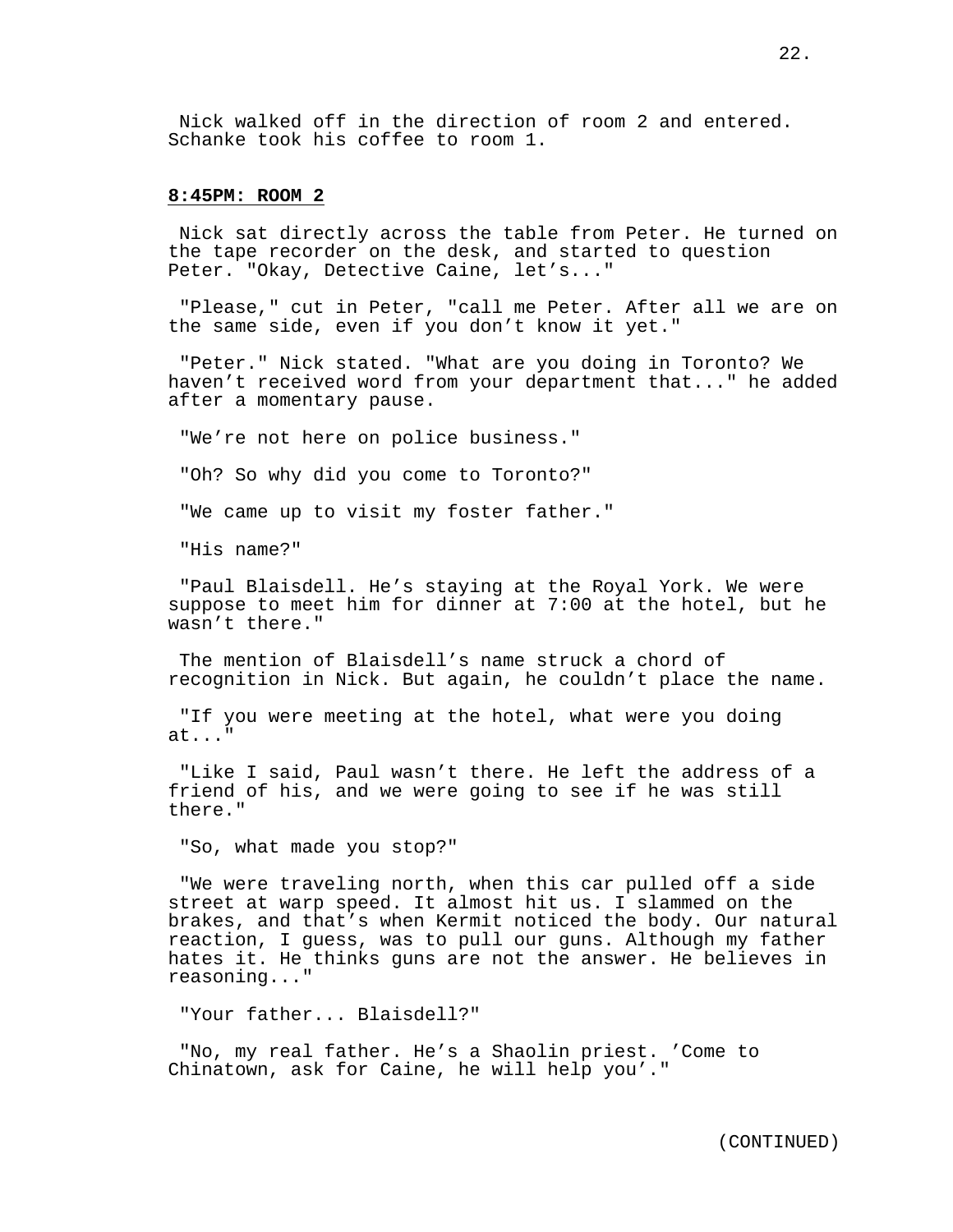Nick walked off in the direction of room 2 and entered. Schanke took his coffee to room 1.

**8:45PM: ROOM 2**

Nick sat directly across the table from Peter. He turned on the tape recorder on the desk, and started to question Peter. "Okay, Detective Caine, let's..."

"Please," cut in Peter, "call me Peter. After all we are on the same side, even if you don't know it yet."

"Peter." Nick stated. "What are you doing in Toronto? We haven't received word from your department that..." he added after a momentary pause.

"We're not here on police business."

"Oh? So why did you come to Toronto?"

"We came up to visit my foster father."

"His name?"

"Paul Blaisdell. He's staying at the Royal York. We were suppose to meet him for dinner at 7:00 at the hotel, but he wasn't there."

The mention of Blaisdell's name struck a chord of recognition in Nick. But again, he couldn't place the name.

"If you were meeting at the hotel, what were you doing at..."

"Like I said, Paul wasn't there. He left the address of a friend of his, and we were going to see if he was still there."

"So, what made you stop?"

"We were traveling north, when this car pulled off a side street at warp speed. It almost hit us. I slammed on the brakes, and that's when Kermit noticed the body. Our natural reaction, I guess, was to pull our guns. Although my father hates it. He thinks guns are not the answer. He believes in reasoning..."

"Your father... Blaisdell?"

"No, my real father. He's a Shaolin priest. 'Come to Chinatown, ask for Caine, he will help you'."

(CONTINUED)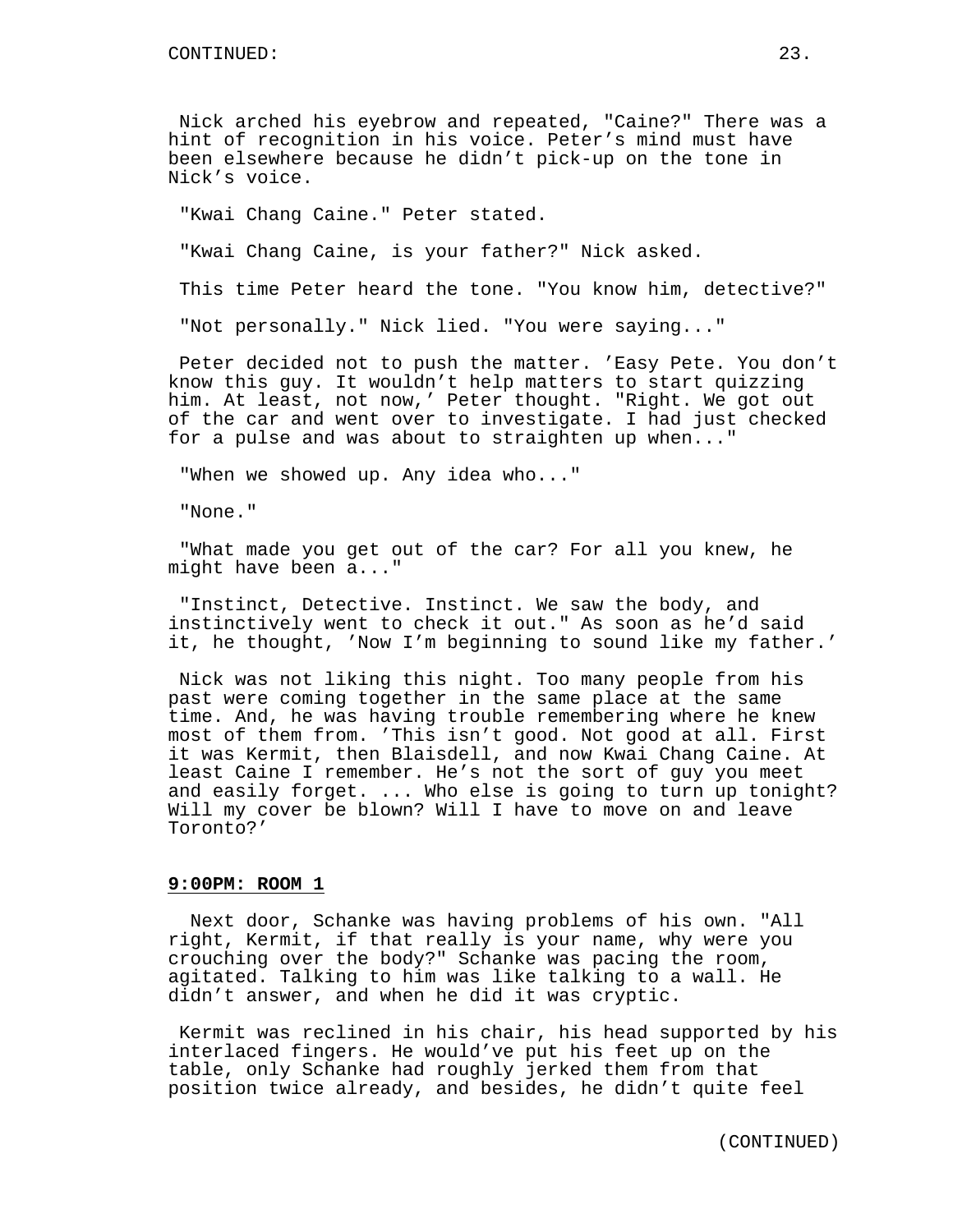Nick arched his eyebrow and repeated, "Caine?" There was a hint of recognition in his voice. Peter's mind must have been elsewhere because he didn't pick-up on the tone in Nick's voice.

"Kwai Chang Caine." Peter stated.

"Kwai Chang Caine, is your father?" Nick asked.

This time Peter heard the tone. "You know him, detective?"

"Not personally." Nick lied. "You were saying..."

Peter decided not to push the matter. 'Easy Pete. You don't know this guy. It wouldn't help matters to start quizzing him. At least, not now,' Peter thought. "Right. We got out of the car and went over to investigate. I had just checked for a pulse and was about to straighten up when..."

"When we showed up. Any idea who..."

"None."

"What made you get out of the car? For all you knew, he might have been a..."

"Instinct, Detective. Instinct. We saw the body, and instinctively went to check it out." As soon as he'd said it, he thought, 'Now I'm beginning to sound like my father.'

Nick was not liking this night. Too many people from his past were coming together in the same place at the same time. And, he was having trouble remembering where he knew most of them from. 'This isn't good. Not good at all. First it was Kermit, then Blaisdell, and now Kwai Chang Caine. At least Caine I remember. He's not the sort of guy you meet and easily forget. ... Who else is going to turn up tonight? Will my cover be blown? Will I have to move on and leave Toronto?'

**9:00PM: ROOM 1**

Next door, Schanke was having problems of his own. "All right, Kermit, if that really is your name, why were you crouching over the body?" Schanke was pacing the room, agitated. Talking to him was like talking to a wall. He didn't answer, and when he did it was cryptic.

Kermit was reclined in his chair, his head supported by his interlaced fingers. He would've put his feet up on the table, only Schanke had roughly jerked them from that position twice already, and besides, he didn't quite feel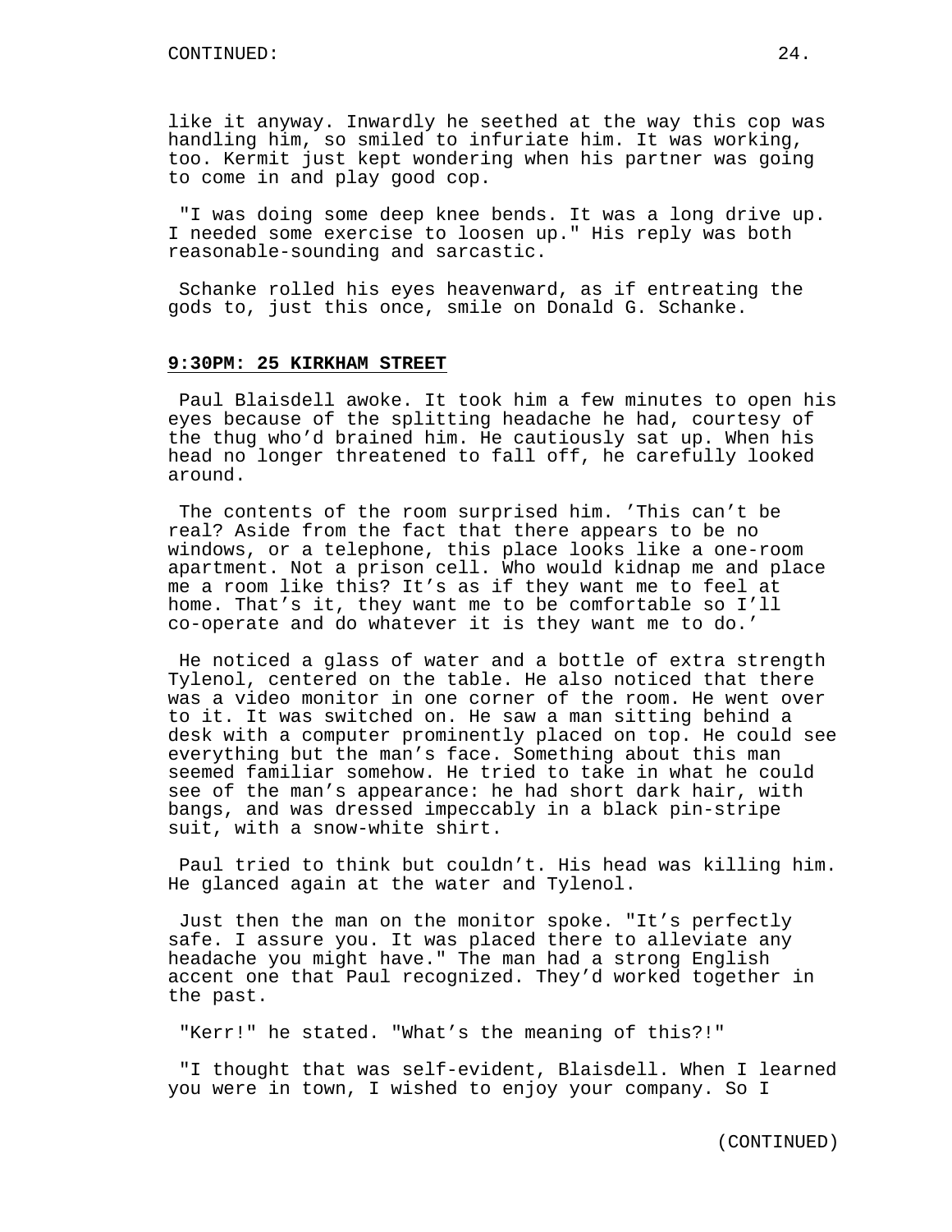like it anyway. Inwardly he seethed at the way this cop was handling him, so smiled to infuriate him. It was working, too. Kermit just kept wondering when his partner was going to come in and play good cop.

"I was doing some deep knee bends. It was a long drive up. I needed some exercise to loosen up." His reply was both reasonable-sounding and sarcastic.

Schanke rolled his eyes heavenward, as if entreating the gods to, just this once, smile on Donald G. Schanke.

**9:30PM: 25 KIRKHAM STREET**

Paul Blaisdell awoke. It took him a few minutes to open his eyes because of the splitting headache he had, courtesy of the thug who'd brained him. He cautiously sat up. When his head no longer threatened to fall off, he carefully looked around.

The contents of the room surprised him. 'This can't be real? Aside from the fact that there appears to be no windows, or a telephone, this place looks like a one-room apartment. Not a prison cell. Who would kidnap me and place me a room like this? It's as if they want me to feel at home. That's it, they want me to be comfortable so I'll co-operate and do whatever it is they want me to do.'

He noticed a glass of water and a bottle of extra strength Tylenol, centered on the table. He also noticed that there was a video monitor in one corner of the room. He went over to it. It was switched on. He saw a man sitting behind a desk with a computer prominently placed on top. He could see everything but the man's face. Something about this man seemed familiar somehow. He tried to take in what he could see of the man's appearance: he had short dark hair, with bangs, and was dressed impeccably in a black pin-stripe suit, with a snow-white shirt.

Paul tried to think but couldn't. His head was killing him. He glanced again at the water and Tylenol.

Just then the man on the monitor spoke. "It's perfectly safe. I assure you. It was placed there to alleviate any headache you might have." The man had a strong English accent one that Paul recognized. They'd worked together in the past.

"Kerr!" he stated. "What's the meaning of this?!"

"I thought that was self-evident, Blaisdell. When I learned you were in town, I wished to enjoy your company. So I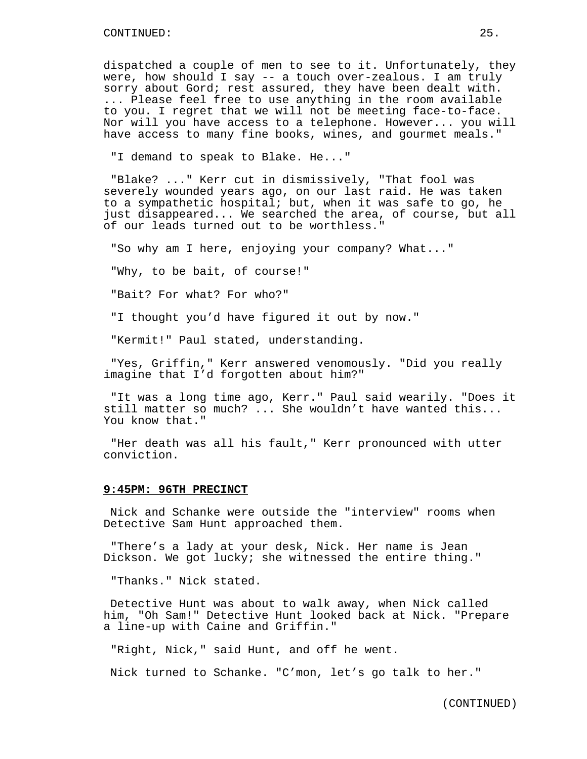dispatched a couple of men to see to it. Unfortunately, they were, how should I say -- a touch over-zealous. I am truly sorry about Gord; rest assured, they have been dealt with. ... Please feel free to use anything in the room available to you. I regret that we will not be meeting face-to-face. Nor will you have access to a telephone. However... you will have access to many fine books, wines, and gourmet meals."

"I demand to speak to Blake. He..."

"Blake? ..." Kerr cut in dismissively, "That fool was severely wounded years ago, on our last raid. He was taken to a sympathetic hospital; but, when it was safe to go, he just disappeared... We searched the area, of course, but all of our leads turned out to be worthless."

"So why am I here, enjoying your company? What..."

"Why, to be bait, of course!"

"Bait? For what? For who?"

"I thought you'd have figured it out by now."

"Kermit!" Paul stated, understanding.

"Yes, Griffin," Kerr answered venomously. "Did you really imagine that I'd forgotten about him?"

"It was a long time ago, Kerr." Paul said wearily. "Does it still matter so much? ... She wouldn't have wanted this... You know that."

"Her death was all his fault," Kerr pronounced with utter conviction.

**9:45PM: 96TH PRECINCT**

Nick and Schanke were outside the "interview" rooms when Detective Sam Hunt approached them.

"There's a lady at your desk, Nick. Her name is Jean Dickson. We got lucky; she witnessed the entire thing."

"Thanks." Nick stated.

Detective Hunt was about to walk away, when Nick called him, "Oh Sam!" Detective Hunt looked back at Nick. "Prepare a line-up with Caine and Griffin."

"Right, Nick," said Hunt, and off he went.

Nick turned to Schanke. "C'mon, let's go talk to her."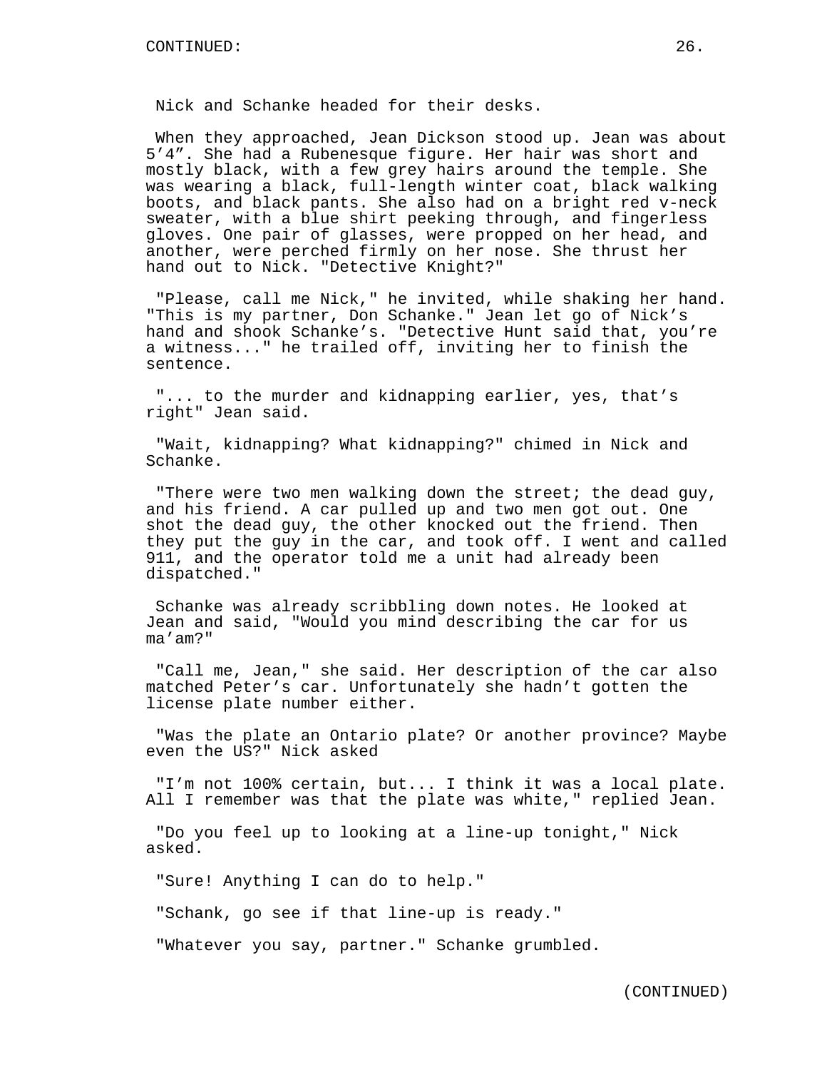Nick and Schanke headed for their desks.

When they approached, Jean Dickson stood up. Jean was about 5’4”. She had a Rubenesque figure. Her hair was short and mostly black, with a few grey hairs around the temple. She was wearing a black, full-length winter coat, black walking boots, and black pants. She also had on a bright red v-neck sweater, with a blue shirt peeking through, and fingerless gloves. One pair of glasses, were propped on her head, and another, were perched firmly on her nose. She thrust her hand out to Nick. "Detective Knight?"

"Please, call me Nick," he invited, while shaking her hand. "This is my partner, Don Schanke." Jean let go of Nick’s hand and shook Schanke’s. "Detective Hunt said that, you’re a witness..." he trailed off, inviting her to finish the sentence.

"... to the murder and kidnapping earlier, yes, that’s right" Jean said.

"Wait, kidnapping? What kidnapping?" chimed in Nick and Schanke.

"There were two men walking down the street; the dead guy, and his friend. A car pulled up and two men got out. One shot the dead guy, the other knocked out the friend. Then they put the guy in the car, and took off. I went and called 911, and the operator told me a unit had already been dispatched."

Schanke was already scribbling down notes. He looked at Jean and said, "Would you mind describing the car for us ma’am?"

"Call me, Jean," she said. Her description of the car also matched Peter’s car. Unfortunately she hadn’t gotten the license plate number either.

"Was the plate an Ontario plate? Or another province? Maybe even the US?" Nick asked

"I’m not 100% certain, but... I think it was a local plate. All I remember was that the plate was white," replied Jean.

"Do you feel up to looking at a line-up tonight," Nick asked.

"Sure! Anything I can do to help."

"Schank, go see if that line-up is ready."

"Whatever you say, partner." Schanke grumbled.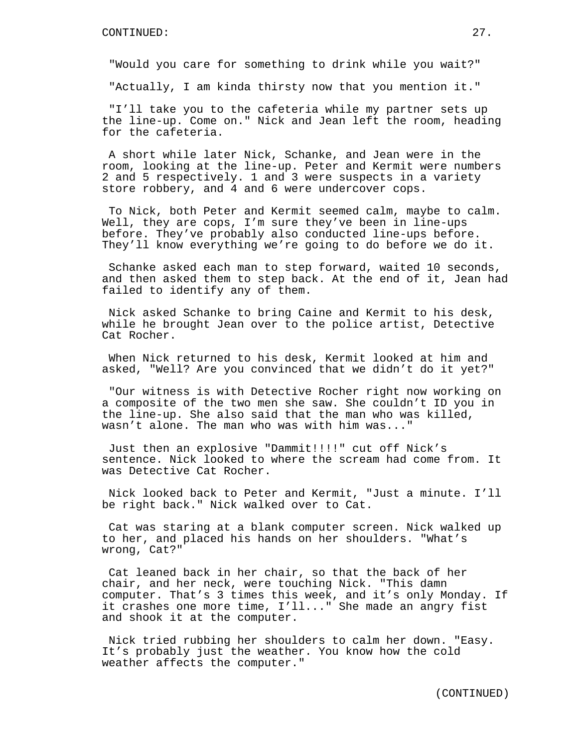"Would you care for something to drink while you wait?"

"Actually, I am kinda thirsty now that you mention it."

"I'll take you to the cafeteria while my partner sets up the line-up. Come on." Nick and Jean left the room, heading for the cafeteria.

A short while later Nick, Schanke, and Jean were in the room, looking at the line-up. Peter and Kermit were numbers 2 and 5 respectively. 1 and 3 were suspects in a variety store robbery, and 4 and 6 were undercover cops.

To Nick, both Peter and Kermit seemed calm, maybe to calm. Well, they are cops, I'm sure they've been in line-ups before. They've probably also conducted line-ups before. They'll know everything we're going to do before we do it.

Schanke asked each man to step forward, waited 10 seconds, and then asked them to step back. At the end of it, Jean had failed to identify any of them.

Nick asked Schanke to bring Caine and Kermit to his desk, while he brought Jean over to the police artist, Detective Cat Rocher.

When Nick returned to his desk, Kermit looked at him and asked, "Well? Are you convinced that we didn't do it yet?"

"Our witness is with Detective Rocher right now working on a composite of the two men she saw. She couldn't ID you in the line-up. She also said that the man who was killed, wasn't alone. The man who was with him was..."

Just then an explosive "Dammit!!!!" cut off Nick's sentence. Nick looked to where the scream had come from. It was Detective Cat Rocher.

Nick looked back to Peter and Kermit, "Just a minute. I'll be right back." Nick walked over to Cat.

Cat was staring at a blank computer screen. Nick walked up to her, and placed his hands on her shoulders. "What's wrong, Cat?"

Cat leaned back in her chair, so that the back of her chair, and her neck, were touching Nick. "This damn computer. That's 3 times this week, and it's only Monday. If it crashes one more time, I'll..." She made an angry fist and shook it at the computer.

Nick tried rubbing her shoulders to calm her down. "Easy. It's probably just the weather. You know how the cold weather affects the computer."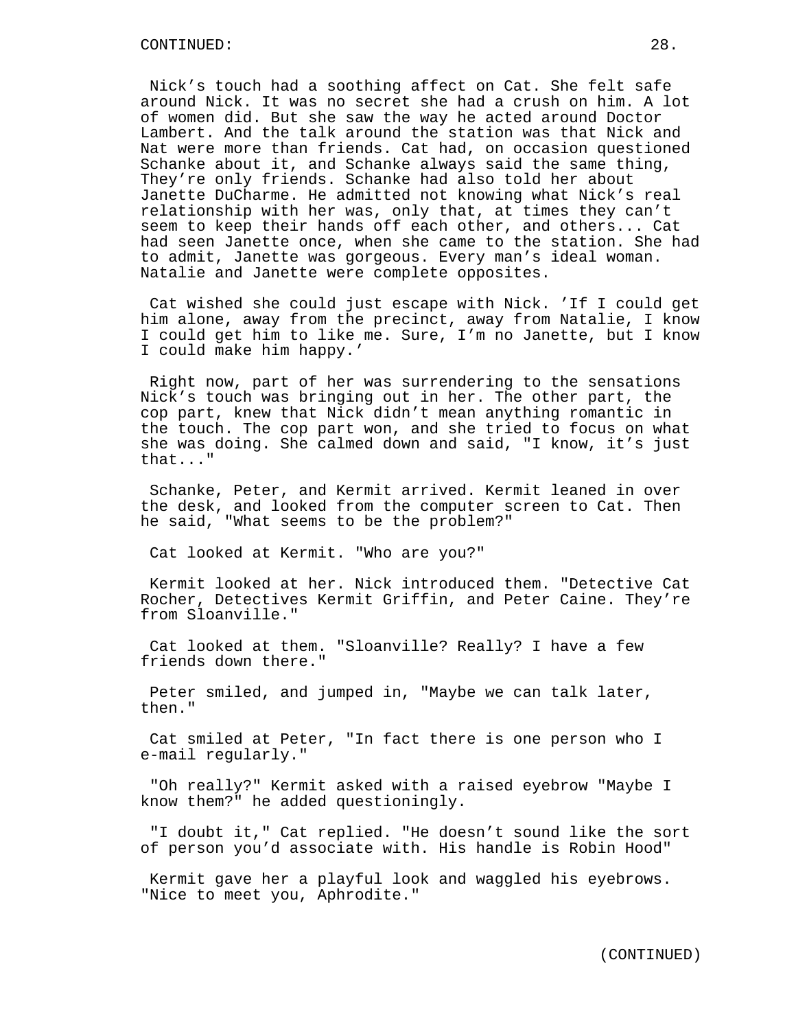Nick's touch had a soothing affect on Cat. She felt safe around Nick. It was no secret she had a crush on him. A lot of women did. But she saw the way he acted around Doctor Lambert. And the talk around the station was that Nick and Nat were more than friends. Cat had, on occasion questioned Schanke about it, and Schanke always said the same thing, They're only friends. Schanke had also told her about Janette DuCharme. He admitted not knowing what Nick's real relationship with her was, only that, at times they can't seem to keep their hands off each other, and others... Cat had seen Janette once, when she came to the station. She had to admit, Janette was gorgeous. Every man's ideal woman. Natalie and Janette were complete opposites.

Cat wished she could just escape with Nick. 'If I could get him alone, away from the precinct, away from Natalie, I know I could get him to like me. Sure, I'm no Janette, but I know I could make him happy.'

Right now, part of her was surrendering to the sensations Nick's touch was bringing out in her. The other part, the cop part, knew that Nick didn't mean anything romantic in the touch. The cop part won, and she tried to focus on what she was doing. She calmed down and said, "I know, it's just that..."

Schanke, Peter, and Kermit arrived. Kermit leaned in over the desk, and looked from the computer screen to Cat. Then he said, "What seems to be the problem?"

Cat looked at Kermit. "Who are you?"

Kermit looked at her. Nick introduced them. "Detective Cat Rocher, Detectives Kermit Griffin, and Peter Caine. They're from Sloanville."

Cat looked at them. "Sloanville? Really? I have a few friends down there."

Peter smiled, and jumped in, "Maybe we can talk later, then."

Cat smiled at Peter, "In fact there is one person who I e-mail regularly."

"Oh really?" Kermit asked with a raised eyebrow "Maybe I know them?" he added questioningly.

"I doubt it," Cat replied. "He doesn't sound like the sort of person you'd associate with. His handle is Robin Hood"

Kermit gave her a playful look and waggled his eyebrows. "Nice to meet you, Aphrodite."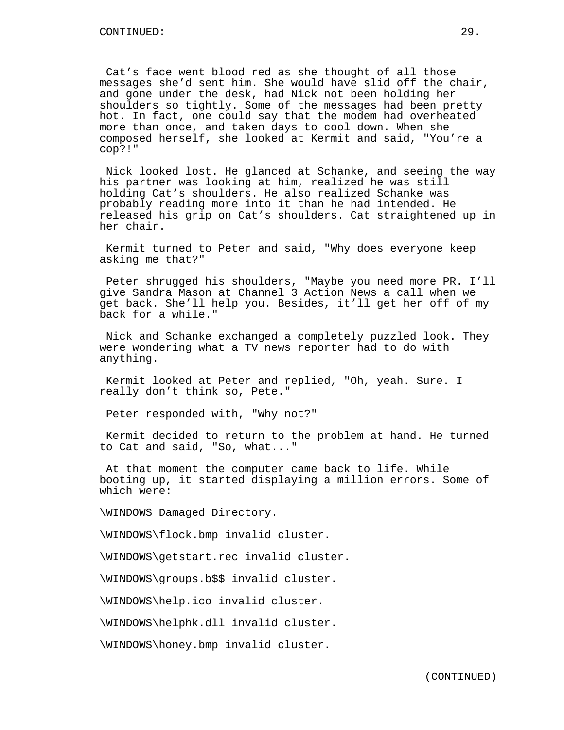Cat's face went blood red as she thought of all those messages she'd sent him. She would have slid off the chair, and gone under the desk, had Nick not been holding her shoulders so tightly. Some of the messages had been pretty hot. In fact, one could say that the modem had overheated more than once, and taken days to cool down. When she composed herself, she looked at Kermit and said, "You're a cop?!"

Nick looked lost. He glanced at Schanke, and seeing the way his partner was looking at him, realized he was still holding Cat's shoulders. He also realized Schanke was probably reading more into it than he had intended. He released his grip on Cat's shoulders. Cat straightened up in her chair.

Kermit turned to Peter and said, "Why does everyone keep asking me that?"

Peter shrugged his shoulders, "Maybe you need more PR. I'll give Sandra Mason at Channel 3 Action News a call when we get back. She'll help you. Besides, it'll get her off of my back for a while."

Nick and Schanke exchanged a completely puzzled look. They were wondering what a TV news reporter had to do with anything.

Kermit looked at Peter and replied, "Oh, yeah. Sure. I really don't think so, Pete."

Peter responded with, "Why not?"

Kermit decided to return to the problem at hand. He turned to Cat and said, "So, what..."

At that moment the computer came back to life. While booting up, it started displaying a million errors. Some of which were:

\WINDOWS Damaged Directory.

\WINDOWS\flock.bmp invalid cluster.

\WINDOWS\getstart.rec invalid cluster.

\WINDOWS\groups.b$$ invalid cluster.

\WINDOWS\help.ico invalid cluster.

\WINDOWS\helphk.dll invalid cluster.

\WINDOWS\honey.bmp invalid cluster.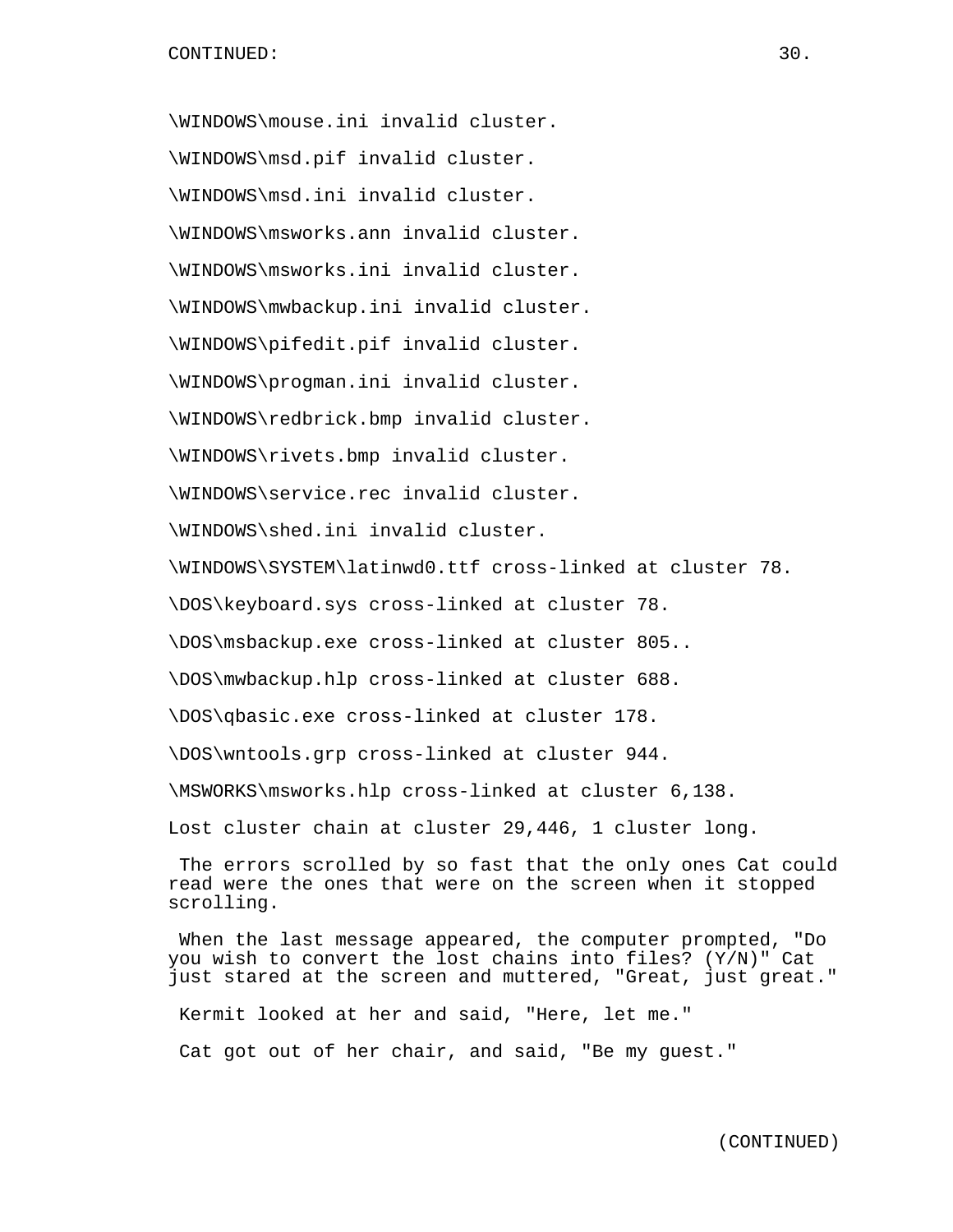\WINDOWS\mouse.ini invalid cluster.

\WINDOWS\msd.pif invalid cluster.

\WINDOWS\msd.ini invalid cluster.

\WINDOWS\msworks.ann invalid cluster.

\WINDOWS\msworks.ini invalid cluster.

\WINDOWS\mwbackup.ini invalid cluster.

\WINDOWS\pifedit.pif invalid cluster.

\WINDOWS\progman.ini invalid cluster.

\WINDOWS\redbrick.bmp invalid cluster.

\WINDOWS\rivets.bmp invalid cluster.

\WINDOWS\service.rec invalid cluster.

\WINDOWS\shed.ini invalid cluster.

\WINDOWS\SYSTEM\latinwd0.ttf cross-linked at cluster 78.

\DOS\keyboard.sys cross-linked at cluster 78.

\DOS\msbackup.exe cross-linked at cluster 805..

\DOS\mwbackup.hlp cross-linked at cluster 688.

\DOS\qbasic.exe cross-linked at cluster 178.

\DOS\wntools.grp cross-linked at cluster 944.

\MSWORKS\msworks.hlp cross-linked at cluster 6,138.

Lost cluster chain at cluster 29,446, 1 cluster long.

The errors scrolled by so fast that the only ones Cat could read were the ones that were on the screen when it stopped scrolling.

When the last message appeared, the computer prompted, "Do you wish to convert the lost chains into files? (Y/N)" Cat just stared at the screen and muttered, "Great, just great."

Kermit looked at her and said, "Here, let me."

Cat got out of her chair, and said, "Be my guest."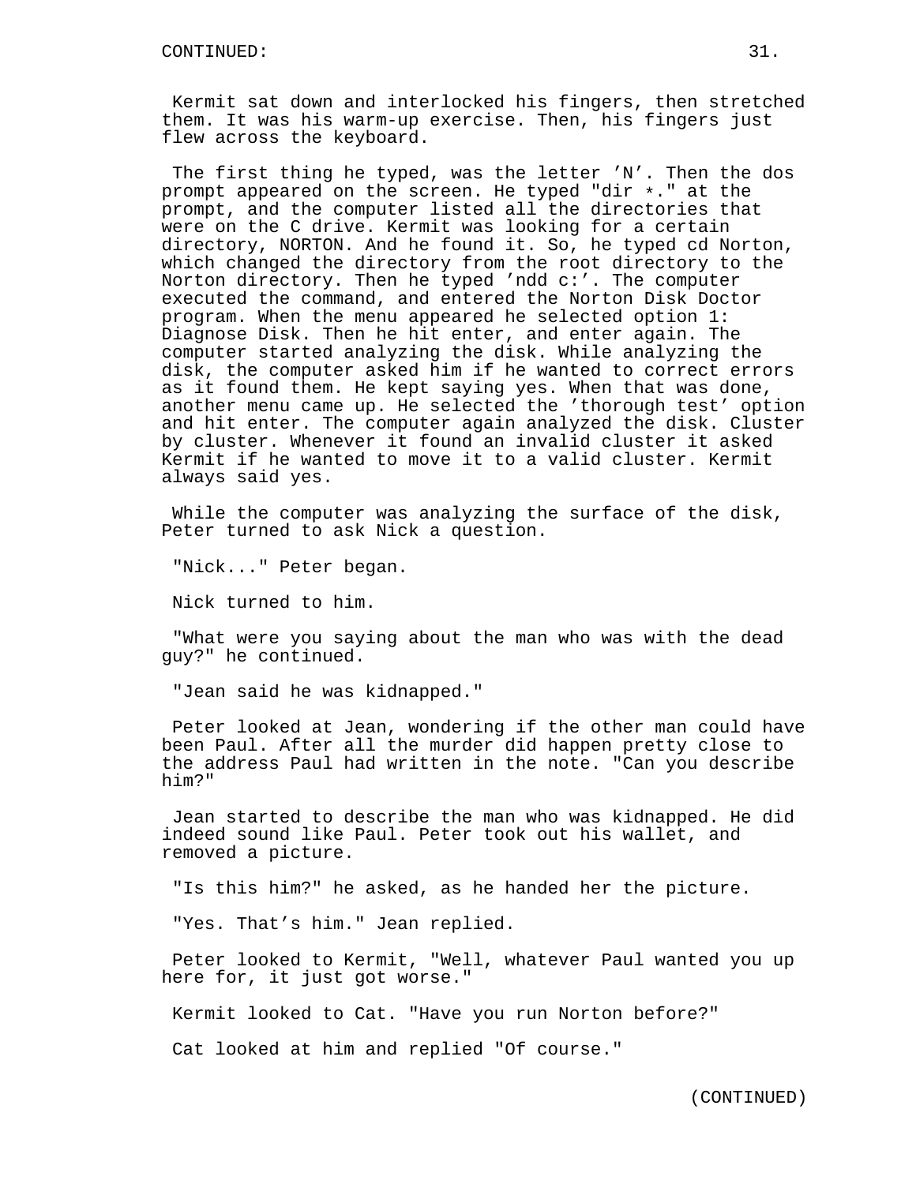CONTINUED:

Kermit sat down and interlocked his fingers, then stretched them. It was his warm-up exercise. Then, his fingers just flew across the keyboard.

The first thing he typed, was the letter ’N’. Then the dos prompt appeared on the screen. He typed "dir *." at the prompt, and the computer listed all the directories that were on the C drive. Kermit was looking for a certain directory, NORTON. And he found it. So, he typed cd Norton, which changed the directory from the root directory to the Norton directory. Then he typed ’ndd c:’. The computer executed the command, and entered the Norton Disk Doctor program. When the menu appeared he selected option 1: Diagnose Disk. Then he hit enter, and enter again. The computer started analyzing the disk. While analyzing the disk, the computer asked him if he wanted to correct errors as it found them. He kept saying yes. When that was done, another menu came up. He selected the ’thorough test’ option and hit enter. The computer again analyzed the disk. Cluster by cluster. Whenever it found an invalid cluster it asked Kermit if he wanted to move it to a valid cluster. Kermit always said yes.

While the computer was analyzing the surface of the disk, Peter turned to ask Nick a question.

"Nick..." Peter began.

Nick turned to him.

"What were you saying about the man who was with the dead guy?" he continued.

"Jean said he was kidnapped."

Peter looked at Jean, wondering if the other man could have been Paul. After all the murder did happen pretty close to the address Paul had written in the note. "Can you describe him?"

Jean started to describe the man who was kidnapped. He did indeed sound like Paul. Peter took out his wallet, and removed a picture.

"Is this him?" he asked, as he handed her the picture.

"Yes. That’s him." Jean replied.

Peter looked to Kermit, "Well, whatever Paul wanted you up here for, it just got worse."

Kermit looked to Cat. "Have you run Norton before?"

Cat looked at him and replied "Of course."

(CONTINUED)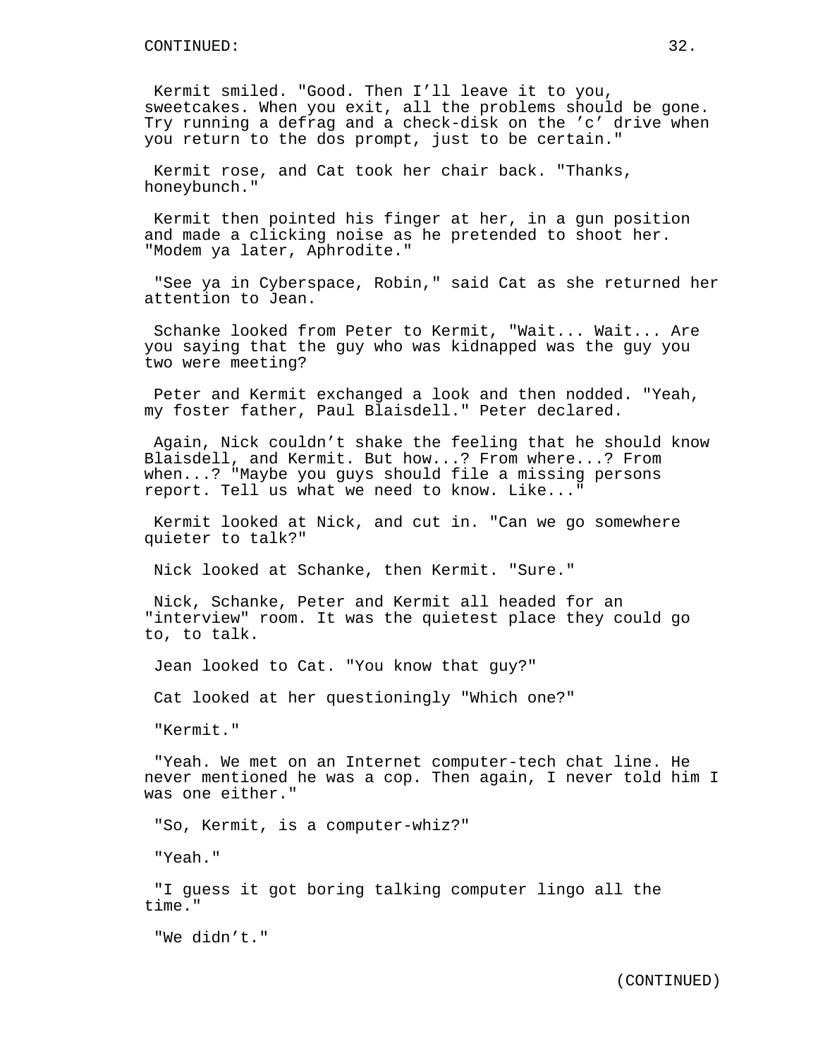Kermit smiled. "Good. Then I'll leave it to you, sweetcakes. When you exit, all the problems should be gone. Try running a defrag and a check-disk on the 'c' drive when you return to the dos prompt, just to be certain."

Kermit rose, and Cat took her chair back. "Thanks, honeybunch."

Kermit then pointed his finger at her, in a gun position and made a clicking noise as he pretended to shoot her. "Modem ya later, Aphrodite."

"See ya in Cyberspace, Robin," said Cat as she returned her attention to Jean.

Schanke looked from Peter to Kermit, "Wait... Wait... Are you saying that the guy who was kidnapped was the guy you two were meeting?

Peter and Kermit exchanged a look and then nodded. "Yeah, my foster father, Paul Blaisdell." Peter declared.

Again, Nick couldn't shake the feeling that he should know Blaisdell, and Kermit. But how...? From where...? From when...? "Maybe you guys should file a missing persons report. Tell us what we need to know. Like..."

Kermit looked at Nick, and cut in. "Can we go somewhere quieter to talk?"

Nick looked at Schanke, then Kermit. "Sure."

Nick, Schanke, Peter and Kermit all headed for an "interview" room. It was the quietest place they could go to, to talk.

Jean looked to Cat. "You know that guy?"

Cat looked at her questioningly "Which one?"

"Kermit."

"Yeah. We met on an Internet computer-tech chat line. He never mentioned he was a cop. Then again, I never told him I was one either."

"So, Kermit, is a computer-whiz?"

"Yeah."

"I guess it got boring talking computer lingo all the time."

"We didn't."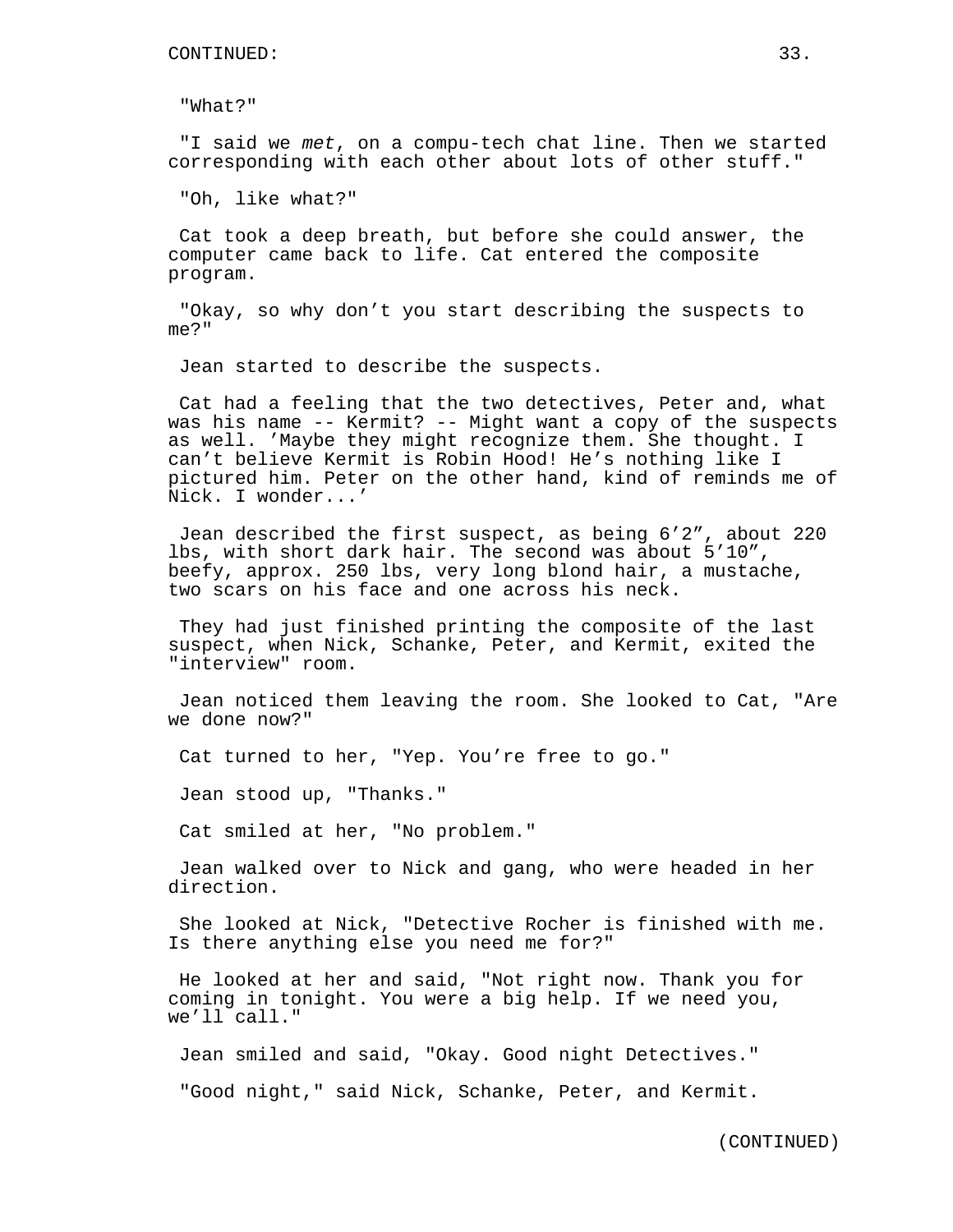"What?"

"I said we *met*, on a compu-tech chat line. Then we started corresponding with each other about lots of other stuff."

"Oh, like what?"

Cat took a deep breath, but before she could answer, the computer came back to life. Cat entered the composite program.

"Okay, so why don't you start describing the suspects to me?"

Jean started to describe the suspects.

Cat had a feeling that the two detectives, Peter and, what was his name -- Kermit? -- Might want a copy of the suspects as well. 'Maybe they might recognize them. She thought. I can't believe Kermit is Robin Hood! He's nothing like I pictured him. Peter on the other hand, kind of reminds me of Nick. I wonder...'

Jean described the first suspect, as being 6'2", about 220 lbs, with short dark hair. The second was about 5'10", beefy, approx. 250 lbs, very long blond hair, a mustache, two scars on his face and one across his neck.

They had just finished printing the composite of the last suspect, when Nick, Schanke, Peter, and Kermit, exited the "interview" room.

Jean noticed them leaving the room. She looked to Cat, "Are we done now?"

Cat turned to her, "Yep. You're free to go."

Jean stood up, "Thanks."

Cat smiled at her, "No problem."

Jean walked over to Nick and gang, who were headed in her direction.

She looked at Nick, "Detective Rocher is finished with me. Is there anything else you need me for?"

He looked at her and said, "Not right now. Thank you for coming in tonight. You were a big help. If we need you, we'll call."

Jean smiled and said, "Okay. Good night Detectives."

"Good night," said Nick, Schanke, Peter, and Kermit.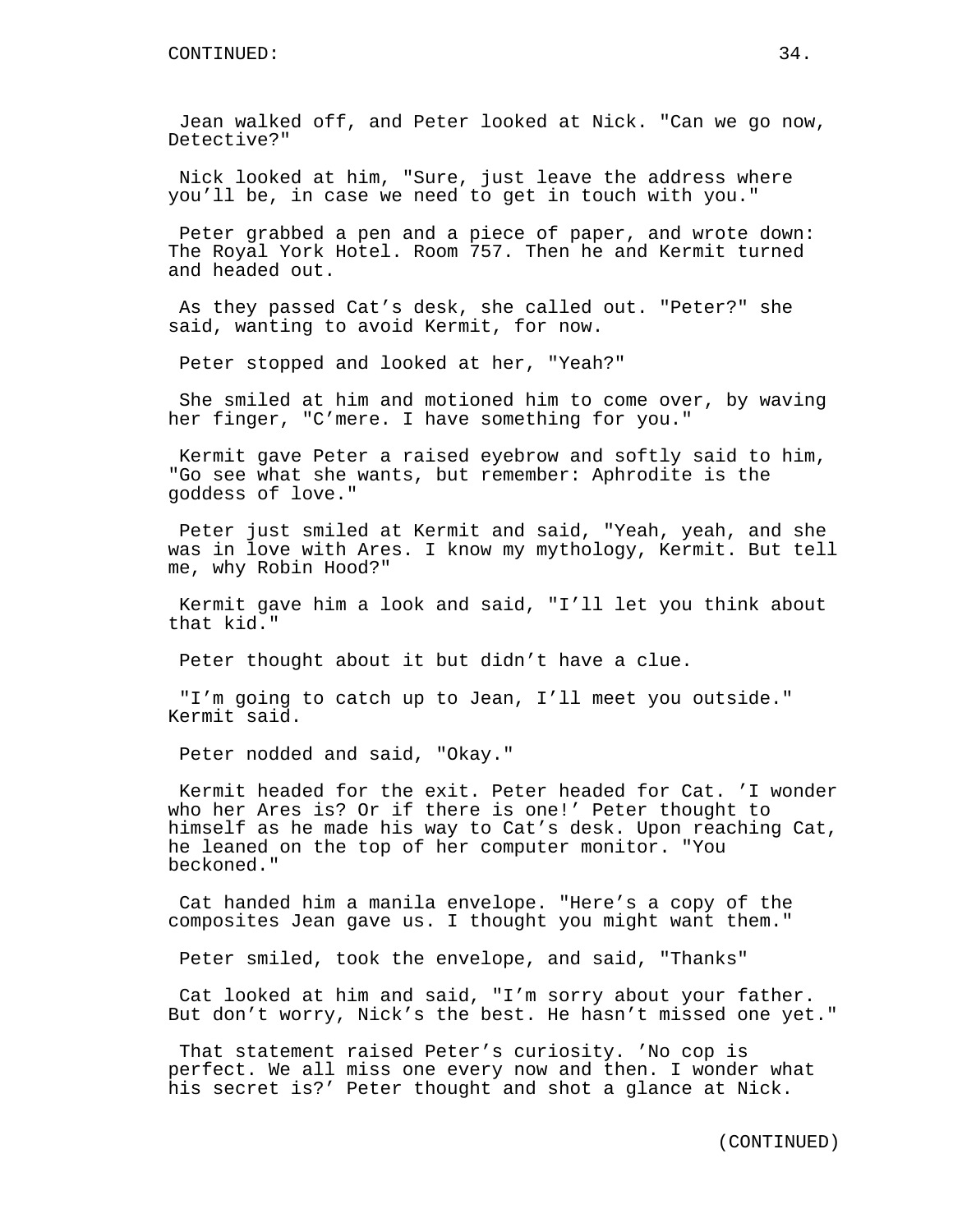Jean walked off, and Peter looked at Nick. "Can we go now, Detective?"

Nick looked at him, "Sure, just leave the address where you'll be, in case we need to get in touch with you."

Peter grabbed a pen and a piece of paper, and wrote down: The Royal York Hotel. Room 757. Then he and Kermit turned and headed out.

As they passed Cat's desk, she called out. "Peter?" she said, wanting to avoid Kermit, for now.

Peter stopped and looked at her, "Yeah?"

She smiled at him and motioned him to come over, by waving her finger, "C'mere. I have something for you."

Kermit gave Peter a raised eyebrow and softly said to him, "Go see what she wants, but remember: Aphrodite is the goddess of love."

Peter just smiled at Kermit and said, "Yeah, yeah, and she was in love with Ares. I know my mythology, Kermit. But tell me, why Robin Hood?"

Kermit gave him a look and said, "I'll let you think about that kid."

Peter thought about it but didn't have a clue.

"I'm going to catch up to Jean, I'll meet you outside." Kermit said.

Peter nodded and said, "Okay."

Kermit headed for the exit. Peter headed for Cat. 'I wonder who her Ares is? Or if there is one!' Peter thought to himself as he made his way to Cat's desk. Upon reaching Cat, he leaned on the top of her computer monitor. "You beckoned."

Cat handed him a manila envelope. "Here's a copy of the composites Jean gave us. I thought you might want them."

Peter smiled, took the envelope, and said, "Thanks"

Cat looked at him and said, "I'm sorry about your father. But don't worry, Nick's the best. He hasn't missed one yet."

That statement raised Peter's curiosity. 'No cop is perfect. We all miss one every now and then. I wonder what his secret is?' Peter thought and shot a glance at Nick.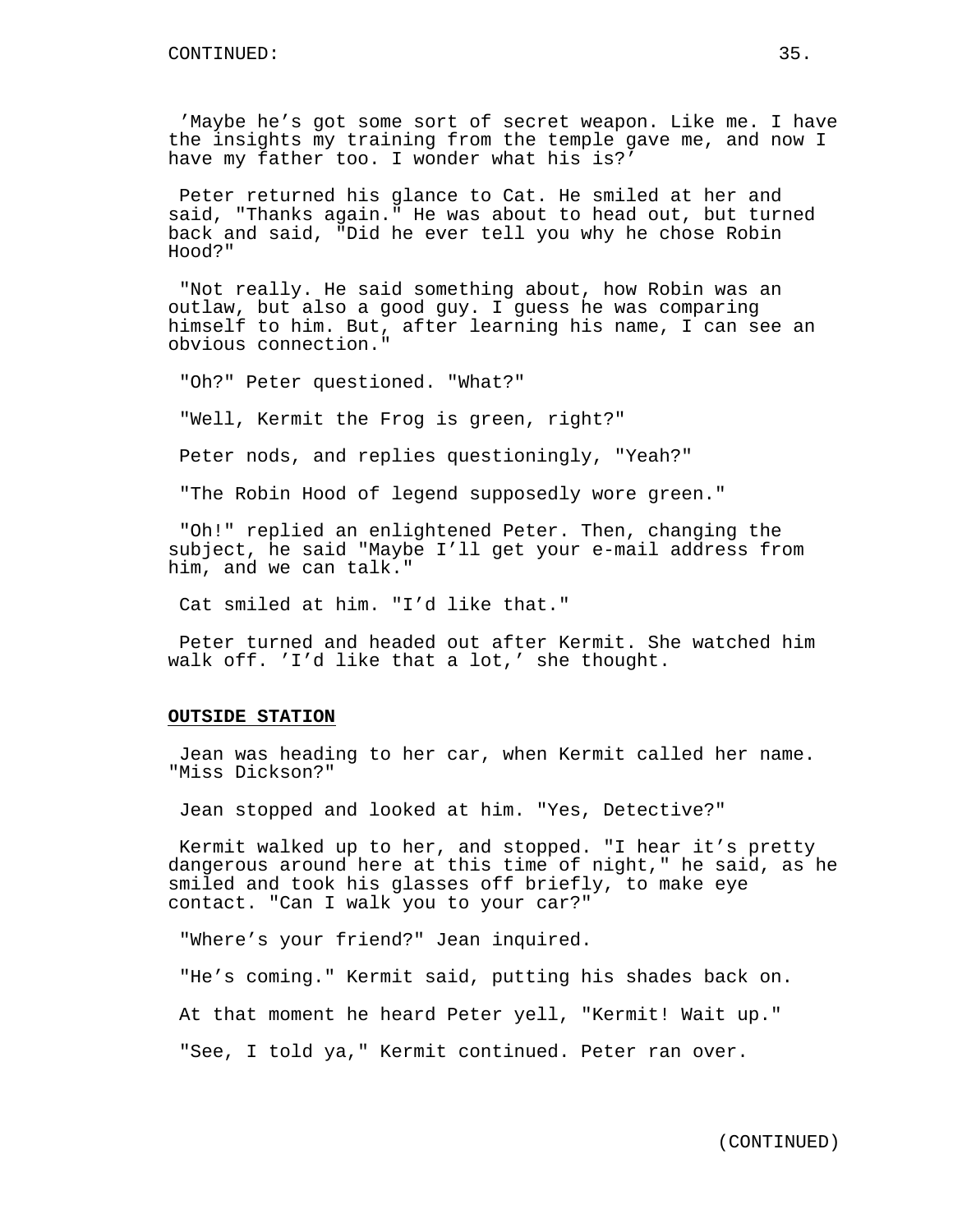'Maybe he's got some sort of secret weapon. Like me. I have the insights my training from the temple gave me, and now I have my father too. I wonder what his is?'

Peter returned his glance to Cat. He smiled at her and said, "Thanks again." He was about to head out, but turned back and said, "Did he ever tell you why he chose Robin Hood?"

"Not really. He said something about, how Robin was an outlaw, but also a good guy. I guess he was comparing himself to him. But, after learning his name, I can see an obvious connection."

"Oh?" Peter questioned. "What?"

"Well, Kermit the Frog is green, right?"

Peter nods, and replies questioningly, "Yeah?"

"The Robin Hood of legend supposedly wore green."

"Oh!" replied an enlightened Peter. Then, changing the subject, he said "Maybe I'll get your e-mail address from him, and we can talk."

Cat smiled at him. "I'd like that."

Peter turned and headed out after Kermit. She watched him walk off. 'I'd like that a lot,' she thought.

**OUTSIDE STATION**

Jean was heading to her car, when Kermit called her name. "Miss Dickson?"

Jean stopped and looked at him. "Yes, Detective?"

Kermit walked up to her, and stopped. "I hear it's pretty dangerous around here at this time of night," he said, as he smiled and took his glasses off briefly, to make eye contact. "Can I walk you to your car?"

"Where's your friend?" Jean inquired.

"He's coming." Kermit said, putting his shades back on.

At that moment he heard Peter yell, "Kermit! Wait up."

"See, I told ya," Kermit continued. Peter ran over.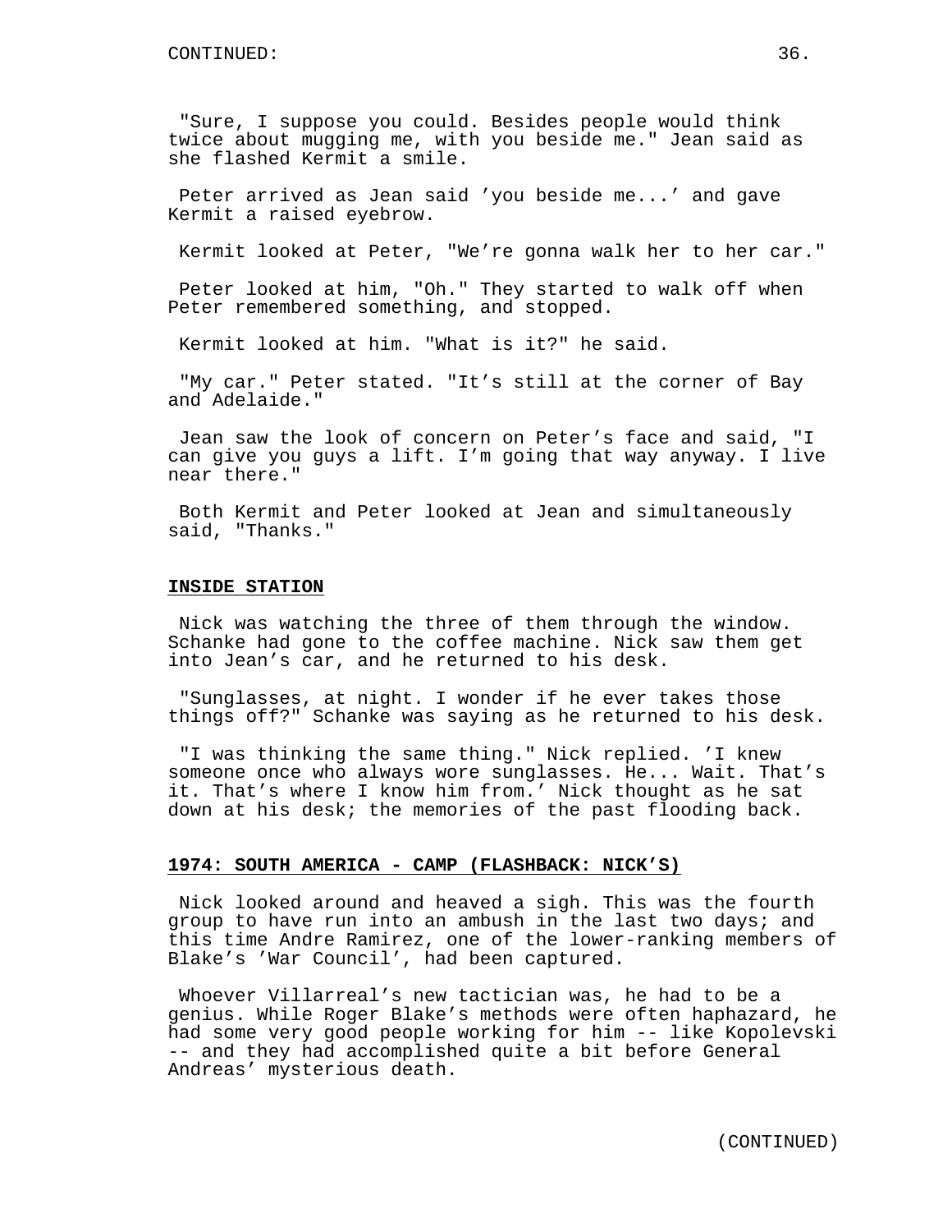"Sure, I suppose you could. Besides people would think twice about mugging me, with you beside me." Jean said as she flashed Kermit a smile.

Peter arrived as Jean said 'you beside me...' and gave Kermit a raised eyebrow.

Kermit looked at Peter, "We're gonna walk her to her car."

Peter looked at him, "Oh." They started to walk off when Peter remembered something, and stopped.

Kermit looked at him. "What is it?" he said.

"My car." Peter stated. "It's still at the corner of Bay and Adelaide."

Jean saw the look of concern on Peter's face and said, "I can give you guys a lift. I'm going that way anyway. I live near there."

Both Kermit and Peter looked at Jean and simultaneously said, "Thanks."

**INSIDE STATION**

Nick was watching the three of them through the window. Schanke had gone to the coffee machine. Nick saw them get into Jean's car, and he returned to his desk.

"Sunglasses, at night. I wonder if he ever takes those things off?" Schanke was saying as he returned to his desk.

"I was thinking the same thing." Nick replied. 'I knew someone once who always wore sunglasses. He... Wait. That's it. That's where I know him from.' Nick thought as he sat down at his desk; the memories of the past flooding back.

**1974: SOUTH AMERICA - CAMP (FLASHBACK: NICK'S)**

Nick looked around and heaved a sigh. This was the fourth group to have run into an ambush in the last two days; and this time Andre Ramirez, one of the lower-ranking members of Blake's 'War Council', had been captured.

Whoever Villarreal's new tactician was, he had to be a genius. While Roger Blake's methods were often haphazard, he had some very good people working for him -- like Kopolevski -- and they had accomplished quite a bit before General Andreas' mysterious death.

(CONTINUED)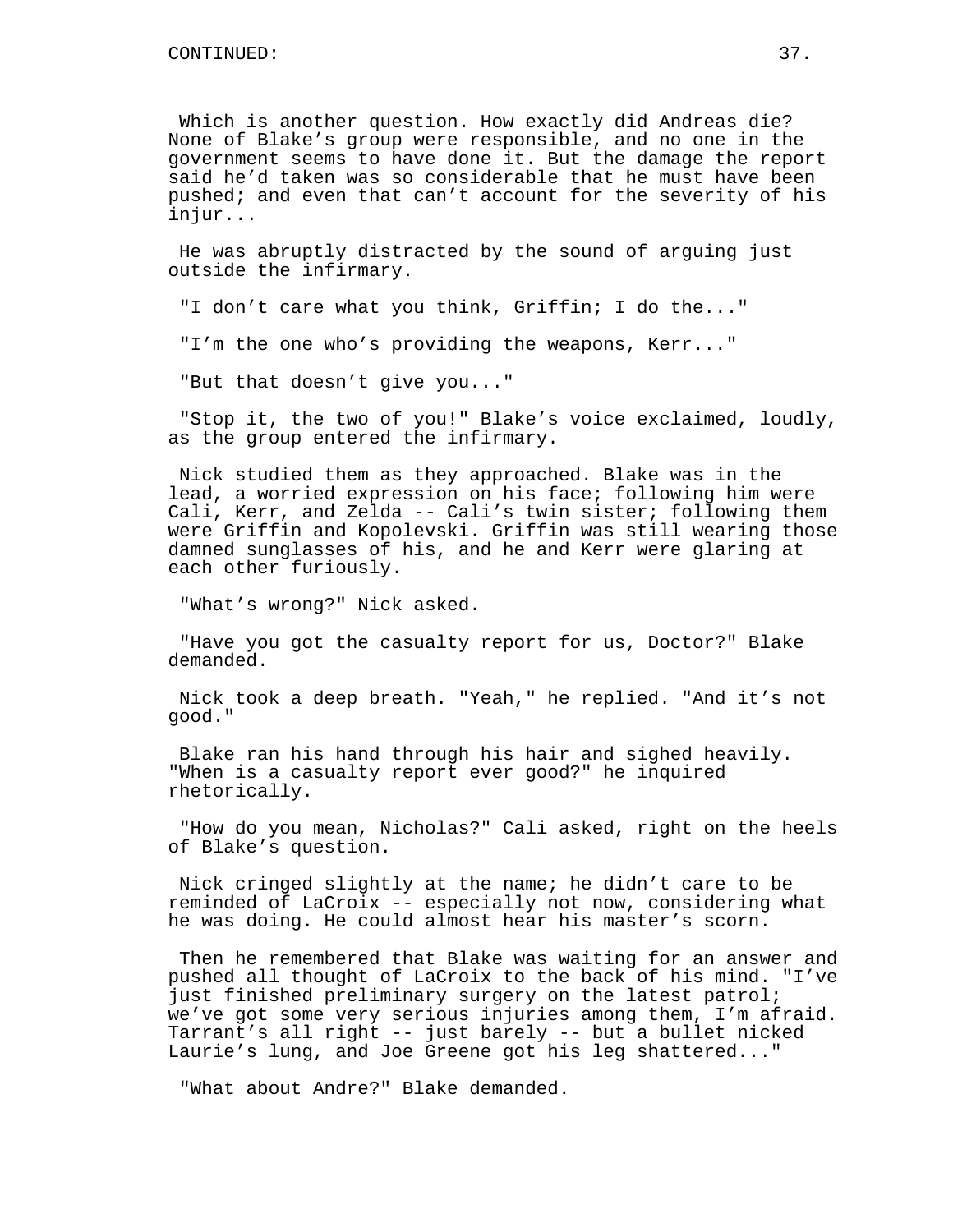Which is another question. How exactly did Andreas die? None of Blake's group were responsible, and no one in the government seems to have done it. But the damage the report said he'd taken was so considerable that he must have been pushed; and even that can't account for the severity of his injur...

He was abruptly distracted by the sound of arguing just outside the infirmary.

"I don't care what you think, Griffin; I do the..."

"I'm the one who's providing the weapons, Kerr..."

"But that doesn't give you..."

"Stop it, the two of you!" Blake's voice exclaimed, loudly, as the group entered the infirmary.

Nick studied them as they approached. Blake was in the lead, a worried expression on his face; following him were Cali, Kerr, and Zelda -- Cali's twin sister; following them were Griffin and Kopolevski. Griffin was still wearing those damned sunglasses of his, and he and Kerr were glaring at each other furiously.

"What's wrong?" Nick asked.

"Have you got the casualty report for us, Doctor?" Blake demanded.

Nick took a deep breath. "Yeah," he replied. "And it's not good."

Blake ran his hand through his hair and sighed heavily. "When is a casualty report ever good?" he inquired rhetorically.

"How do you mean, Nicholas?" Cali asked, right on the heels of Blake's question.

Nick cringed slightly at the name; he didn't care to be reminded of LaCroix -- especially not now, considering what he was doing. He could almost hear his master's scorn.

Then he remembered that Blake was waiting for an answer and pushed all thought of LaCroix to the back of his mind. "I've just finished preliminary surgery on the latest patrol; we've got some very serious injuries among them, I'm afraid. Tarrant's all right -- just barely -- but a bullet nicked Laurie's lung, and Joe Greene got his leg shattered..."

"What about Andre?" Blake demanded.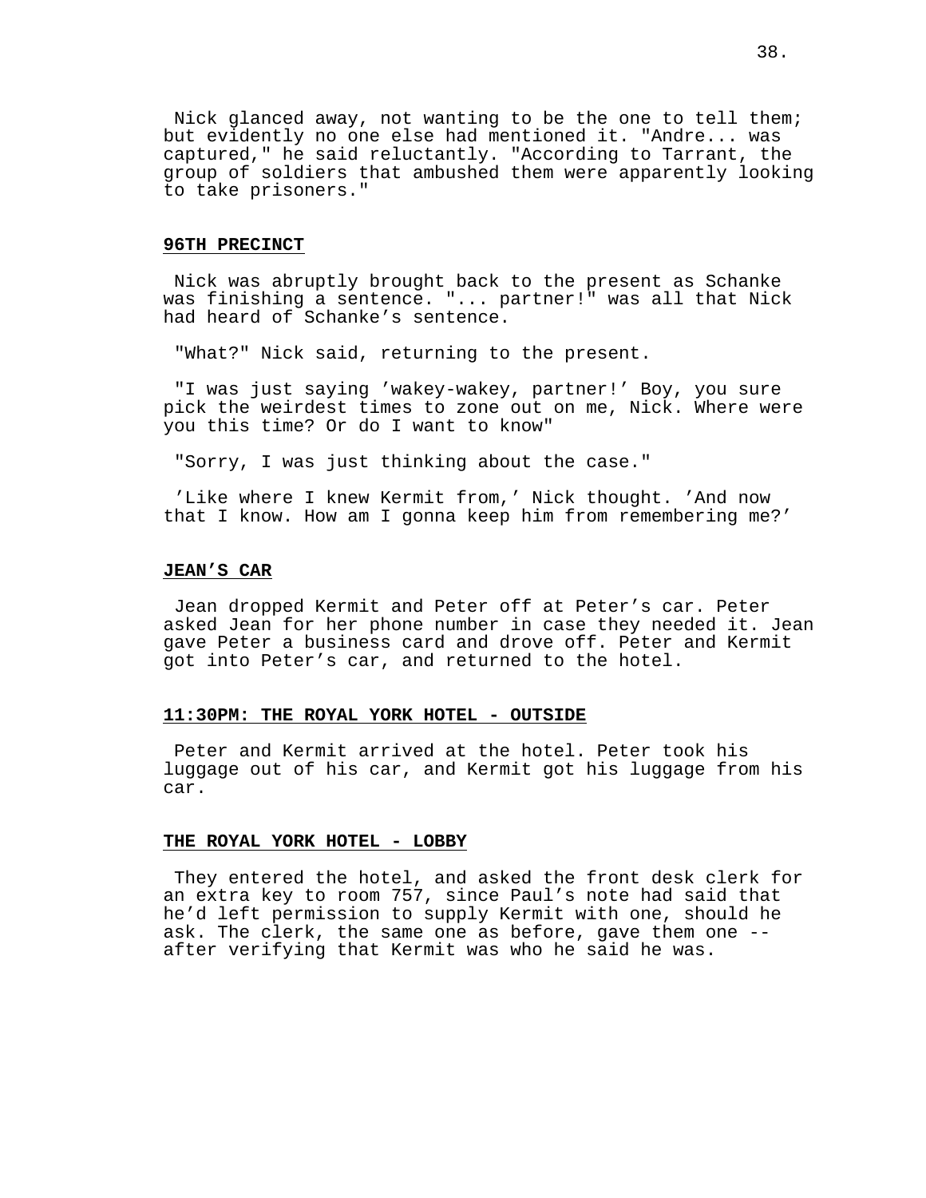Nick glanced away, not wanting to be the one to tell them; but evidently no one else had mentioned it. "Andre... was captured," he said reluctantly. "According to Tarrant, the group of soldiers that ambushed them were apparently looking to take prisoners."

**96TH PRECINCT**

Nick was abruptly brought back to the present as Schanke was finishing a sentence. "... partner!" was all that Nick had heard of Schanke's sentence.

"What?" Nick said, returning to the present.

"I was just saying 'wakey-wakey, partner!' Boy, you sure pick the weirdest times to zone out on me, Nick. Where were you this time? Or do I want to know"

"Sorry, I was just thinking about the case."

'Like where I knew Kermit from,' Nick thought. 'And now that I know. How am I gonna keep him from remembering me?'

**JEAN'S CAR**

Jean dropped Kermit and Peter off at Peter's car. Peter asked Jean for her phone number in case they needed it. Jean gave Peter a business card and drove off. Peter and Kermit got into Peter's car, and returned to the hotel.

**11:30PM: THE ROYAL YORK HOTEL - OUTSIDE**

Peter and Kermit arrived at the hotel. Peter took his luggage out of his car, and Kermit got his luggage from his car.

**THE ROYAL YORK HOTEL - LOBBY**

They entered the hotel, and asked the front desk clerk for an extra key to room 757, since Paul's note had said that he'd left permission to supply Kermit with one, should he ask. The clerk, the same one as before, gave them one -- after verifying that Kermit was who he said he was.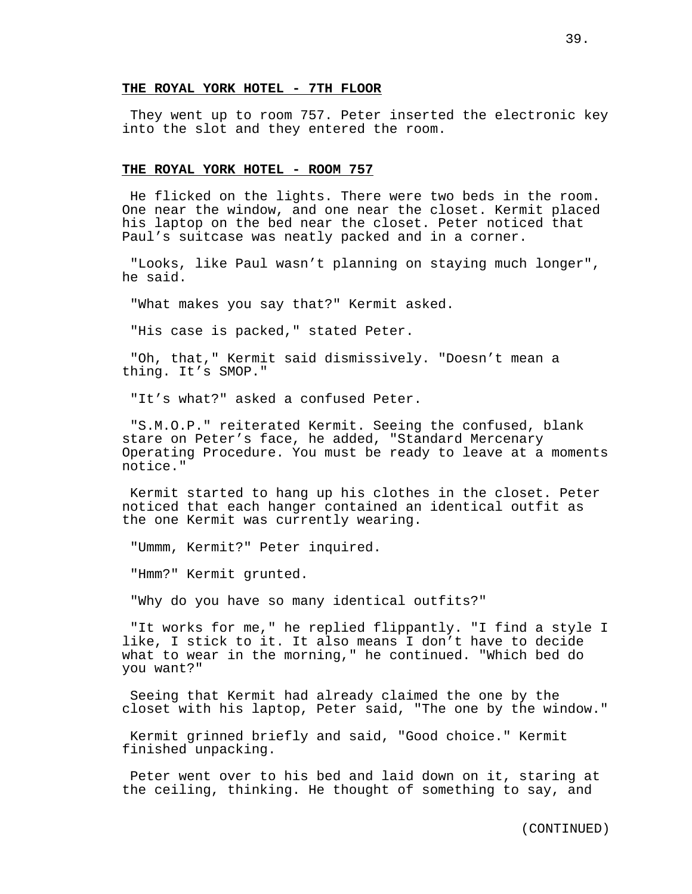**THE ROYAL YORK HOTEL - 7TH FLOOR**

They went up to room 757. Peter inserted the electronic key into the slot and they entered the room.

**THE ROYAL YORK HOTEL - ROOM 757**

He flicked on the lights. There were two beds in the room. One near the window, and one near the closet. Kermit placed his laptop on the bed near the closet. Peter noticed that Paul’s suitcase was neatly packed and in a corner.

"Looks, like Paul wasn’t planning on staying much longer", he said.

"What makes you say that?" Kermit asked.

"His case is packed," stated Peter.

"Oh, that," Kermit said dismissively. "Doesn’t mean a thing. It’s SMOP."

"It’s what?" asked a confused Peter.

"S.M.O.P." reiterated Kermit. Seeing the confused, blank stare on Peter’s face, he added, "Standard Mercenary Operating Procedure. You must be ready to leave at a moments notice."

Kermit started to hang up his clothes in the closet. Peter noticed that each hanger contained an identical outfit as the one Kermit was currently wearing.

"Ummm, Kermit?" Peter inquired.

"Hmm?" Kermit grunted.

"Why do you have so many identical outfits?"

"It works for me," he replied flippantly. "I find a style I like, I stick to it. It also means I don’t have to decide what to wear in the morning," he continued. "Which bed do you want?"

Seeing that Kermit had already claimed the one by the closet with his laptop, Peter said, "The one by the window."

Kermit grinned briefly and said, "Good choice." Kermit finished unpacking.

Peter went over to his bed and laid down on it, staring at the ceiling, thinking. He thought of something to say, and

(CONTINUED)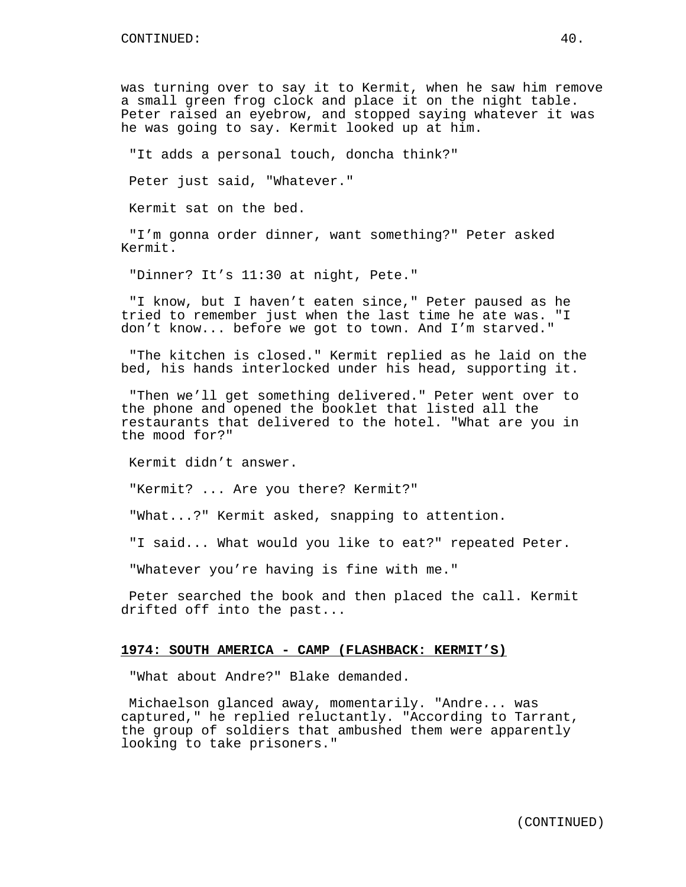was turning over to say it to Kermit, when he saw him remove a small green frog clock and place it on the night table. Peter raised an eyebrow, and stopped saying whatever it was he was going to say. Kermit looked up at him.

"It adds a personal touch, doncha think?"

Peter just said, "Whatever."

Kermit sat on the bed.

"I'm gonna order dinner, want something?" Peter asked Kermit.

"Dinner? It's 11:30 at night, Pete."

"I know, but I haven't eaten since," Peter paused as he tried to remember just when the last time he ate was. "I don't know... before we got to town. And I'm starved."

"The kitchen is closed." Kermit replied as he laid on the bed, his hands interlocked under his head, supporting it.

"Then we'll get something delivered." Peter went over to the phone and opened the booklet that listed all the restaurants that delivered to the hotel. "What are you in the mood for?"

Kermit didn't answer.

"Kermit? ... Are you there? Kermit?"

"What...?" Kermit asked, snapping to attention.

"I said... What would you like to eat?" repeated Peter.

"Whatever you're having is fine with me."

Peter searched the book and then placed the call. Kermit drifted off into the past...

**1974: SOUTH AMERICA - CAMP (FLASHBACK: KERMIT'S)**

"What about Andre?" Blake demanded.

Michaelson glanced away, momentarily. "Andre... was captured," he replied reluctantly. "According to Tarrant, the group of soldiers that ambushed them were apparently looking to take prisoners."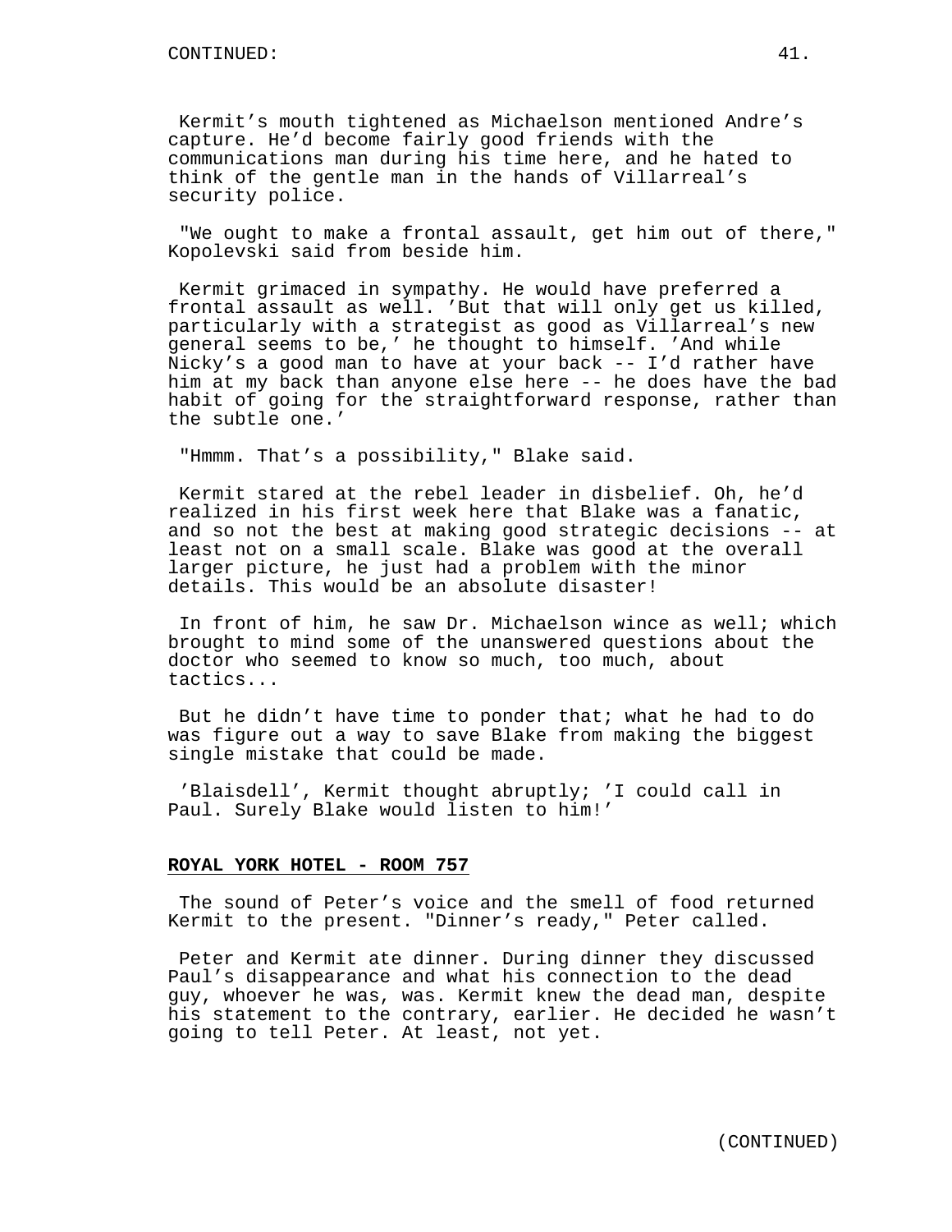Kermit's mouth tightened as Michaelson mentioned Andre's capture. He'd become fairly good friends with the communications man during his time here, and he hated to think of the gentle man in the hands of Villarreal's security police.

"We ought to make a frontal assault, get him out of there," Kopolevski said from beside him.

Kermit grimaced in sympathy. He would have preferred a frontal assault as well. 'But that will only get us killed, particularly with a strategist as good as Villarreal's new general seems to be,' he thought to himself. 'And while Nicky's a good man to have at your back -- I'd rather have him at my back than anyone else here -- he does have the bad habit of going for the straightforward response, rather than the subtle one.'

"Hmmm. That's a possibility," Blake said.

Kermit stared at the rebel leader in disbelief. Oh, he'd realized in his first week here that Blake was a fanatic, and so not the best at making good strategic decisions -- at least not on a small scale. Blake was good at the overall larger picture, he just had a problem with the minor details. This would be an absolute disaster!

In front of him, he saw Dr. Michaelson wince as well; which brought to mind some of the unanswered questions about the doctor who seemed to know so much, too much, about tactics...

But he didn't have time to ponder that; what he had to do was figure out a way to save Blake from making the biggest single mistake that could be made.

'Blaisdell', Kermit thought abruptly; 'I could call in Paul. Surely Blake would listen to him!'

**ROYAL YORK HOTEL - ROOM 757**

The sound of Peter's voice and the smell of food returned Kermit to the present. "Dinner's ready," Peter called.

Peter and Kermit ate dinner. During dinner they discussed Paul's disappearance and what his connection to the dead guy, whoever he was, was. Kermit knew the dead man, despite his statement to the contrary, earlier. He decided he wasn't going to tell Peter. At least, not yet.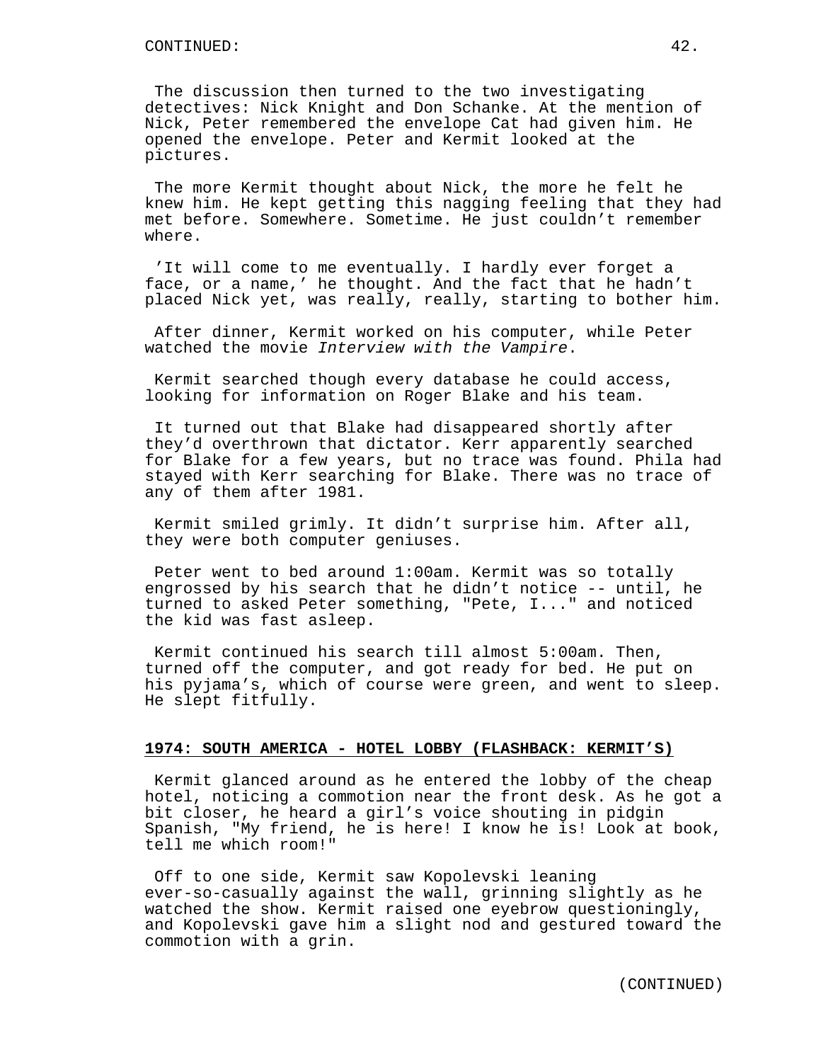The discussion then turned to the two investigating detectives: Nick Knight and Don Schanke. At the mention of Nick, Peter remembered the envelope Cat had given him. He opened the envelope. Peter and Kermit looked at the pictures.

The more Kermit thought about Nick, the more he felt he knew him. He kept getting this nagging feeling that they had met before. Somewhere. Sometime. He just couldn't remember where.

'It will come to me eventually. I hardly ever forget a face, or a name,' he thought. And the fact that he hadn't placed Nick yet, was really, really, starting to bother him.

After dinner, Kermit worked on his computer, while Peter watched the movie *Interview with the Vampire*.

Kermit searched though every database he could access, looking for information on Roger Blake and his team.

It turned out that Blake had disappeared shortly after they'd overthrown that dictator. Kerr apparently searched for Blake for a few years, but no trace was found. Phila had stayed with Kerr searching for Blake. There was no trace of any of them after 1981.

Kermit smiled grimly. It didn't surprise him. After all, they were both computer geniuses.

Peter went to bed around 1:00am. Kermit was so totally engrossed by his search that he didn't notice -- until, he turned to asked Peter something, "Pete, I..." and noticed the kid was fast asleep.

Kermit continued his search till almost 5:00am. Then, turned off the computer, and got ready for bed. He put on his pyjama's, which of course were green, and went to sleep. He slept fitfully.

**1974: SOUTH AMERICA - HOTEL LOBBY (FLASHBACK: KERMIT'S)**

Kermit glanced around as he entered the lobby of the cheap hotel, noticing a commotion near the front desk. As he got a bit closer, he heard a girl's voice shouting in pidgin Spanish, "My friend, he is here! I know he is! Look at book, tell me which room!"

Off to one side, Kermit saw Kopolevski leaning ever-so-casually against the wall, grinning slightly as he watched the show. Kermit raised one eyebrow questioningly, and Kopolevski gave him a slight nod and gestured toward the commotion with a grin.

(CONTINUED)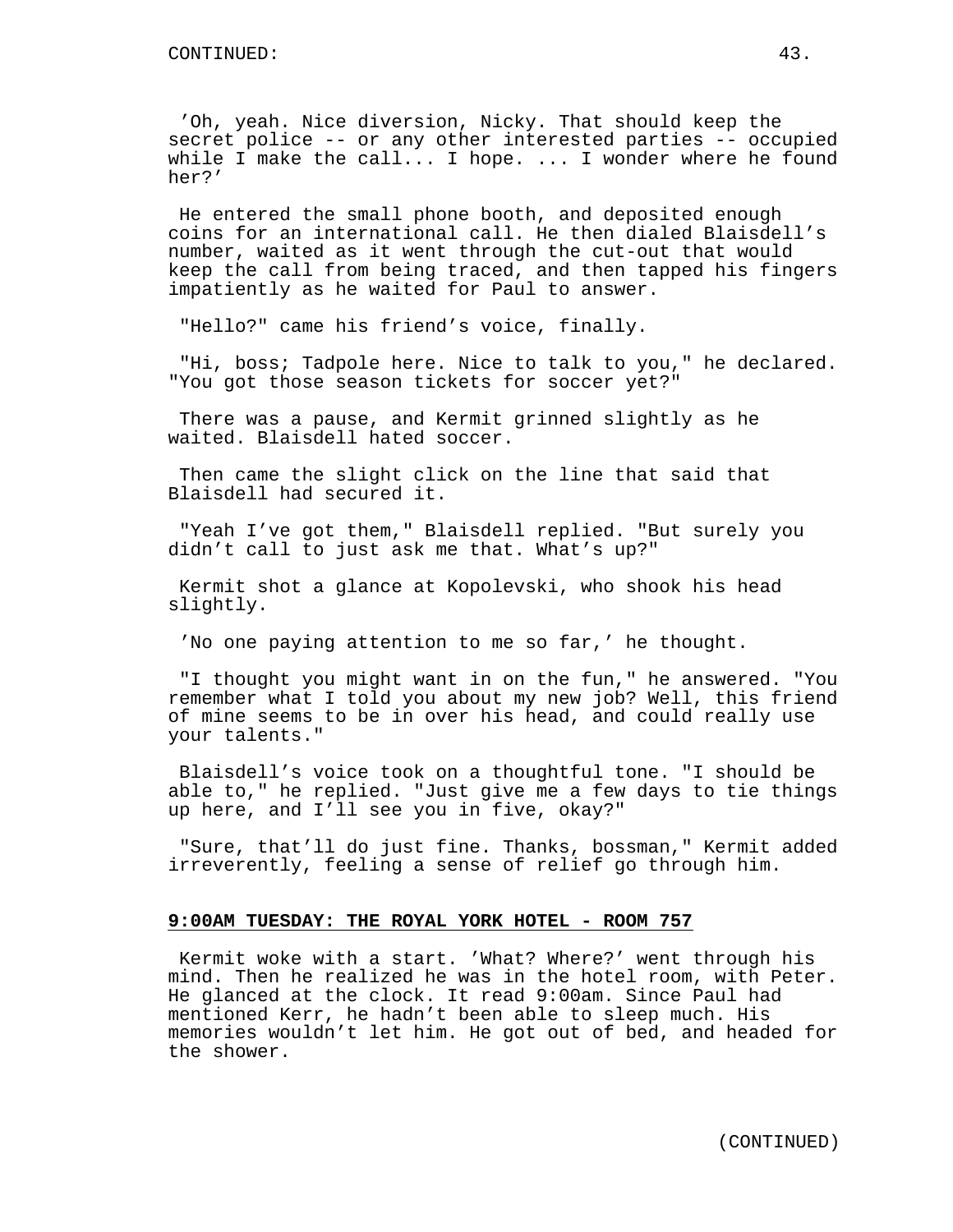'Oh, yeah. Nice diversion, Nicky. That should keep the secret police -- or any other interested parties -- occupied while I make the call... I hope. ... I wonder where he found her?'

He entered the small phone booth, and deposited enough coins for an international call. He then dialed Blaisdell's number, waited as it went through the cut-out that would keep the call from being traced, and then tapped his fingers impatiently as he waited for Paul to answer.

"Hello?" came his friend's voice, finally.

"Hi, boss; Tadpole here. Nice to talk to you," he declared. "You got those season tickets for soccer yet?"

There was a pause, and Kermit grinned slightly as he waited. Blaisdell hated soccer.

Then came the slight click on the line that said that Blaisdell had secured it.

"Yeah I've got them," Blaisdell replied. "But surely you didn't call to just ask me that. What's up?"

Kermit shot a glance at Kopolevski, who shook his head slightly.

'No one paying attention to me so far,' he thought.

"I thought you might want in on the fun," he answered. "You remember what I told you about my new job? Well, this friend of mine seems to be in over his head, and could really use your talents."

Blaisdell's voice took on a thoughtful tone. "I should be able to," he replied. "Just give me a few days to tie things up here, and I'll see you in five, okay?"

"Sure, that'll do just fine. Thanks, bossman," Kermit added irreverently, feeling a sense of relief go through him.

**9:00AM TUESDAY: THE ROYAL YORK HOTEL - ROOM 757**

Kermit woke with a start. 'What? Where?' went through his mind. Then he realized he was in the hotel room, with Peter. He glanced at the clock. It read 9:00am. Since Paul had mentioned Kerr, he hadn't been able to sleep much. His memories wouldn't let him. He got out of bed, and headed for the shower.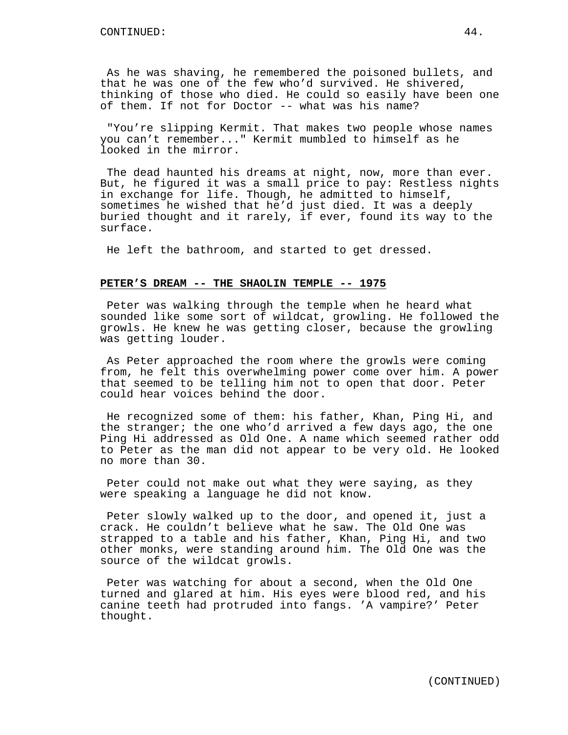As he was shaving, he remembered the poisoned bullets, and that he was one of the few who'd survived. He shivered, thinking of those who died. He could so easily have been one of them. If not for Doctor -- what was his name?

"You're slipping Kermit. That makes two people whose names you can't remember..." Kermit mumbled to himself as he looked in the mirror.

The dead haunted his dreams at night, now, more than ever. But, he figured it was a small price to pay: Restless nights in exchange for life. Though, he admitted to himself, sometimes he wished that he'd just died. It was a deeply buried thought and it rarely, if ever, found its way to the surface.

He left the bathroom, and started to get dressed.

**PETER'S DREAM -- THE SHAOLIN TEMPLE -- 1975**

Peter was walking through the temple when he heard what sounded like some sort of wildcat, growling. He followed the growls. He knew he was getting closer, because the growling was getting louder.

As Peter approached the room where the growls were coming from, he felt this overwhelming power come over him. A power that seemed to be telling him not to open that door. Peter could hear voices behind the door.

He recognized some of them: his father, Khan, Ping Hi, and the stranger; the one who'd arrived a few days ago, the one Ping Hi addressed as Old One. A name which seemed rather odd to Peter as the man did not appear to be very old. He looked no more than 30.

Peter could not make out what they were saying, as they were speaking a language he did not know.

Peter slowly walked up to the door, and opened it, just a crack. He couldn't believe what he saw. The Old One was strapped to a table and his father, Khan, Ping Hi, and two other monks, were standing around him. The Old One was the source of the wildcat growls.

Peter was watching for about a second, when the Old One turned and glared at him. His eyes were blood red, and his canine teeth had protruded into fangs. 'A vampire?' Peter thought.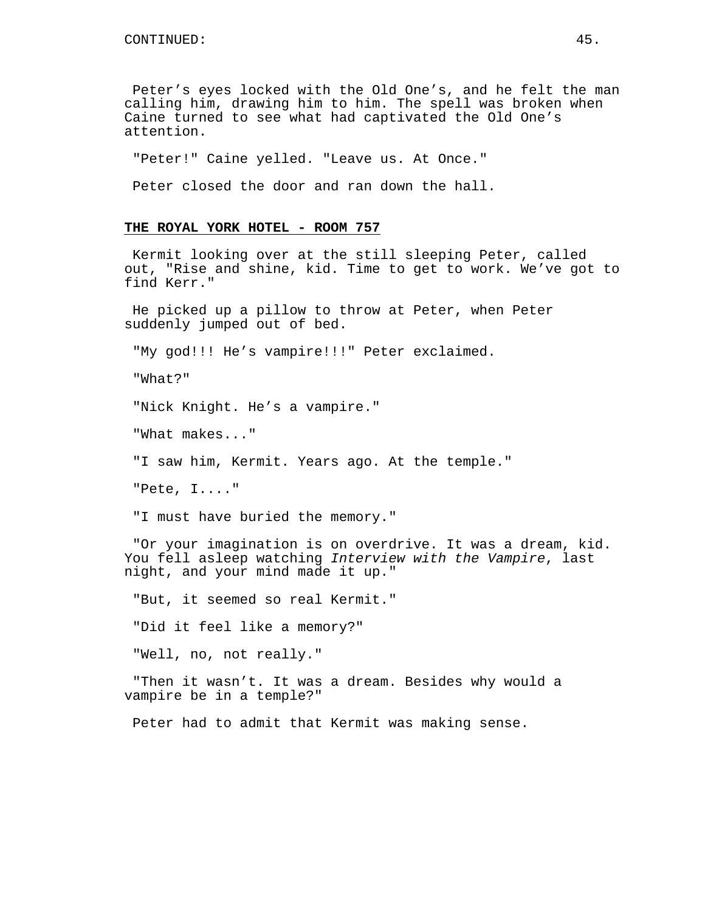Peter's eyes locked with the Old One's, and he felt the man calling him, drawing him to him. The spell was broken when Caine turned to see what had captivated the Old One's attention.

"Peter!" Caine yelled. "Leave us. At Once."

Peter closed the door and ran down the hall.

**THE ROYAL YORK HOTEL - ROOM 757**

Kermit looking over at the still sleeping Peter, called out, "Rise and shine, kid. Time to get to work. We've got to find Kerr."

He picked up a pillow to throw at Peter, when Peter suddenly jumped out of bed.

"My god!!! He's vampire!!!" Peter exclaimed.

"What?"

"Nick Knight. He's a vampire."

"What makes..."

"I saw him, Kermit. Years ago. At the temple."

"Pete, I...."

"I must have buried the memory."

"Or your imagination is on overdrive. It was a dream, kid. You fell asleep watching *Interview with the Vampire*, last night, and your mind made it up."

"But, it seemed so real Kermit."

"Did it feel like a memory?"

"Well, no, not really."

"Then it wasn't. It was a dream. Besides why would a vampire be in a temple?"

Peter had to admit that Kermit was making sense.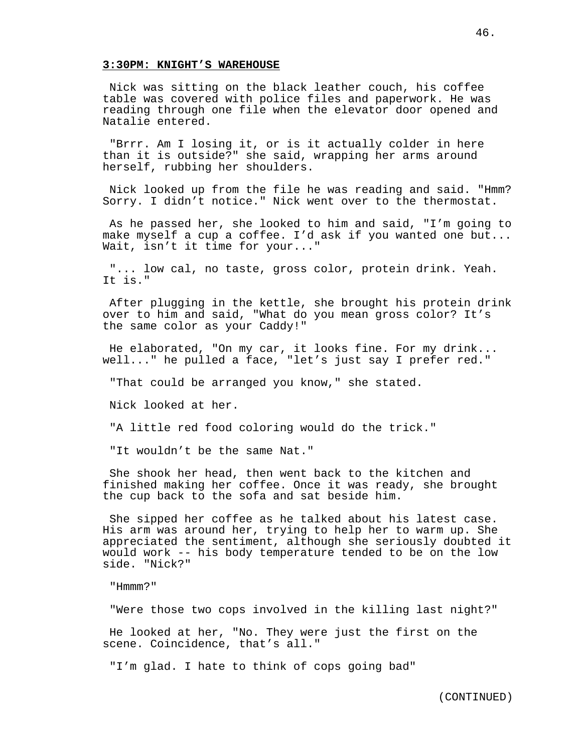**3:30PM: KNIGHT’S WAREHOUSE**

Nick was sitting on the black leather couch, his coffee table was covered with police files and paperwork. He was reading through one file when the elevator door opened and Natalie entered.

"Brrr. Am I losing it, or is it actually colder in here than it is outside?" she said, wrapping her arms around herself, rubbing her shoulders.

Nick looked up from the file he was reading and said. "Hmm? Sorry. I didn’t notice." Nick went over to the thermostat.

As he passed her, she looked to him and said, "I’m going to make myself a cup a coffee. I’d ask if you wanted one but... Wait, isn’t it time for your..."

"... low cal, no taste, gross color, protein drink. Yeah. It is."

After plugging in the kettle, she brought his protein drink over to him and said, "What do you mean gross color? It’s the same color as your Caddy!"

He elaborated, "On my car, it looks fine. For my drink... well..." he pulled a face, "let’s just say I prefer red."

"That could be arranged you know," she stated.

Nick looked at her.

"A little red food coloring would do the trick."

"It wouldn’t be the same Nat."

She shook her head, then went back to the kitchen and finished making her coffee. Once it was ready, she brought the cup back to the sofa and sat beside him.

She sipped her coffee as he talked about his latest case. His arm was around her, trying to help her to warm up. She appreciated the sentiment, although she seriously doubted it would work -- his body temperature tended to be on the low side. "Nick?"

"Hmmm?"

"Were those two cops involved in the killing last night?"

He looked at her, "No. They were just the first on the scene. Coincidence, that’s all."

"I’m glad. I hate to think of cops going bad"

(CONTINUED)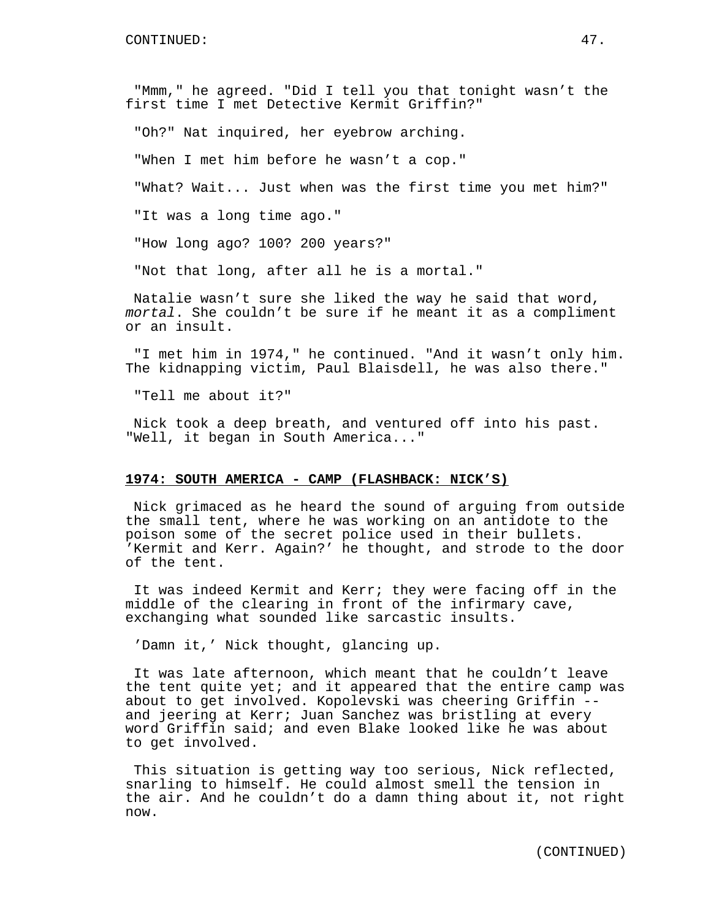"Mmm," he agreed. "Did I tell you that tonight wasn't the first time I met Detective Kermit Griffin?"

"Oh?" Nat inquired, her eyebrow arching.

"When I met him before he wasn't a cop."

"What? Wait... Just when was the first time you met him?"

"It was a long time ago."

"How long ago? 100? 200 years?"

"Not that long, after all he is a mortal."

Natalie wasn't sure she liked the way he said that word, *mortal*. She couldn't be sure if he meant it as a compliment or an insult.

"I met him in 1974," he continued. "And it wasn't only him. The kidnapping victim, Paul Blaisdell, he was also there."

"Tell me about it?"

Nick took a deep breath, and ventured off into his past. "Well, it began in South America..."

**1974: SOUTH AMERICA - CAMP (FLASHBACK: NICK'S)**

Nick grimaced as he heard the sound of arguing from outside the small tent, where he was working on an antidote to the poison some of the secret police used in their bullets. 'Kermit and Kerr. Again?' he thought, and strode to the door of the tent.

It was indeed Kermit and Kerr; they were facing off in the middle of the clearing in front of the infirmary cave, exchanging what sounded like sarcastic insults.

'Damn it,' Nick thought, glancing up.

It was late afternoon, which meant that he couldn't leave the tent quite yet; and it appeared that the entire camp was about to get involved. Kopolevski was cheering Griffin -- and jeering at Kerr; Juan Sanchez was bristling at every word Griffin said; and even Blake looked like he was about to get involved.

This situation is getting way too serious, Nick reflected, snarling to himself. He could almost smell the tension in the air. And he couldn't do a damn thing about it, not right now.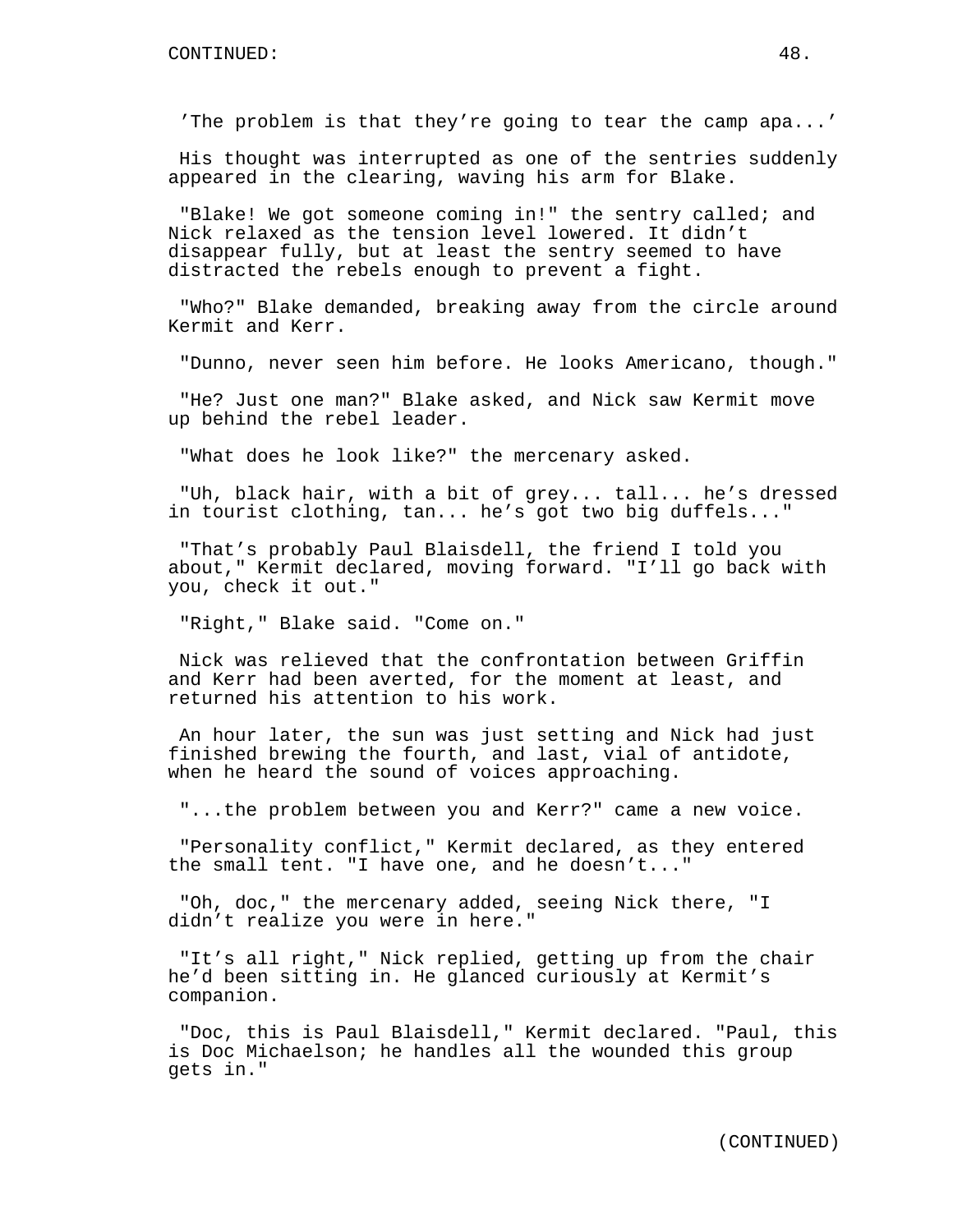'The problem is that they're going to tear the camp apa...'

His thought was interrupted as one of the sentries suddenly appeared in the clearing, waving his arm for Blake.

"Blake! We got someone coming in!" the sentry called; and Nick relaxed as the tension level lowered. It didn't disappear fully, but at least the sentry seemed to have distracted the rebels enough to prevent a fight.

"Who?" Blake demanded, breaking away from the circle around Kermit and Kerr.

"Dunno, never seen him before. He looks Americano, though."

"He? Just one man?" Blake asked, and Nick saw Kermit move up behind the rebel leader.

"What does he look like?" the mercenary asked.

"Uh, black hair, with a bit of grey... tall... he's dressed in tourist clothing, tan... he's got two big duffels..."

"That's probably Paul Blaisdell, the friend I told you about," Kermit declared, moving forward. "I'll go back with you, check it out."

"Right," Blake said. "Come on."

Nick was relieved that the confrontation between Griffin and Kerr had been averted, for the moment at least, and returned his attention to his work.

An hour later, the sun was just setting and Nick had just finished brewing the fourth, and last, vial of antidote, when he heard the sound of voices approaching.

"...the problem between you and Kerr?" came a new voice.

"Personality conflict," Kermit declared, as they entered the small tent. "I have one, and he doesn't..."

"Oh, doc," the mercenary added, seeing Nick there, "I didn't realize you were in here."

"It's all right," Nick replied, getting up from the chair he'd been sitting in. He glanced curiously at Kermit's companion.

"Doc, this is Paul Blaisdell," Kermit declared. "Paul, this is Doc Michaelson; he handles all the wounded this group gets in."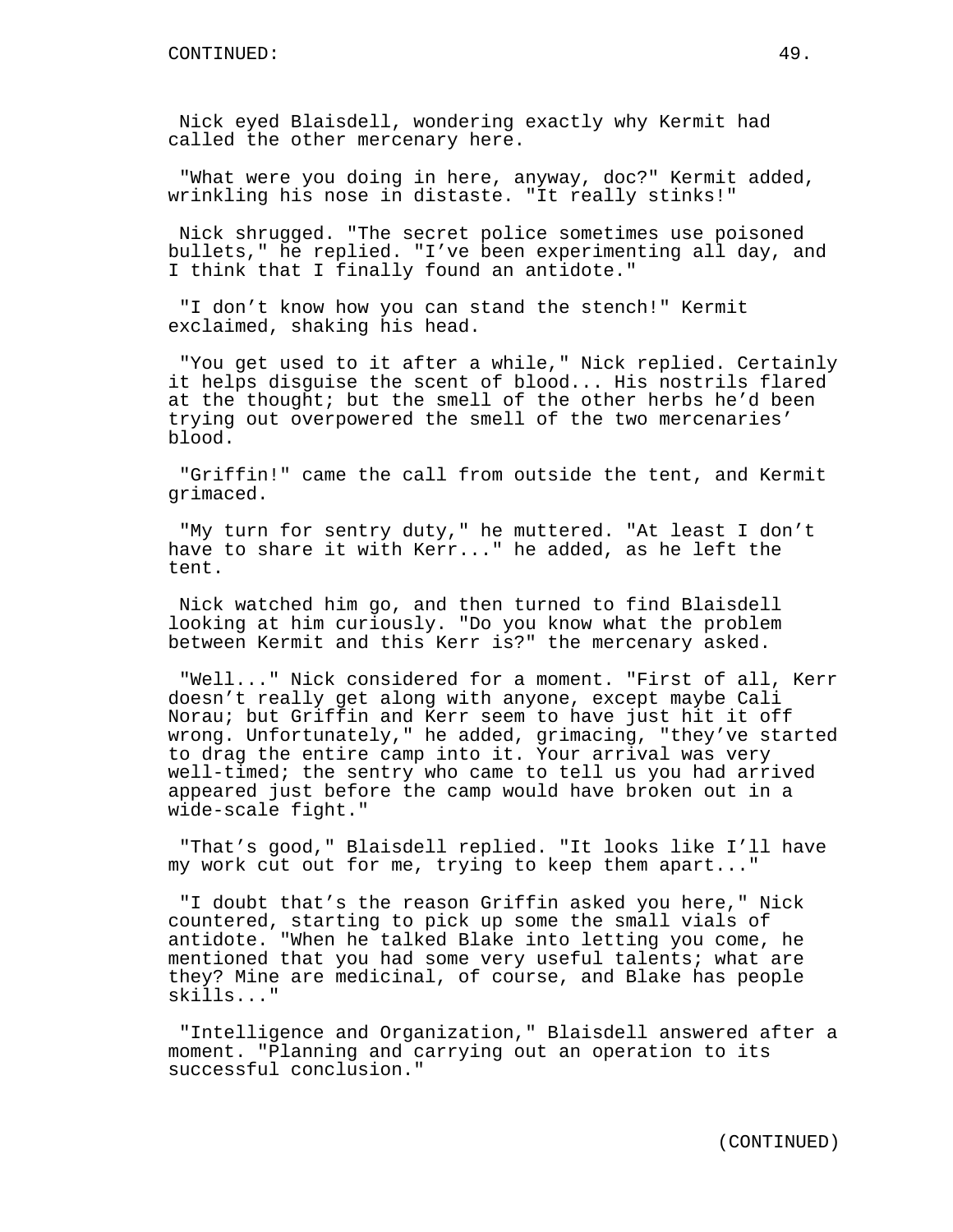Nick eyed Blaisdell, wondering exactly why Kermit had called the other mercenary here.

"What were you doing in here, anyway, doc?" Kermit added, wrinkling his nose in distaste. "It really stinks!"

Nick shrugged. "The secret police sometimes use poisoned bullets," he replied. "I've been experimenting all day, and I think that I finally found an antidote."

"I don't know how you can stand the stench!" Kermit exclaimed, shaking his head.

"You get used to it after a while," Nick replied. Certainly it helps disguise the scent of blood... His nostrils flared at the thought; but the smell of the other herbs he'd been trying out overpowered the smell of the two mercenaries' blood.

"Griffin!" came the call from outside the tent, and Kermit grimaced.

"My turn for sentry duty," he muttered. "At least I don't have to share it with Kerr..." he added, as he left the tent.

Nick watched him go, and then turned to find Blaisdell looking at him curiously. "Do you know what the problem between Kermit and this Kerr is?" the mercenary asked.

"Well..." Nick considered for a moment. "First of all, Kerr doesn't really get along with anyone, except maybe Cali Norau; but Griffin and Kerr seem to have just hit it off wrong. Unfortunately," he added, grimacing, "they've started to drag the entire camp into it. Your arrival was very well-timed; the sentry who came to tell us you had arrived appeared just before the camp would have broken out in a wide-scale fight."

"That's good," Blaisdell replied. "It looks like I'll have my work cut out for me, trying to keep them apart..."

"I doubt that's the reason Griffin asked you here," Nick countered, starting to pick up some the small vials of antidote. "When he talked Blake into letting you come, he mentioned that you had some very useful talents; what are they? Mine are medicinal, of course, and Blake has people skills..."

"Intelligence and Organization," Blaisdell answered after a moment. "Planning and carrying out an operation to its successful conclusion."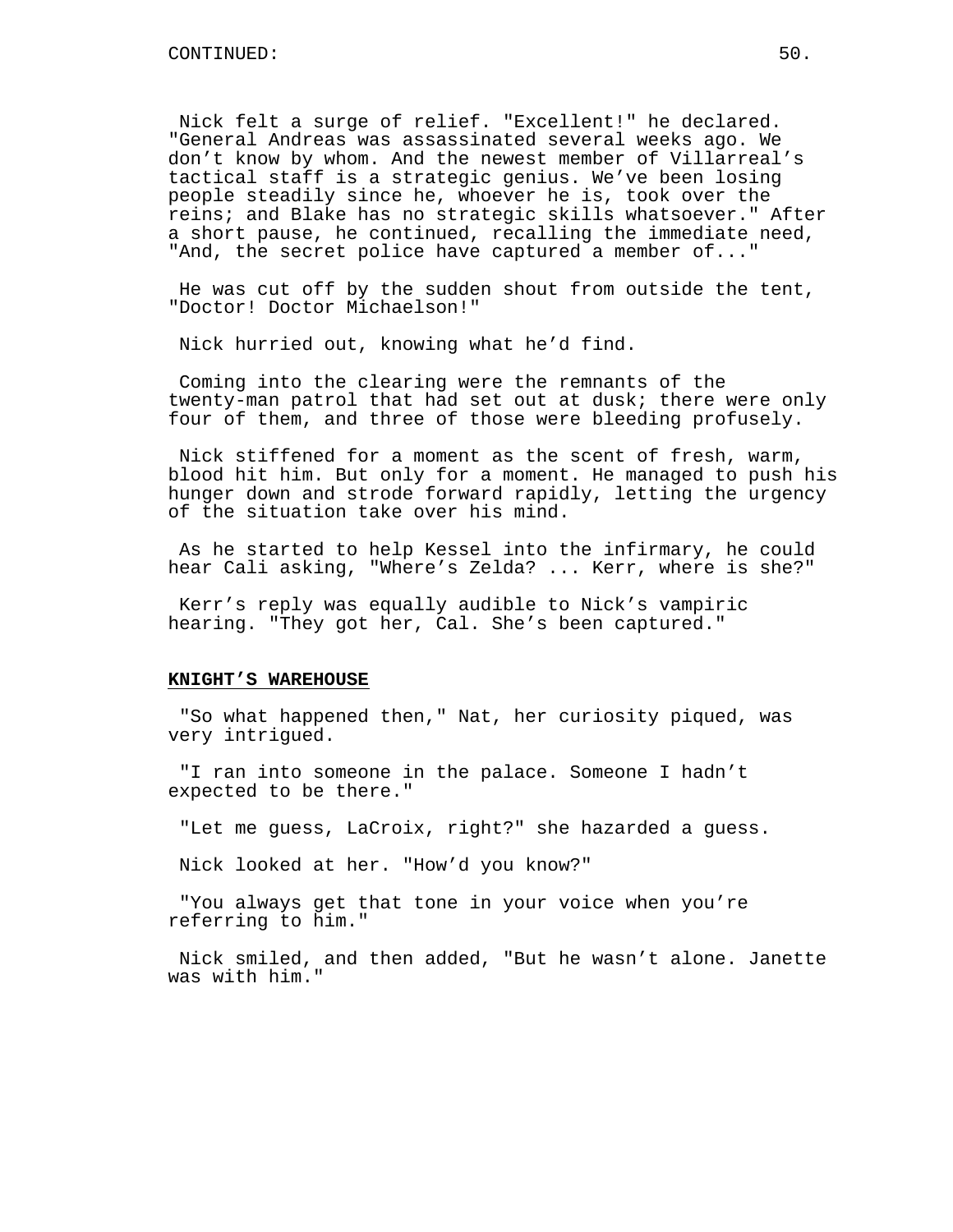Nick felt a surge of relief. "Excellent!" he declared. "General Andreas was assassinated several weeks ago. We don't know by whom. And the newest member of Villarreal's tactical staff is a strategic genius. We've been losing people steadily since he, whoever he is, took over the reins; and Blake has no strategic skills whatsoever." After a short pause, he continued, recalling the immediate need, "And, the secret police have captured a member of..."

He was cut off by the sudden shout from outside the tent, "Doctor! Doctor Michaelson!"

Nick hurried out, knowing what he'd find.

Coming into the clearing were the remnants of the twenty-man patrol that had set out at dusk; there were only four of them, and three of those were bleeding profusely.

Nick stiffened for a moment as the scent of fresh, warm, blood hit him. But only for a moment. He managed to push his hunger down and strode forward rapidly, letting the urgency of the situation take over his mind.

As he started to help Kessel into the infirmary, he could hear Cali asking, "Where's Zelda? ... Kerr, where is she?"

Kerr's reply was equally audible to Nick's vampiric hearing. "They got her, Cal. She's been captured."

**KNIGHT'S WAREHOUSE**

"So what happened then," Nat, her curiosity piqued, was very intrigued.

"I ran into someone in the palace. Someone I hadn't expected to be there."

"Let me guess, LaCroix, right?" she hazarded a guess.

Nick looked at her. "How'd you know?"

"You always get that tone in your voice when you're referring to him."

Nick smiled, and then added, "But he wasn't alone. Janette was with him."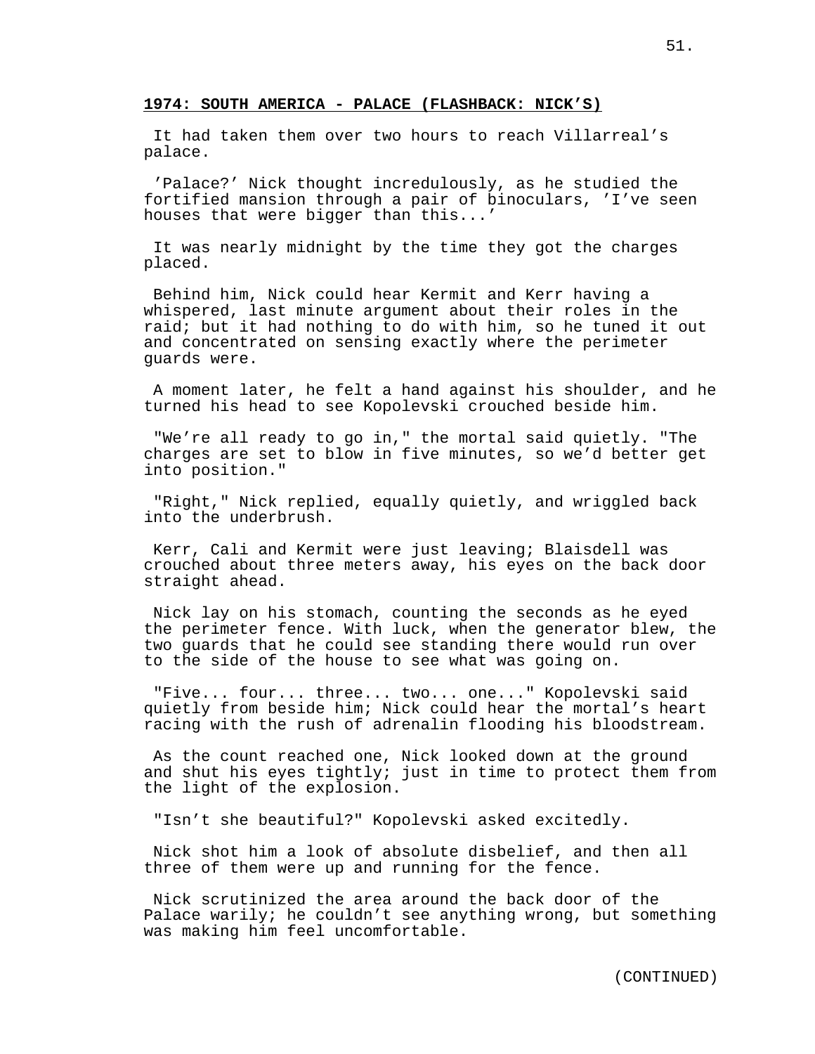**1974: SOUTH AMERICA - PALACE (FLASHBACK: NICK'S)**

It had taken them over two hours to reach Villarreal's palace.

'Palace?' Nick thought incredulously, as he studied the fortified mansion through a pair of binoculars, 'I've seen houses that were bigger than this...'

It was nearly midnight by the time they got the charges placed.

Behind him, Nick could hear Kermit and Kerr having a whispered, last minute argument about their roles in the raid; but it had nothing to do with him, so he tuned it out and concentrated on sensing exactly where the perimeter guards were.

A moment later, he felt a hand against his shoulder, and he turned his head to see Kopolevski crouched beside him.

"We're all ready to go in," the mortal said quietly. "The charges are set to blow in five minutes, so we'd better get into position."

"Right," Nick replied, equally quietly, and wriggled back into the underbrush.

Kerr, Cali and Kermit were just leaving; Blaisdell was crouched about three meters away, his eyes on the back door straight ahead.

Nick lay on his stomach, counting the seconds as he eyed the perimeter fence. With luck, when the generator blew, the two guards that he could see standing there would run over to the side of the house to see what was going on.

"Five... four... three... two... one..." Kopolevski said quietly from beside him; Nick could hear the mortal's heart racing with the rush of adrenalin flooding his bloodstream.

As the count reached one, Nick looked down at the ground and shut his eyes tightly; just in time to protect them from the light of the explosion.

"Isn't she beautiful?" Kopolevski asked excitedly.

Nick shot him a look of absolute disbelief, and then all three of them were up and running for the fence.

Nick scrutinized the area around the back door of the Palace warily; he couldn't see anything wrong, but something was making him feel uncomfortable.

(CONTINUED)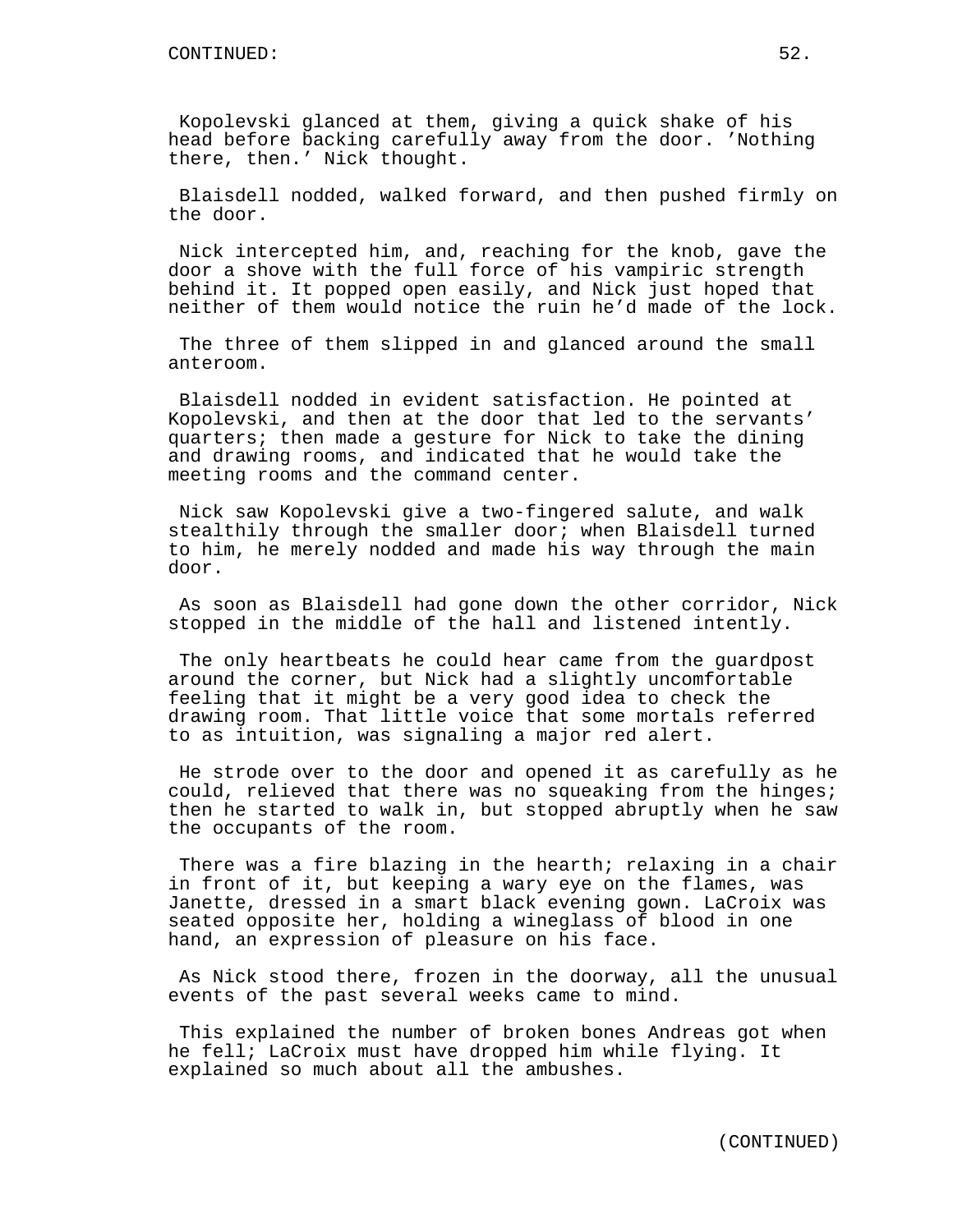Kopolevski glanced at them, giving a quick shake of his head before backing carefully away from the door. 'Nothing there, then.' Nick thought.

Blaisdell nodded, walked forward, and then pushed firmly on the door.

Nick intercepted him, and, reaching for the knob, gave the door a shove with the full force of his vampiric strength behind it. It popped open easily, and Nick just hoped that neither of them would notice the ruin he'd made of the lock.

The three of them slipped in and glanced around the small anteroom.

Blaisdell nodded in evident satisfaction. He pointed at Kopolevski, and then at the door that led to the servants' quarters; then made a gesture for Nick to take the dining and drawing rooms, and indicated that he would take the meeting rooms and the command center.

Nick saw Kopolevski give a two-fingered salute, and walk stealthily through the smaller door; when Blaisdell turned to him, he merely nodded and made his way through the main door.

As soon as Blaisdell had gone down the other corridor, Nick stopped in the middle of the hall and listened intently.

The only heartbeats he could hear came from the guardpost around the corner, but Nick had a slightly uncomfortable feeling that it might be a very good idea to check the drawing room. That little voice that some mortals referred to as intuition, was signaling a major red alert.

He strode over to the door and opened it as carefully as he could, relieved that there was no squeaking from the hinges; then he started to walk in, but stopped abruptly when he saw the occupants of the room.

There was a fire blazing in the hearth; relaxing in a chair in front of it, but keeping a wary eye on the flames, was Janette, dressed in a smart black evening gown. LaCroix was seated opposite her, holding a wineglass of blood in one hand, an expression of pleasure on his face.

As Nick stood there, frozen in the doorway, all the unusual events of the past several weeks came to mind.

This explained the number of broken bones Andreas got when he fell; LaCroix must have dropped him while flying. It explained so much about all the ambushes.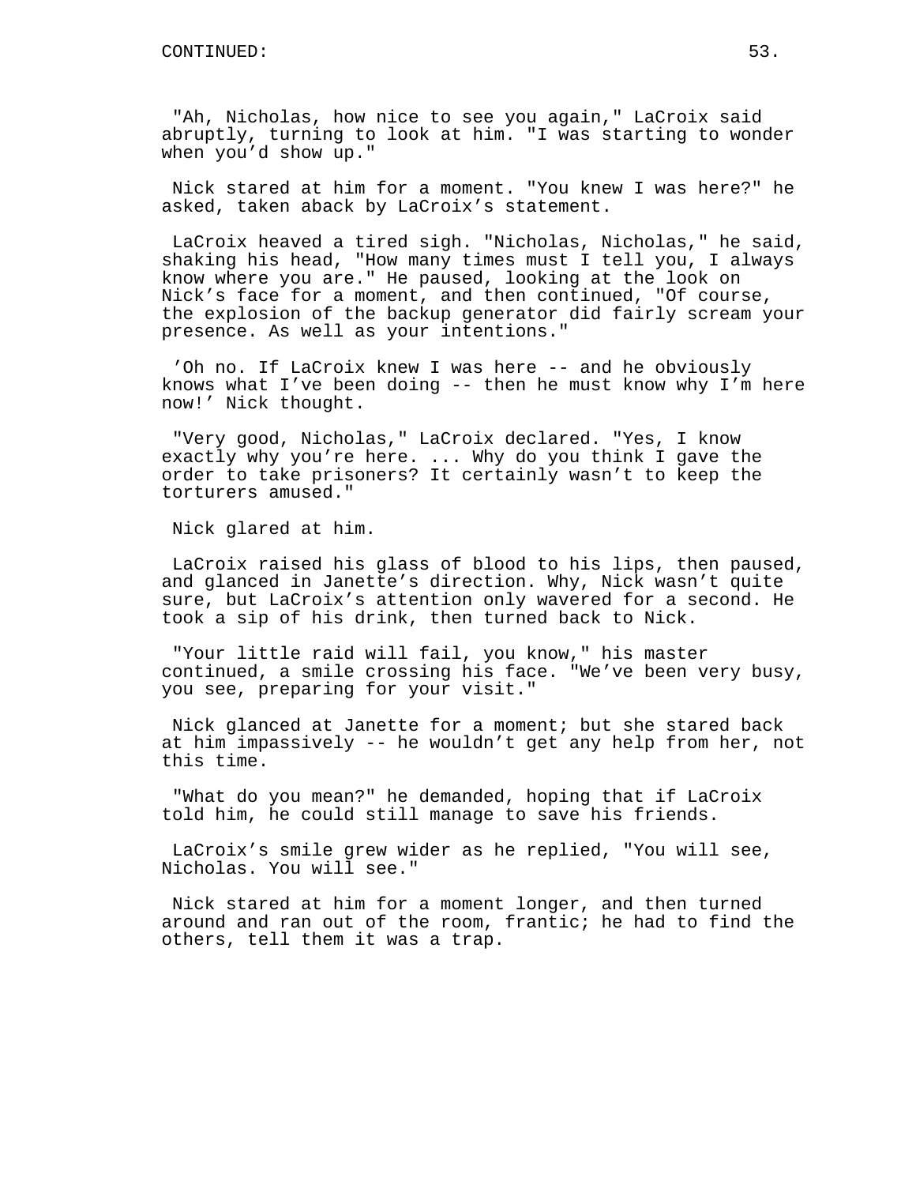"Ah, Nicholas, how nice to see you again," LaCroix said abruptly, turning to look at him. "I was starting to wonder when you'd show up."

Nick stared at him for a moment. "You knew I was here?" he asked, taken aback by LaCroix's statement.

LaCroix heaved a tired sigh. "Nicholas, Nicholas," he said, shaking his head, "How many times must I tell you, I always know where you are." He paused, looking at the look on Nick's face for a moment, and then continued, "Of course, the explosion of the backup generator did fairly scream your presence. As well as your intentions."

'Oh no. If LaCroix knew I was here -- and he obviously knows what I've been doing -- then he must know why I'm here now!' Nick thought.

"Very good, Nicholas," LaCroix declared. "Yes, I know exactly why you're here. ... Why do you think I gave the order to take prisoners? It certainly wasn't to keep the torturers amused."

Nick glared at him.

LaCroix raised his glass of blood to his lips, then paused, and glanced in Janette's direction. Why, Nick wasn't quite sure, but LaCroix's attention only wavered for a second. He took a sip of his drink, then turned back to Nick.

"Your little raid will fail, you know," his master continued, a smile crossing his face. "We've been very busy, you see, preparing for your visit."

Nick glanced at Janette for a moment; but she stared back at him impassively -- he wouldn't get any help from her, not this time.

"What do you mean?" he demanded, hoping that if LaCroix told him, he could still manage to save his friends.

LaCroix's smile grew wider as he replied, "You will see, Nicholas. You will see."

Nick stared at him for a moment longer, and then turned around and ran out of the room, frantic; he had to find the others, tell them it was a trap.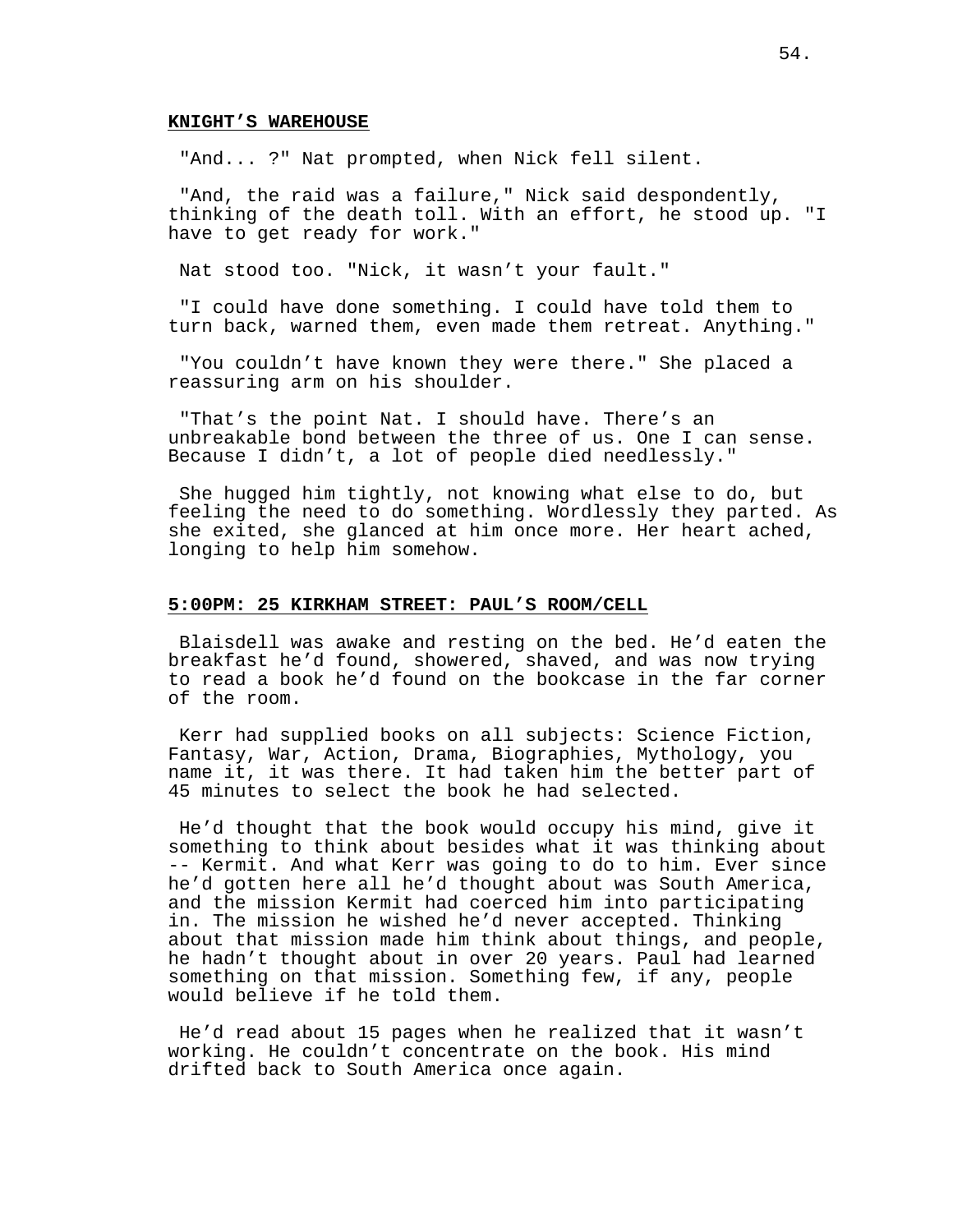**KNIGHT'S WAREHOUSE**

"And... ?" Nat prompted, when Nick fell silent.

"And, the raid was a failure," Nick said despondently, thinking of the death toll. With an effort, he stood up. "I have to get ready for work."

Nat stood too. "Nick, it wasn't your fault."

"I could have done something. I could have told them to turn back, warned them, even made them retreat. Anything."

"You couldn't have known they were there." She placed a reassuring arm on his shoulder.

"That's the point Nat. I should have. There's an unbreakable bond between the three of us. One I can sense. Because I didn't, a lot of people died needlessly."

She hugged him tightly, not knowing what else to do, but feeling the need to do something. Wordlessly they parted. As she exited, she glanced at him once more. Her heart ached, longing to help him somehow.

**5:00PM: 25 KIRKHAM STREET: PAUL'S ROOM/CELL**

Blaisdell was awake and resting on the bed. He'd eaten the breakfast he'd found, showered, shaved, and was now trying to read a book he'd found on the bookcase in the far corner of the room.

Kerr had supplied books on all subjects: Science Fiction, Fantasy, War, Action, Drama, Biographies, Mythology, you name it, it was there. It had taken him the better part of 45 minutes to select the book he had selected.

He'd thought that the book would occupy his mind, give it something to think about besides what it was thinking about -- Kermit. And what Kerr was going to do to him. Ever since he'd gotten here all he'd thought about was South America, and the mission Kermit had coerced him into participating in. The mission he wished he'd never accepted. Thinking about that mission made him think about things, and people, he hadn't thought about in over 20 years. Paul had learned something on that mission. Something few, if any, people would believe if he told them.

He'd read about 15 pages when he realized that it wasn't working. He couldn't concentrate on the book. His mind drifted back to South America once again.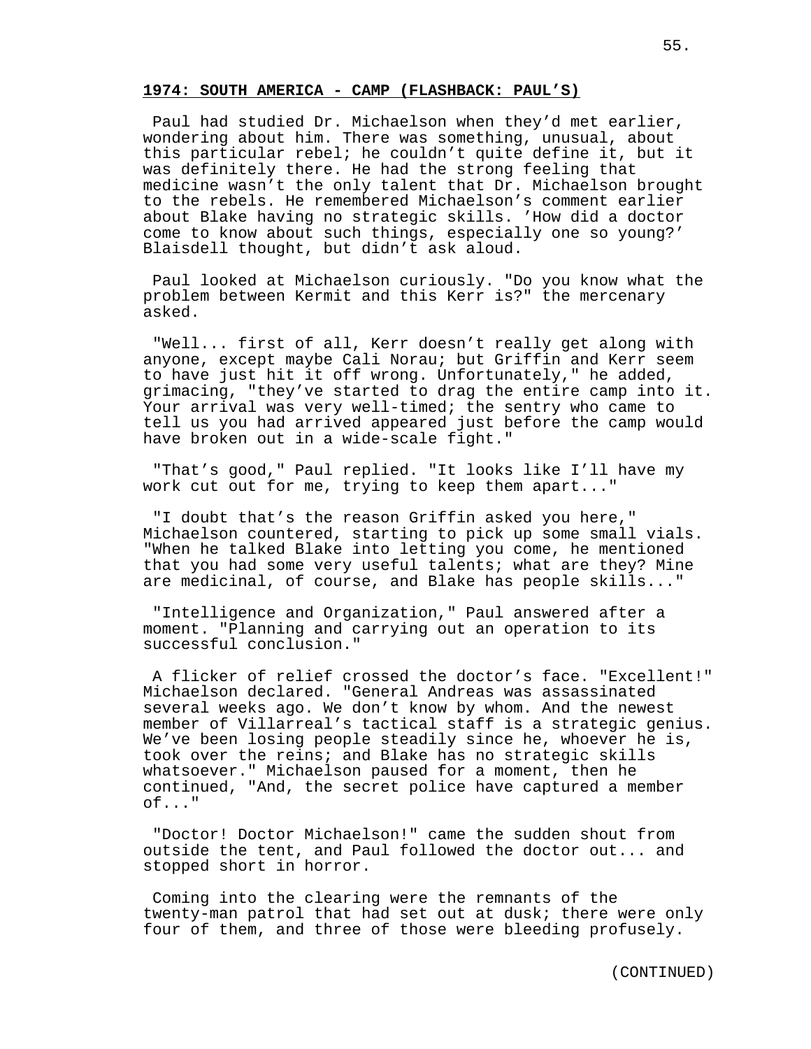**1974: SOUTH AMERICA - CAMP (FLASHBACK: PAUL'S)**

Paul had studied Dr. Michaelson when they'd met earlier, wondering about him. There was something, unusual, about this particular rebel; he couldn't quite define it, but it was definitely there. He had the strong feeling that medicine wasn't the only talent that Dr. Michaelson brought to the rebels. He remembered Michaelson's comment earlier about Blake having no strategic skills. 'How did a doctor come to know about such things, especially one so young?' Blaisdell thought, but didn't ask aloud.

Paul looked at Michaelson curiously. "Do you know what the problem between Kermit and this Kerr is?" the mercenary asked.

"Well... first of all, Kerr doesn't really get along with anyone, except maybe Cali Norau; but Griffin and Kerr seem to have just hit it off wrong. Unfortunately," he added, grimacing, "they've started to drag the entire camp into it. Your arrival was very well-timed; the sentry who came to tell us you had arrived appeared just before the camp would have broken out in a wide-scale fight."

"That's good," Paul replied. "It looks like I'll have my work cut out for me, trying to keep them apart..."

"I doubt that's the reason Griffin asked you here," Michaelson countered, starting to pick up some small vials. "When he talked Blake into letting you come, he mentioned that you had some very useful talents; what are they? Mine are medicinal, of course, and Blake has people skills..."

"Intelligence and Organization," Paul answered after a moment. "Planning and carrying out an operation to its successful conclusion."

A flicker of relief crossed the doctor's face. "Excellent!" Michaelson declared. "General Andreas was assassinated several weeks ago. We don't know by whom. And the newest member of Villarreal's tactical staff is a strategic genius. We've been losing people steadily since he, whoever he is, took over the reins; and Blake has no strategic skills whatsoever." Michaelson paused for a moment, then he continued, "And, the secret police have captured a member of..."

"Doctor! Doctor Michaelson!" came the sudden shout from outside the tent, and Paul followed the doctor out... and stopped short in horror.

Coming into the clearing were the remnants of the twenty-man patrol that had set out at dusk; there were only four of them, and three of those were bleeding profusely.

(CONTINUED)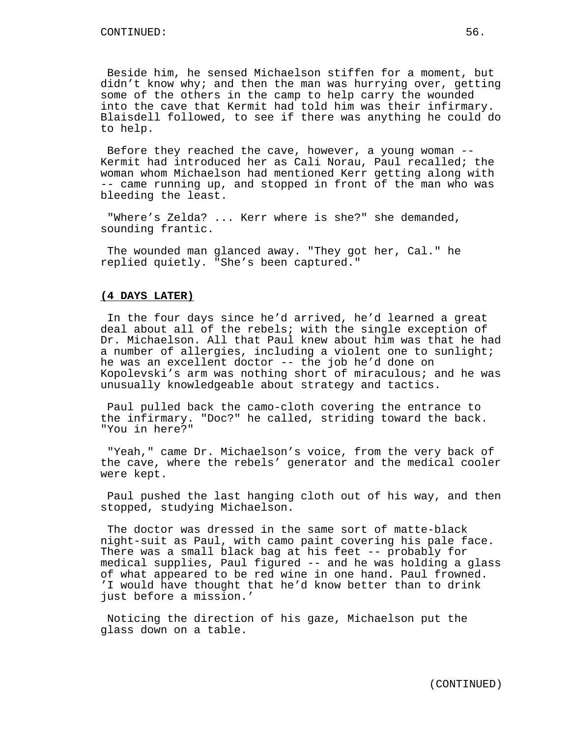Beside him, he sensed Michaelson stiffen for a moment, but didn’t know why; and then the man was hurrying over, getting some of the others in the camp to help carry the wounded into the cave that Kermit had told him was their infirmary. Blaisdell followed, to see if there was anything he could do to help.

Before they reached the cave, however, a young woman -- Kermit had introduced her as Cali Norau, Paul recalled; the woman whom Michaelson had mentioned Kerr getting along with -- came running up, and stopped in front of the man who was bleeding the least.

"Where’s Zelda? ... Kerr where is she?" she demanded, sounding frantic.

The wounded man glanced away. "They got her, Cal." he replied quietly. "She’s been captured."

**(4 DAYS LATER)**

In the four days since he’d arrived, he’d learned a great deal about all of the rebels; with the single exception of Dr. Michaelson. All that Paul knew about him was that he had a number of allergies, including a violent one to sunlight; he was an excellent doctor -- the job he’d done on Kopolevski’s arm was nothing short of miraculous; and he was unusually knowledgeable about strategy and tactics.

Paul pulled back the camo-cloth covering the entrance to the infirmary. "Doc?" he called, striding toward the back. "You in here?"

"Yeah," came Dr. Michaelson’s voice, from the very back of the cave, where the rebels’ generator and the medical cooler were kept.

Paul pushed the last hanging cloth out of his way, and then stopped, studying Michaelson.

The doctor was dressed in the same sort of matte-black night-suit as Paul, with camo paint covering his pale face. There was a small black bag at his feet -- probably for medical supplies, Paul figured -- and he was holding a glass of what appeared to be red wine in one hand. Paul frowned. ’I would have thought that he’d know better than to drink just before a mission.’

Noticing the direction of his gaze, Michaelson put the glass down on a table.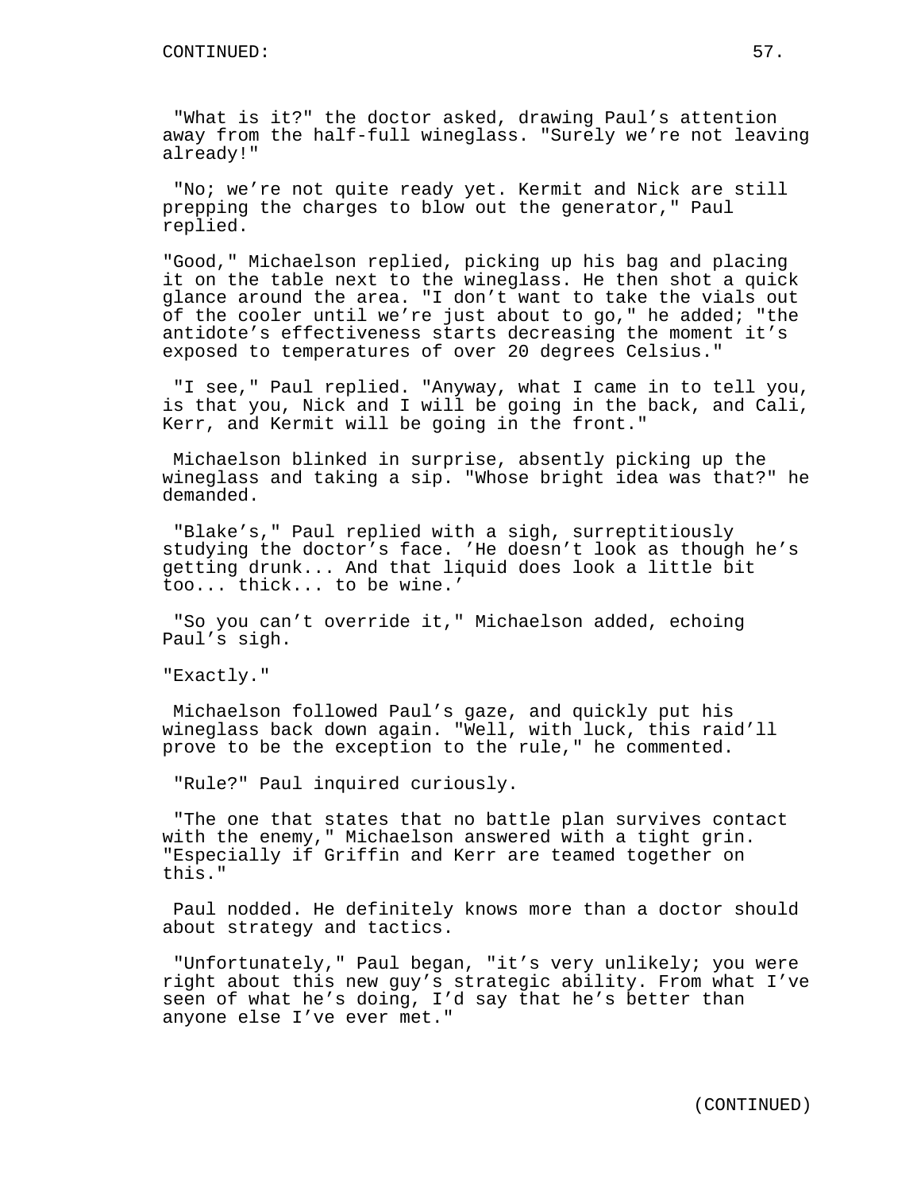"What is it?" the doctor asked, drawing Paul’s attention away from the half-full wineglass. "Surely we’re not leaving already!"

"No; we’re not quite ready yet. Kermit and Nick are still prepping the charges to blow out the generator," Paul replied.

"Good," Michaelson replied, picking up his bag and placing it on the table next to the wineglass. He then shot a quick glance around the area. "I don’t want to take the vials out of the cooler until we’re just about to go," he added; "the antidote’s effectiveness starts decreasing the moment it’s exposed to temperatures of over 20 degrees Celsius."

"I see," Paul replied. "Anyway, what I came in to tell you, is that you, Nick and I will be going in the back, and Cali, Kerr, and Kermit will be going in the front."

Michaelson blinked in surprise, absently picking up the wineglass and taking a sip. "Whose bright idea was that?" he demanded.

"Blake’s," Paul replied with a sigh, surreptitiously studying the doctor’s face. ’He doesn’t look as though he’s getting drunk... And that liquid does look a little bit too... thick... to be wine.’

"So you can’t override it," Michaelson added, echoing Paul’s sigh.

"Exactly."

Michaelson followed Paul’s gaze, and quickly put his wineglass back down again. "Well, with luck, this raid’ll prove to be the exception to the rule," he commented.

"Rule?" Paul inquired curiously.

"The one that states that no battle plan survives contact with the enemy," Michaelson answered with a tight grin. "Especially if Griffin and Kerr are teamed together on this."

Paul nodded. He definitely knows more than a doctor should about strategy and tactics.

"Unfortunately," Paul began, "it’s very unlikely; you were right about this new guy’s strategic ability. From what I’ve seen of what he’s doing, I’d say that he’s better than anyone else I’ve ever met."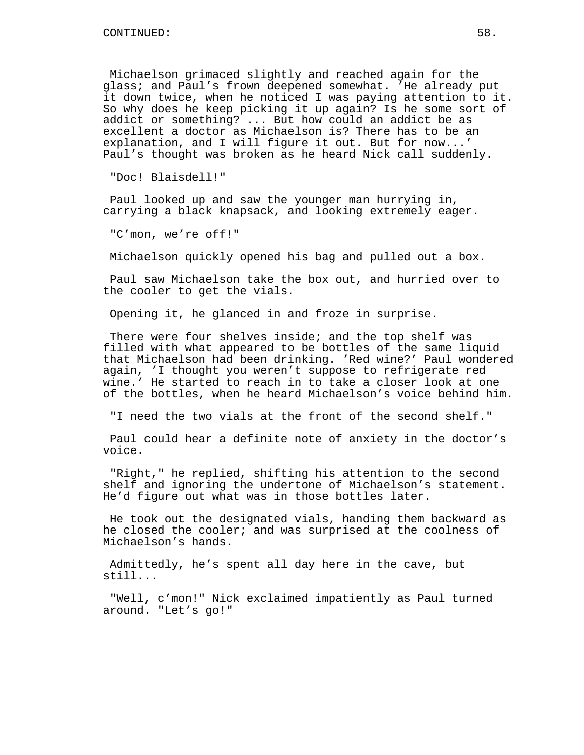Michaelson grimaced slightly and reached again for the glass; and Paul's frown deepened somewhat. 'He already put it down twice, when he noticed I was paying attention to it. So why does he keep picking it up again? Is he some sort of addict or something? ... But how could an addict be as excellent a doctor as Michaelson is? There has to be an explanation, and I will figure it out. But for now...' Paul's thought was broken as he heard Nick call suddenly.

"Doc! Blaisdell!"

Paul looked up and saw the younger man hurrying in, carrying a black knapsack, and looking extremely eager.

"C'mon, we're off!"

Michaelson quickly opened his bag and pulled out a box.

Paul saw Michaelson take the box out, and hurried over to the cooler to get the vials.

Opening it, he glanced in and froze in surprise.

There were four shelves inside; and the top shelf was filled with what appeared to be bottles of the same liquid that Michaelson had been drinking. 'Red wine?' Paul wondered again, 'I thought you weren't suppose to refrigerate red wine.' He started to reach in to take a closer look at one of the bottles, when he heard Michaelson's voice behind him.

"I need the two vials at the front of the second shelf."

Paul could hear a definite note of anxiety in the doctor's voice.

"Right," he replied, shifting his attention to the second shelf and ignoring the undertone of Michaelson's statement. He'd figure out what was in those bottles later.

He took out the designated vials, handing them backward as he closed the cooler; and was surprised at the coolness of Michaelson's hands.

Admittedly, he's spent all day here in the cave, but still...

"Well, c'mon!" Nick exclaimed impatiently as Paul turned around. "Let's go!"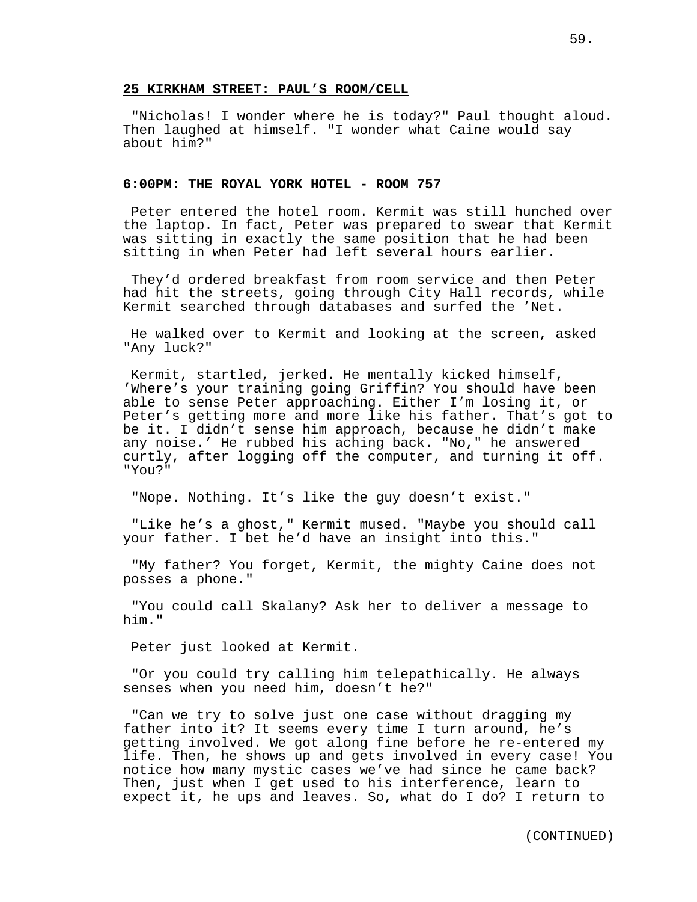**25 KIRKHAM STREET: PAUL'S ROOM/CELL**

"Nicholas! I wonder where he is today?" Paul thought aloud. Then laughed at himself. "I wonder what Caine would say about him?"

**6:00PM: THE ROYAL YORK HOTEL - ROOM 757**

Peter entered the hotel room. Kermit was still hunched over the laptop. In fact, Peter was prepared to swear that Kermit was sitting in exactly the same position that he had been sitting in when Peter had left several hours earlier.

They'd ordered breakfast from room service and then Peter had hit the streets, going through City Hall records, while Kermit searched through databases and surfed the 'Net.

He walked over to Kermit and looking at the screen, asked "Any luck?"

Kermit, startled, jerked. He mentally kicked himself, 'Where's your training going Griffin? You should have been able to sense Peter approaching. Either I'm losing it, or Peter's getting more and more like his father. That's got to be it. I didn't sense him approach, because he didn't make any noise.' He rubbed his aching back. "No," he answered curtly, after logging off the computer, and turning it off. "You?"

"Nope. Nothing. It's like the guy doesn't exist."

"Like he's a ghost," Kermit mused. "Maybe you should call your father. I bet he'd have an insight into this."

"My father? You forget, Kermit, the mighty Caine does not posses a phone."

"You could call Skalany? Ask her to deliver a message to him."

Peter just looked at Kermit.

"Or you could try calling him telepathically. He always senses when you need him, doesn't he?"

"Can we try to solve just one case without dragging my father into it? It seems every time I turn around, he's getting involved. We got along fine before he re-entered my life. Then, he shows up and gets involved in every case! You notice how many mystic cases we've had since he came back? Then, just when I get used to his interference, learn to expect it, he ups and leaves. So, what do I do? I return to

(CONTINUED)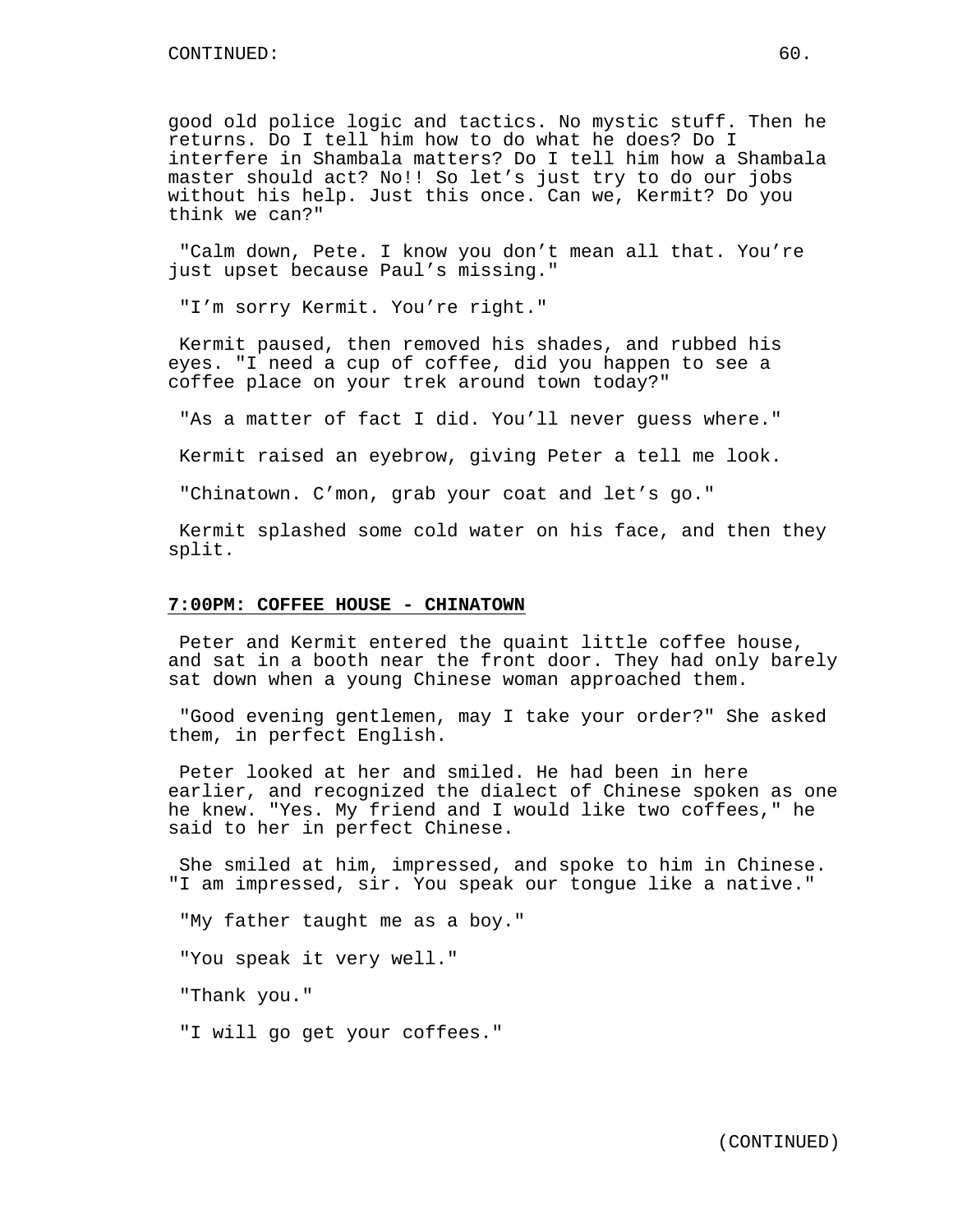good old police logic and tactics. No mystic stuff. Then he returns. Do I tell him how to do what he does? Do I interfere in Shambala matters? Do I tell him how a Shambala master should act? No!! So let's just try to do our jobs without his help. Just this once. Can we, Kermit? Do you think we can?"

"Calm down, Pete. I know you don't mean all that. You're just upset because Paul's missing."

"I'm sorry Kermit. You're right."

Kermit paused, then removed his shades, and rubbed his eyes. "I need a cup of coffee, did you happen to see a coffee place on your trek around town today?"

"As a matter of fact I did. You'll never guess where."

Kermit raised an eyebrow, giving Peter a tell me look.

"Chinatown. C'mon, grab your coat and let's go."

Kermit splashed some cold water on his face, and then they split.

**7:00PM: COFFEE HOUSE - CHINATOWN**

Peter and Kermit entered the quaint little coffee house, and sat in a booth near the front door. They had only barely sat down when a young Chinese woman approached them.

"Good evening gentlemen, may I take your order?" She asked them, in perfect English.

Peter looked at her and smiled. He had been in here earlier, and recognized the dialect of Chinese spoken as one he knew. "Yes. My friend and I would like two coffees," he said to her in perfect Chinese.

She smiled at him, impressed, and spoke to him in Chinese. "I am impressed, sir. You speak our tongue like a native."

"My father taught me as a boy."

"You speak it very well."

"Thank you."

"I will go get your coffees."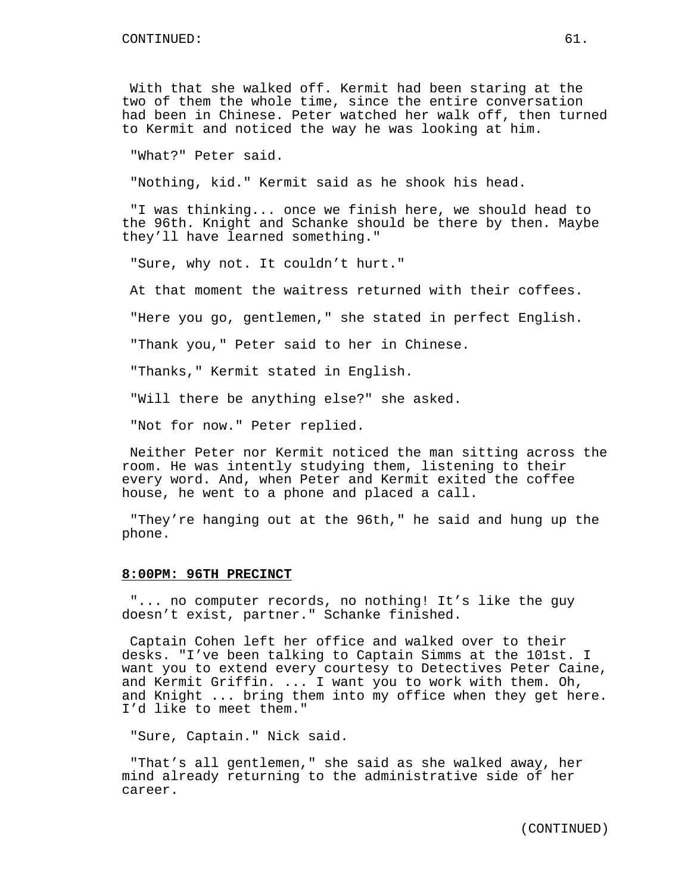With that she walked off. Kermit had been staring at the two of them the whole time, since the entire conversation had been in Chinese. Peter watched her walk off, then turned to Kermit and noticed the way he was looking at him.

"What?" Peter said.

"Nothing, kid." Kermit said as he shook his head.

"I was thinking... once we finish here, we should head to the 96th. Knight and Schanke should be there by then. Maybe they'll have learned something."

"Sure, why not. It couldn't hurt."

At that moment the waitress returned with their coffees.

"Here you go, gentlemen," she stated in perfect English.

"Thank you," Peter said to her in Chinese.

"Thanks," Kermit stated in English.

"Will there be anything else?" she asked.

"Not for now." Peter replied.

Neither Peter nor Kermit noticed the man sitting across the room. He was intently studying them, listening to their every word. And, when Peter and Kermit exited the coffee house, he went to a phone and placed a call.

"They're hanging out at the 96th," he said and hung up the phone.

**8:00PM: 96TH PRECINCT**

"... no computer records, no nothing! It's like the guy doesn't exist, partner." Schanke finished.

Captain Cohen left her office and walked over to their desks. "I've been talking to Captain Simms at the 101st. I want you to extend every courtesy to Detectives Peter Caine, and Kermit Griffin. ... I want you to work with them. Oh, and Knight ... bring them into my office when they get here. I'd like to meet them."

"Sure, Captain." Nick said.

"That's all gentlemen," she said as she walked away, her mind already returning to the administrative side of her career.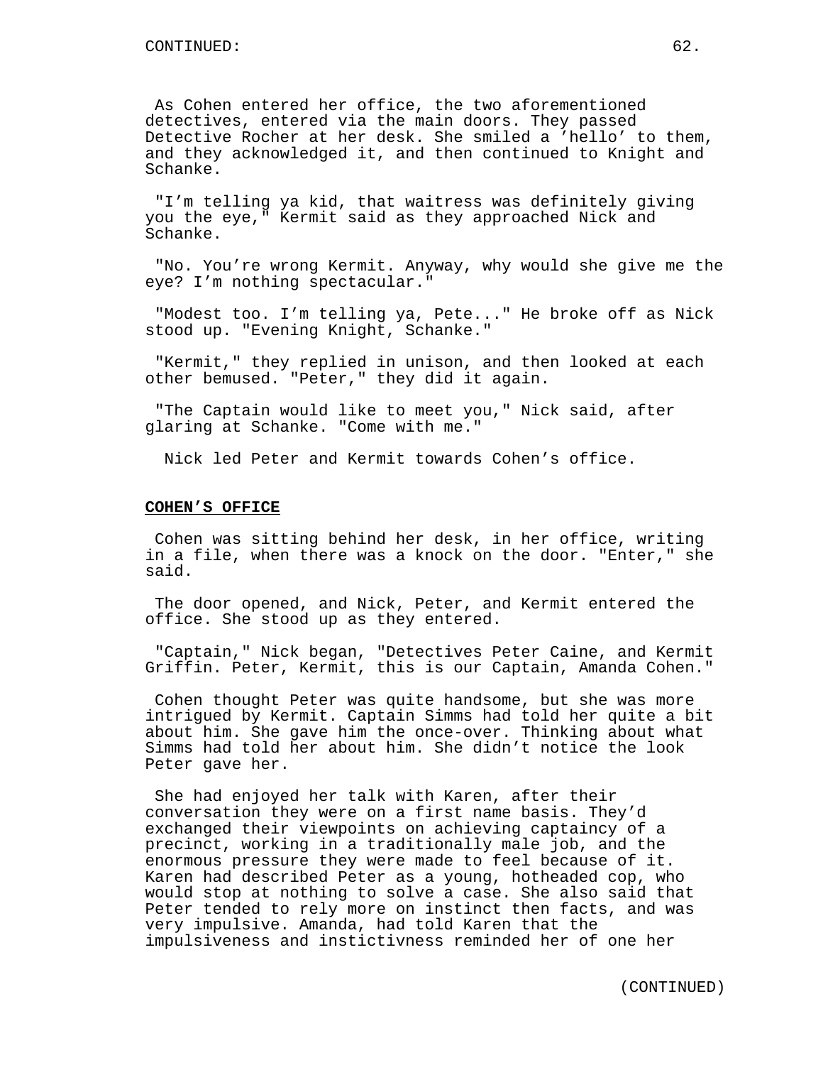As Cohen entered her office, the two aforementioned detectives, entered via the main doors. They passed Detective Rocher at her desk. She smiled a 'hello' to them, and they acknowledged it, and then continued to Knight and Schanke.

"I'm telling ya kid, that waitress was definitely giving you the eye," Kermit said as they approached Nick and Schanke.

"No. You're wrong Kermit. Anyway, why would she give me the eye? I'm nothing spectacular."

"Modest too. I'm telling ya, Pete..." He broke off as Nick stood up. "Evening Knight, Schanke."

"Kermit," they replied in unison, and then looked at each other bemused. "Peter," they did it again.

"The Captain would like to meet you," Nick said, after glaring at Schanke. "Come with me."

Nick led Peter and Kermit towards Cohen's office.

**COHEN'S OFFICE**

Cohen was sitting behind her desk, in her office, writing in a file, when there was a knock on the door. "Enter," she said.

The door opened, and Nick, Peter, and Kermit entered the office. She stood up as they entered.

"Captain," Nick began, "Detectives Peter Caine, and Kermit Griffin. Peter, Kermit, this is our Captain, Amanda Cohen."

Cohen thought Peter was quite handsome, but she was more intrigued by Kermit. Captain Simms had told her quite a bit about him. She gave him the once-over. Thinking about what Simms had told her about him. She didn't notice the look Peter gave her.

She had enjoyed her talk with Karen, after their conversation they were on a first name basis. They'd exchanged their viewpoints on achieving captaincy of a precinct, working in a traditionally male job, and the enormous pressure they were made to feel because of it. Karen had described Peter as a young, hotheaded cop, who would stop at nothing to solve a case. She also said that Peter tended to rely more on instinct then facts, and was very impulsive. Amanda, had told Karen that the impulsiveness and instictivness reminded her of one her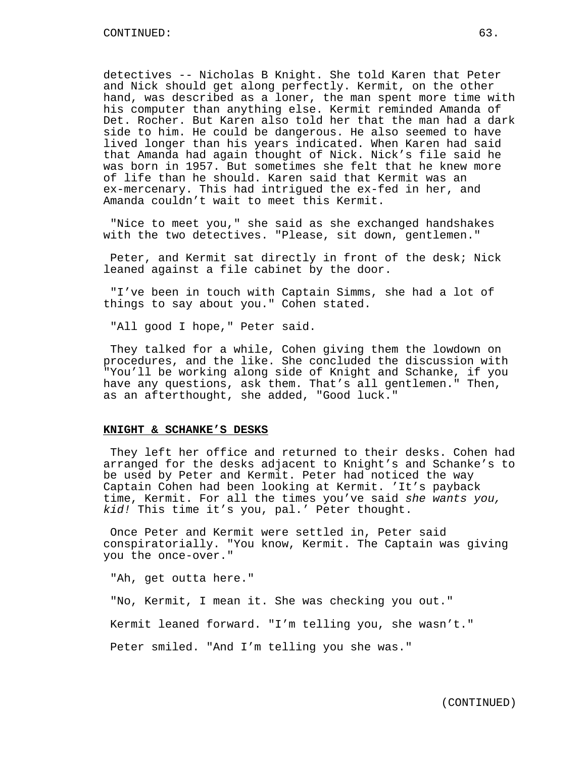detectives -- Nicholas B Knight. She told Karen that Peter and Nick should get along perfectly. Kermit, on the other hand, was described as a loner, the man spent more time with his computer than anything else. Kermit reminded Amanda of Det. Rocher. But Karen also told her that the man had a dark side to him. He could be dangerous. He also seemed to have lived longer than his years indicated. When Karen had said that Amanda had again thought of Nick. Nick's file said he was born in 1957. But sometimes she felt that he knew more of life than he should. Karen said that Kermit was an ex-mercenary. This had intrigued the ex-fed in her, and Amanda couldn't wait to meet this Kermit.

"Nice to meet you," she said as she exchanged handshakes with the two detectives. "Please, sit down, gentlemen."

Peter, and Kermit sat directly in front of the desk; Nick leaned against a file cabinet by the door.

"I've been in touch with Captain Simms, she had a lot of things to say about you." Cohen stated.

"All good I hope," Peter said.

They talked for a while, Cohen giving them the lowdown on procedures, and the like. She concluded the discussion with "You'll be working along side of Knight and Schanke, if you have any questions, ask them. That's all gentlemen." Then, as an afterthought, she added, "Good luck."

**KNIGHT & SCHANKE'S DESKS**

They left her office and returned to their desks. Cohen had arranged for the desks adjacent to Knight's and Schanke's to be used by Peter and Kermit. Peter had noticed the way Captain Cohen had been looking at Kermit. 'It's payback time, Kermit. For all the times you've said *she wants you, kid!* This time it's you, pal.' Peter thought.

Once Peter and Kermit were settled in, Peter said conspiratorially. "You know, Kermit. The Captain was giving you the once-over."

"Ah, get outta here."

"No, Kermit, I mean it. She was checking you out."

Kermit leaned forward. "I'm telling you, she wasn't."

Peter smiled. "And I'm telling you she was."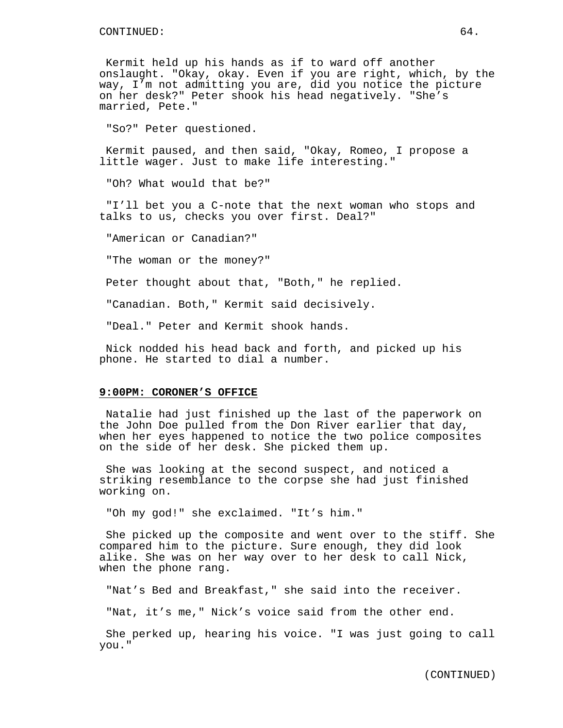Kermit held up his hands as if to ward off another onslaught. "Okay, okay. Even if you are right, which, by the way, I'm not admitting you are, did you notice the picture on her desk?" Peter shook his head negatively. "She's married, Pete."

"So?" Peter questioned.

Kermit paused, and then said, "Okay, Romeo, I propose a little wager. Just to make life interesting."

"Oh? What would that be?"

"I'll bet you a C-note that the next woman who stops and talks to us, checks you over first. Deal?"

"American or Canadian?"

"The woman or the money?"

Peter thought about that, "Both," he replied.

"Canadian. Both," Kermit said decisively.

"Deal." Peter and Kermit shook hands.

Nick nodded his head back and forth, and picked up his phone. He started to dial a number.

**9:00PM: CORONER'S OFFICE**

Natalie had just finished up the last of the paperwork on the John Doe pulled from the Don River earlier that day, when her eyes happened to notice the two police composites on the side of her desk. She picked them up.

She was looking at the second suspect, and noticed a striking resemblance to the corpse she had just finished working on.

"Oh my god!" she exclaimed. "It's him."

She picked up the composite and went over to the stiff. She compared him to the picture. Sure enough, they did look alike. She was on her way over to her desk to call Nick, when the phone rang.

"Nat's Bed and Breakfast," she said into the receiver.

"Nat, it's me," Nick's voice said from the other end.

She perked up, hearing his voice. "I was just going to call you."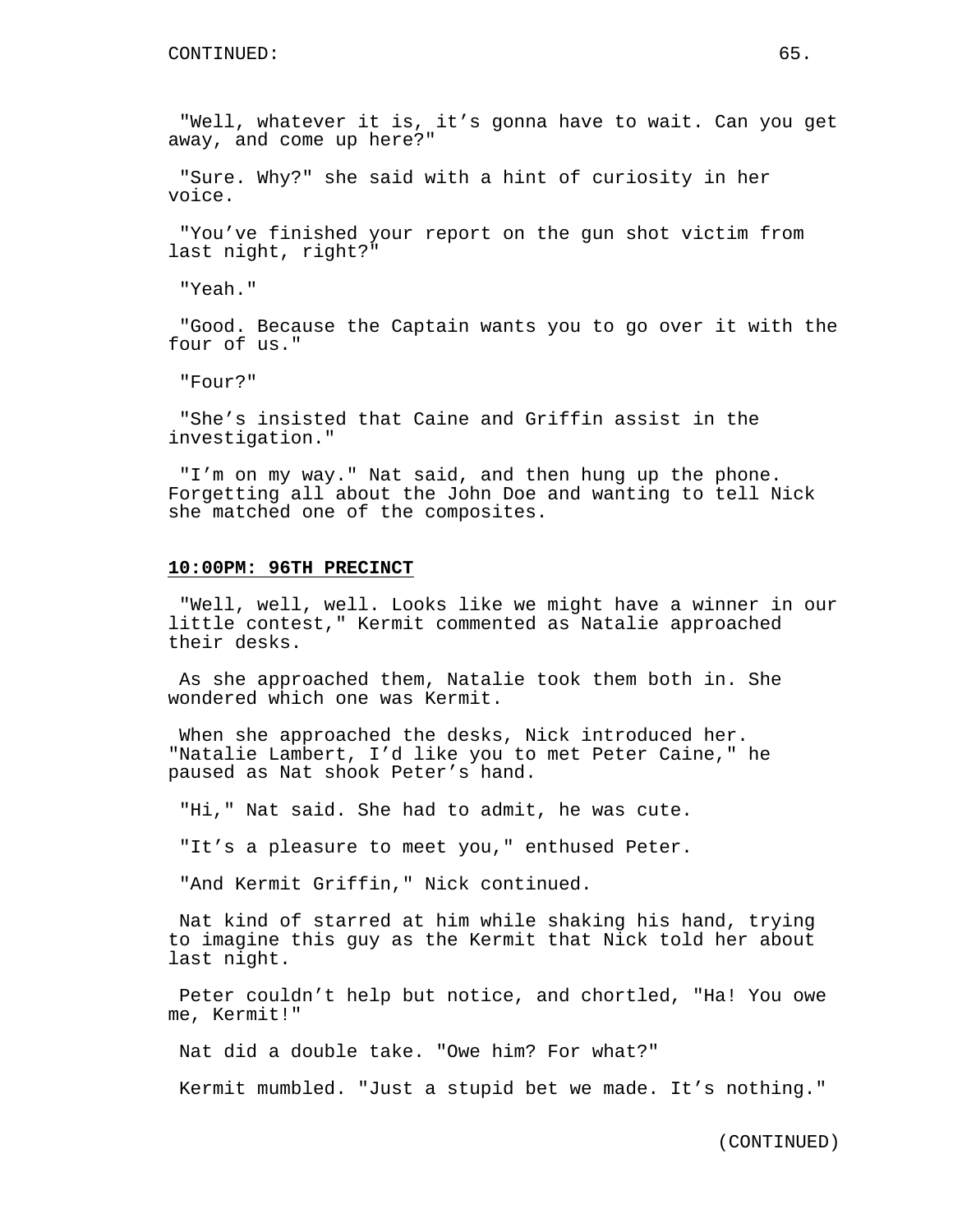"Well, whatever it is, it's gonna have to wait. Can you get away, and come up here?"

"Sure. Why?" she said with a hint of curiosity in her voice.

"You've finished your report on the gun shot victim from last night, right?"

"Yeah."

"Good. Because the Captain wants you to go over it with the four of us."

"Four?"

"She's insisted that Caine and Griffin assist in the investigation."

"I'm on my way." Nat said, and then hung up the phone. Forgetting all about the John Doe and wanting to tell Nick she matched one of the composites.

**10:00PM: 96TH PRECINCT**

"Well, well, well. Looks like we might have a winner in our little contest," Kermit commented as Natalie approached their desks.

As she approached them, Natalie took them both in. She wondered which one was Kermit.

When she approached the desks, Nick introduced her. "Natalie Lambert, I'd like you to met Peter Caine," he paused as Nat shook Peter's hand.

"Hi," Nat said. She had to admit, he was cute.

"It's a pleasure to meet you," enthused Peter.

"And Kermit Griffin," Nick continued.

Nat kind of starred at him while shaking his hand, trying to imagine this guy as the Kermit that Nick told her about last night.

Peter couldn't help but notice, and chortled, "Ha! You owe me, Kermit!"

Nat did a double take. "Owe him? For what?"

Kermit mumbled. "Just a stupid bet we made. It's nothing."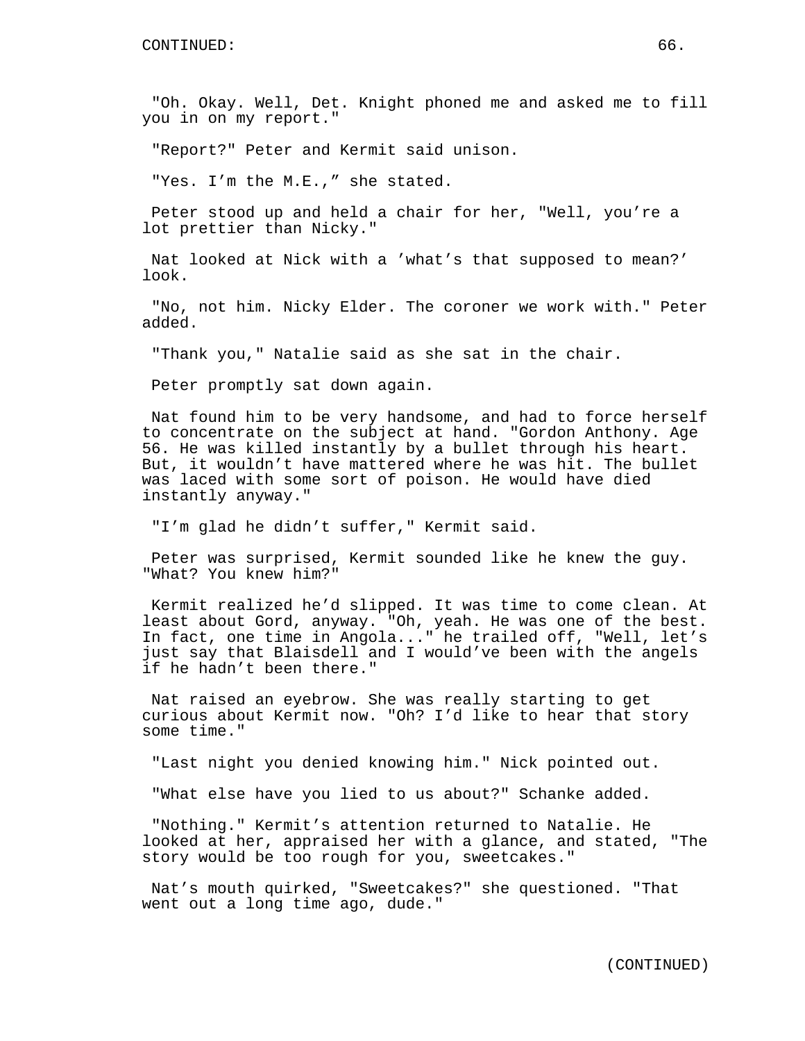"Oh. Okay. Well, Det. Knight phoned me and asked me to fill you in on my report."

"Report?" Peter and Kermit said unison.

"Yes. I'm the M.E.," she stated.

Peter stood up and held a chair for her, "Well, you're a lot prettier than Nicky."

Nat looked at Nick with a 'what's that supposed to mean?' look.

"No, not him. Nicky Elder. The coroner we work with." Peter added.

"Thank you," Natalie said as she sat in the chair.

Peter promptly sat down again.

Nat found him to be very handsome, and had to force herself to concentrate on the subject at hand. "Gordon Anthony. Age 56. He was killed instantly by a bullet through his heart. But, it wouldn't have mattered where he was hit. The bullet was laced with some sort of poison. He would have died instantly anyway."

"I'm glad he didn't suffer," Kermit said.

Peter was surprised, Kermit sounded like he knew the guy. "What? You knew him?"

Kermit realized he'd slipped. It was time to come clean. At least about Gord, anyway. "Oh, yeah. He was one of the best. In fact, one time in Angola..." he trailed off, "Well, let's just say that Blaisdell and I would've been with the angels if he hadn't been there."

Nat raised an eyebrow. She was really starting to get curious about Kermit now. "Oh? I'd like to hear that story some time."

"Last night you denied knowing him." Nick pointed out.

"What else have you lied to us about?" Schanke added.

"Nothing." Kermit's attention returned to Natalie. He looked at her, appraised her with a glance, and stated, "The story would be too rough for you, sweetcakes."

Nat's mouth quirked, "Sweetcakes?" she questioned. "That went out a long time ago, dude."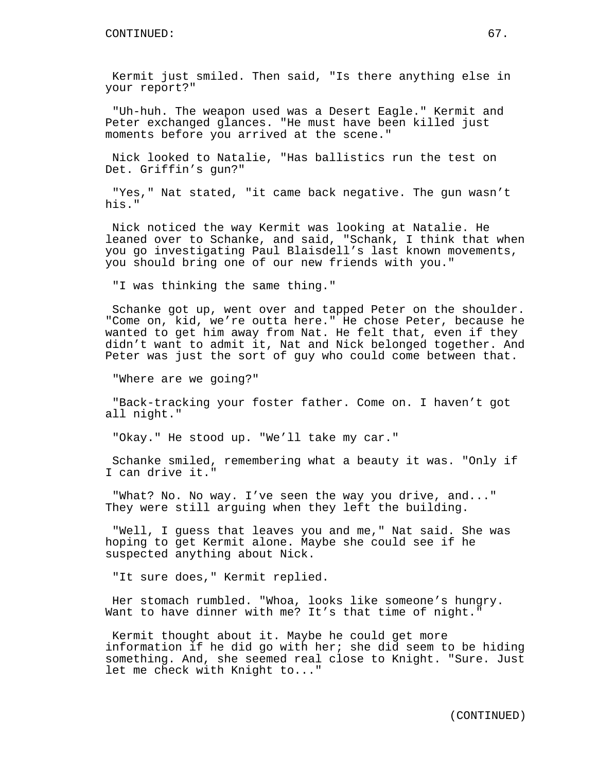Kermit just smiled. Then said, "Is there anything else in your report?"

"Uh-huh. The weapon used was a Desert Eagle." Kermit and Peter exchanged glances. "He must have been killed just moments before you arrived at the scene."

Nick looked to Natalie, "Has ballistics run the test on Det. Griffin's gun?"

"Yes," Nat stated, "it came back negative. The gun wasn't his."

Nick noticed the way Kermit was looking at Natalie. He leaned over to Schanke, and said, "Schank, I think that when you go investigating Paul Blaisdell's last known movements, you should bring one of our new friends with you."

"I was thinking the same thing."

Schanke got up, went over and tapped Peter on the shoulder. "Come on, kid, we're outta here." He chose Peter, because he wanted to get him away from Nat. He felt that, even if they didn't want to admit it, Nat and Nick belonged together. And Peter was just the sort of guy who could come between that.

"Where are we going?"

"Back-tracking your foster father. Come on. I haven't got all night."

"Okay." He stood up. "We'll take my car."

Schanke smiled, remembering what a beauty it was. "Only if I can drive it."

"What? No. No way. I've seen the way you drive, and..." They were still arguing when they left the building.

"Well, I guess that leaves you and me," Nat said. She was hoping to get Kermit alone. Maybe she could see if he suspected anything about Nick.

"It sure does," Kermit replied.

Her stomach rumbled. "Whoa, looks like someone's hungry. Want to have dinner with me? It's that time of night."

Kermit thought about it. Maybe he could get more information if he did go with her; she did seem to be hiding something. And, she seemed real close to Knight. "Sure. Just let me check with Knight to..."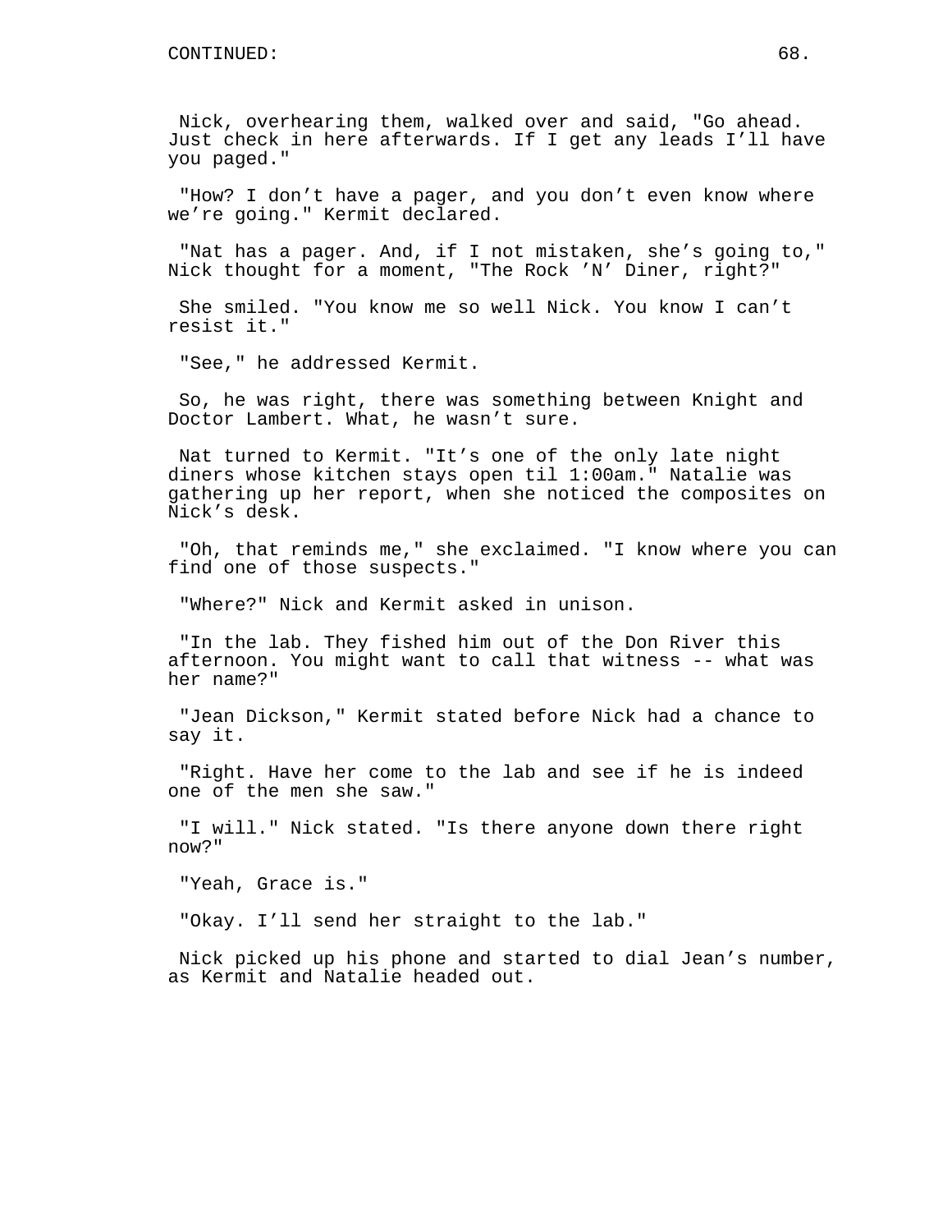Nick, overhearing them, walked over and said, "Go ahead. Just check in here afterwards. If I get any leads I'll have you paged."

"How? I don't have a pager, and you don't even know where we're going." Kermit declared.

"Nat has a pager. And, if I not mistaken, she's going to," Nick thought for a moment, "The Rock 'N' Diner, right?"

She smiled. "You know me so well Nick. You know I can't resist it."

"See," he addressed Kermit.

So, he was right, there was something between Knight and Doctor Lambert. What, he wasn't sure.

Nat turned to Kermit. "It's one of the only late night diners whose kitchen stays open til 1:00am." Natalie was gathering up her report, when she noticed the composites on Nick's desk.

"Oh, that reminds me," she exclaimed. "I know where you can find one of those suspects."

"Where?" Nick and Kermit asked in unison.

"In the lab. They fished him out of the Don River this afternoon. You might want to call that witness -- what was her name?"

"Jean Dickson," Kermit stated before Nick had a chance to say it.

"Right. Have her come to the lab and see if he is indeed one of the men she saw."

"I will." Nick stated. "Is there anyone down there right now?"

"Yeah, Grace is."

"Okay. I'll send her straight to the lab."

Nick picked up his phone and started to dial Jean's number, as Kermit and Natalie headed out.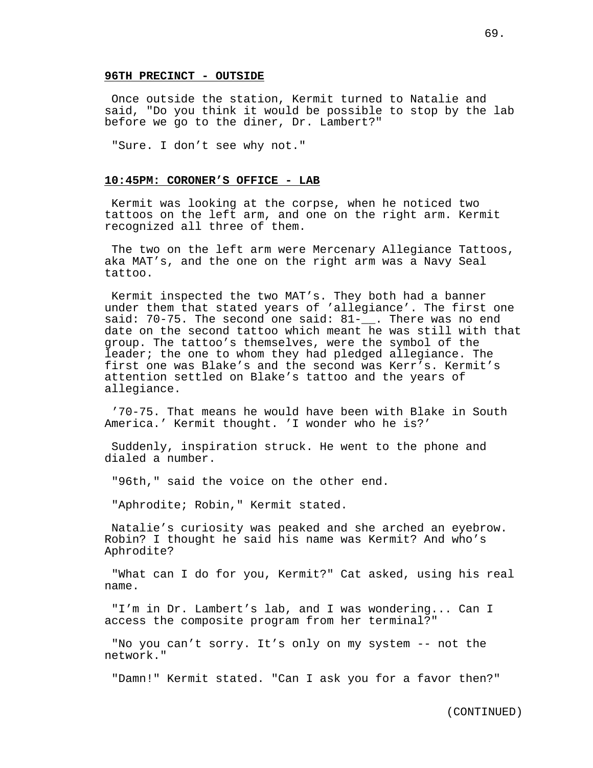**96TH PRECINCT - OUTSIDE**

Once outside the station, Kermit turned to Natalie and said, "Do you think it would be possible to stop by the lab before we go to the diner, Dr. Lambert?"

"Sure. I don't see why not."

**10:45PM: CORONER'S OFFICE - LAB**

Kermit was looking at the corpse, when he noticed two tattoos on the left arm, and one on the right arm. Kermit recognized all three of them.

The two on the left arm were Mercenary Allegiance Tattoos, aka MAT's, and the one on the right arm was a Navy Seal tattoo.

Kermit inspected the two MAT's. They both had a banner under them that stated years of 'allegiance'. The first one said: 70-75. The second one said: 81-__. There was no end date on the second tattoo which meant he was still with that group. The tattoo's themselves, were the symbol of the leader; the one to whom they had pledged allegiance. The first one was Blake's and the second was Kerr's. Kermit's attention settled on Blake's tattoo and the years of allegiance.

'70-75. That means he would have been with Blake in South America.' Kermit thought. 'I wonder who he is?'

Suddenly, inspiration struck. He went to the phone and dialed a number.

"96th," said the voice on the other end.

"Aphrodite; Robin," Kermit stated.

Natalie's curiosity was peaked and she arched an eyebrow. Robin? I thought he said his name was Kermit? And who's Aphrodite?

"What can I do for you, Kermit?" Cat asked, using his real name.

"I'm in Dr. Lambert's lab, and I was wondering... Can I access the composite program from her terminal?"

"No you can't sorry. It's only on my system -- not the network."

"Damn!" Kermit stated. "Can I ask you for a favor then?"

(CONTINUED)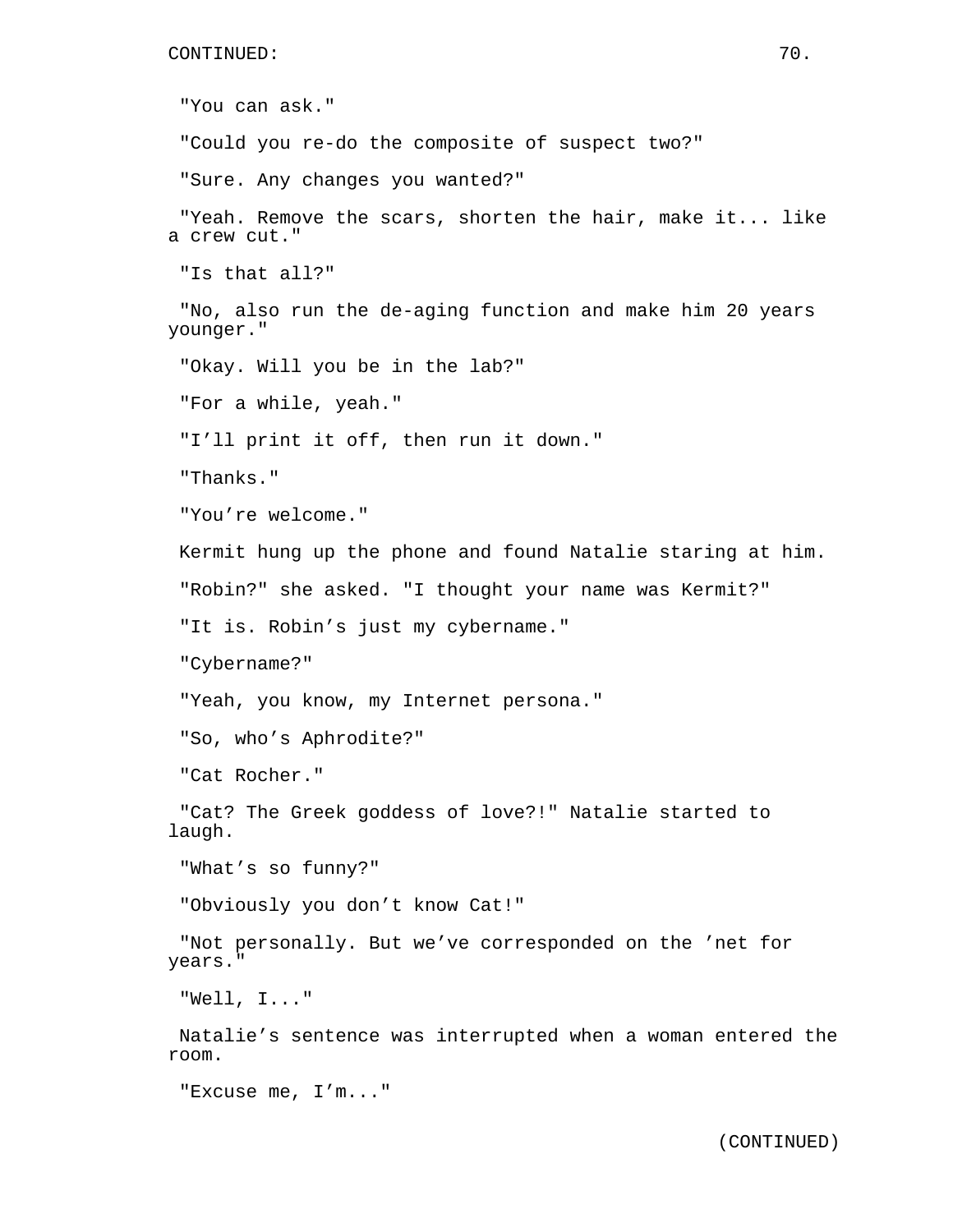"You can ask."

"Could you re-do the composite of suspect two?"

"Sure. Any changes you wanted?"

"Yeah. Remove the scars, shorten the hair, make it... like a crew cut."

"Is that all?"

"No, also run the de-aging function and make him 20 years younger."

"Okay. Will you be in the lab?"

"For a while, yeah."

"I'll print it off, then run it down."

"Thanks."

"You're welcome."

Kermit hung up the phone and found Natalie staring at him.

"Robin?" she asked. "I thought your name was Kermit?"

"It is. Robin's just my cybername."

"Cybername?"

"Yeah, you know, my Internet persona."

"So, who's Aphrodite?"

"Cat Rocher."

"Cat? The Greek goddess of love?!" Natalie started to laugh.

"What's so funny?"

"Obviously you don't know Cat!"

"Not personally. But we've corresponded on the 'net for years."

"Well, I..."

Natalie's sentence was interrupted when a woman entered the room.

"Excuse me, I'm..."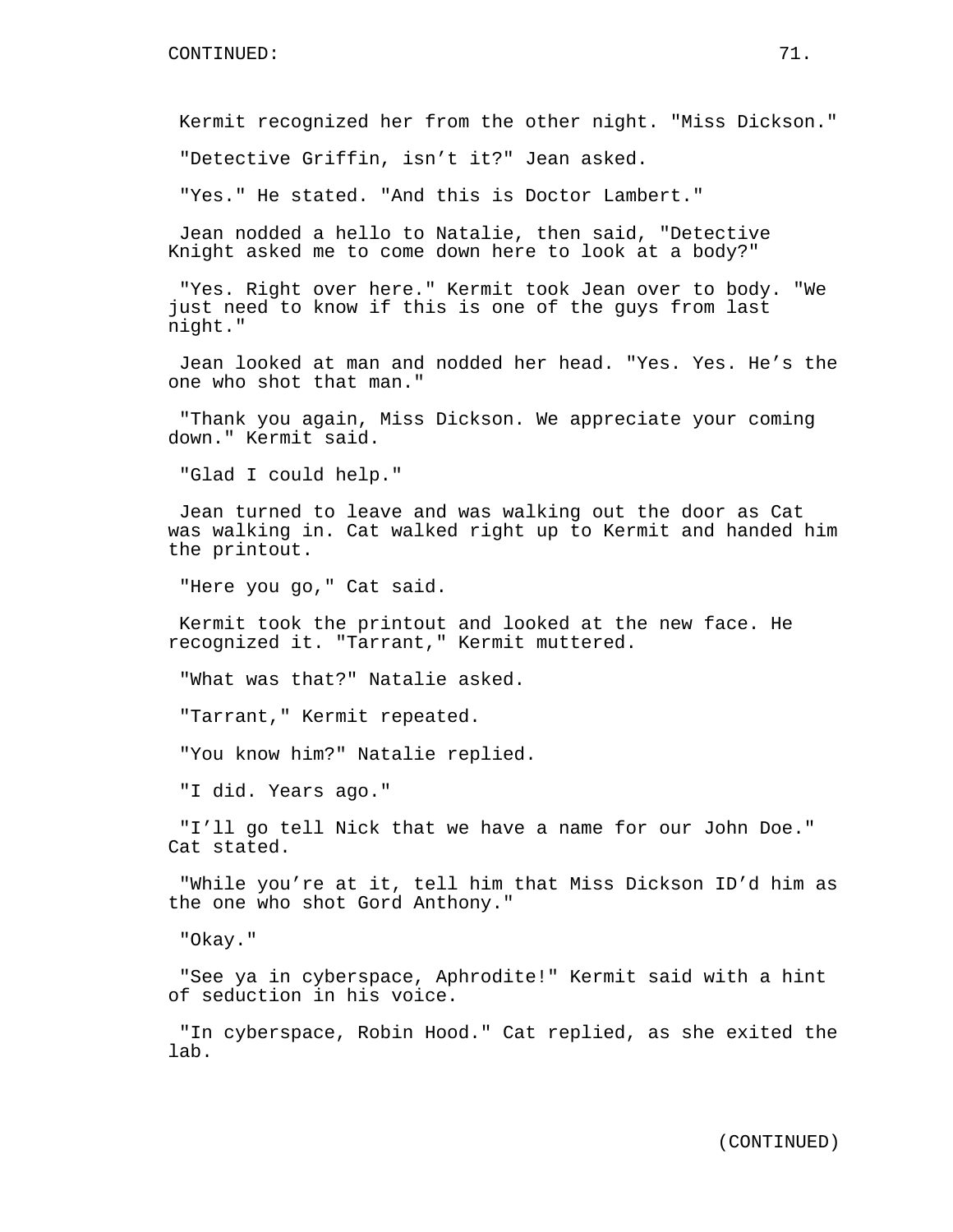Kermit recognized her from the other night. "Miss Dickson."

"Detective Griffin, isn't it?" Jean asked.

"Yes." He stated. "And this is Doctor Lambert."

Jean nodded a hello to Natalie, then said, "Detective Knight asked me to come down here to look at a body?"

"Yes. Right over here." Kermit took Jean over to body. "We just need to know if this is one of the guys from last night."

Jean looked at man and nodded her head. "Yes. Yes. He's the one who shot that man."

"Thank you again, Miss Dickson. We appreciate your coming down." Kermit said.

"Glad I could help."

Jean turned to leave and was walking out the door as Cat was walking in. Cat walked right up to Kermit and handed him the printout.

"Here you go," Cat said.

Kermit took the printout and looked at the new face. He recognized it. "Tarrant," Kermit muttered.

"What was that?" Natalie asked.

"Tarrant," Kermit repeated.

"You know him?" Natalie replied.

"I did. Years ago."

"I'll go tell Nick that we have a name for our John Doe." Cat stated.

"While you're at it, tell him that Miss Dickson ID'd him as the one who shot Gord Anthony."

"Okay."

"See ya in cyberspace, Aphrodite!" Kermit said with a hint of seduction in his voice.

"In cyberspace, Robin Hood." Cat replied, as she exited the lab.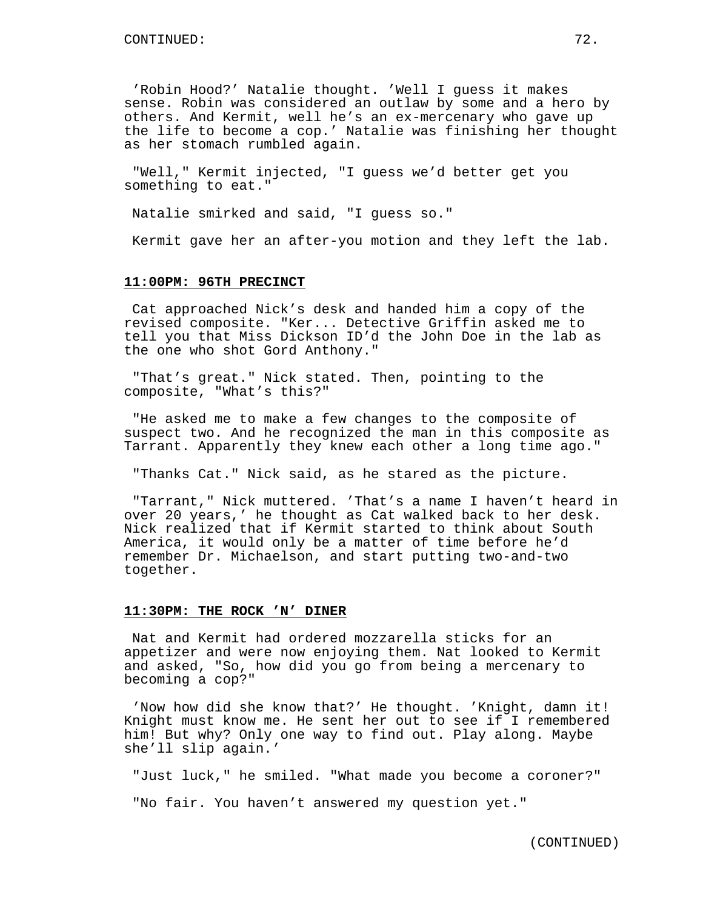'Robin Hood?' Natalie thought. 'Well I guess it makes sense. Robin was considered an outlaw by some and a hero by others. And Kermit, well he's an ex-mercenary who gave up the life to become a cop.' Natalie was finishing her thought as her stomach rumbled again.

"Well," Kermit injected, "I guess we'd better get you something to eat."

Natalie smirked and said, "I guess so."

Kermit gave her an after-you motion and they left the lab.

**11:00PM: 96TH PRECINCT**

Cat approached Nick's desk and handed him a copy of the revised composite. "Ker... Detective Griffin asked me to tell you that Miss Dickson ID'd the John Doe in the lab as the one who shot Gord Anthony."

"That's great." Nick stated. Then, pointing to the composite, "What's this?"

"He asked me to make a few changes to the composite of suspect two. And he recognized the man in this composite as Tarrant. Apparently they knew each other a long time ago."

"Thanks Cat." Nick said, as he stared as the picture.

"Tarrant," Nick muttered. 'That's a name I haven't heard in over 20 years,' he thought as Cat walked back to her desk. Nick realized that if Kermit started to think about South America, it would only be a matter of time before he'd remember Dr. Michaelson, and start putting two-and-two together.

**11:30PM: THE ROCK 'N' DINER**

Nat and Kermit had ordered mozzarella sticks for an appetizer and were now enjoying them. Nat looked to Kermit and asked, "So, how did you go from being a mercenary to becoming a cop?"

'Now how did she know that?' He thought. 'Knight, damn it! Knight must know me. He sent her out to see if I remembered him! But why? Only one way to find out. Play along. Maybe she'll slip again.'

"Just luck," he smiled. "What made you become a coroner?"

"No fair. You haven't answered my question yet."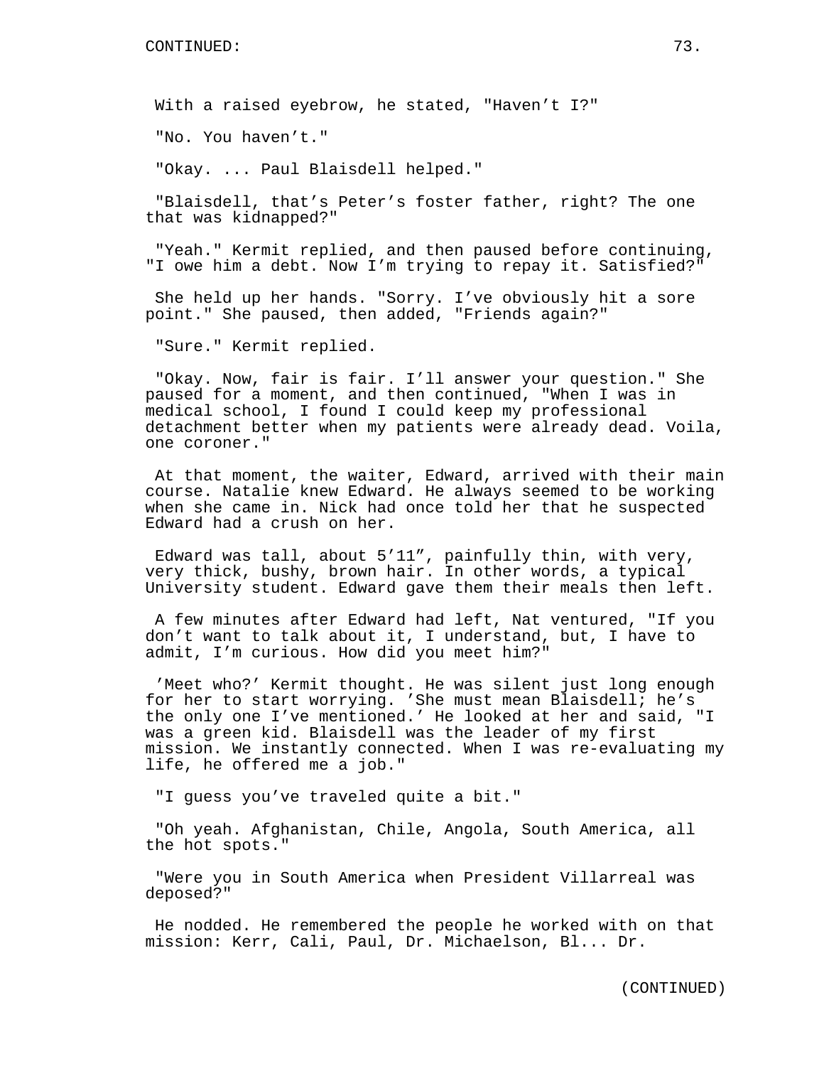With a raised eyebrow, he stated, "Haven't I?"

"No. You haven't."

"Okay. ... Paul Blaisdell helped."

"Blaisdell, that's Peter's foster father, right? The one that was kidnapped?"

"Yeah." Kermit replied, and then paused before continuing, "I owe him a debt. Now I'm trying to repay it. Satisfied?"

She held up her hands. "Sorry. I've obviously hit a sore point." She paused, then added, "Friends again?"

"Sure." Kermit replied.

"Okay. Now, fair is fair. I'll answer your question." She paused for a moment, and then continued, "When I was in medical school, I found I could keep my professional detachment better when my patients were already dead. Voila, one coroner."

At that moment, the waiter, Edward, arrived with their main course. Natalie knew Edward. He always seemed to be working when she came in. Nick had once told her that he suspected Edward had a crush on her.

Edward was tall, about 5'11", painfully thin, with very, very thick, bushy, brown hair. In other words, a typical University student. Edward gave them their meals then left.

A few minutes after Edward had left, Nat ventured, "If you don't want to talk about it, I understand, but, I have to admit, I'm curious. How did you meet him?"

'Meet who?' Kermit thought. He was silent just long enough for her to start worrying. 'She must mean Blaisdell; he's the only one I've mentioned.' He looked at her and said, "I was a green kid. Blaisdell was the leader of my first mission. We instantly connected. When I was re-evaluating my life, he offered me a job."

"I guess you've traveled quite a bit."

"Oh yeah. Afghanistan, Chile, Angola, South America, all the hot spots."

"Were you in South America when President Villarreal was deposed?"

He nodded. He remembered the people he worked with on that mission: Kerr, Cali, Paul, Dr. Michaelson, Bl... Dr.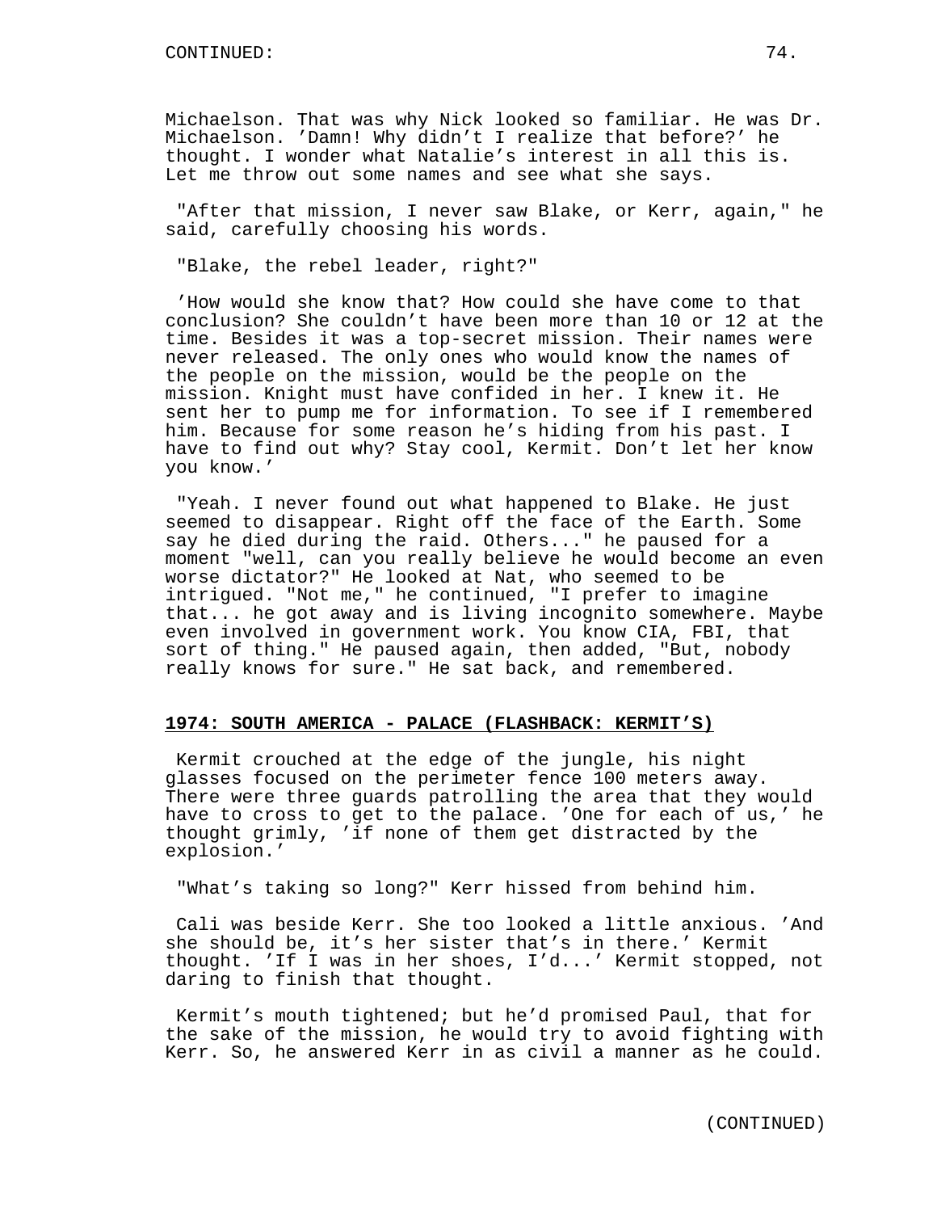Michaelson. That was why Nick looked so familiar. He was Dr. Michaelson. 'Damn! Why didn't I realize that before?' he thought. I wonder what Natalie's interest in all this is. Let me throw out some names and see what she says.

"After that mission, I never saw Blake, or Kerr, again," he said, carefully choosing his words.

"Blake, the rebel leader, right?"

'How would she know that? How could she have come to that conclusion? She couldn't have been more than 10 or 12 at the time. Besides it was a top-secret mission. Their names were never released. The only ones who would know the names of the people on the mission, would be the people on the mission. Knight must have confided in her. I knew it. He sent her to pump me for information. To see if I remembered him. Because for some reason he's hiding from his past. I have to find out why? Stay cool, Kermit. Don't let her know you know.'

"Yeah. I never found out what happened to Blake. He just seemed to disappear. Right off the face of the Earth. Some say he died during the raid. Others..." he paused for a moment "well, can you really believe he would become an even worse dictator?" He looked at Nat, who seemed to be intrigued. "Not me," he continued, "I prefer to imagine that... he got away and is living incognito somewhere. Maybe even involved in government work. You know CIA, FBI, that sort of thing." He paused again, then added, "But, nobody really knows for sure." He sat back, and remembered.

**1974: SOUTH AMERICA - PALACE (FLASHBACK: KERMIT'S)**

Kermit crouched at the edge of the jungle, his night glasses focused on the perimeter fence 100 meters away. There were three guards patrolling the area that they would have to cross to get to the palace. 'One for each of us,' he thought grimly, 'if none of them get distracted by the explosion.'

"What's taking so long?" Kerr hissed from behind him.

Cali was beside Kerr. She too looked a little anxious. 'And she should be, it's her sister that's in there.' Kermit thought. 'If I was in her shoes, I'd...' Kermit stopped, not daring to finish that thought.

Kermit's mouth tightened; but he'd promised Paul, that for the sake of the mission, he would try to avoid fighting with Kerr. So, he answered Kerr in as civil a manner as he could.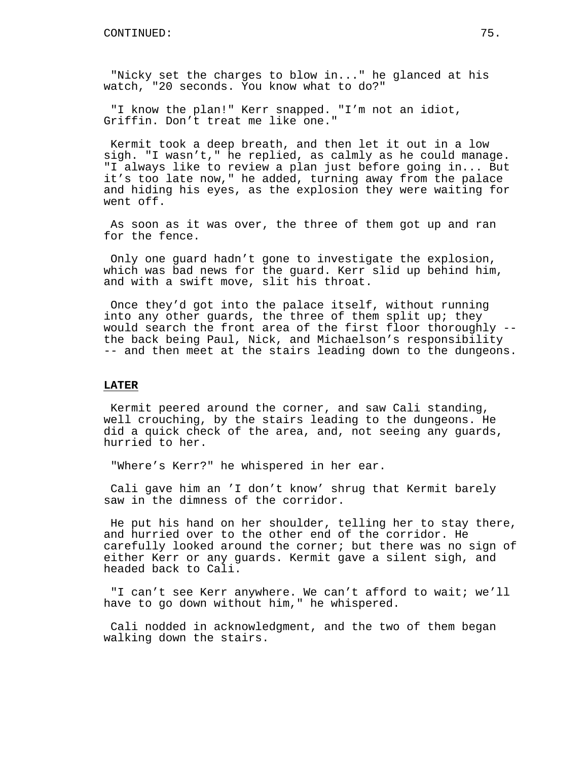"Nicky set the charges to blow in..." he glanced at his watch, "20 seconds. You know what to do?"

"I know the plan!" Kerr snapped. "I’m not an idiot, Griffin. Don’t treat me like one."

Kermit took a deep breath, and then let it out in a low sigh. "I wasn’t," he replied, as calmly as he could manage. "I always like to review a plan just before going in... But it’s too late now," he added, turning away from the palace and hiding his eyes, as the explosion they were waiting for went off.

As soon as it was over, the three of them got up and ran for the fence.

Only one guard hadn’t gone to investigate the explosion, which was bad news for the guard. Kerr slid up behind him, and with a swift move, slit his throat.

Once they’d got into the palace itself, without running into any other guards, the three of them split up; they would search the front area of the first floor thoroughly -- the back being Paul, Nick, and Michaelson’s responsibility -- and then meet at the stairs leading down to the dungeons.

**LATER**

Kermit peered around the corner, and saw Cali standing, well crouching, by the stairs leading to the dungeons. He did a quick check of the area, and, not seeing any guards, hurried to her.

"Where’s Kerr?" he whispered in her ear.

Cali gave him an ’I don’t know’ shrug that Kermit barely saw in the dimness of the corridor.

He put his hand on her shoulder, telling her to stay there, and hurried over to the other end of the corridor. He carefully looked around the corner; but there was no sign of either Kerr or any guards. Kermit gave a silent sigh, and headed back to Cali.

"I can’t see Kerr anywhere. We can’t afford to wait; we’ll have to go down without him," he whispered.

Cali nodded in acknowledgment, and the two of them began walking down the stairs.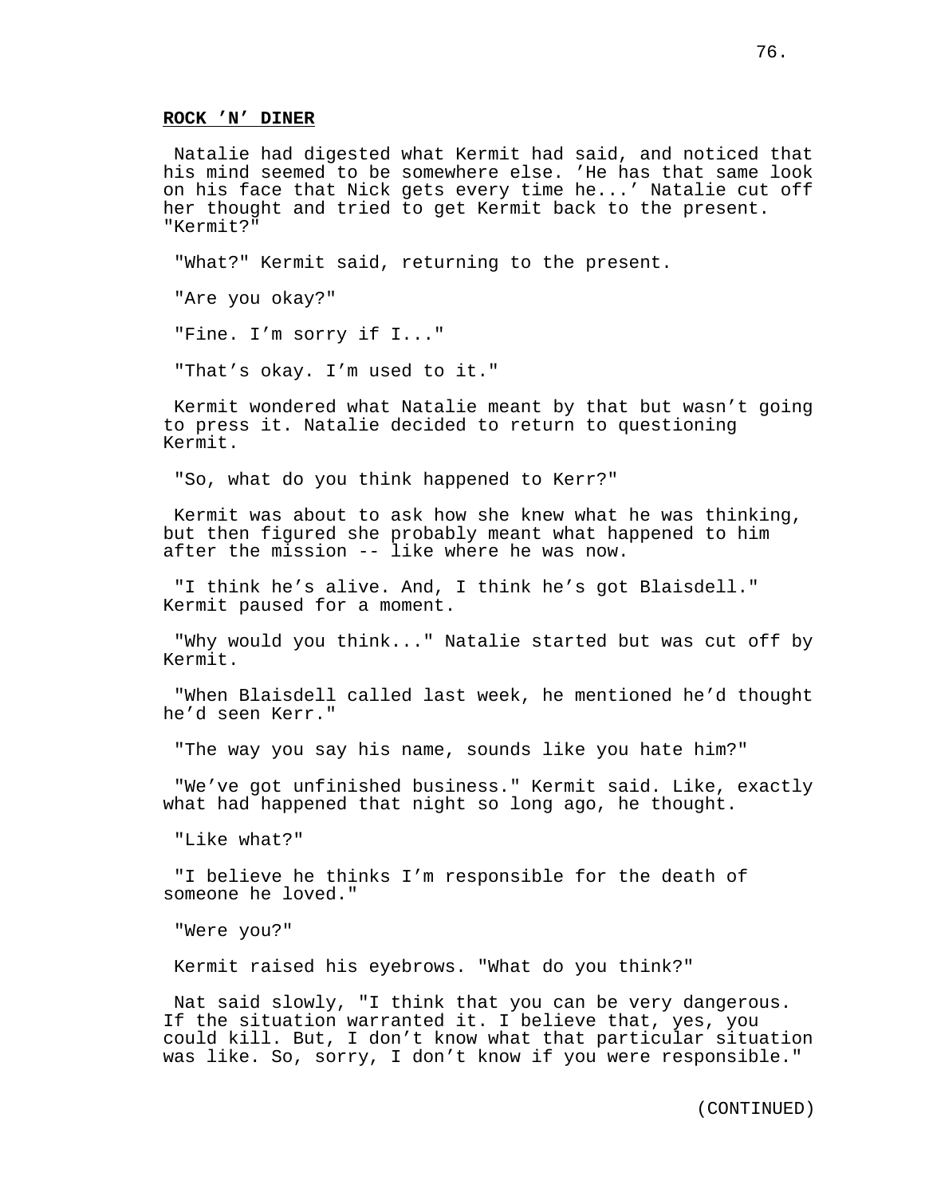**ROCK ’N’ DINER**

Natalie had digested what Kermit had said, and noticed that his mind seemed to be somewhere else. ’He has that same look on his face that Nick gets every time he...’ Natalie cut off her thought and tried to get Kermit back to the present. "Kermit?"

"What?" Kermit said, returning to the present.

"Are you okay?"

"Fine. I’m sorry if I..."

"That’s okay. I’m used to it."

Kermit wondered what Natalie meant by that but wasn’t going to press it. Natalie decided to return to questioning Kermit.

"So, what do you think happened to Kerr?"

Kermit was about to ask how she knew what he was thinking, but then figured she probably meant what happened to him after the mission -- like where he was now.

"I think he’s alive. And, I think he’s got Blaisdell." Kermit paused for a moment.

"Why would you think..." Natalie started but was cut off by Kermit.

"When Blaisdell called last week, he mentioned he’d thought he’d seen Kerr."

"The way you say his name, sounds like you hate him?"

"We’ve got unfinished business." Kermit said. Like, exactly what had happened that night so long ago, he thought.

"Like what?"

"I believe he thinks I’m responsible for the death of someone he loved."

"Were you?"

Kermit raised his eyebrows. "What do you think?"

Nat said slowly, "I think that you can be very dangerous. If the situation warranted it. I believe that, yes, you could kill. But, I don’t know what that particular situation was like. So, sorry, I don’t know if you were responsible."

(CONTINUED)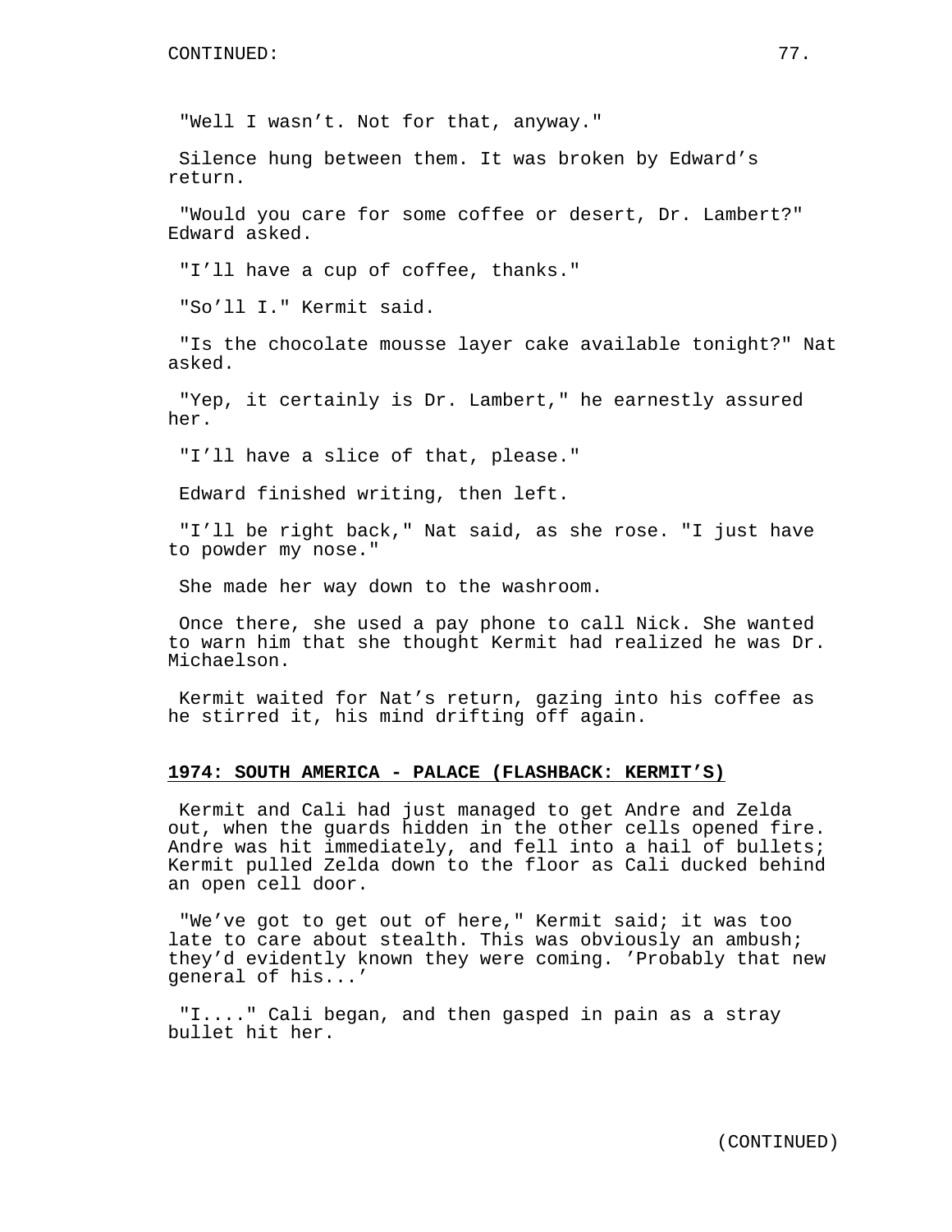"Well I wasn’t. Not for that, anyway."

Silence hung between them. It was broken by Edward’s return.

"Would you care for some coffee or desert, Dr. Lambert?" Edward asked.

"I’ll have a cup of coffee, thanks."

"So’ll I." Kermit said.

"Is the chocolate mousse layer cake available tonight?" Nat asked.

"Yep, it certainly is Dr. Lambert," he earnestly assured her.

"I’ll have a slice of that, please."

Edward finished writing, then left.

"I’ll be right back," Nat said, as she rose. "I just have to powder my nose."

She made her way down to the washroom.

Once there, she used a pay phone to call Nick. She wanted to warn him that she thought Kermit had realized he was Dr. Michaelson.

Kermit waited for Nat’s return, gazing into his coffee as he stirred it, his mind drifting off again.

**1974: SOUTH AMERICA - PALACE (FLASHBACK: KERMIT’S)**

Kermit and Cali had just managed to get Andre and Zelda out, when the guards hidden in the other cells opened fire. Andre was hit immediately, and fell into a hail of bullets; Kermit pulled Zelda down to the floor as Cali ducked behind an open cell door.

"We’ve got to get out of here," Kermit said; it was too late to care about stealth. This was obviously an ambush; they’d evidently known they were coming. ’Probably that new general of his...’

"I...." Cali began, and then gasped in pain as a stray bullet hit her.

(CONTINUED)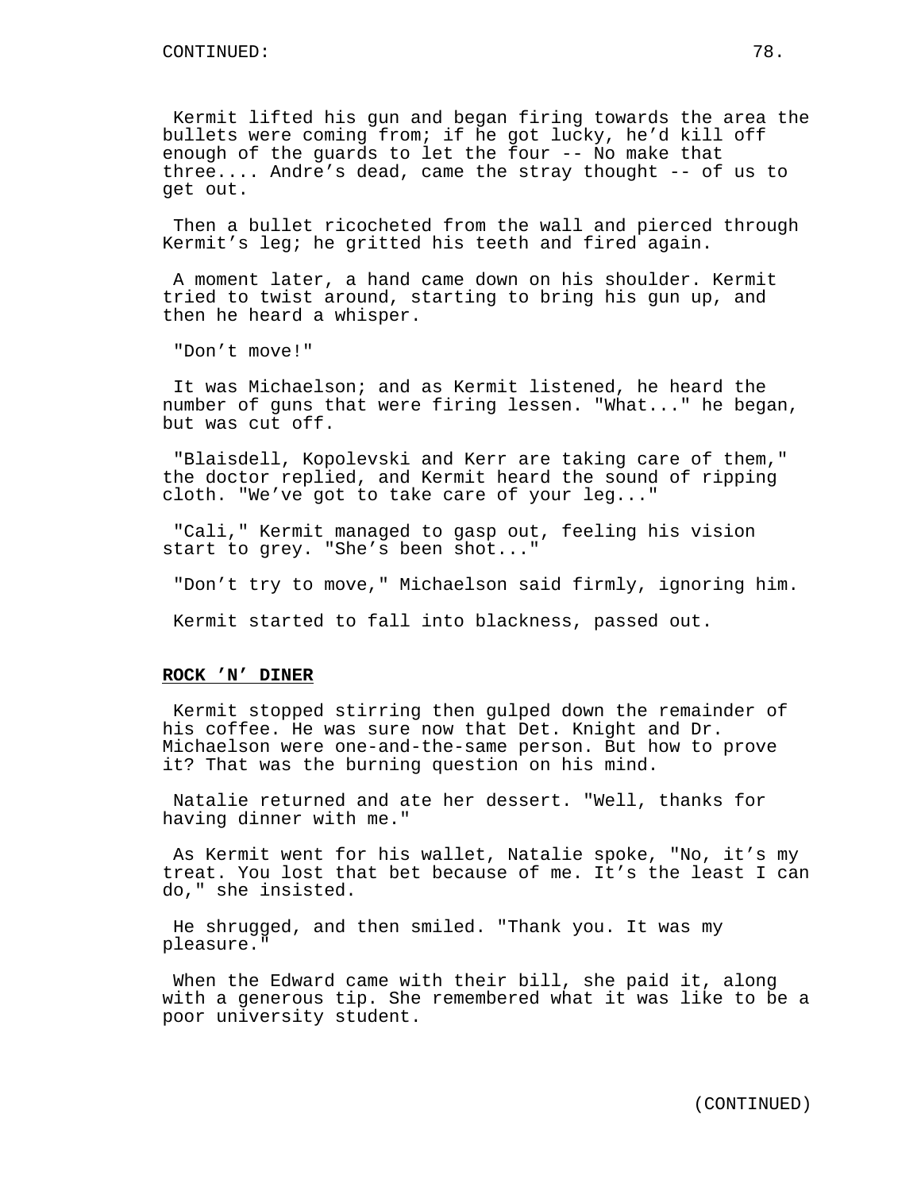Kermit lifted his gun and began firing towards the area the bullets were coming from; if he got lucky, he'd kill off enough of the guards to let the four -- No make that three.... Andre's dead, came the stray thought -- of us to get out.

Then a bullet ricocheted from the wall and pierced through Kermit's leg; he gritted his teeth and fired again.

A moment later, a hand came down on his shoulder. Kermit tried to twist around, starting to bring his gun up, and then he heard a whisper.

"Don't move!"

It was Michaelson; and as Kermit listened, he heard the number of guns that were firing lessen. "What..." he began, but was cut off.

"Blaisdell, Kopolevski and Kerr are taking care of them," the doctor replied, and Kermit heard the sound of ripping cloth. "We've got to take care of your leg..."

"Cali," Kermit managed to gasp out, feeling his vision start to grey. "She's been shot..."

"Don't try to move," Michaelson said firmly, ignoring him.

Kermit started to fall into blackness, passed out.

**ROCK 'N' DINER**

Kermit stopped stirring then gulped down the remainder of his coffee. He was sure now that Det. Knight and Dr. Michaelson were one-and-the-same person. But how to prove it? That was the burning question on his mind.

Natalie returned and ate her dessert. "Well, thanks for having dinner with me."

As Kermit went for his wallet, Natalie spoke, "No, it's my treat. You lost that bet because of me. It's the least I can do," she insisted.

He shrugged, and then smiled. "Thank you. It was my pleasure."

When the Edward came with their bill, she paid it, along with a generous tip. She remembered what it was like to be a poor university student.

(CONTINUED)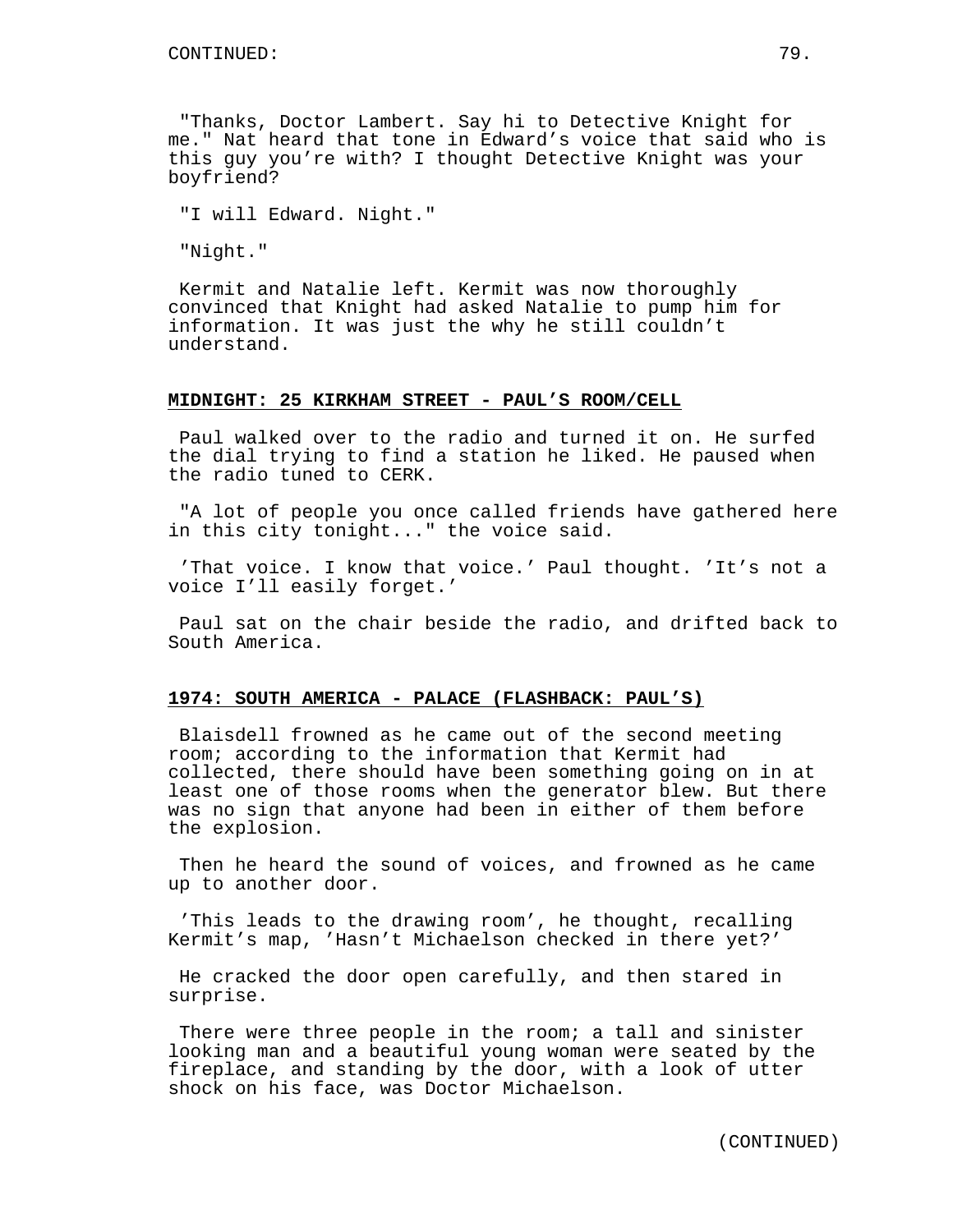"Thanks, Doctor Lambert. Say hi to Detective Knight for me." Nat heard that tone in Edward's voice that said who is this guy you're with? I thought Detective Knight was your boyfriend?

"I will Edward. Night."

"Night."

Kermit and Natalie left. Kermit was now thoroughly convinced that Knight had asked Natalie to pump him for information. It was just the why he still couldn't understand.

**MIDNIGHT: 25 KIRKHAM STREET - PAUL'S ROOM/CELL**

Paul walked over to the radio and turned it on. He surfed the dial trying to find a station he liked. He paused when the radio tuned to CERK.

"A lot of people you once called friends have gathered here in this city tonight..." the voice said.

'That voice. I know that voice.' Paul thought. 'It's not a voice I'll easily forget.'

Paul sat on the chair beside the radio, and drifted back to South America.

**1974: SOUTH AMERICA - PALACE (FLASHBACK: PAUL'S)**

Blaisdell frowned as he came out of the second meeting room; according to the information that Kermit had collected, there should have been something going on in at least one of those rooms when the generator blew. But there was no sign that anyone had been in either of them before the explosion.

Then he heard the sound of voices, and frowned as he came up to another door.

'This leads to the drawing room', he thought, recalling Kermit's map, 'Hasn't Michaelson checked in there yet?'

He cracked the door open carefully, and then stared in surprise.

There were three people in the room; a tall and sinister looking man and a beautiful young woman were seated by the fireplace, and standing by the door, with a look of utter shock on his face, was Doctor Michaelson.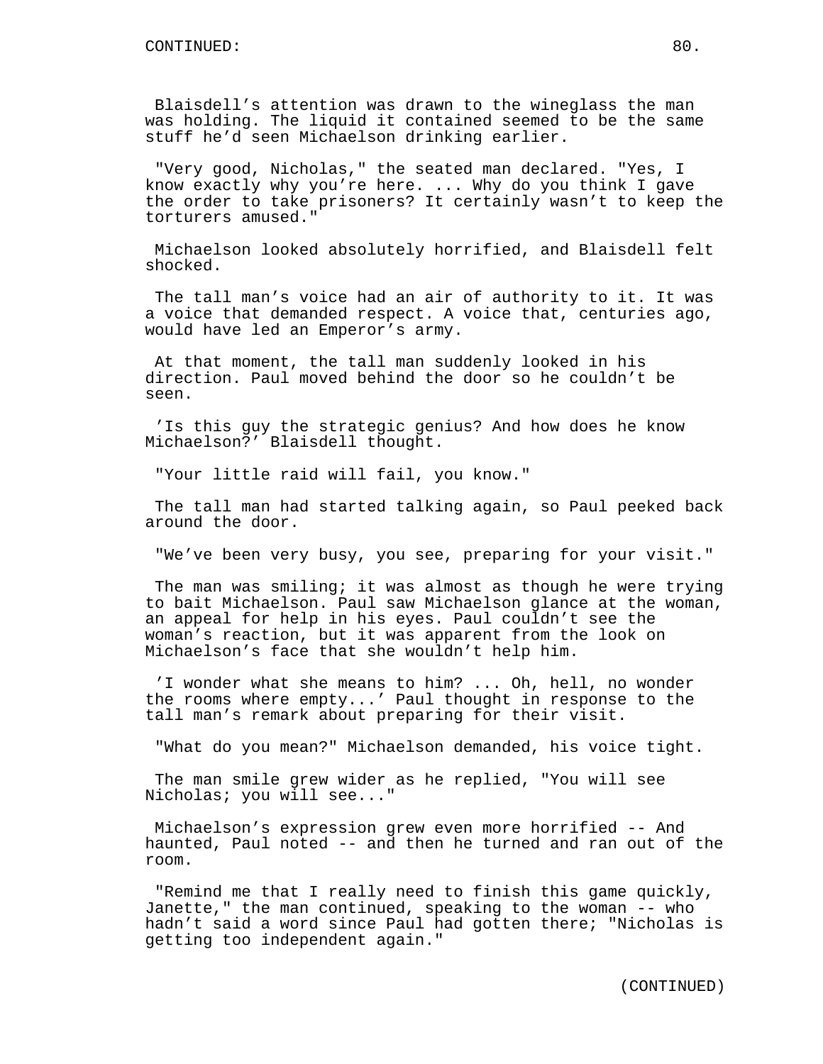Blaisdell’s attention was drawn to the wineglass the man was holding. The liquid it contained seemed to be the same stuff he’d seen Michaelson drinking earlier.

"Very good, Nicholas," the seated man declared. "Yes, I know exactly why you’re here. ... Why do you think I gave the order to take prisoners? It certainly wasn’t to keep the torturers amused."

Michaelson looked absolutely horrified, and Blaisdell felt shocked.

The tall man’s voice had an air of authority to it. It was a voice that demanded respect. A voice that, centuries ago, would have led an Emperor’s army.

At that moment, the tall man suddenly looked in his direction. Paul moved behind the door so he couldn’t be seen.

’Is this guy the strategic genius? And how does he know Michaelson?’ Blaisdell thought.

"Your little raid will fail, you know."

The tall man had started talking again, so Paul peeked back around the door.

"We’ve been very busy, you see, preparing for your visit."

The man was smiling; it was almost as though he were trying to bait Michaelson. Paul saw Michaelson glance at the woman, an appeal for help in his eyes. Paul couldn’t see the woman’s reaction, but it was apparent from the look on Michaelson’s face that she wouldn’t help him.

’I wonder what she means to him? ... Oh, hell, no wonder the rooms where empty...’ Paul thought in response to the tall man’s remark about preparing for their visit.

"What do you mean?" Michaelson demanded, his voice tight.

The man smile grew wider as he replied, "You will see Nicholas; you will see..."

Michaelson’s expression grew even more horrified -- And haunted, Paul noted -- and then he turned and ran out of the room.

"Remind me that I really need to finish this game quickly, Janette," the man continued, speaking to the woman -- who hadn’t said a word since Paul had gotten there; "Nicholas is getting too independent again."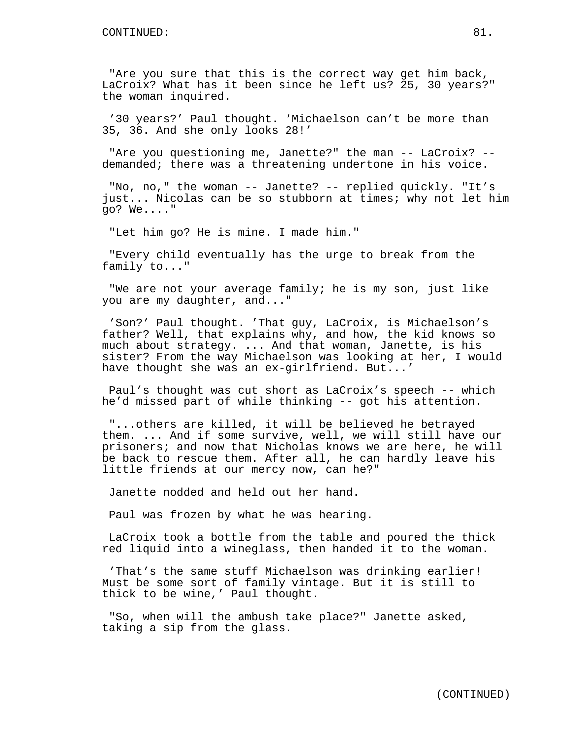"Are you sure that this is the correct way get him back, LaCroix? What has it been since he left us? 25, 30 years?" the woman inquired.

'30 years?' Paul thought. 'Michaelson can't be more than 35, 36. And she only looks 28!'

"Are you questioning me, Janette?" the man -- LaCroix? -- demanded; there was a threatening undertone in his voice.

"No, no," the woman -- Janette? -- replied quickly. "It's just... Nicolas can be so stubborn at times; why not let him go? We...."

"Let him go? He is mine. I made him."

"Every child eventually has the urge to break from the family to..."

"We are not your average family; he is my son, just like you are my daughter, and..."

'Son?' Paul thought. 'That guy, LaCroix, is Michaelson's father? Well, that explains why, and how, the kid knows so much about strategy. ... And that woman, Janette, is his sister? From the way Michaelson was looking at her, I would have thought she was an ex-girlfriend. But...'

Paul's thought was cut short as LaCroix's speech -- which he'd missed part of while thinking -- got his attention.

"...others are killed, it will be believed he betrayed them. ... And if some survive, well, we will still have our prisoners; and now that Nicholas knows we are here, he will be back to rescue them. After all, he can hardly leave his little friends at our mercy now, can he?"

Janette nodded and held out her hand.

Paul was frozen by what he was hearing.

LaCroix took a bottle from the table and poured the thick red liquid into a wineglass, then handed it to the woman.

'That's the same stuff Michaelson was drinking earlier! Must be some sort of family vintage. But it is still to thick to be wine,' Paul thought.

"So, when will the ambush take place?" Janette asked, taking a sip from the glass.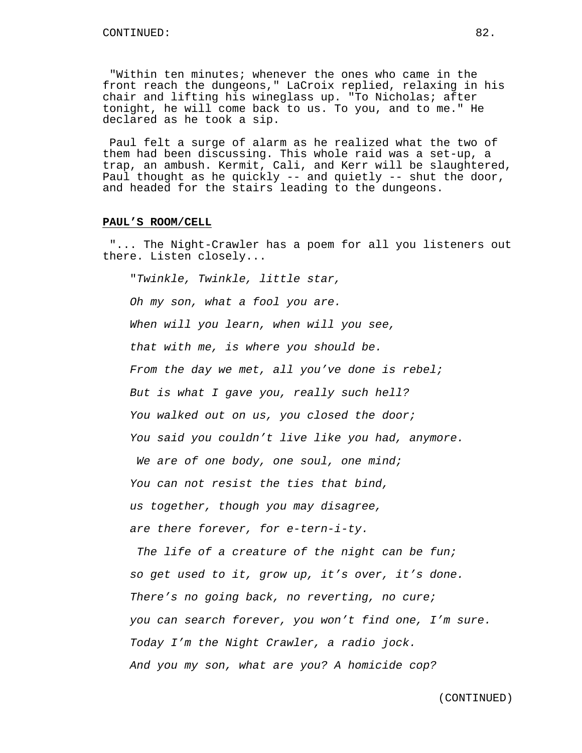"Within ten minutes; whenever the ones who came in the front reach the dungeons," LaCroix replied, relaxing in his chair and lifting his wineglass up. "To Nicholas; after tonight, he will come back to us. To you, and to me." He declared as he took a sip.

Paul felt a surge of alarm as he realized what the two of them had been discussing. This whole raid was a set-up, a trap, an ambush. Kermit, Cali, and Kerr will be slaughtered, Paul thought as he quickly -- and quietly -- shut the door, and headed for the stairs leading to the dungeons.

**PAUL'S ROOM/CELL**

"... The Night-Crawler has a poem for all you listeners out there. Listen closely...

"*Twinkle, Twinkle, little star,*

*Oh my son, what a fool you are.*

*When will you learn, when will you see,*

*that with me, is where you should be.*

*From the day we met, all you've done is rebel;*

*But is what I gave you, really such hell?*

*You walked out on us, you closed the door;*

*You said you couldn't live like you had, anymore.*

*We are of one body, one soul, one mind;*

*You can not resist the ties that bind,*

*us together, though you may disagree,*

*are there forever, for e-tern-i-ty.*

*The life of a creature of the night can be fun;*

*so get used to it, grow up, it's over, it's done.*

*There's no going back, no reverting, no cure;*

*you can search forever, you won't find one, I'm sure.*

*Today I'm the Night Crawler, a radio jock.*

*And you my son, what are you? A homicide cop?*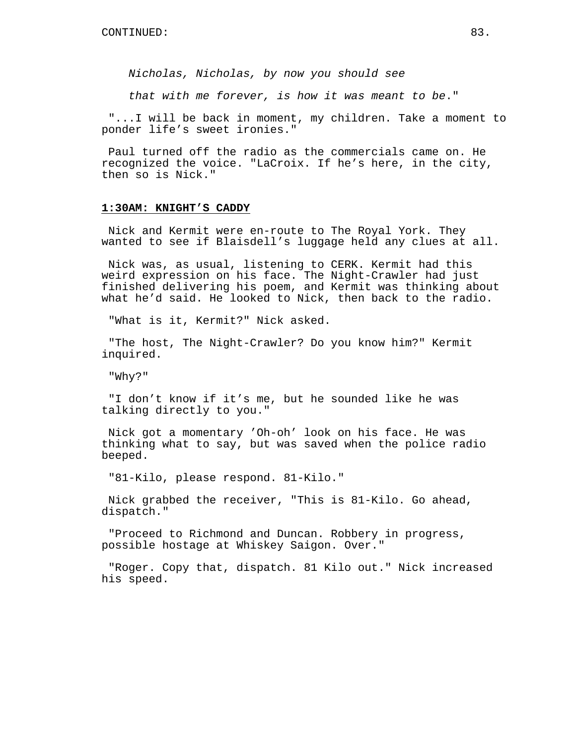*Nicholas, Nicholas, by now you should see*

*that with me forever, is how it was meant to be*."

"...I will be back in moment, my children. Take a moment to ponder life's sweet ironies."

Paul turned off the radio as the commercials came on. He recognized the voice. "LaCroix. If he's here, in the city, then so is Nick."

**1:30AM: KNIGHT'S CADDY**

Nick and Kermit were en-route to The Royal York. They wanted to see if Blaisdell's luggage held any clues at all.

Nick was, as usual, listening to CERK. Kermit had this weird expression on his face. The Night-Crawler had just finished delivering his poem, and Kermit was thinking about what he'd said. He looked to Nick, then back to the radio.

"What is it, Kermit?" Nick asked.

"The host, The Night-Crawler? Do you know him?" Kermit inquired.

"Why?"

"I don't know if it's me, but he sounded like he was talking directly to you."

Nick got a momentary 'Oh-oh' look on his face. He was thinking what to say, but was saved when the police radio beeped.

"81-Kilo, please respond. 81-Kilo."

Nick grabbed the receiver, "This is 81-Kilo. Go ahead, dispatch."

"Proceed to Richmond and Duncan. Robbery in progress, possible hostage at Whiskey Saigon. Over."

"Roger. Copy that, dispatch. 81 Kilo out." Nick increased his speed.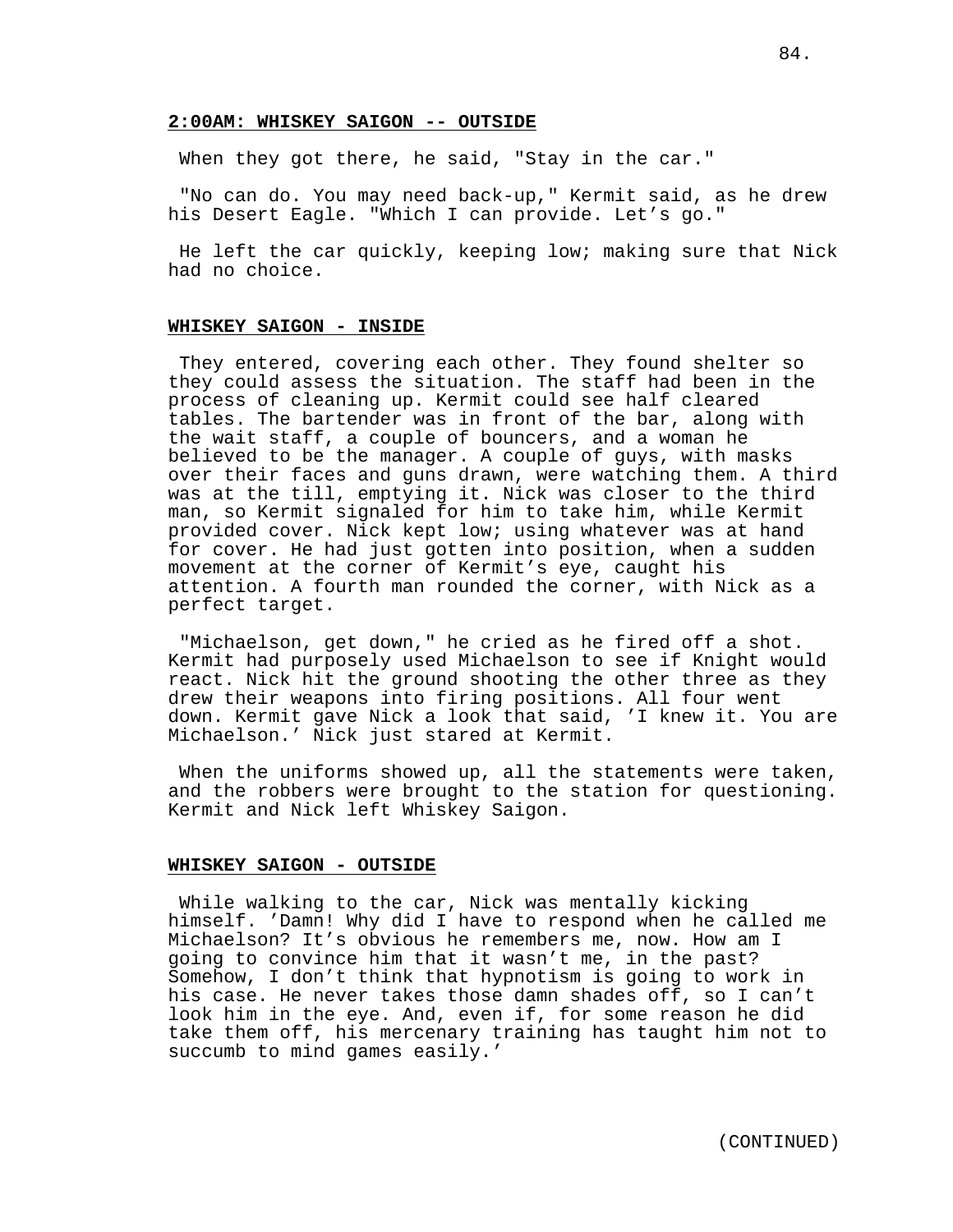**2:00AM: WHISKEY SAIGON -- OUTSIDE**

When they got there, he said, "Stay in the car."

"No can do. You may need back-up," Kermit said, as he drew his Desert Eagle. "Which I can provide. Let’s go."

He left the car quickly, keeping low; making sure that Nick had no choice.

**WHISKEY SAIGON - INSIDE**

They entered, covering each other. They found shelter so they could assess the situation. The staff had been in the process of cleaning up. Kermit could see half cleared tables. The bartender was in front of the bar, along with the wait staff, a couple of bouncers, and a woman he believed to be the manager. A couple of guys, with masks over their faces and guns drawn, were watching them. A third was at the till, emptying it. Nick was closer to the third man, so Kermit signaled for him to take him, while Kermit provided cover. Nick kept low; using whatever was at hand for cover. He had just gotten into position, when a sudden movement at the corner of Kermit’s eye, caught his attention. A fourth man rounded the corner, with Nick as a perfect target.

"Michaelson, get down," he cried as he fired off a shot. Kermit had purposely used Michaelson to see if Knight would react. Nick hit the ground shooting the other three as they drew their weapons into firing positions. All four went down. Kermit gave Nick a look that said, ’I knew it. You are Michaelson.’ Nick just stared at Kermit.

When the uniforms showed up, all the statements were taken, and the robbers were brought to the station for questioning. Kermit and Nick left Whiskey Saigon.

**WHISKEY SAIGON - OUTSIDE**

While walking to the car, Nick was mentally kicking himself. ’Damn! Why did I have to respond when he called me Michaelson? It’s obvious he remembers me, now. How am I going to convince him that it wasn’t me, in the past? Somehow, I don’t think that hypnotism is going to work in his case. He never takes those damn shades off, so I can’t look him in the eye. And, even if, for some reason he did take them off, his mercenary training has taught him not to succumb to mind games easily.’

(CONTINUED)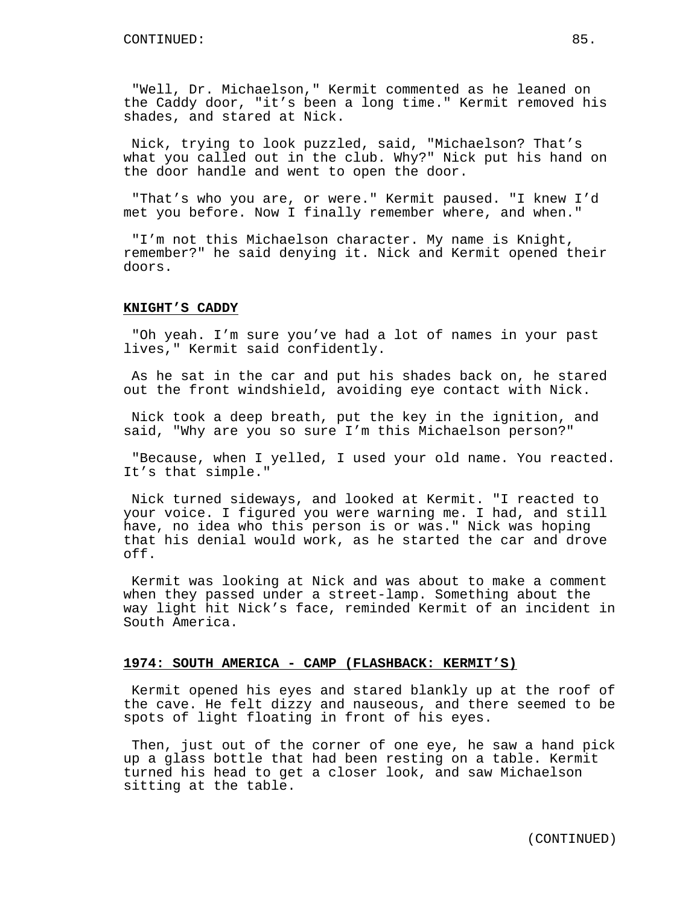"Well, Dr. Michaelson," Kermit commented as he leaned on the Caddy door, "it's been a long time." Kermit removed his shades, and stared at Nick.

Nick, trying to look puzzled, said, "Michaelson? That's what you called out in the club. Why?" Nick put his hand on the door handle and went to open the door.

"That's who you are, or were." Kermit paused. "I knew I'd met you before. Now I finally remember where, and when."

"I'm not this Michaelson character. My name is Knight, remember?" he said denying it. Nick and Kermit opened their doors.

**KNIGHT'S CADDY**

"Oh yeah. I'm sure you've had a lot of names in your past lives," Kermit said confidently.

As he sat in the car and put his shades back on, he stared out the front windshield, avoiding eye contact with Nick.

Nick took a deep breath, put the key in the ignition, and said, "Why are you so sure I'm this Michaelson person?"

"Because, when I yelled, I used your old name. You reacted. It's that simple."

Nick turned sideways, and looked at Kermit. "I reacted to your voice. I figured you were warning me. I had, and still have, no idea who this person is or was." Nick was hoping that his denial would work, as he started the car and drove off.

Kermit was looking at Nick and was about to make a comment when they passed under a street-lamp. Something about the way light hit Nick's face, reminded Kermit of an incident in South America.

**1974: SOUTH AMERICA - CAMP (FLASHBACK: KERMIT'S)**

Kermit opened his eyes and stared blankly up at the roof of the cave. He felt dizzy and nauseous, and there seemed to be spots of light floating in front of his eyes.

Then, just out of the corner of one eye, he saw a hand pick up a glass bottle that had been resting on a table. Kermit turned his head to get a closer look, and saw Michaelson sitting at the table.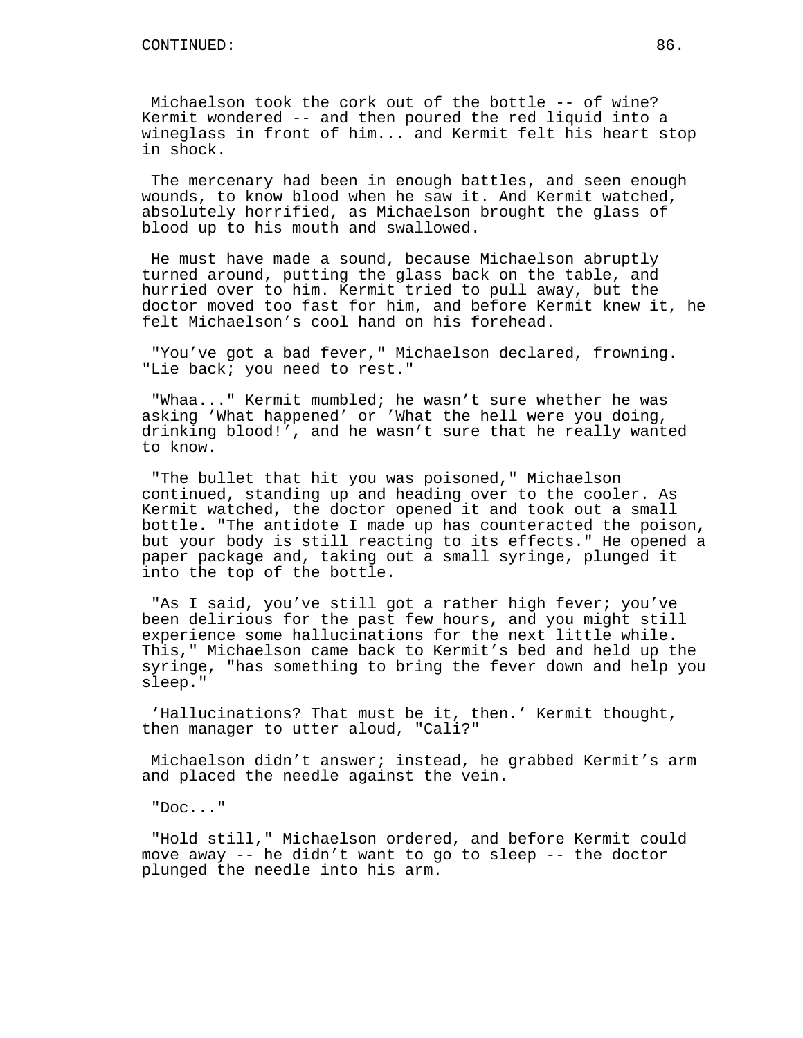Michaelson took the cork out of the bottle -- of wine? Kermit wondered -- and then poured the red liquid into a wineglass in front of him... and Kermit felt his heart stop in shock.

The mercenary had been in enough battles, and seen enough wounds, to know blood when he saw it. And Kermit watched, absolutely horrified, as Michaelson brought the glass of blood up to his mouth and swallowed.

He must have made a sound, because Michaelson abruptly turned around, putting the glass back on the table, and hurried over to him. Kermit tried to pull away, but the doctor moved too fast for him, and before Kermit knew it, he felt Michaelson's cool hand on his forehead.

"You've got a bad fever," Michaelson declared, frowning. "Lie back; you need to rest."

"Whaa..." Kermit mumbled; he wasn't sure whether he was asking 'What happened' or 'What the hell were you doing, drinking blood!', and he wasn't sure that he really wanted to know.

"The bullet that hit you was poisoned," Michaelson continued, standing up and heading over to the cooler. As Kermit watched, the doctor opened it and took out a small bottle. "The antidote I made up has counteracted the poison, but your body is still reacting to its effects." He opened a paper package and, taking out a small syringe, plunged it into the top of the bottle.

"As I said, you've still got a rather high fever; you've been delirious for the past few hours, and you might still experience some hallucinations for the next little while. This," Michaelson came back to Kermit's bed and held up the syringe, "has something to bring the fever down and help you sleep."

'Hallucinations? That must be it, then.' Kermit thought, then manager to utter aloud, "Cali?"

Michaelson didn't answer; instead, he grabbed Kermit's arm and placed the needle against the vein.

"Doc..."

"Hold still," Michaelson ordered, and before Kermit could move away -- he didn't want to go to sleep -- the doctor plunged the needle into his arm.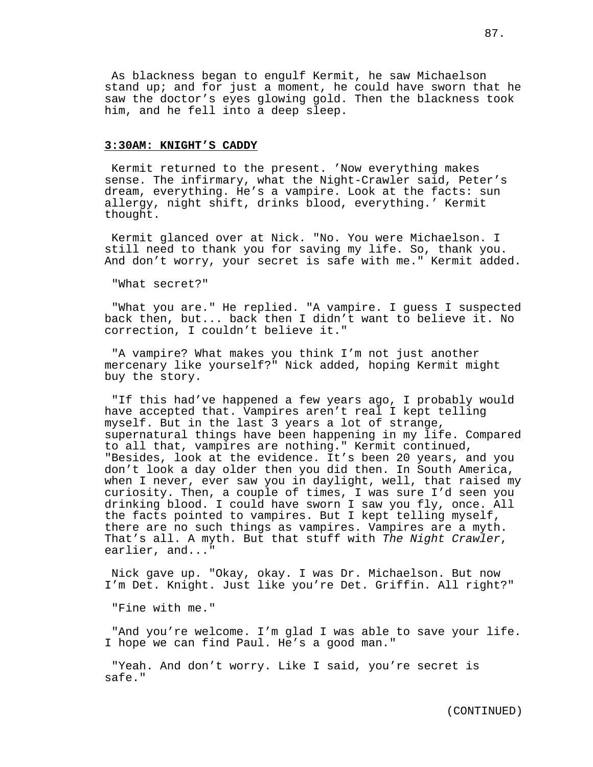As blackness began to engulf Kermit, he saw Michaelson stand up; and for just a moment, he could have sworn that he saw the doctor’s eyes glowing gold. Then the blackness took him, and he fell into a deep sleep.

**3:30AM: KNIGHT’S CADDY**

Kermit returned to the present. ’Now everything makes sense. The infirmary, what the Night-Crawler said, Peter’s dream, everything. He’s a vampire. Look at the facts: sun allergy, night shift, drinks blood, everything.’ Kermit thought.

Kermit glanced over at Nick. "No. You were Michaelson. I still need to thank you for saving my life. So, thank you. And don’t worry, your secret is safe with me." Kermit added.

"What secret?"

"What you are." He replied. "A vampire. I guess I suspected back then, but... back then I didn’t want to believe it. No correction, I couldn’t believe it."

"A vampire? What makes you think I’m not just another mercenary like yourself?" Nick added, hoping Kermit might buy the story.

"If this had’ve happened a few years ago, I probably would have accepted that. Vampires aren’t real I kept telling myself. But in the last 3 years a lot of strange, supernatural things have been happening in my life. Compared to all that, vampires are nothing." Kermit continued, "Besides, look at the evidence. It’s been 20 years, and you don’t look a day older then you did then. In South America, when I never, ever saw you in daylight, well, that raised my curiosity. Then, a couple of times, I was sure I’d seen you drinking blood. I could have sworn I saw you fly, once. All the facts pointed to vampires. But I kept telling myself, there are no such things as vampires. Vampires are a myth. That’s all. A myth. But that stuff with *The Night Crawler*, earlier, and..."

Nick gave up. "Okay, okay. I was Dr. Michaelson. But now I’m Det. Knight. Just like you’re Det. Griffin. All right?"

"Fine with me."

"And you’re welcome. I’m glad I was able to save your life. I hope we can find Paul. He’s a good man."

"Yeah. And don’t worry. Like I said, you’re secret is safe."

(CONTINUED)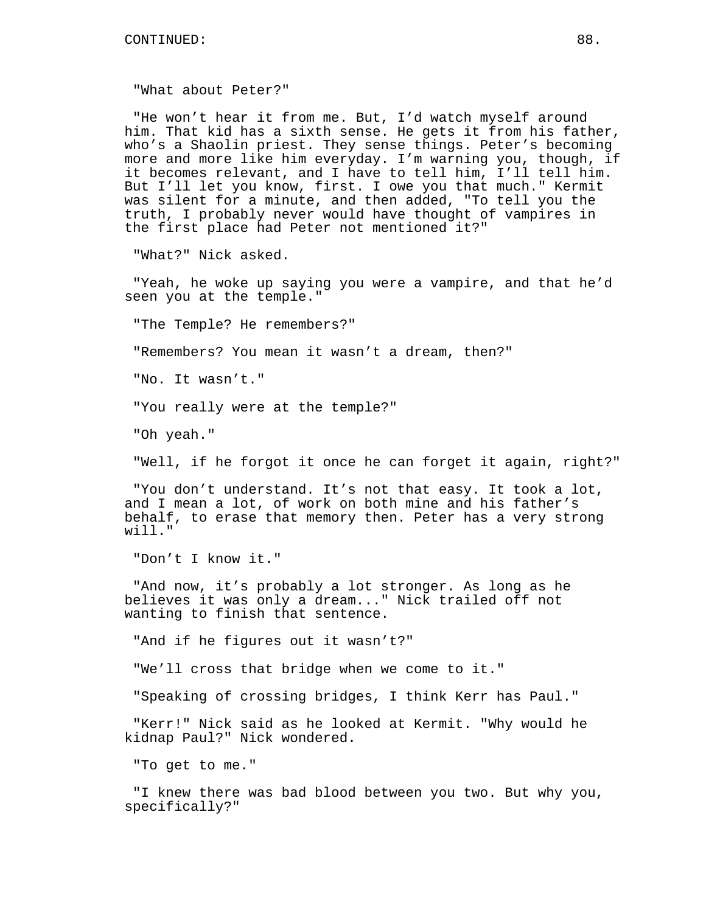"What about Peter?"

"He won't hear it from me. But, I'd watch myself around him. That kid has a sixth sense. He gets it from his father, who's a Shaolin priest. They sense things. Peter's becoming more and more like him everyday. I'm warning you, though, if it becomes relevant, and I have to tell him, I'll tell him. But I'll let you know, first. I owe you that much." Kermit was silent for a minute, and then added, "To tell you the truth, I probably never would have thought of vampires in the first place had Peter not mentioned it?"

"What?" Nick asked.

"Yeah, he woke up saying you were a vampire, and that he'd seen you at the temple."

"The Temple? He remembers?"

"Remembers? You mean it wasn't a dream, then?"

"No. It wasn't."

"You really were at the temple?"

"Oh yeah."

"Well, if he forgot it once he can forget it again, right?"

"You don't understand. It's not that easy. It took a lot, and I mean a lot, of work on both mine and his father's behalf, to erase that memory then. Peter has a very strong will."

"Don't I know it."

"And now, it's probably a lot stronger. As long as he believes it was only a dream..." Nick trailed off not wanting to finish that sentence.

"And if he figures out it wasn't?"

"We'll cross that bridge when we come to it."

"Speaking of crossing bridges, I think Kerr has Paul."

"Kerr!" Nick said as he looked at Kermit. "Why would he kidnap Paul?" Nick wondered.

"To get to me."

"I knew there was bad blood between you two. But why you, specifically?"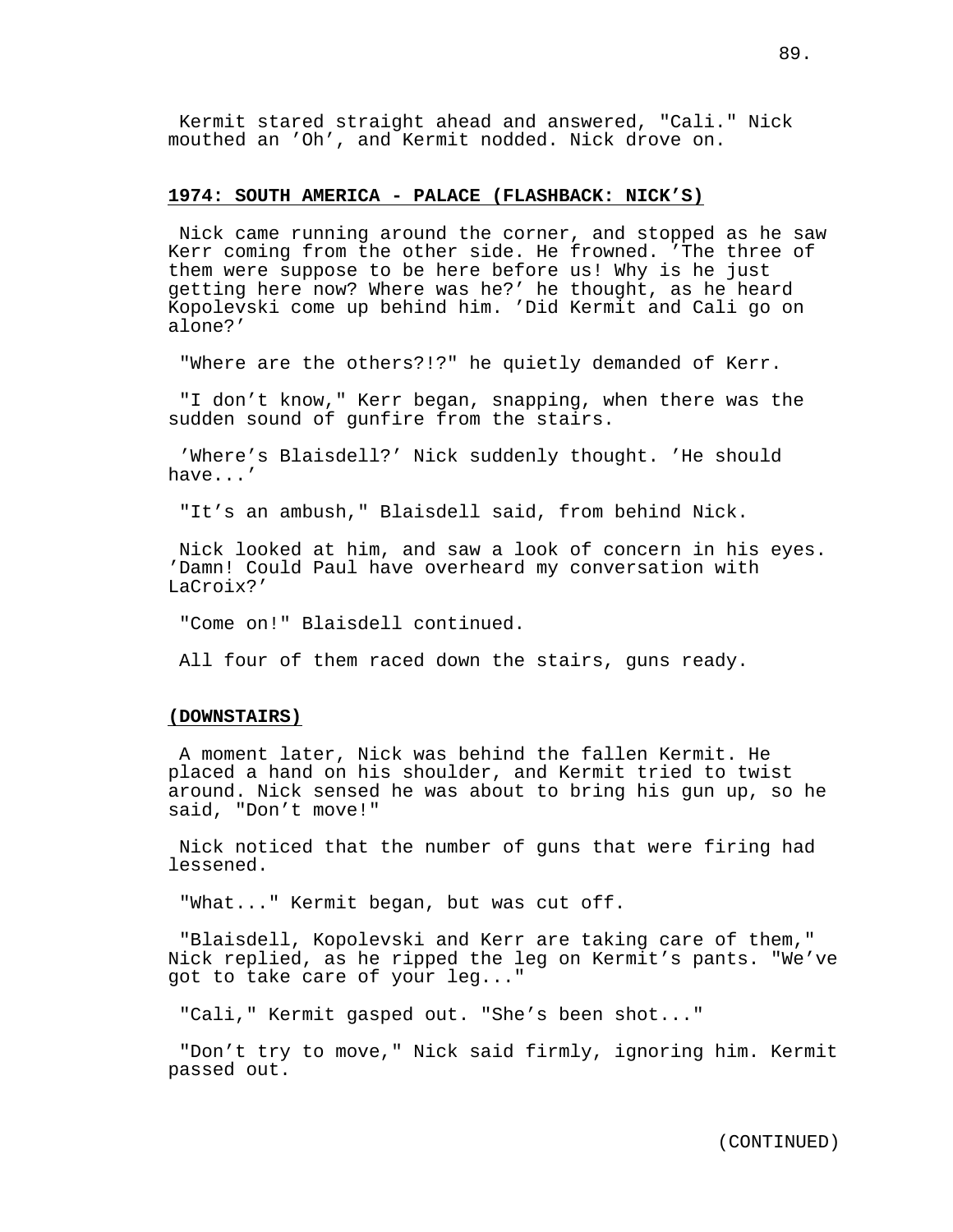Kermit stared straight ahead and answered, "Cali." Nick mouthed an 'Oh', and Kermit nodded. Nick drove on.

**1974: SOUTH AMERICA - PALACE (FLASHBACK: NICK'S)**

Nick came running around the corner, and stopped as he saw Kerr coming from the other side. He frowned. 'The three of them were suppose to be here before us! Why is he just getting here now? Where was he?' he thought, as he heard Kopolevski come up behind him. 'Did Kermit and Cali go on alone?'

"Where are the others?!?" he quietly demanded of Kerr.

"I don't know," Kerr began, snapping, when there was the sudden sound of gunfire from the stairs.

'Where's Blaisdell?' Nick suddenly thought. 'He should have...'

"It's an ambush," Blaisdell said, from behind Nick.

Nick looked at him, and saw a look of concern in his eyes. 'Damn! Could Paul have overheard my conversation with LaCroix?'

"Come on!" Blaisdell continued.

All four of them raced down the stairs, guns ready.

**(DOWNSTAIRS)**

A moment later, Nick was behind the fallen Kermit. He placed a hand on his shoulder, and Kermit tried to twist around. Nick sensed he was about to bring his gun up, so he said, "Don't move!"

Nick noticed that the number of guns that were firing had lessened.

"What..." Kermit began, but was cut off.

"Blaisdell, Kopolevski and Kerr are taking care of them," Nick replied, as he ripped the leg on Kermit's pants. "We've got to take care of your leg..."

"Cali," Kermit gasped out. "She's been shot..."

"Don't try to move," Nick said firmly, ignoring him. Kermit passed out.

(CONTINUED)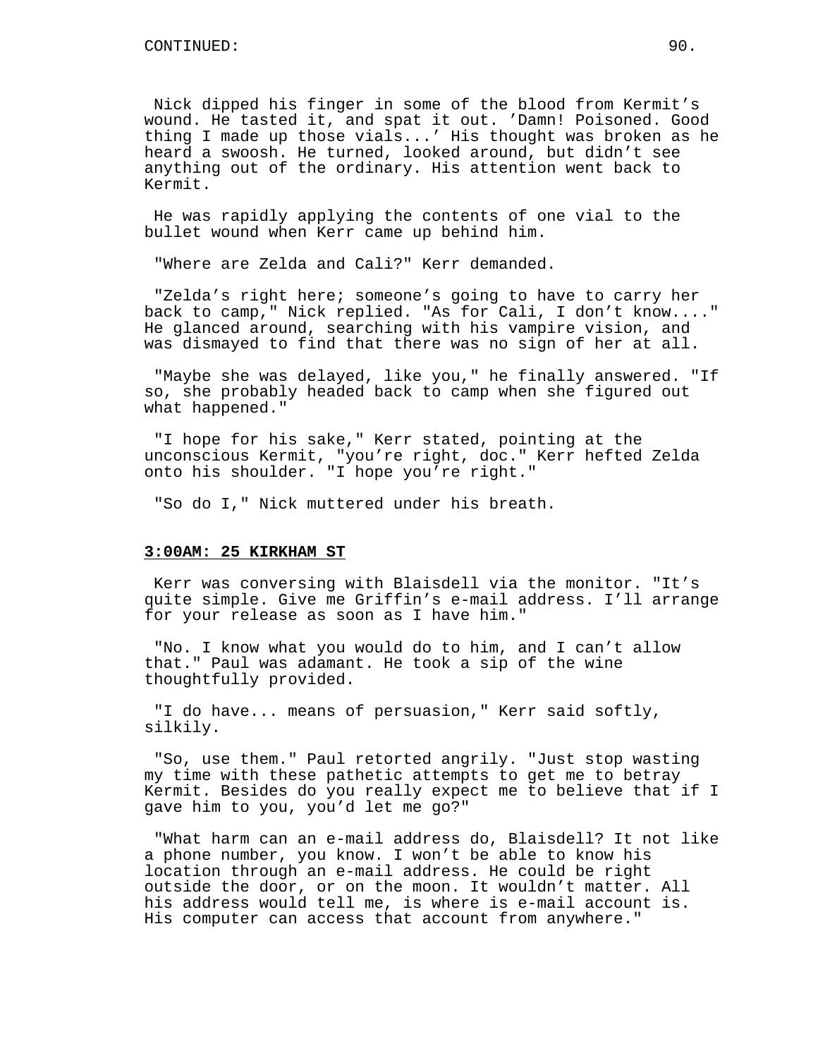Nick dipped his finger in some of the blood from Kermit's wound. He tasted it, and spat it out. 'Damn! Poisoned. Good thing I made up those vials...' His thought was broken as he heard a swoosh. He turned, looked around, but didn't see anything out of the ordinary. His attention went back to Kermit.

He was rapidly applying the contents of one vial to the bullet wound when Kerr came up behind him.

"Where are Zelda and Cali?" Kerr demanded.

"Zelda's right here; someone's going to have to carry her back to camp," Nick replied. "As for Cali, I don't know...." He glanced around, searching with his vampire vision, and was dismayed to find that there was no sign of her at all.

"Maybe she was delayed, like you," he finally answered. "If so, she probably headed back to camp when she figured out what happened."

"I hope for his sake," Kerr stated, pointing at the unconscious Kermit, "you're right, doc." Kerr hefted Zelda onto his shoulder. "I hope you're right."

"So do I," Nick muttered under his breath.

**<u>3:00AM: 25 KIRKHAM ST</u>**

Kerr was conversing with Blaisdell via the monitor. "It's quite simple. Give me Griffin's e-mail address. I'll arrange for your release as soon as I have him."

"No. I know what you would do to him, and I can't allow that." Paul was adamant. He took a sip of the wine thoughtfully provided.

"I do have... means of persuasion," Kerr said softly, silkily.

"So, use them." Paul retorted angrily. "Just stop wasting my time with these pathetic attempts to get me to betray Kermit. Besides do you really expect me to believe that if I gave him to you, you'd let me go?"

"What harm can an e-mail address do, Blaisdell? It not like a phone number, you know. I won't be able to know his location through an e-mail address. He could be right outside the door, or on the moon. It wouldn't matter. All his address would tell me, is where is e-mail account is. His computer can access that account from anywhere."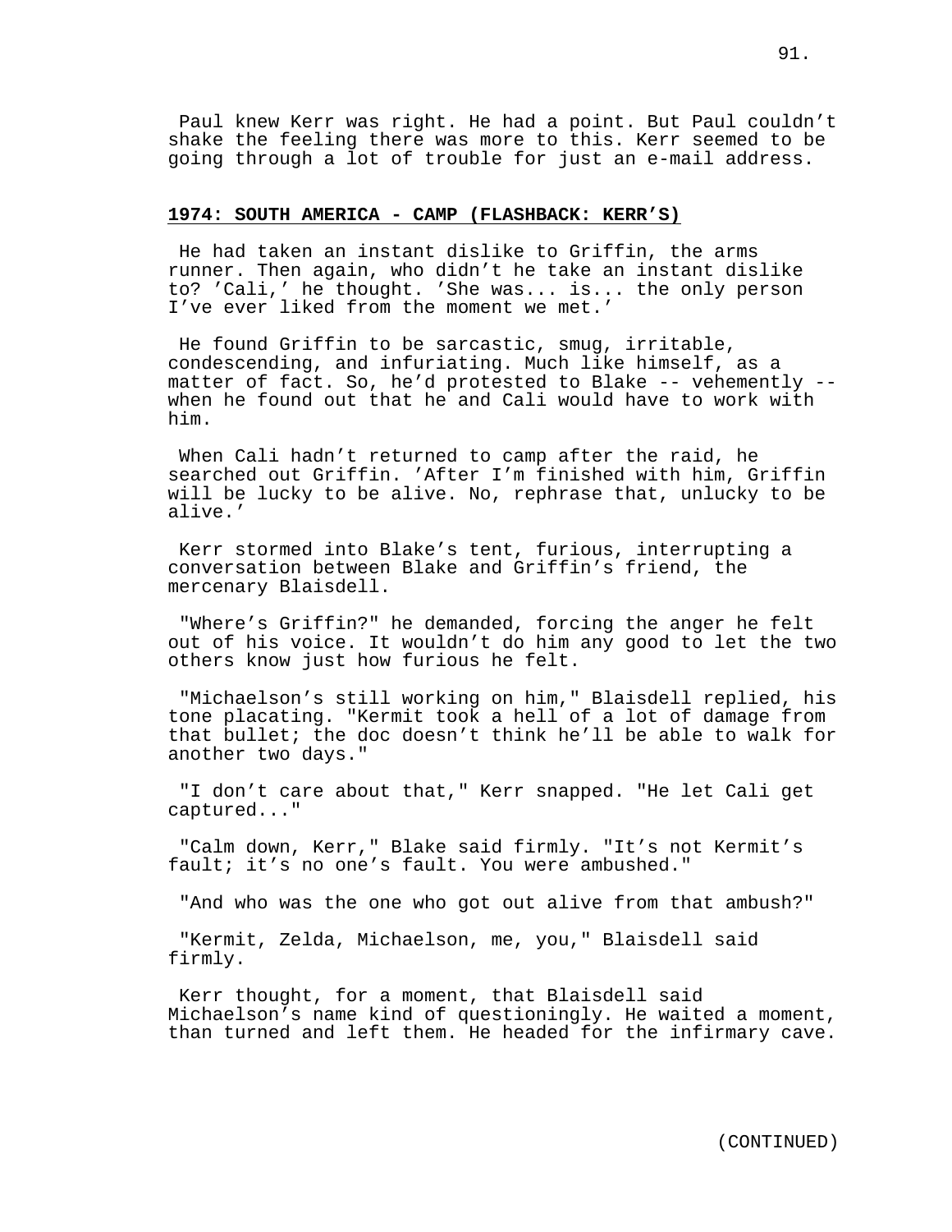Paul knew Kerr was right. He had a point. But Paul couldn't shake the feeling there was more to this. Kerr seemed to be going through a lot of trouble for just an e-mail address.

**1974: SOUTH AMERICA - CAMP (FLASHBACK: KERR'S)**

He had taken an instant dislike to Griffin, the arms runner. Then again, who didn't he take an instant dislike to? 'Cali,' he thought. 'She was... is... the only person I've ever liked from the moment we met.'

He found Griffin to be sarcastic, smug, irritable, condescending, and infuriating. Much like himself, as a matter of fact. So, he'd protested to Blake -- vehemently -- when he found out that he and Cali would have to work with him.

When Cali hadn't returned to camp after the raid, he searched out Griffin. 'After I'm finished with him, Griffin will be lucky to be alive. No, rephrase that, unlucky to be alive.'

Kerr stormed into Blake's tent, furious, interrupting a conversation between Blake and Griffin's friend, the mercenary Blaisdell.

"Where's Griffin?" he demanded, forcing the anger he felt out of his voice. It wouldn't do him any good to let the two others know just how furious he felt.

"Michaelson's still working on him," Blaisdell replied, his tone placating. "Kermit took a hell of a lot of damage from that bullet; the doc doesn't think he'll be able to walk for another two days."

"I don't care about that," Kerr snapped. "He let Cali get captured..."

"Calm down, Kerr," Blake said firmly. "It's not Kermit's fault; it's no one's fault. You were ambushed."

"And who was the one who got out alive from that ambush?"

"Kermit, Zelda, Michaelson, me, you," Blaisdell said firmly.

Kerr thought, for a moment, that Blaisdell said Michaelson's name kind of questioningly. He waited a moment, than turned and left them. He headed for the infirmary cave.

(CONTINUED)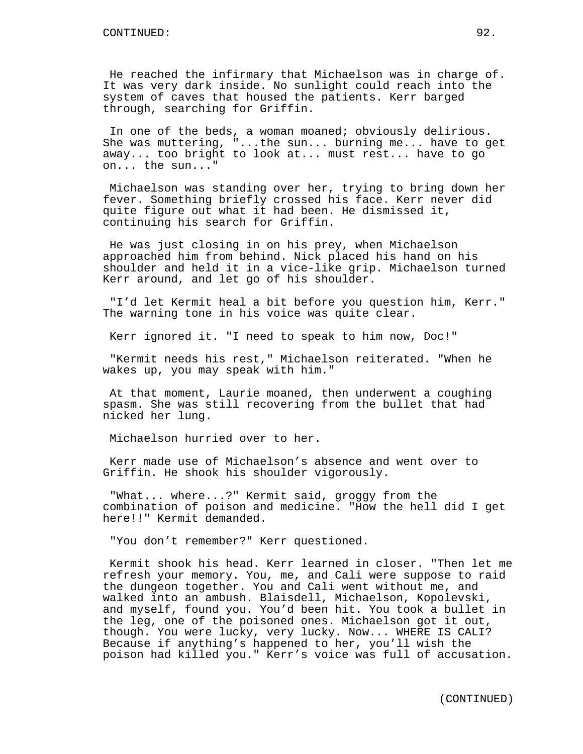He reached the infirmary that Michaelson was in charge of. It was very dark inside. No sunlight could reach into the system of caves that housed the patients. Kerr barged through, searching for Griffin.

In one of the beds, a woman moaned; obviously delirious. She was muttering, "...the sun... burning me... have to get away... too bright to look at... must rest... have to go on... the sun..."

Michaelson was standing over her, trying to bring down her fever. Something briefly crossed his face. Kerr never did quite figure out what it had been. He dismissed it, continuing his search for Griffin.

He was just closing in on his prey, when Michaelson approached him from behind. Nick placed his hand on his shoulder and held it in a vice-like grip. Michaelson turned Kerr around, and let go of his shoulder.

"I'd let Kermit heal a bit before you question him, Kerr." The warning tone in his voice was quite clear.

Kerr ignored it. "I need to speak to him now, Doc!"

"Kermit needs his rest," Michaelson reiterated. "When he wakes up, you may speak with him."

At that moment, Laurie moaned, then underwent a coughing spasm. She was still recovering from the bullet that had nicked her lung.

Michaelson hurried over to her.

Kerr made use of Michaelson's absence and went over to Griffin. He shook his shoulder vigorously.

"What... where...?" Kermit said, groggy from the combination of poison and medicine. "How the hell did I get here!!" Kermit demanded.

"You don't remember?" Kerr questioned.

Kermit shook his head. Kerr learned in closer. "Then let me refresh your memory. You, me, and Cali were suppose to raid the dungeon together. You and Cali went without me, and walked into an ambush. Blaisdell, Michaelson, Kopolevski, and myself, found you. You'd been hit. You took a bullet in the leg, one of the poisoned ones. Michaelson got it out, though. You were lucky, very lucky. Now... WHERE IS CALI? Because if anything's happened to her, you'll wish the poison had killed you." Kerr's voice was full of accusation.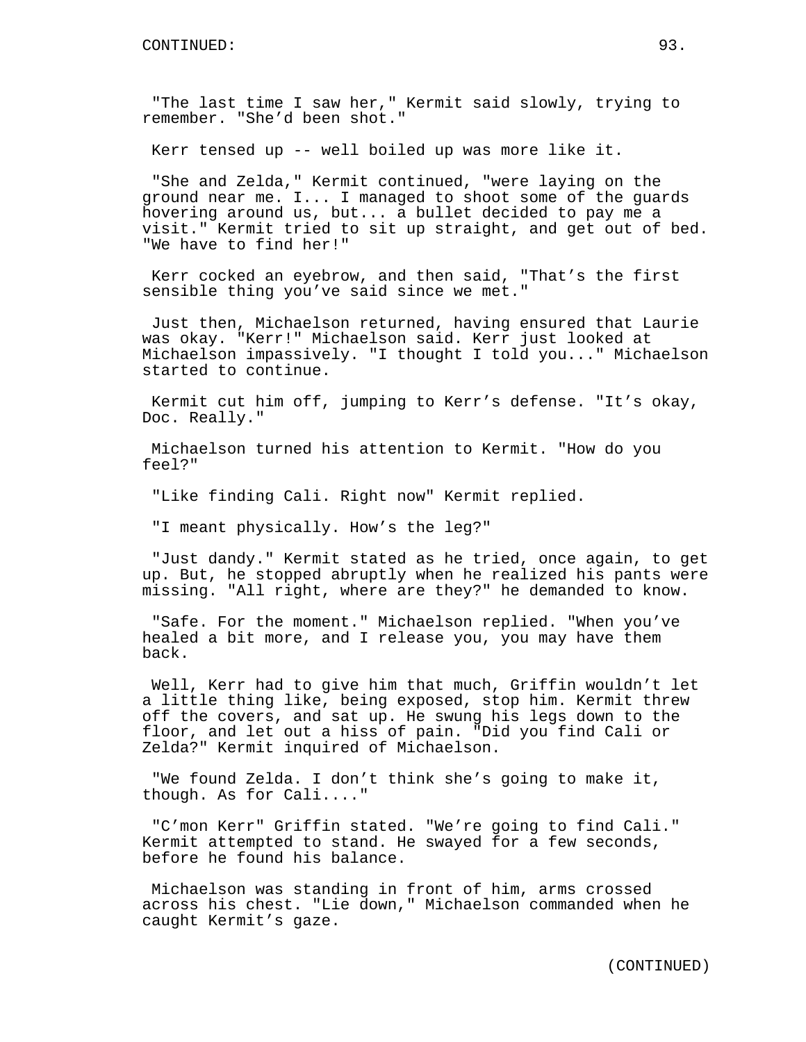"The last time I saw her," Kermit said slowly, trying to remember. "She'd been shot."

Kerr tensed up -- well boiled up was more like it.

"She and Zelda," Kermit continued, "were laying on the ground near me. I... I managed to shoot some of the guards hovering around us, but... a bullet decided to pay me a visit." Kermit tried to sit up straight, and get out of bed. "We have to find her!"

Kerr cocked an eyebrow, and then said, "That's the first sensible thing you've said since we met."

Just then, Michaelson returned, having ensured that Laurie was okay. "Kerr!" Michaelson said. Kerr just looked at Michaelson impassively. "I thought I told you..." Michaelson started to continue.

Kermit cut him off, jumping to Kerr's defense. "It's okay, Doc. Really."

Michaelson turned his attention to Kermit. "How do you feel?"

"Like finding Cali. Right now" Kermit replied.

"I meant physically. How's the leg?"

"Just dandy." Kermit stated as he tried, once again, to get up. But, he stopped abruptly when he realized his pants were missing. "All right, where are they?" he demanded to know.

"Safe. For the moment." Michaelson replied. "When you've healed a bit more, and I release you, you may have them back.

Well, Kerr had to give him that much, Griffin wouldn't let a little thing like, being exposed, stop him. Kermit threw off the covers, and sat up. He swung his legs down to the floor, and let out a hiss of pain. "Did you find Cali or Zelda?" Kermit inquired of Michaelson.

"We found Zelda. I don't think she's going to make it, though. As for Cali...."

"C'mon Kerr" Griffin stated. "We're going to find Cali." Kermit attempted to stand. He swayed for a few seconds, before he found his balance.

Michaelson was standing in front of him, arms crossed across his chest. "Lie down," Michaelson commanded when he caught Kermit's gaze.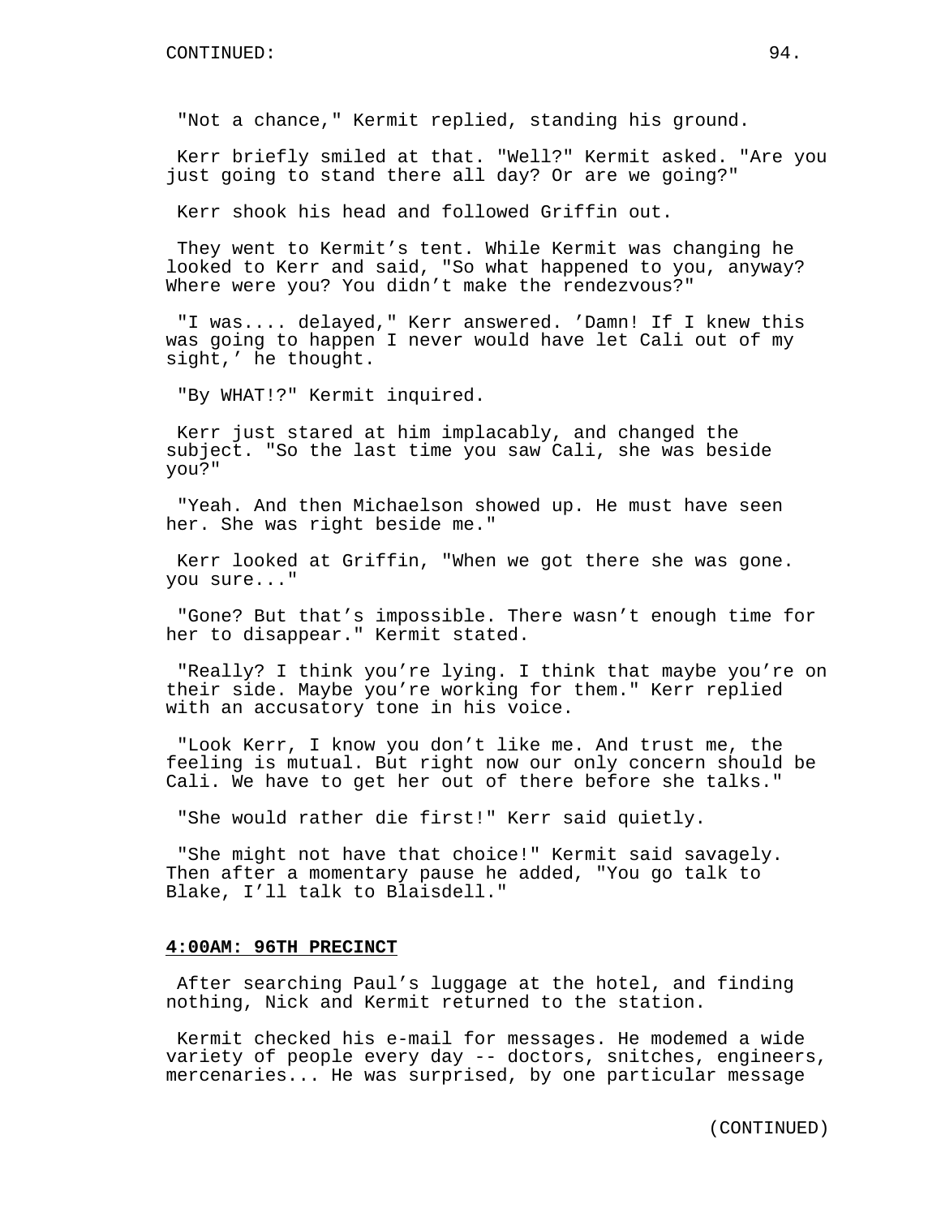"Not a chance," Kermit replied, standing his ground.

Kerr briefly smiled at that. "Well?" Kermit asked. "Are you just going to stand there all day? Or are we going?"

Kerr shook his head and followed Griffin out.

They went to Kermit's tent. While Kermit was changing he looked to Kerr and said, "So what happened to you, anyway? Where were you? You didn't make the rendezvous?"

"I was.... delayed," Kerr answered. 'Damn! If I knew this was going to happen I never would have let Cali out of my sight,' he thought.

"By WHAT!?" Kermit inquired.

Kerr just stared at him implacably, and changed the subject. "So the last time you saw Cali, she was beside you?"

"Yeah. And then Michaelson showed up. He must have seen her. She was right beside me."

Kerr looked at Griffin, "When we got there she was gone. you sure..."

"Gone? But that's impossible. There wasn't enough time for her to disappear." Kermit stated.

"Really? I think you're lying. I think that maybe you're on their side. Maybe you're working for them." Kerr replied with an accusatory tone in his voice.

"Look Kerr, I know you don't like me. And trust me, the feeling is mutual. But right now our only concern should be Cali. We have to get her out of there before she talks."

"She would rather die first!" Kerr said quietly.

"She might not have that choice!" Kermit said savagely. Then after a momentary pause he added, "You go talk to Blake, I'll talk to Blaisdell."

**4:00AM: 96TH PRECINCT**

After searching Paul's luggage at the hotel, and finding nothing, Nick and Kermit returned to the station.

Kermit checked his e-mail for messages. He modemed a wide variety of people every day -- doctors, snitches, engineers, mercenaries... He was surprised, by one particular message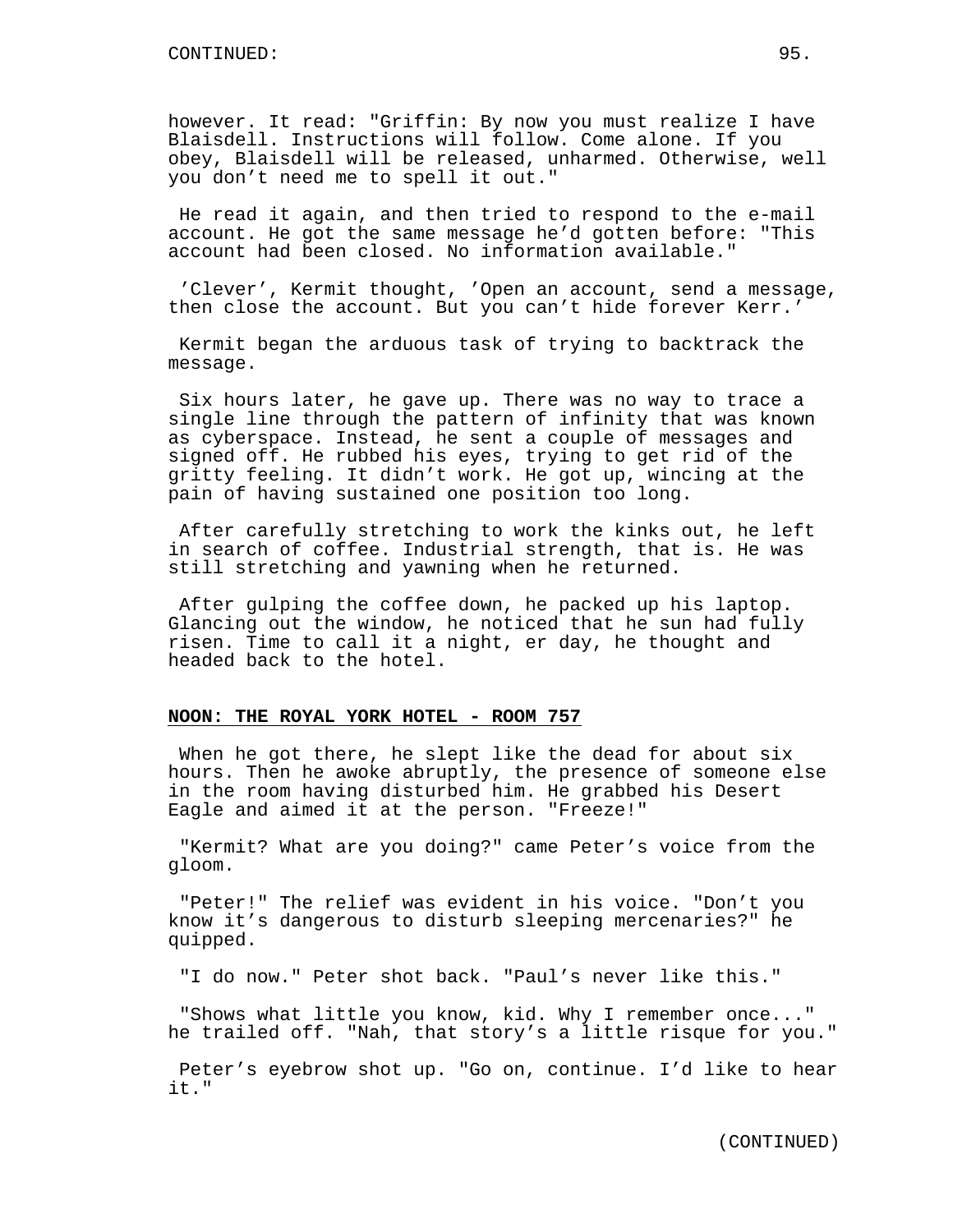however. It read: "Griffin: By now you must realize I have Blaisdell. Instructions will follow. Come alone. If you obey, Blaisdell will be released, unharmed. Otherwise, well you don't need me to spell it out."

He read it again, and then tried to respond to the e-mail account. He got the same message he'd gotten before: "This account had been closed. No information available."

'Clever', Kermit thought, 'Open an account, send a message, then close the account. But you can't hide forever Kerr.'

Kermit began the arduous task of trying to backtrack the message.

Six hours later, he gave up. There was no way to trace a single line through the pattern of infinity that was known as cyberspace. Instead, he sent a couple of messages and signed off. He rubbed his eyes, trying to get rid of the gritty feeling. It didn't work. He got up, wincing at the pain of having sustained one position too long.

After carefully stretching to work the kinks out, he left in search of coffee. Industrial strength, that is. He was still stretching and yawning when he returned.

After gulping the coffee down, he packed up his laptop. Glancing out the window, he noticed that he sun had fully risen. Time to call it a night, er day, he thought and headed back to the hotel.

**NOON: THE ROYAL YORK HOTEL - ROOM 757**

When he got there, he slept like the dead for about six hours. Then he awoke abruptly, the presence of someone else in the room having disturbed him. He grabbed his Desert Eagle and aimed it at the person. "Freeze!"

"Kermit? What are you doing?" came Peter's voice from the gloom.

"Peter!" The relief was evident in his voice. "Don't you know it's dangerous to disturb sleeping mercenaries?" he quipped.

"I do now." Peter shot back. "Paul's never like this."

"Shows what little you know, kid. Why I remember once..." he trailed off. "Nah, that story's a little risque for you."

Peter's eyebrow shot up. "Go on, continue. I'd like to hear it."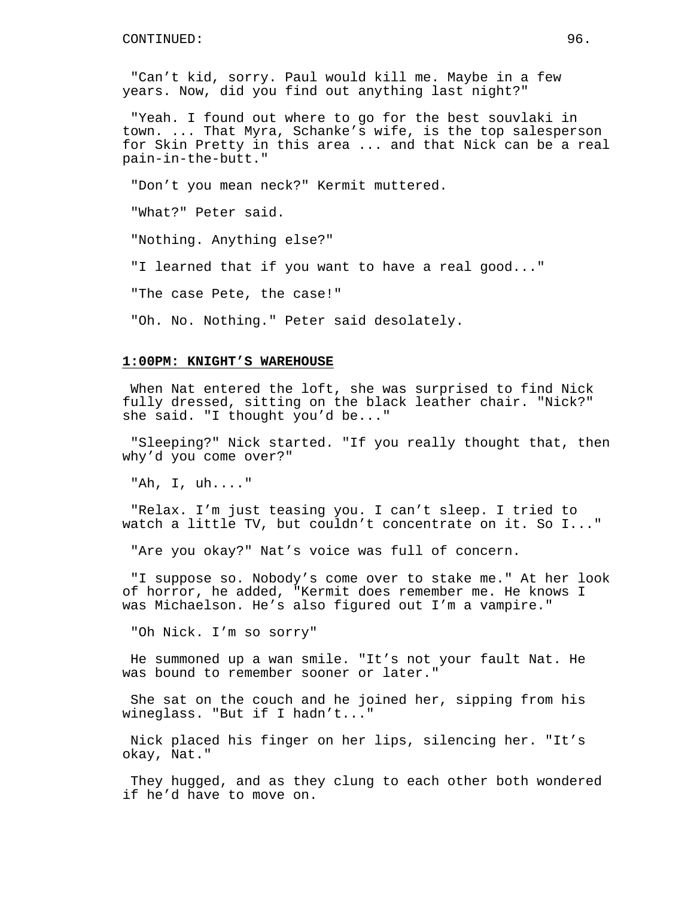"Can't kid, sorry. Paul would kill me. Maybe in a few years. Now, did you find out anything last night?"

"Yeah. I found out where to go for the best souvlaki in town. ... That Myra, Schanke's wife, is the top salesperson for Skin Pretty in this area ... and that Nick can be a real pain-in-the-butt."

"Don't you mean neck?" Kermit muttered.

"What?" Peter said.

"Nothing. Anything else?"

"I learned that if you want to have a real good..."

"The case Pete, the case!"

"Oh. No. Nothing." Peter said desolately.

**1:00PM: KNIGHT'S WAREHOUSE**

When Nat entered the loft, she was surprised to find Nick fully dressed, sitting on the black leather chair. "Nick?" she said. "I thought you'd be..."

"Sleeping?" Nick started. "If you really thought that, then why'd you come over?"

"Ah, I, uh...."

"Relax. I'm just teasing you. I can't sleep. I tried to watch a little TV, but couldn't concentrate on it. So I..."

"Are you okay?" Nat's voice was full of concern.

"I suppose so. Nobody's come over to stake me." At her look of horror, he added, "Kermit does remember me. He knows I was Michaelson. He's also figured out I'm a vampire."

"Oh Nick. I'm so sorry"

He summoned up a wan smile. "It's not your fault Nat. He was bound to remember sooner or later."

She sat on the couch and he joined her, sipping from his wineglass. "But if I hadn't..."

Nick placed his finger on her lips, silencing her. "It's okay, Nat."

They hugged, and as they clung to each other both wondered if he'd have to move on.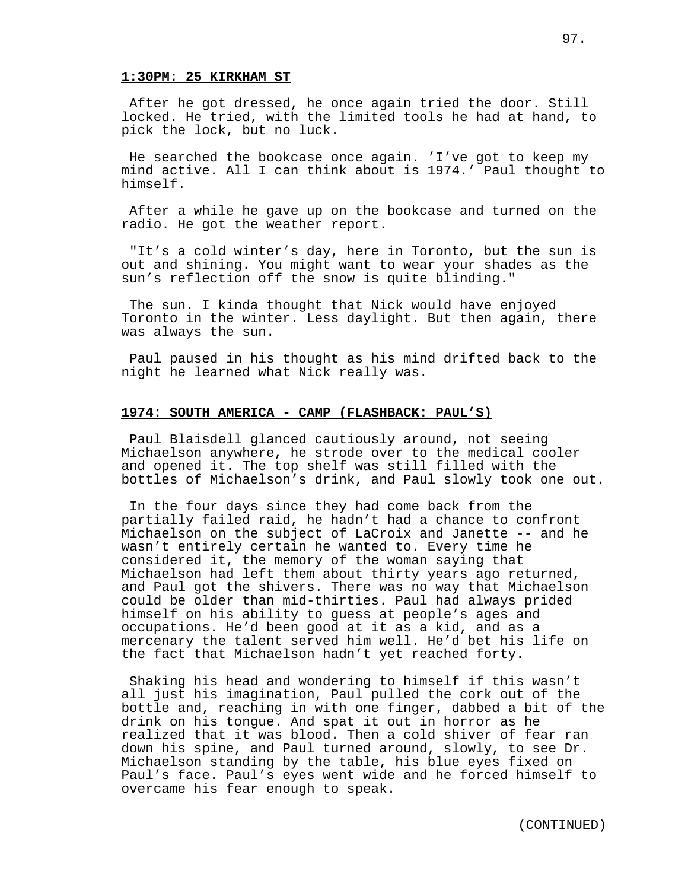**1:30PM: 25 KIRKHAM ST**

After he got dressed, he once again tried the door. Still locked. He tried, with the limited tools he had at hand, to pick the lock, but no luck.

He searched the bookcase once again. 'I've got to keep my mind active. All I can think about is 1974.' Paul thought to himself.

After a while he gave up on the bookcase and turned on the radio. He got the weather report.

"It's a cold winter's day, here in Toronto, but the sun is out and shining. You might want to wear your shades as the sun's reflection off the snow is quite blinding."

The sun. I kinda thought that Nick would have enjoyed Toronto in the winter. Less daylight. But then again, there was always the sun.

Paul paused in his thought as his mind drifted back to the night he learned what Nick really was.

**1974: SOUTH AMERICA - CAMP (FLASHBACK: PAUL'S)**

Paul Blaisdell glanced cautiously around, not seeing Michaelson anywhere, he strode over to the medical cooler and opened it. The top shelf was still filled with the bottles of Michaelson's drink, and Paul slowly took one out.

In the four days since they had come back from the partially failed raid, he hadn't had a chance to confront Michaelson on the subject of LaCroix and Janette -- and he wasn't entirely certain he wanted to. Every time he considered it, the memory of the woman saying that Michaelson had left them about thirty years ago returned, and Paul got the shivers. There was no way that Michaelson could be older than mid-thirties. Paul had always prided himself on his ability to guess at people's ages and occupations. He'd been good at it as a kid, and as a mercenary the talent served him well. He'd bet his life on the fact that Michaelson hadn't yet reached forty.

Shaking his head and wondering to himself if this wasn't all just his imagination, Paul pulled the cork out of the bottle and, reaching in with one finger, dabbed a bit of the drink on his tongue. And spat it out in horror as he realized that it was blood. Then a cold shiver of fear ran down his spine, and Paul turned around, slowly, to see Dr. Michaelson standing by the table, his blue eyes fixed on Paul's face. Paul's eyes went wide and he forced himself to overcame his fear enough to speak.

(CONTINUED)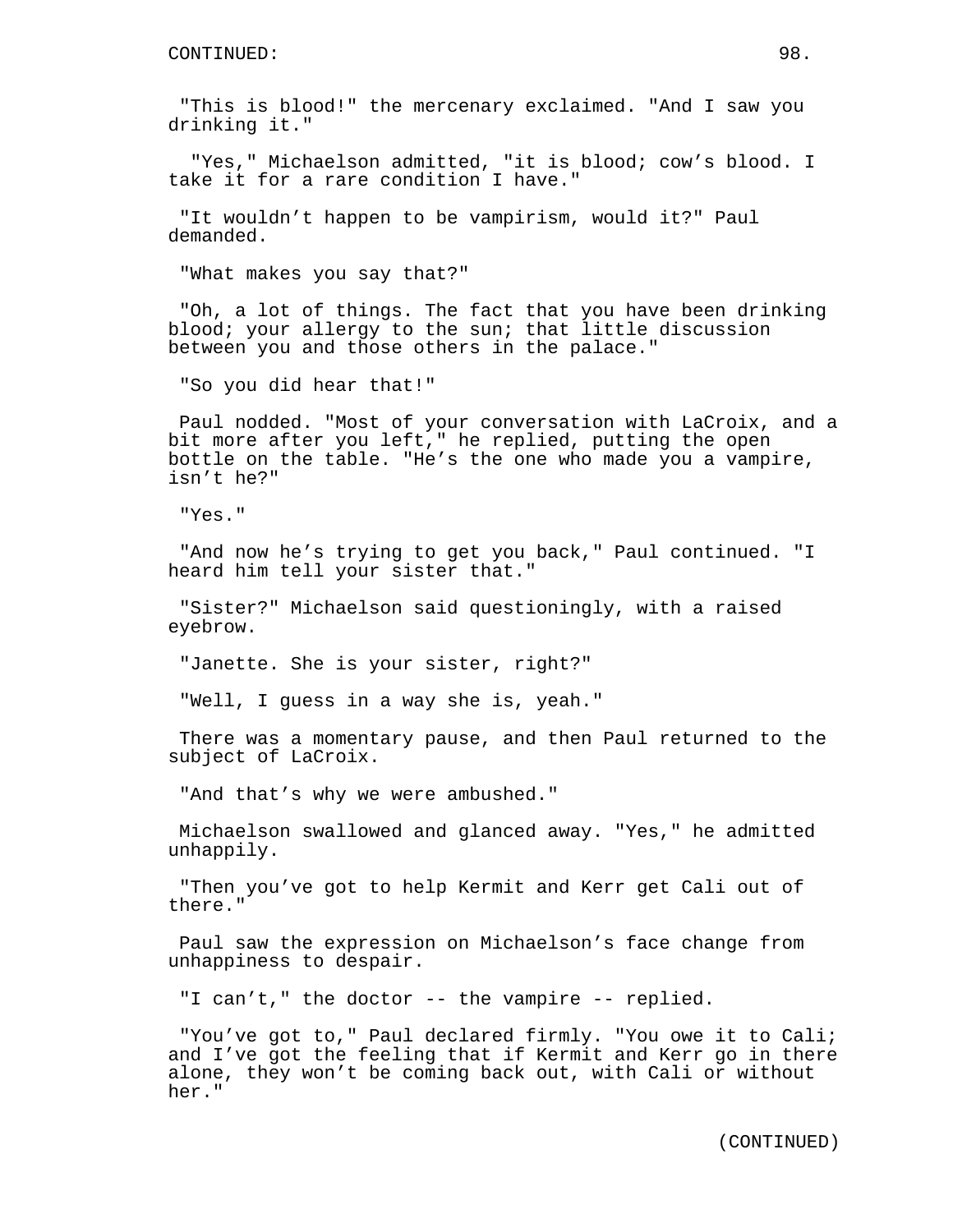"This is blood!" the mercenary exclaimed. "And I saw you drinking it."

"Yes," Michaelson admitted, "it is blood; cow's blood. I take it for a rare condition I have."

"It wouldn't happen to be vampirism, would it?" Paul demanded.

"What makes you say that?"

"Oh, a lot of things. The fact that you have been drinking blood; your allergy to the sun; that little discussion between you and those others in the palace."

"So you did hear that!"

Paul nodded. "Most of your conversation with LaCroix, and a bit more after you left," he replied, putting the open bottle on the table. "He's the one who made you a vampire, isn't he?"

"Yes."

"And now he's trying to get you back," Paul continued. "I heard him tell your sister that."

"Sister?" Michaelson said questioningly, with a raised eyebrow.

"Janette. She is your sister, right?"

"Well, I guess in a way she is, yeah."

There was a momentary pause, and then Paul returned to the subject of LaCroix.

"And that's why we were ambushed."

Michaelson swallowed and glanced away. "Yes," he admitted unhappily.

"Then you've got to help Kermit and Kerr get Cali out of there."

Paul saw the expression on Michaelson's face change from unhappiness to despair.

"I can't," the doctor -- the vampire -- replied.

"You've got to," Paul declared firmly. "You owe it to Cali; and I've got the feeling that if Kermit and Kerr go in there alone, they won't be coming back out, with Cali or without her."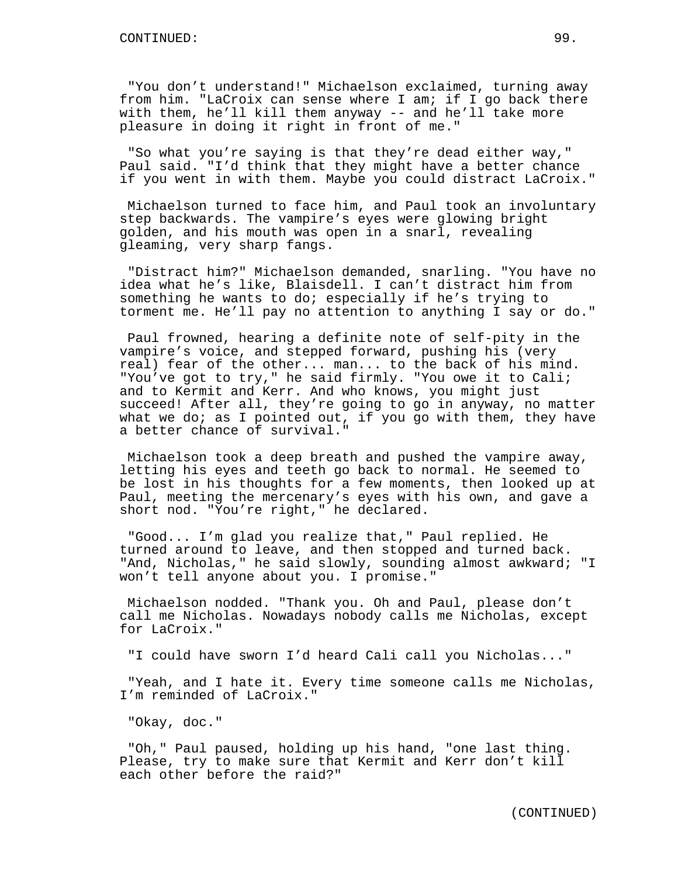"You don't understand!" Michaelson exclaimed, turning away from him. "LaCroix can sense where I am; if I go back there with them, he'll kill them anyway -- and he'll take more pleasure in doing it right in front of me."

"So what you're saying is that they're dead either way," Paul said. "I'd think that they might have a better chance if you went in with them. Maybe you could distract LaCroix."

Michaelson turned to face him, and Paul took an involuntary step backwards. The vampire's eyes were glowing bright golden, and his mouth was open in a snarl, revealing gleaming, very sharp fangs.

"Distract him?" Michaelson demanded, snarling. "You have no idea what he's like, Blaisdell. I can't distract him from something he wants to do; especially if he's trying to torment me. He'll pay no attention to anything I say or do."

Paul frowned, hearing a definite note of self-pity in the vampire's voice, and stepped forward, pushing his (very real) fear of the other... man... to the back of his mind. "You've got to try," he said firmly. "You owe it to Cali; and to Kermit and Kerr. And who knows, you might just succeed! After all, they're going to go in anyway, no matter what we do; as I pointed out, if you go with them, they have a better chance of survival."

Michaelson took a deep breath and pushed the vampire away, letting his eyes and teeth go back to normal. He seemed to be lost in his thoughts for a few moments, then looked up at Paul, meeting the mercenary's eyes with his own, and gave a short nod. "You're right," he declared.

"Good... I'm glad you realize that," Paul replied. He turned around to leave, and then stopped and turned back. "And, Nicholas," he said slowly, sounding almost awkward; "I won't tell anyone about you. I promise."

Michaelson nodded. "Thank you. Oh and Paul, please don't call me Nicholas. Nowadays nobody calls me Nicholas, except for LaCroix."

"I could have sworn I'd heard Cali call you Nicholas..."

"Yeah, and I hate it. Every time someone calls me Nicholas, I'm reminded of LaCroix."

"Okay, doc."

"Oh," Paul paused, holding up his hand, "one last thing. Please, try to make sure that Kermit and Kerr don't kill each other before the raid?"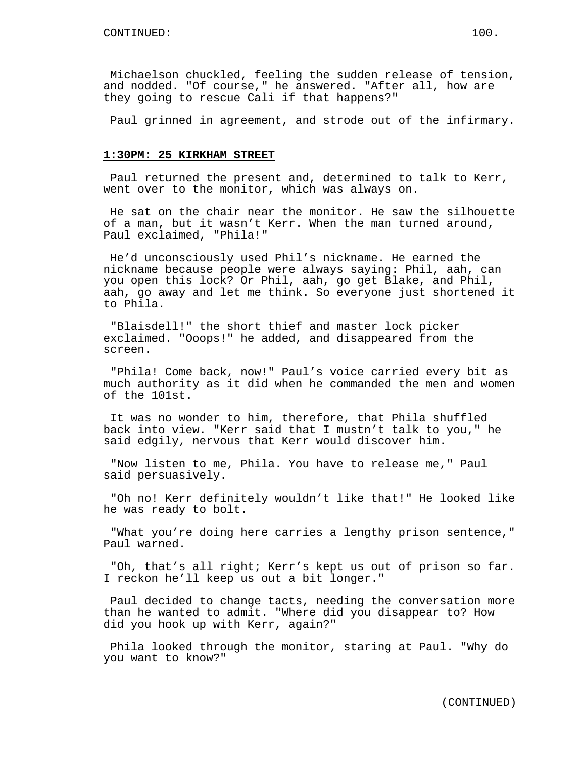Michaelson chuckled, feeling the sudden release of tension, and nodded. "Of course," he answered. "After all, how are they going to rescue Cali if that happens?"

Paul grinned in agreement, and strode out of the infirmary.

**1:30PM: 25 KIRKHAM STREET**

Paul returned the present and, determined to talk to Kerr, went over to the monitor, which was always on.

He sat on the chair near the monitor. He saw the silhouette of a man, but it wasn't Kerr. When the man turned around, Paul exclaimed, "Phila!"

He'd unconsciously used Phil's nickname. He earned the nickname because people were always saying: Phil, aah, can you open this lock? Or Phil, aah, go get Blake, and Phil, aah, go away and let me think. So everyone just shortened it to Phila.

"Blaisdell!" the short thief and master lock picker exclaimed. "Ooops!" he added, and disappeared from the screen.

"Phila! Come back, now!" Paul's voice carried every bit as much authority as it did when he commanded the men and women of the 101st.

It was no wonder to him, therefore, that Phila shuffled back into view. "Kerr said that I mustn't talk to you," he said edgily, nervous that Kerr would discover him.

"Now listen to me, Phila. You have to release me," Paul said persuasively.

"Oh no! Kerr definitely wouldn't like that!" He looked like he was ready to bolt.

"What you're doing here carries a lengthy prison sentence," Paul warned.

"Oh, that's all right; Kerr's kept us out of prison so far. I reckon he'll keep us out a bit longer."

Paul decided to change tacts, needing the conversation more than he wanted to admit. "Where did you disappear to? How did you hook up with Kerr, again?"

Phila looked through the monitor, staring at Paul. "Why do you want to know?"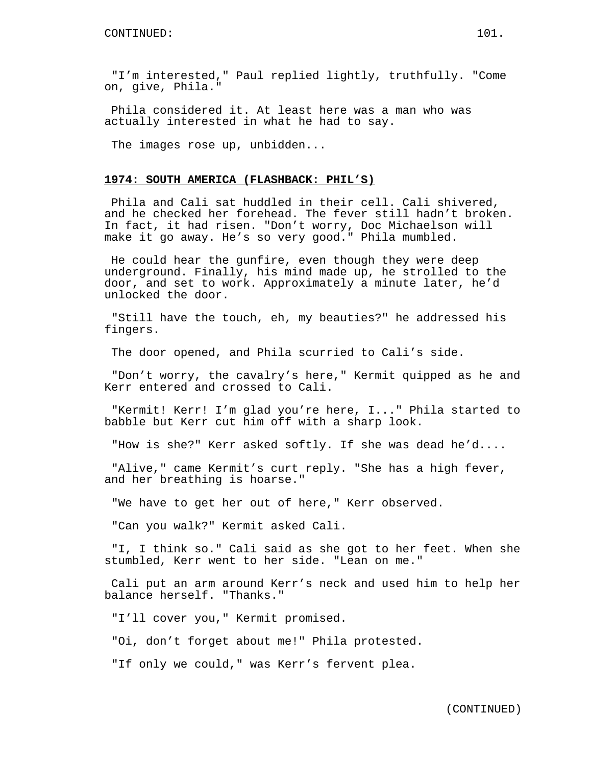"I'm interested," Paul replied lightly, truthfully. "Come on, give, Phila."

Phila considered it. At least here was a man who was actually interested in what he had to say.

The images rose up, unbidden...

**1974: SOUTH AMERICA (FLASHBACK: PHIL'S)**

Phila and Cali sat huddled in their cell. Cali shivered, and he checked her forehead. The fever still hadn't broken. In fact, it had risen. "Don't worry, Doc Michaelson will make it go away. He's so very good." Phila mumbled.

He could hear the gunfire, even though they were deep underground. Finally, his mind made up, he strolled to the door, and set to work. Approximately a minute later, he'd unlocked the door.

"Still have the touch, eh, my beauties?" he addressed his fingers.

The door opened, and Phila scurried to Cali's side.

"Don't worry, the cavalry's here," Kermit quipped as he and Kerr entered and crossed to Cali.

"Kermit! Kerr! I'm glad you're here, I..." Phila started to babble but Kerr cut him off with a sharp look.

"How is she?" Kerr asked softly. If she was dead he'd....

"Alive," came Kermit's curt reply. "She has a high fever, and her breathing is hoarse."

"We have to get her out of here," Kerr observed.

"Can you walk?" Kermit asked Cali.

"I, I think so." Cali said as she got to her feet. When she stumbled, Kerr went to her side. "Lean on me."

Cali put an arm around Kerr's neck and used him to help her balance herself. "Thanks."

"I'll cover you," Kermit promised.

"Oi, don't forget about me!" Phila protested.

"If only we could," was Kerr's fervent plea.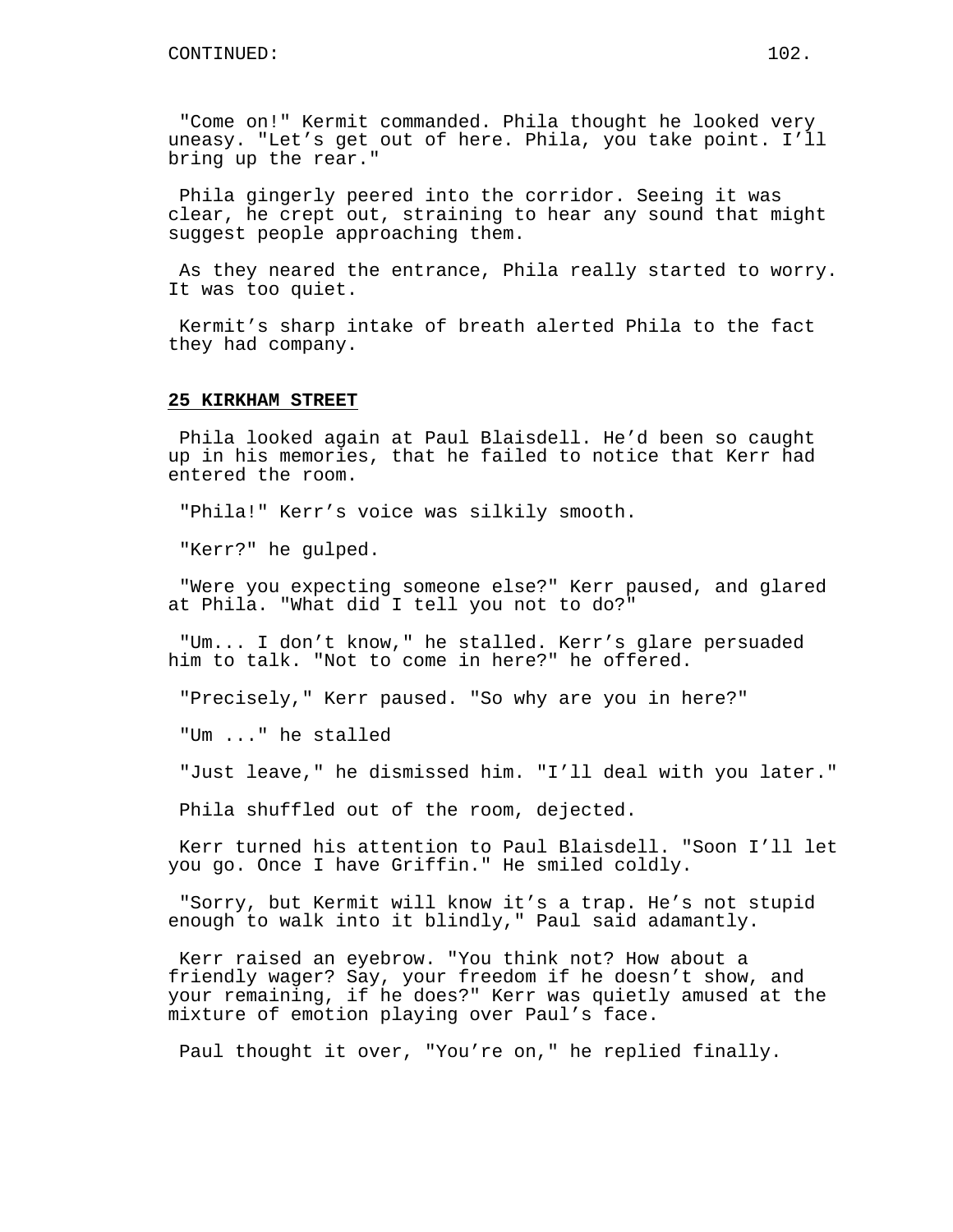"Come on!" Kermit commanded. Phila thought he looked very uneasy. "Let's get out of here. Phila, you take point. I'll bring up the rear."

Phila gingerly peered into the corridor. Seeing it was clear, he crept out, straining to hear any sound that might suggest people approaching them.

As they neared the entrance, Phila really started to worry. It was too quiet.

Kermit's sharp intake of breath alerted Phila to the fact they had company.

**25 KIRKHAM STREET**

Phila looked again at Paul Blaisdell. He'd been so caught up in his memories, that he failed to notice that Kerr had entered the room.

"Phila!" Kerr's voice was silkily smooth.

"Kerr?" he gulped.

"Were you expecting someone else?" Kerr paused, and glared at Phila. "What did I tell you not to do?"

"Um... I don't know," he stalled. Kerr's glare persuaded him to talk. "Not to come in here?" he offered.

"Precisely," Kerr paused. "So why are you in here?"

"Um ..." he stalled

"Just leave," he dismissed him. "I'll deal with you later."

Phila shuffled out of the room, dejected.

Kerr turned his attention to Paul Blaisdell. "Soon I'll let you go. Once I have Griffin." He smiled coldly.

"Sorry, but Kermit will know it's a trap. He's not stupid enough to walk into it blindly," Paul said adamantly.

Kerr raised an eyebrow. "You think not? How about a friendly wager? Say, your freedom if he doesn't show, and your remaining, if he does?" Kerr was quietly amused at the mixture of emotion playing over Paul's face.

Paul thought it over, "You're on," he replied finally.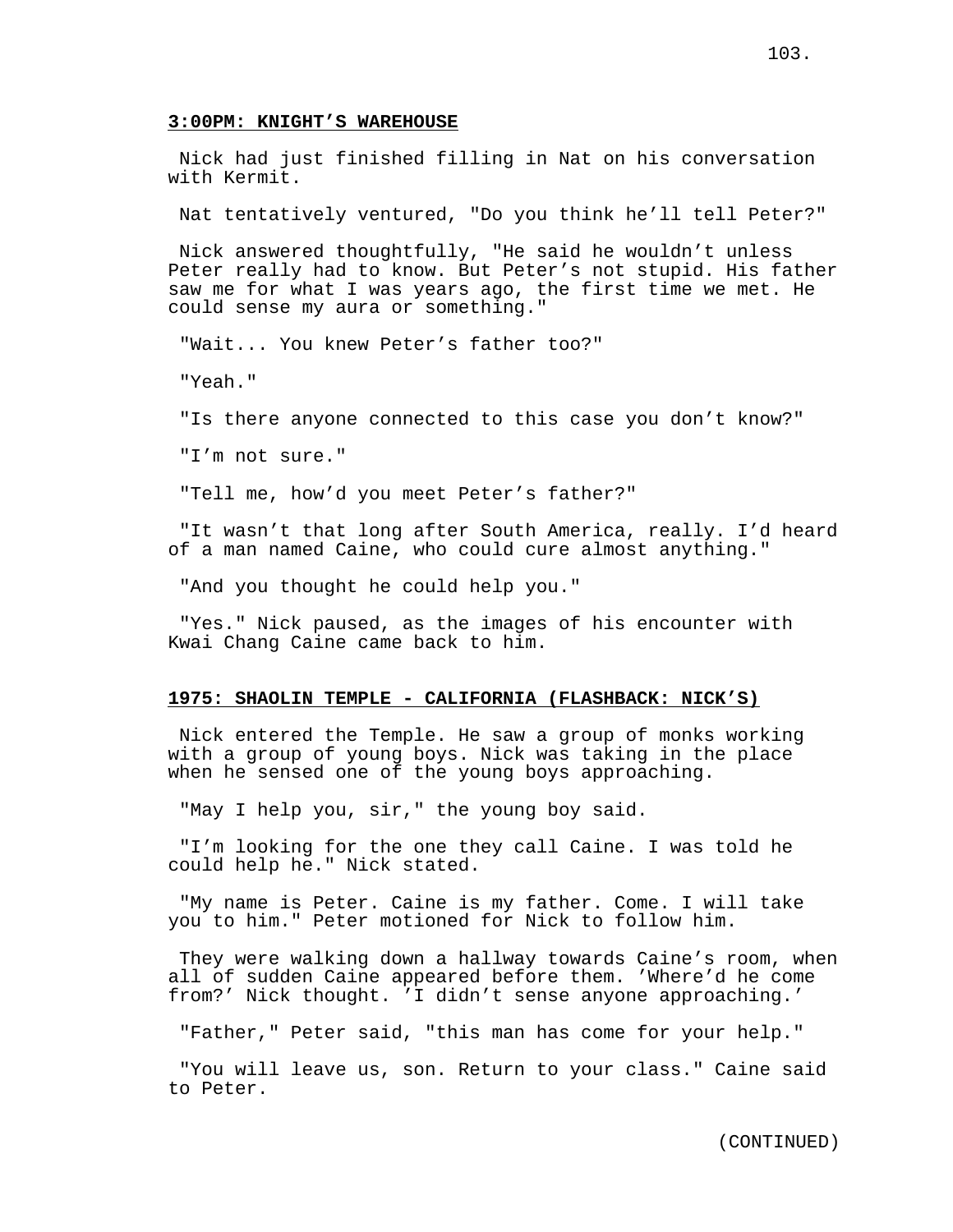**3:00PM: KNIGHT'S WAREHOUSE**

Nick had just finished filling in Nat on his conversation with Kermit.

Nat tentatively ventured, "Do you think he'll tell Peter?"

Nick answered thoughtfully, "He said he wouldn't unless Peter really had to know. But Peter's not stupid. His father saw me for what I was years ago, the first time we met. He could sense my aura or something."

"Wait... You knew Peter's father too?"

"Yeah."

"Is there anyone connected to this case you don't know?"

"I'm not sure."

"Tell me, how'd you meet Peter's father?"

"It wasn't that long after South America, really. I'd heard of a man named Caine, who could cure almost anything."

"And you thought he could help you."

"Yes." Nick paused, as the images of his encounter with Kwai Chang Caine came back to him.

**1975: SHAOLIN TEMPLE - CALIFORNIA (FLASHBACK: NICK'S)**

Nick entered the Temple. He saw a group of monks working with a group of young boys. Nick was taking in the place when he sensed one of the young boys approaching.

"May I help you, sir," the young boy said.

"I'm looking for the one they call Caine. I was told he could help he." Nick stated.

"My name is Peter. Caine is my father. Come. I will take you to him." Peter motioned for Nick to follow him.

They were walking down a hallway towards Caine's room, when all of sudden Caine appeared before them. 'Where'd he come from?' Nick thought. 'I didn't sense anyone approaching.'

"Father," Peter said, "this man has come for your help."

"You will leave us, son. Return to your class." Caine said to Peter.

(CONTINUED)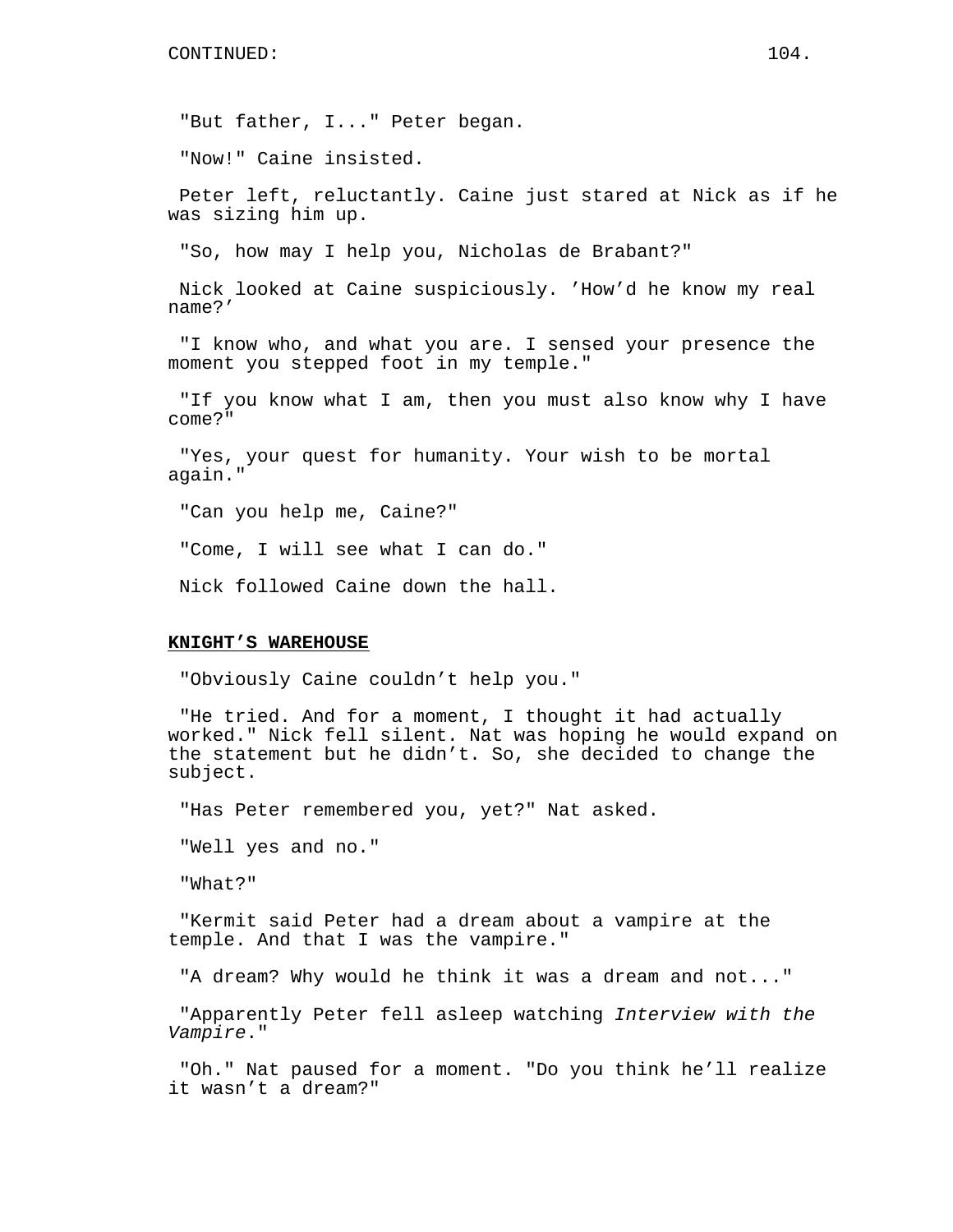"But father, I..." Peter began.

"Now!" Caine insisted.

Peter left, reluctantly. Caine just stared at Nick as if he was sizing him up.

"So, how may I help you, Nicholas de Brabant?"

Nick looked at Caine suspiciously. ’How’d he know my real name?’

"I know who, and what you are. I sensed your presence the moment you stepped foot in my temple."

"If you know what I am, then you must also know why I have come?"

"Yes, your quest for humanity. Your wish to be mortal again."

"Can you help me, Caine?"

"Come, I will see what I can do."

Nick followed Caine down the hall.

**KNIGHT’S WAREHOUSE**

"Obviously Caine couldn’t help you."

"He tried. And for a moment, I thought it had actually worked." Nick fell silent. Nat was hoping he would expand on the statement but he didn’t. So, she decided to change the subject.

"Has Peter remembered you, yet?" Nat asked.

"Well yes and no."

"What?"

"Kermit said Peter had a dream about a vampire at the temple. And that I was the vampire."

"A dream? Why would he think it was a dream and not..."

"Apparently Peter fell asleep watching *Interview with the Vampire*."

"Oh." Nat paused for a moment. "Do you think he’ll realize it wasn’t a dream?"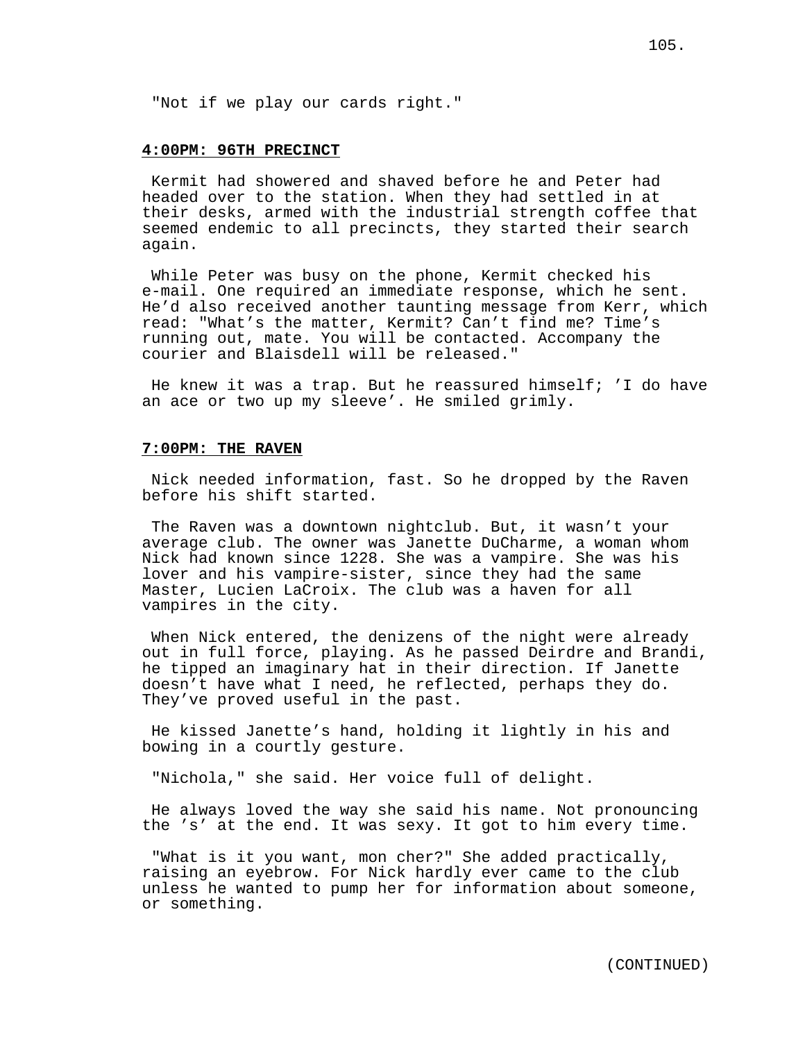"Not if we play our cards right."

**4:00PM: 96TH PRECINCT**

Kermit had showered and shaved before he and Peter had headed over to the station. When they had settled in at their desks, armed with the industrial strength coffee that seemed endemic to all precincts, they started their search again.

While Peter was busy on the phone, Kermit checked his e-mail. One required an immediate response, which he sent. He'd also received another taunting message from Kerr, which read: "What's the matter, Kermit? Can't find me? Time's running out, mate. You will be contacted. Accompany the courier and Blaisdell will be released."

He knew it was a trap. But he reassured himself; 'I do have an ace or two up my sleeve'. He smiled grimly.

**7:00PM: THE RAVEN**

Nick needed information, fast. So he dropped by the Raven before his shift started.

The Raven was a downtown nightclub. But, it wasn't your average club. The owner was Janette DuCharme, a woman whom Nick had known since 1228. She was a vampire. She was his lover and his vampire-sister, since they had the same Master, Lucien LaCroix. The club was a haven for all vampires in the city.

When Nick entered, the denizens of the night were already out in full force, playing. As he passed Deirdre and Brandi, he tipped an imaginary hat in their direction. If Janette doesn't have what I need, he reflected, perhaps they do. They've proved useful in the past.

He kissed Janette's hand, holding it lightly in his and bowing in a courtly gesture.

"Nichola," she said. Her voice full of delight.

He always loved the way she said his name. Not pronouncing the 's' at the end. It was sexy. It got to him every time.

"What is it you want, mon cher?" She added practically, raising an eyebrow. For Nick hardly ever came to the club unless he wanted to pump her for information about someone, or something.

(CONTINUED)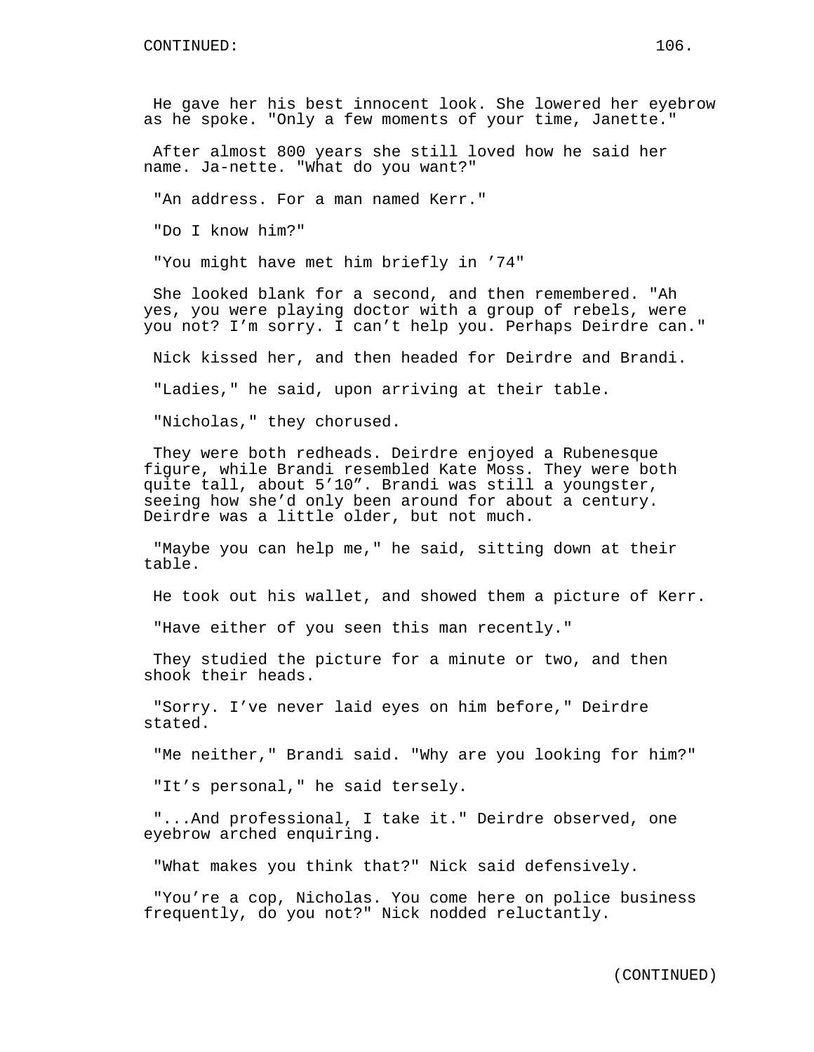He gave her his best innocent look. She lowered her eyebrow as he spoke. "Only a few moments of your time, Janette."

After almost 800 years she still loved how he said her name. Ja-nette. "What do you want?"

"An address. For a man named Kerr."

"Do I know him?"

"You might have met him briefly in ’74"

She looked blank for a second, and then remembered. "Ah yes, you were playing doctor with a group of rebels, were you not? I’m sorry. I can’t help you. Perhaps Deirdre can."

Nick kissed her, and then headed for Deirdre and Brandi.

"Ladies," he said, upon arriving at their table.

"Nicholas," they chorused.

They were both redheads. Deirdre enjoyed a Rubenesque figure, while Brandi resembled Kate Moss. They were both quite tall, about 5’10”. Brandi was still a youngster, seeing how she’d only been around for about a century. Deirdre was a little older, but not much.

"Maybe you can help me," he said, sitting down at their table.

He took out his wallet, and showed them a picture of Kerr.

"Have either of you seen this man recently."

They studied the picture for a minute or two, and then shook their heads.

"Sorry. I’ve never laid eyes on him before," Deirdre stated.

"Me neither," Brandi said. "Why are you looking for him?"

"It’s personal," he said tersely.

"...And professional, I take it." Deirdre observed, one eyebrow arched enquiring.

"What makes you think that?" Nick said defensively.

"You’re a cop, Nicholas. You come here on police business frequently, do you not?" Nick nodded reluctantly.

(CONTINUED)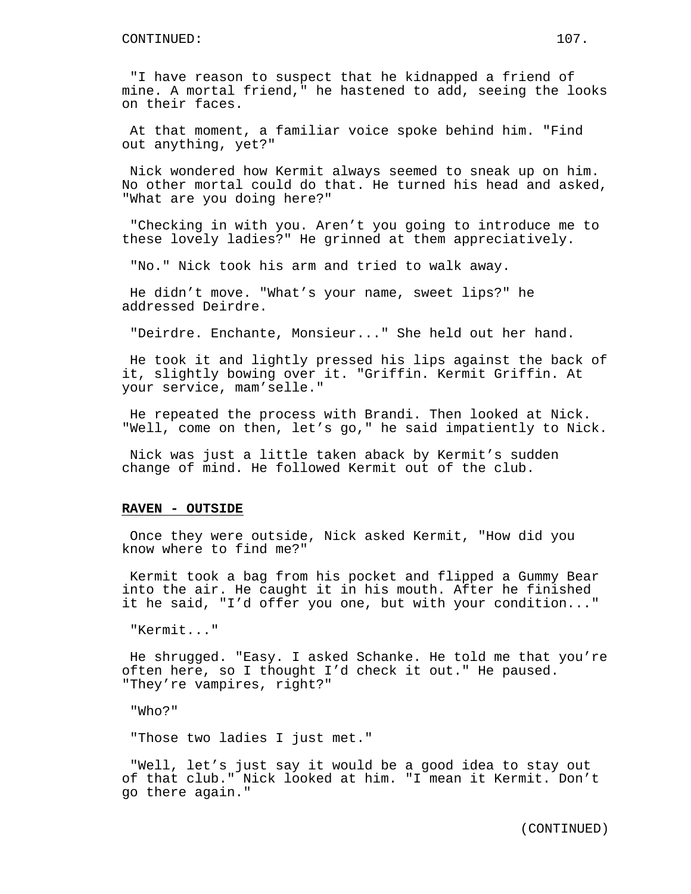"I have reason to suspect that he kidnapped a friend of mine. A mortal friend," he hastened to add, seeing the looks on their faces.

At that moment, a familiar voice spoke behind him. "Find out anything, yet?"

Nick wondered how Kermit always seemed to sneak up on him. No other mortal could do that. He turned his head and asked, "What are you doing here?"

"Checking in with you. Aren't you going to introduce me to these lovely ladies?" He grinned at them appreciatively.

"No." Nick took his arm and tried to walk away.

He didn't move. "What's your name, sweet lips?" he addressed Deirdre.

"Deirdre. Enchante, Monsieur..." She held out her hand.

He took it and lightly pressed his lips against the back of it, slightly bowing over it. "Griffin. Kermit Griffin. At your service, mam'selle."

He repeated the process with Brandi. Then looked at Nick. "Well, come on then, let's go," he said impatiently to Nick.

Nick was just a little taken aback by Kermit's sudden change of mind. He followed Kermit out of the club.

**RAVEN - OUTSIDE**

Once they were outside, Nick asked Kermit, "How did you know where to find me?"

Kermit took a bag from his pocket and flipped a Gummy Bear into the air. He caught it in his mouth. After he finished it he said, "I'd offer you one, but with your condition..."

"Kermit..."

He shrugged. "Easy. I asked Schanke. He told me that you're often here, so I thought I'd check it out." He paused. "They're vampires, right?"

"Who?"

"Those two ladies I just met."

"Well, let's just say it would be a good idea to stay out of that club." Nick looked at him. "I mean it Kermit. Don't go there again."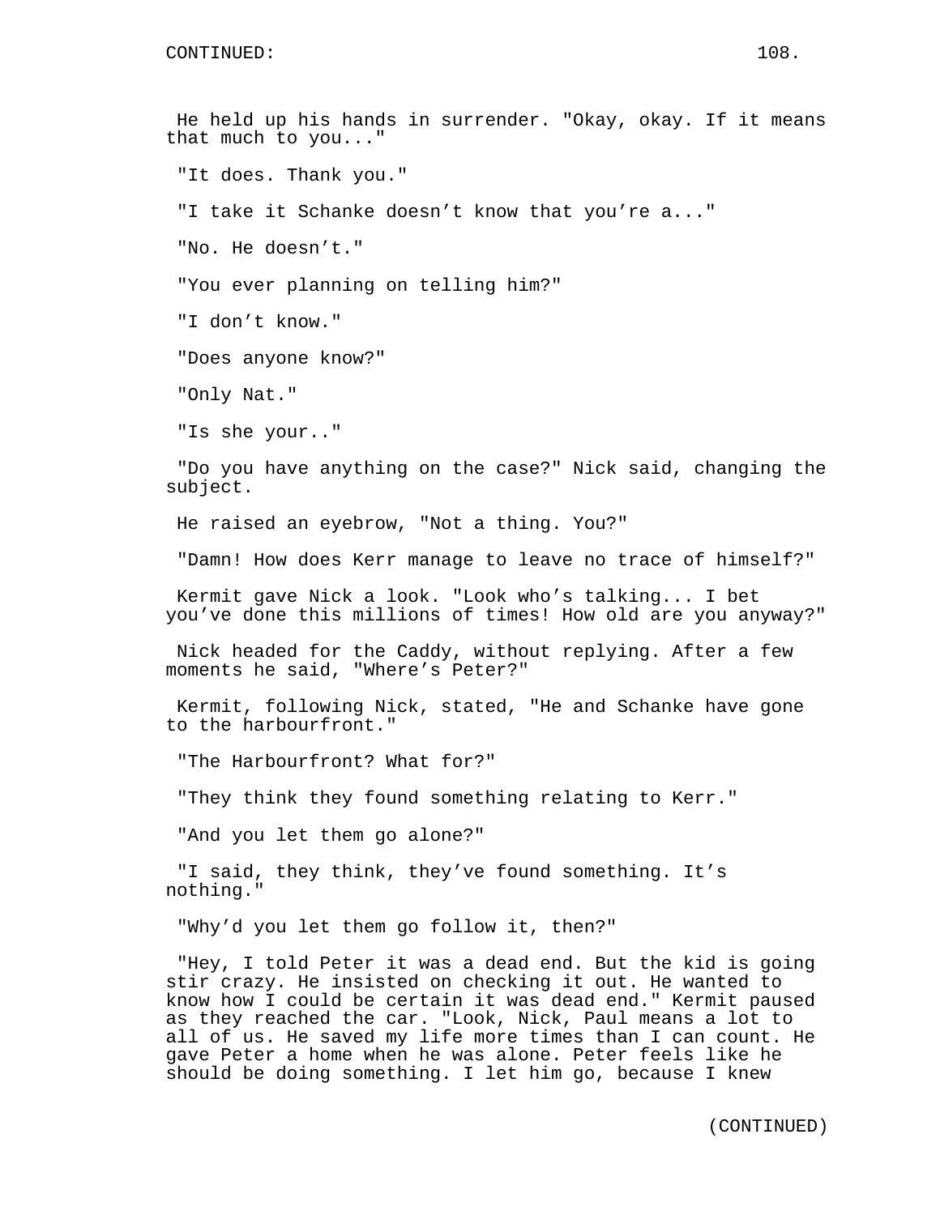He held up his hands in surrender. "Okay, okay. If it means that much to you..."

"It does. Thank you."

"I take it Schanke doesn't know that you're a..."

"No. He doesn't."

"You ever planning on telling him?"

"I don't know."

"Does anyone know?"

"Only Nat."

"Is she your.."

"Do you have anything on the case?" Nick said, changing the subject.

He raised an eyebrow, "Not a thing. You?"

"Damn! How does Kerr manage to leave no trace of himself?"

Kermit gave Nick a look. "Look who's talking... I bet you've done this millions of times! How old are you anyway?"

Nick headed for the Caddy, without replying. After a few moments he said, "Where's Peter?"

Kermit, following Nick, stated, "He and Schanke have gone to the harbourfront."

"The Harbourfront? What for?"

"They think they found something relating to Kerr."

"And you let them go alone?"

"I said, they think, they've found something. It's nothing."

"Why'd you let them go follow it, then?"

"Hey, I told Peter it was a dead end. But the kid is going stir crazy. He insisted on checking it out. He wanted to know how I could be certain it was dead end." Kermit paused as they reached the car. "Look, Nick, Paul means a lot to all of us. He saved my life more times than I can count. He gave Peter a home when he was alone. Peter feels like he should be doing something. I let him go, because I knew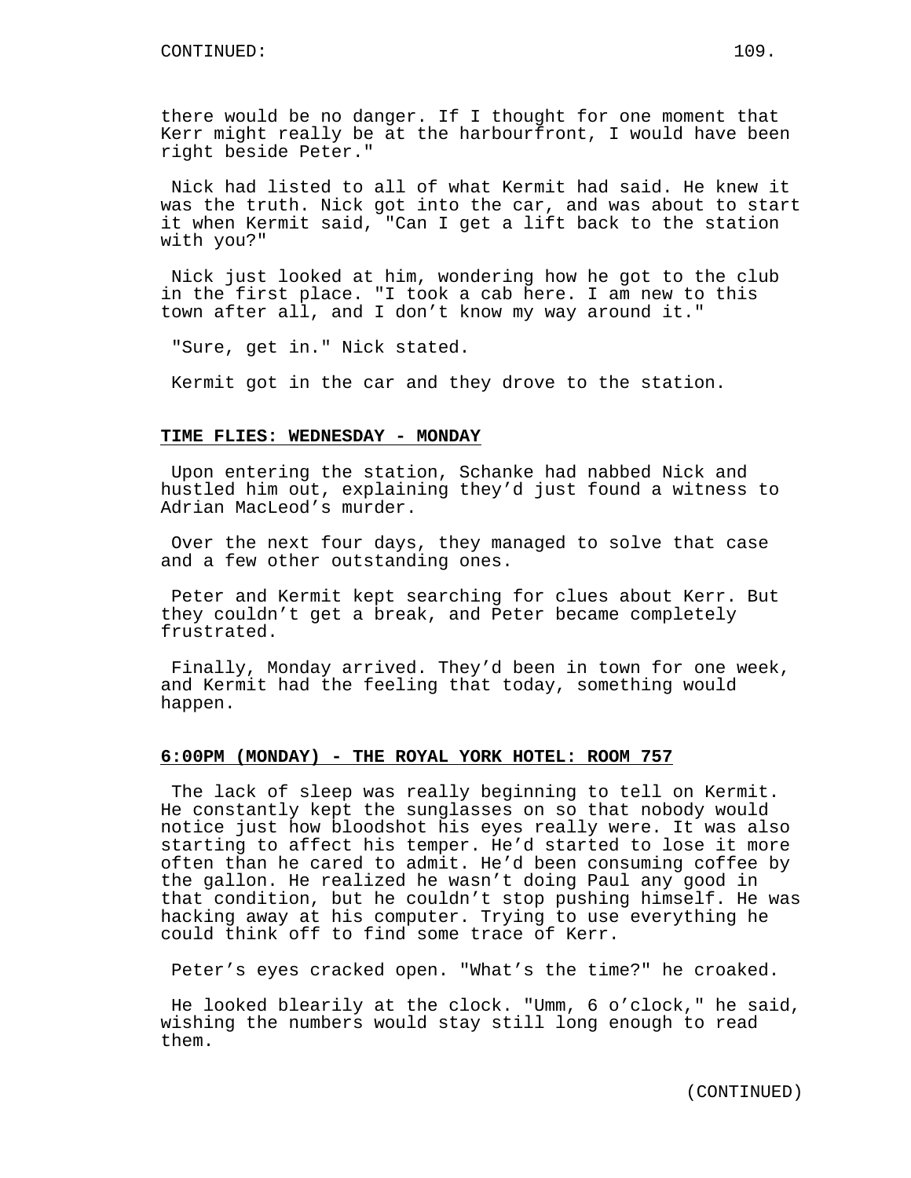there would be no danger. If I thought for one moment that Kerr might really be at the harbourfront, I would have been right beside Peter."

Nick had listed to all of what Kermit had said. He knew it was the truth. Nick got into the car, and was about to start it when Kermit said, "Can I get a lift back to the station with you?"

Nick just looked at him, wondering how he got to the club in the first place. "I took a cab here. I am new to this town after all, and I don't know my way around it."

"Sure, get in." Nick stated.

Kermit got in the car and they drove to the station.

**TIME FLIES: WEDNESDAY - MONDAY**

Upon entering the station, Schanke had nabbed Nick and hustled him out, explaining they'd just found a witness to Adrian MacLeod's murder.

Over the next four days, they managed to solve that case and a few other outstanding ones.

Peter and Kermit kept searching for clues about Kerr. But they couldn't get a break, and Peter became completely frustrated.

Finally, Monday arrived. They'd been in town for one week, and Kermit had the feeling that today, something would happen.

**6:00PM (MONDAY) - THE ROYAL YORK HOTEL: ROOM 757**

The lack of sleep was really beginning to tell on Kermit. He constantly kept the sunglasses on so that nobody would notice just how bloodshot his eyes really were. It was also starting to affect his temper. He'd started to lose it more often than he cared to admit. He'd been consuming coffee by the gallon. He realized he wasn't doing Paul any good in that condition, but he couldn't stop pushing himself. He was hacking away at his computer. Trying to use everything he could think off to find some trace of Kerr.

Peter's eyes cracked open. "What's the time?" he croaked.

He looked blearily at the clock. "Umm, 6 o'clock," he said, wishing the numbers would stay still long enough to read them.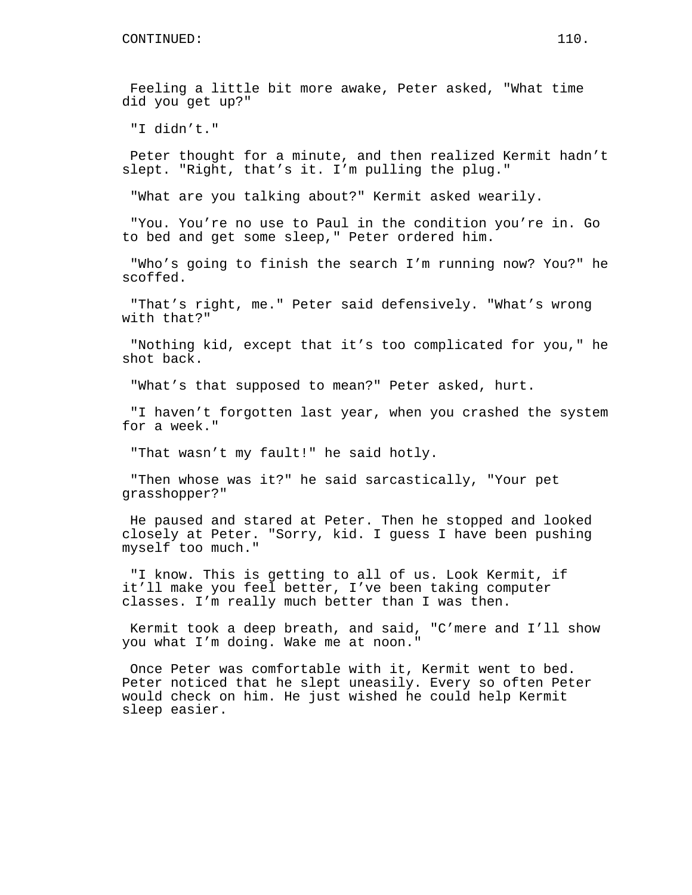Feeling a little bit more awake, Peter asked, "What time did you get up?"

"I didn't."

Peter thought for a minute, and then realized Kermit hadn't slept. "Right, that's it. I'm pulling the plug."

"What are you talking about?" Kermit asked wearily.

"You. You're no use to Paul in the condition you're in. Go to bed and get some sleep," Peter ordered him.

"Who's going to finish the search I'm running now? You?" he scoffed.

"That's right, me." Peter said defensively. "What's wrong with that?"

"Nothing kid, except that it's too complicated for you," he shot back.

"What's that supposed to mean?" Peter asked, hurt.

"I haven't forgotten last year, when you crashed the system for a week."

"That wasn't my fault!" he said hotly.

"Then whose was it?" he said sarcastically, "Your pet grasshopper?"

He paused and stared at Peter. Then he stopped and looked closely at Peter. "Sorry, kid. I guess I have been pushing myself too much."

"I know. This is getting to all of us. Look Kermit, if it'll make you feel better, I've been taking computer classes. I'm really much better than I was then.

Kermit took a deep breath, and said, "C'mere and I'll show you what I'm doing. Wake me at noon."

Once Peter was comfortable with it, Kermit went to bed. Peter noticed that he slept uneasily. Every so often Peter would check on him. He just wished he could help Kermit sleep easier.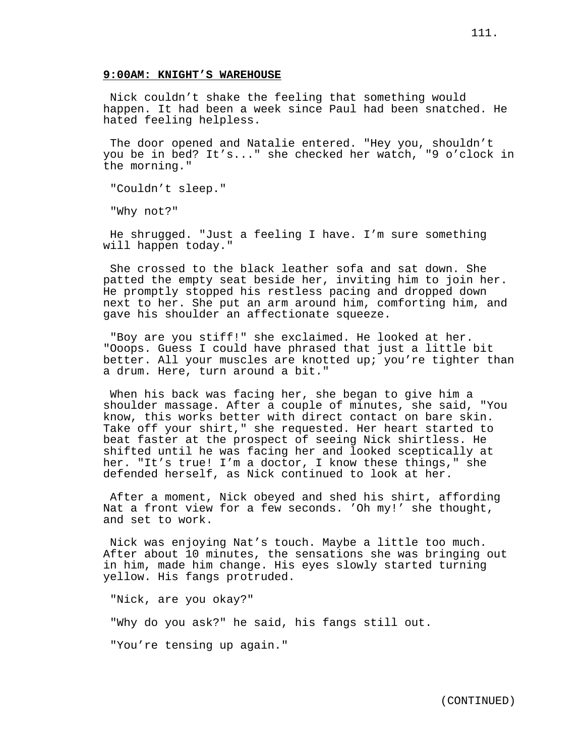**9:00AM: KNIGHT'S WAREHOUSE**

Nick couldn't shake the feeling that something would happen. It had been a week since Paul had been snatched. He hated feeling helpless.

The door opened and Natalie entered. "Hey you, shouldn't you be in bed? It's..." she checked her watch, "9 o'clock in the morning."

"Couldn't sleep."

"Why not?"

He shrugged. "Just a feeling I have. I'm sure something will happen today."

She crossed to the black leather sofa and sat down. She patted the empty seat beside her, inviting him to join her. He promptly stopped his restless pacing and dropped down next to her. She put an arm around him, comforting him, and gave his shoulder an affectionate squeeze.

"Boy are you stiff!" she exclaimed. He looked at her. "Ooops. Guess I could have phrased that just a little bit better. All your muscles are knotted up; you're tighter than a drum. Here, turn around a bit."

When his back was facing her, she began to give him a shoulder massage. After a couple of minutes, she said, "You know, this works better with direct contact on bare skin. Take off your shirt," she requested. Her heart started to beat faster at the prospect of seeing Nick shirtless. He shifted until he was facing her and looked sceptically at her. "It's true! I'm a doctor, I know these things," she defended herself, as Nick continued to look at her.

After a moment, Nick obeyed and shed his shirt, affording Nat a front view for a few seconds. 'Oh my!' she thought, and set to work.

Nick was enjoying Nat's touch. Maybe a little too much. After about 10 minutes, the sensations she was bringing out in him, made him change. His eyes slowly started turning yellow. His fangs protruded.

"Nick, are you okay?"

"Why do you ask?" he said, his fangs still out.

"You're tensing up again."

(CONTINUED)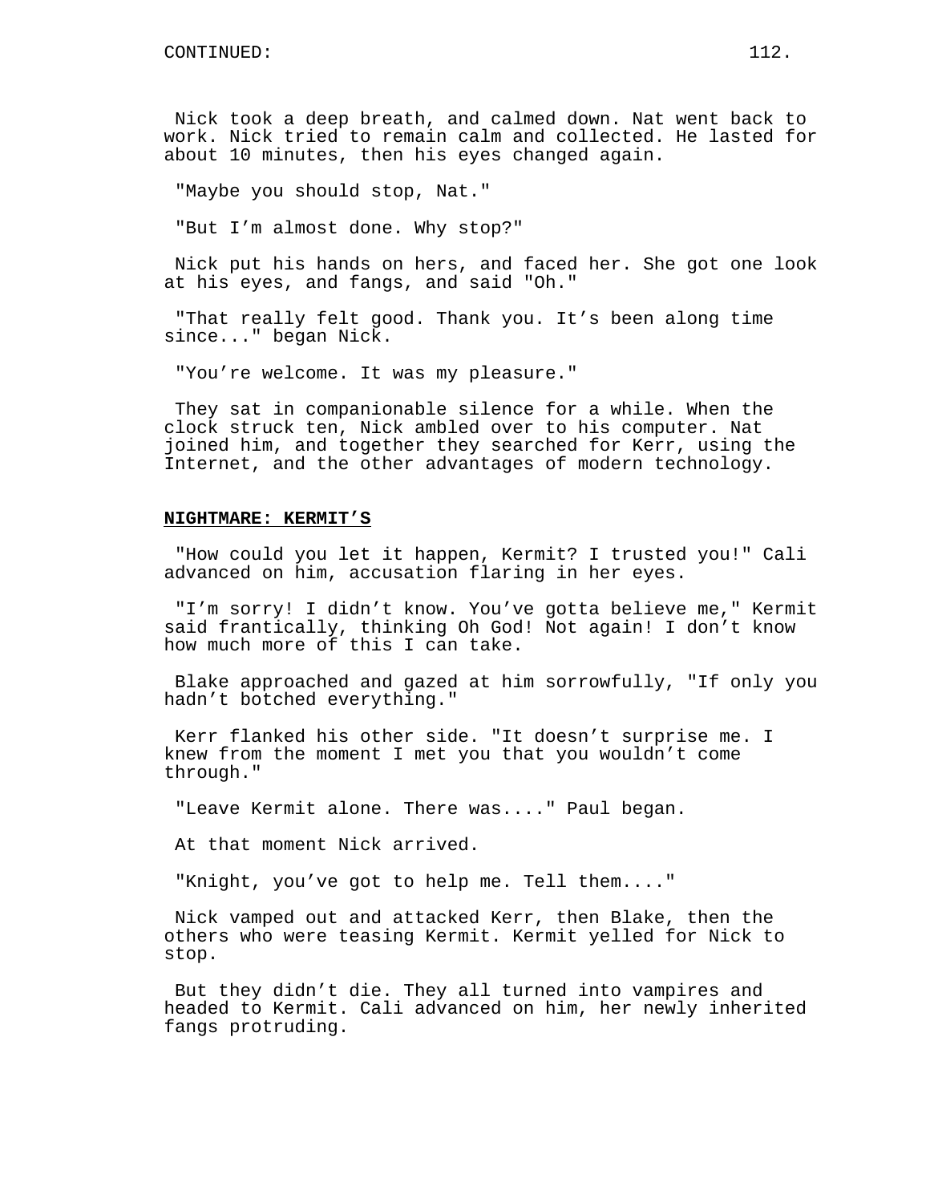Nick took a deep breath, and calmed down. Nat went back to work. Nick tried to remain calm and collected. He lasted for about 10 minutes, then his eyes changed again.

"Maybe you should stop, Nat."

"But I'm almost done. Why stop?"

Nick put his hands on hers, and faced her. She got one look at his eyes, and fangs, and said "Oh."

"That really felt good. Thank you. It's been along time since..." began Nick.

"You're welcome. It was my pleasure."

They sat in companionable silence for a while. When the clock struck ten, Nick ambled over to his computer. Nat joined him, and together they searched for Kerr, using the Internet, and the other advantages of modern technology.

**NIGHTMARE: KERMIT'S**

"How could you let it happen, Kermit? I trusted you!" Cali advanced on him, accusation flaring in her eyes.

"I'm sorry! I didn't know. You've gotta believe me," Kermit said frantically, thinking Oh God! Not again! I don't know how much more of this I can take.

Blake approached and gazed at him sorrowfully, "If only you hadn't botched everything."

Kerr flanked his other side. "It doesn't surprise me. I knew from the moment I met you that you wouldn't come through."

"Leave Kermit alone. There was...." Paul began.

At that moment Nick arrived.

"Knight, you've got to help me. Tell them...."

Nick vamped out and attacked Kerr, then Blake, then the others who were teasing Kermit. Kermit yelled for Nick to stop.

But they didn't die. They all turned into vampires and headed to Kermit. Cali advanced on him, her newly inherited fangs protruding.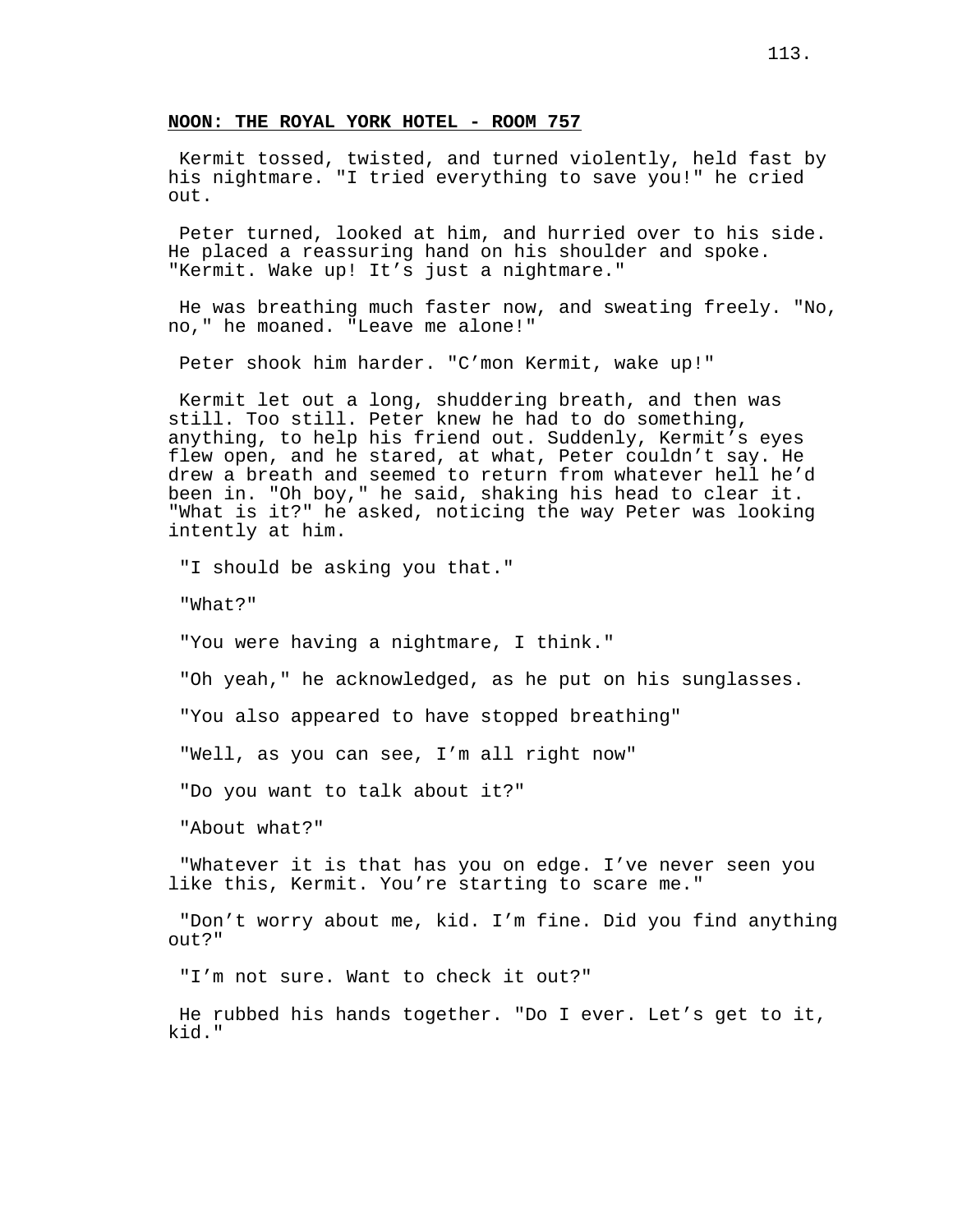**NOON: THE ROYAL YORK HOTEL - ROOM 757**

Kermit tossed, twisted, and turned violently, held fast by his nightmare. "I tried everything to save you!" he cried out.

Peter turned, looked at him, and hurried over to his side. He placed a reassuring hand on his shoulder and spoke. "Kermit. Wake up! It’s just a nightmare."

He was breathing much faster now, and sweating freely. "No, no," he moaned. "Leave me alone!"

Peter shook him harder. "C’mon Kermit, wake up!"

Kermit let out a long, shuddering breath, and then was still. Too still. Peter knew he had to do something, anything, to help his friend out. Suddenly, Kermit’s eyes flew open, and he stared, at what, Peter couldn’t say. He drew a breath and seemed to return from whatever hell he’d been in. "Oh boy," he said, shaking his head to clear it. "What is it?" he asked, noticing the way Peter was looking intently at him.

"I should be asking you that."

"What?"

"You were having a nightmare, I think."

"Oh yeah," he acknowledged, as he put on his sunglasses.

"You also appeared to have stopped breathing"

"Well, as you can see, I’m all right now"

"Do you want to talk about it?"

"About what?"

"Whatever it is that has you on edge. I’ve never seen you like this, Kermit. You’re starting to scare me."

"Don’t worry about me, kid. I’m fine. Did you find anything out?"

"I’m not sure. Want to check it out?"

He rubbed his hands together. "Do I ever. Let’s get to it, kid."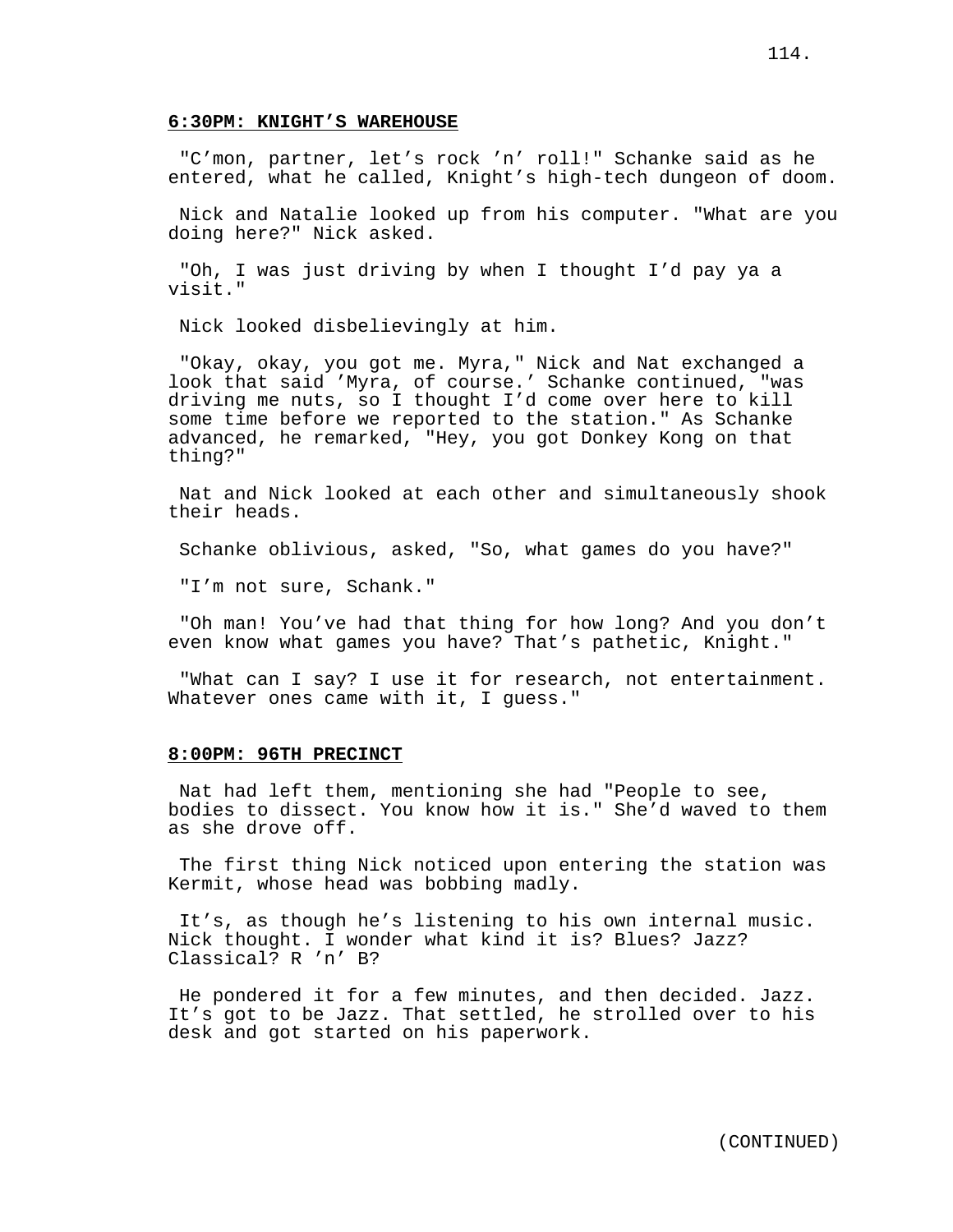**6:30PM: KNIGHT'S WAREHOUSE**

"C'mon, partner, let's rock 'n' roll!" Schanke said as he entered, what he called, Knight's high-tech dungeon of doom.

Nick and Natalie looked up from his computer. "What are you doing here?" Nick asked.

"Oh, I was just driving by when I thought I'd pay ya a visit."

Nick looked disbelievingly at him.

"Okay, okay, you got me. Myra," Nick and Nat exchanged a look that said 'Myra, of course.' Schanke continued, "was driving me nuts, so I thought I'd come over here to kill some time before we reported to the station." As Schanke advanced, he remarked, "Hey, you got Donkey Kong on that thing?"

Nat and Nick looked at each other and simultaneously shook their heads.

Schanke oblivious, asked, "So, what games do you have?"

"I'm not sure, Schank."

"Oh man! You've had that thing for how long? And you don't even know what games you have? That's pathetic, Knight."

"What can I say? I use it for research, not entertainment. Whatever ones came with it, I guess."

**8:00PM: 96TH PRECINCT**

Nat had left them, mentioning she had "People to see, bodies to dissect. You know how it is." She'd waved to them as she drove off.

The first thing Nick noticed upon entering the station was Kermit, whose head was bobbing madly.

It's, as though he's listening to his own internal music. Nick thought. I wonder what kind it is? Blues? Jazz? Classical? R 'n' B?

He pondered it for a few minutes, and then decided. Jazz. It's got to be Jazz. That settled, he strolled over to his desk and got started on his paperwork.

(CONTINUED)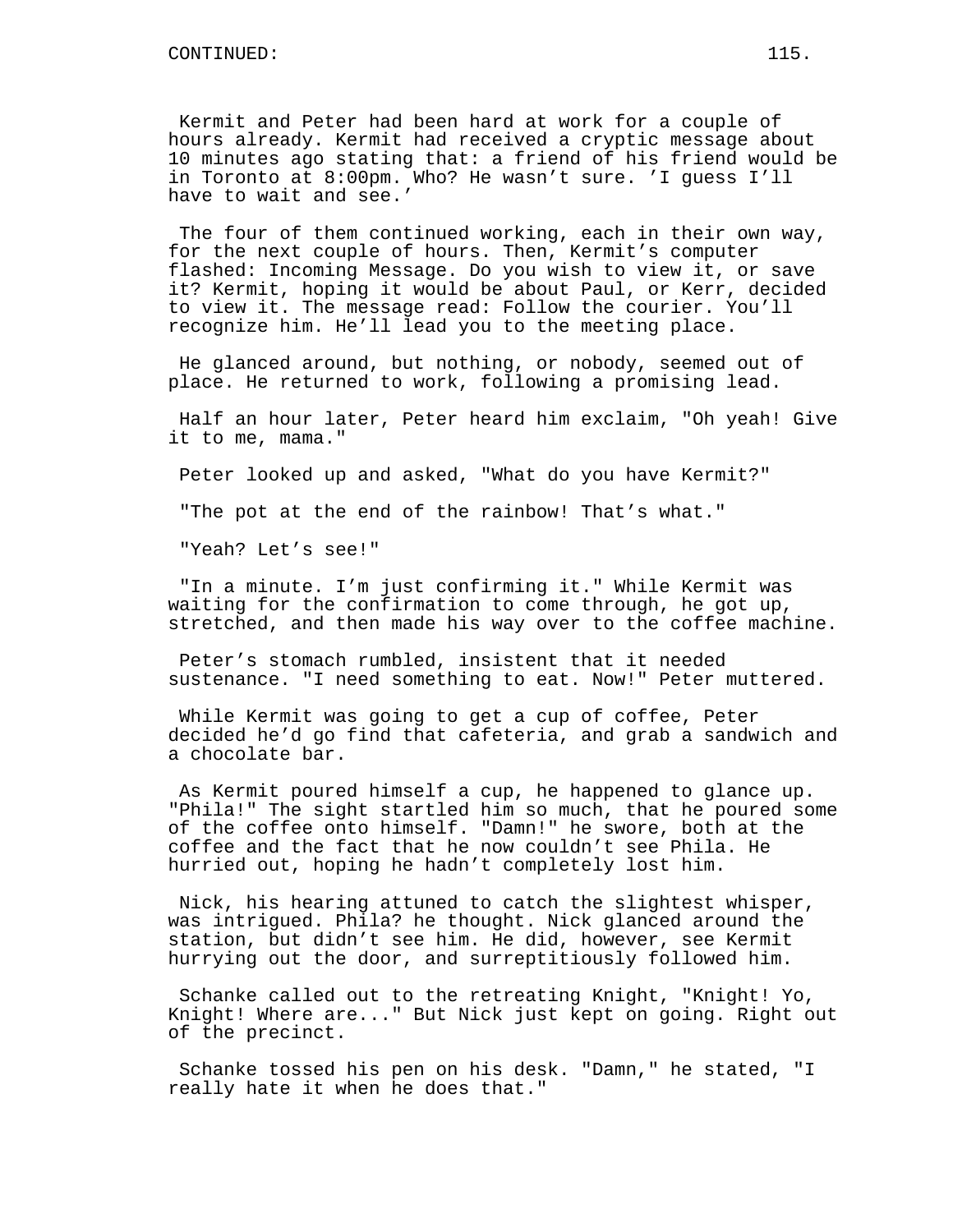Kermit and Peter had been hard at work for a couple of hours already. Kermit had received a cryptic message about 10 minutes ago stating that: a friend of his friend would be in Toronto at 8:00pm. Who? He wasn't sure. 'I guess I'll have to wait and see.'

The four of them continued working, each in their own way, for the next couple of hours. Then, Kermit's computer flashed: Incoming Message. Do you wish to view it, or save it? Kermit, hoping it would be about Paul, or Kerr, decided to view it. The message read: Follow the courier. You'll recognize him. He'll lead you to the meeting place.

He glanced around, but nothing, or nobody, seemed out of place. He returned to work, following a promising lead.

Half an hour later, Peter heard him exclaim, "Oh yeah! Give it to me, mama."

Peter looked up and asked, "What do you have Kermit?"

"The pot at the end of the rainbow! That's what."

"Yeah? Let's see!"

"In a minute. I'm just confirming it." While Kermit was waiting for the confirmation to come through, he got up, stretched, and then made his way over to the coffee machine.

Peter's stomach rumbled, insistent that it needed sustenance. "I need something to eat. Now!" Peter muttered.

While Kermit was going to get a cup of coffee, Peter decided he'd go find that cafeteria, and grab a sandwich and a chocolate bar.

As Kermit poured himself a cup, he happened to glance up. "Phila!" The sight startled him so much, that he poured some of the coffee onto himself. "Damn!" he swore, both at the coffee and the fact that he now couldn't see Phila. He hurried out, hoping he hadn't completely lost him.

Nick, his hearing attuned to catch the slightest whisper, was intrigued. Phila? he thought. Nick glanced around the station, but didn't see him. He did, however, see Kermit hurrying out the door, and surreptitiously followed him.

Schanke called out to the retreating Knight, "Knight! Yo, Knight! Where are..." But Nick just kept on going. Right out of the precinct.

Schanke tossed his pen on his desk. "Damn," he stated, "I really hate it when he does that."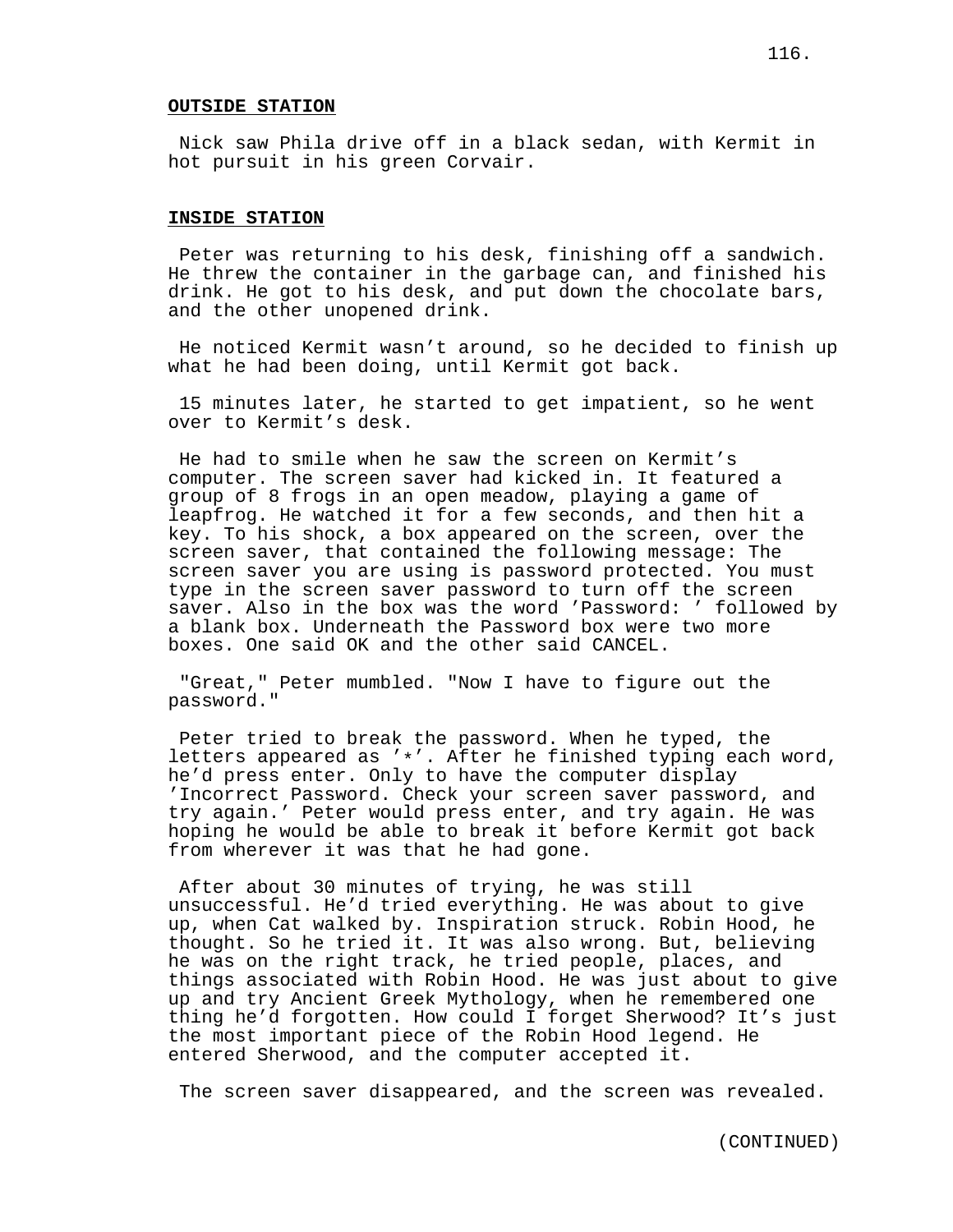**OUTSIDE STATION**

Nick saw Phila drive off in a black sedan, with Kermit in hot pursuit in his green Corvair.

**INSIDE STATION**

Peter was returning to his desk, finishing off a sandwich. He threw the container in the garbage can, and finished his drink. He got to his desk, and put down the chocolate bars, and the other unopened drink.

He noticed Kermit wasn't around, so he decided to finish up what he had been doing, until Kermit got back.

15 minutes later, he started to get impatient, so he went over to Kermit's desk.

He had to smile when he saw the screen on Kermit's computer. The screen saver had kicked in. It featured a group of 8 frogs in an open meadow, playing a game of leapfrog. He watched it for a few seconds, and then hit a key. To his shock, a box appeared on the screen, over the screen saver, that contained the following message: The screen saver you are using is password protected. You must type in the screen saver password to turn off the screen saver. Also in the box was the word 'Password: ' followed by a blank box. Underneath the Password box were two more boxes. One said OK and the other said CANCEL.

"Great," Peter mumbled. "Now I have to figure out the password."

Peter tried to break the password. When he typed, the letters appeared as '*'. After he finished typing each word, he'd press enter. Only to have the computer display 'Incorrect Password. Check your screen saver password, and try again.' Peter would press enter, and try again. He was hoping he would be able to break it before Kermit got back from wherever it was that he had gone.

After about 30 minutes of trying, he was still unsuccessful. He'd tried everything. He was about to give up, when Cat walked by. Inspiration struck. Robin Hood, he thought. So he tried it. It was also wrong. But, believing he was on the right track, he tried people, places, and things associated with Robin Hood. He was just about to give up and try Ancient Greek Mythology, when he remembered one thing he'd forgotten. How could I forget Sherwood? It's just the most important piece of the Robin Hood legend. He entered Sherwood, and the computer accepted it.

The screen saver disappeared, and the screen was revealed.

(CONTINUED)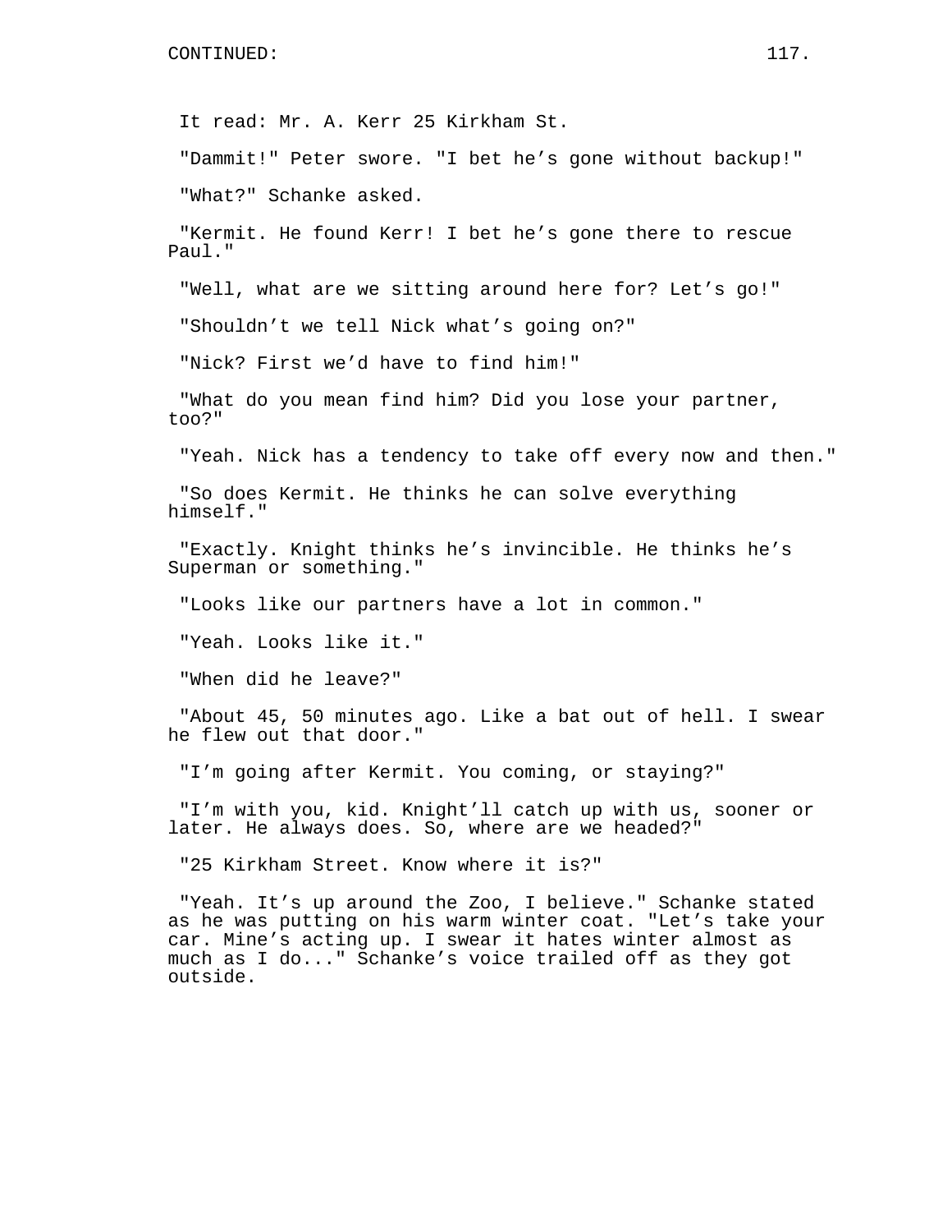It read: Mr. A. Kerr 25 Kirkham St.

"Dammit!" Peter swore. "I bet he's gone without backup!"

"What?" Schanke asked.

"Kermit. He found Kerr! I bet he's gone there to rescue Paul."

"Well, what are we sitting around here for? Let's go!"

"Shouldn't we tell Nick what's going on?"

"Nick? First we'd have to find him!"

"What do you mean find him? Did you lose your partner, too?"

"Yeah. Nick has a tendency to take off every now and then."

"So does Kermit. He thinks he can solve everything himself."

"Exactly. Knight thinks he's invincible. He thinks he's Superman or something."

"Looks like our partners have a lot in common."

"Yeah. Looks like it."

"When did he leave?"

"About 45, 50 minutes ago. Like a bat out of hell. I swear he flew out that door."

"I'm going after Kermit. You coming, or staying?"

"I'm with you, kid. Knight'll catch up with us, sooner or later. He always does. So, where are we headed?"

"25 Kirkham Street. Know where it is?"

"Yeah. It's up around the Zoo, I believe." Schanke stated as he was putting on his warm winter coat. "Let's take your car. Mine's acting up. I swear it hates winter almost as much as I do..." Schanke's voice trailed off as they got outside.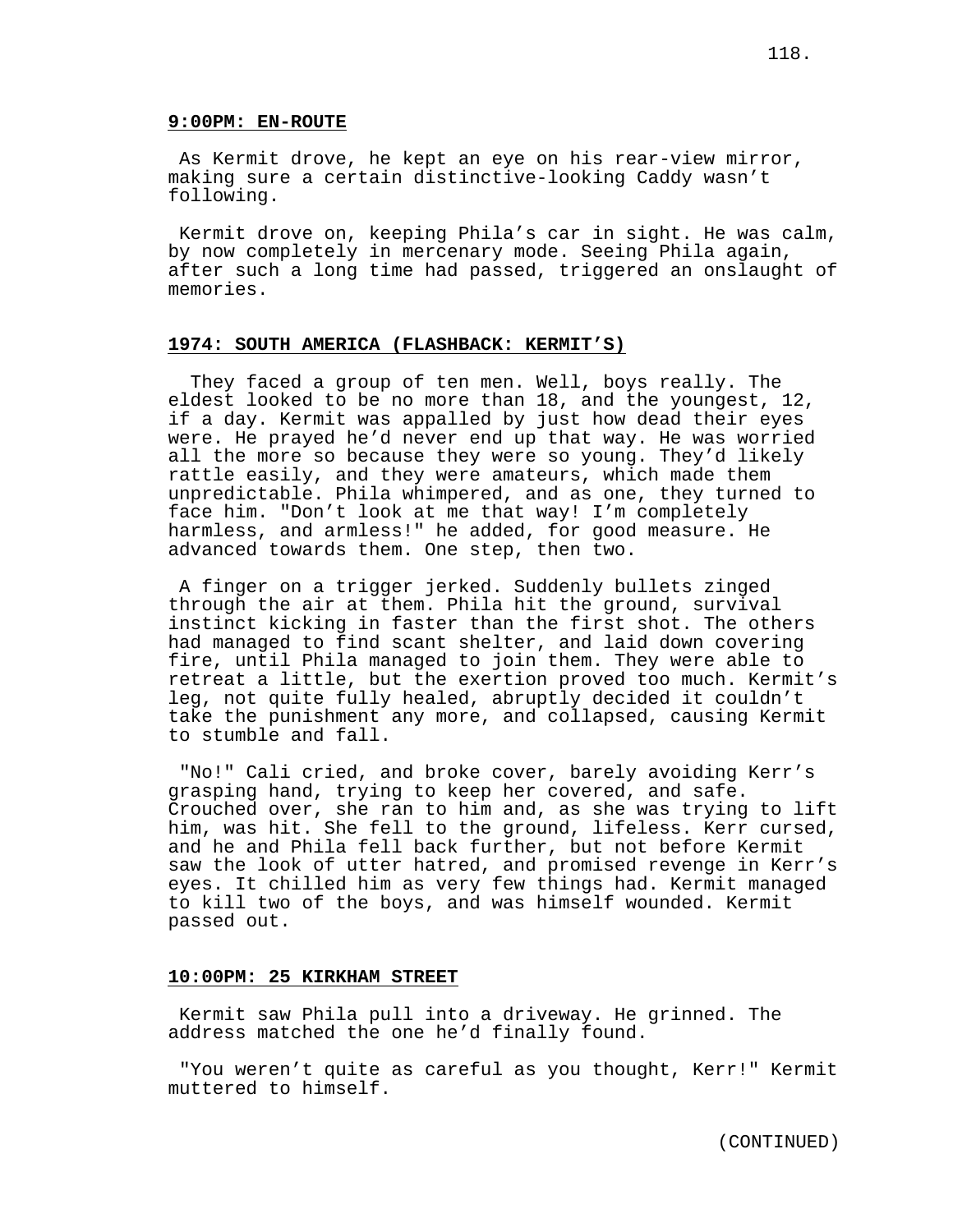**9:00PM: EN-ROUTE**

As Kermit drove, he kept an eye on his rear-view mirror, making sure a certain distinctive-looking Caddy wasn't following.

Kermit drove on, keeping Phila's car in sight. He was calm, by now completely in mercenary mode. Seeing Phila again, after such a long time had passed, triggered an onslaught of memories.

**1974: SOUTH AMERICA (FLASHBACK: KERMIT'S)**

They faced a group of ten men. Well, boys really. The eldest looked to be no more than 18, and the youngest, 12, if a day. Kermit was appalled by just how dead their eyes were. He prayed he'd never end up that way. He was worried all the more so because they were so young. They'd likely rattle easily, and they were amateurs, which made them unpredictable. Phila whimpered, and as one, they turned to face him. "Don't look at me that way! I'm completely harmless, and armless!" he added, for good measure. He advanced towards them. One step, then two.

A finger on a trigger jerked. Suddenly bullets zinged through the air at them. Phila hit the ground, survival instinct kicking in faster than the first shot. The others had managed to find scant shelter, and laid down covering fire, until Phila managed to join them. They were able to retreat a little, but the exertion proved too much. Kermit's leg, not quite fully healed, abruptly decided it couldn't take the punishment any more, and collapsed, causing Kermit to stumble and fall.

"No!" Cali cried, and broke cover, barely avoiding Kerr's grasping hand, trying to keep her covered, and safe. Crouched over, she ran to him and, as she was trying to lift him, was hit. She fell to the ground, lifeless. Kerr cursed, and he and Phila fell back further, but not before Kermit saw the look of utter hatred, and promised revenge in Kerr's eyes. It chilled him as very few things had. Kermit managed to kill two of the boys, and was himself wounded. Kermit passed out.

**10:00PM: 25 KIRKHAM STREET**

Kermit saw Phila pull into a driveway. He grinned. The address matched the one he'd finally found.

"You weren't quite as careful as you thought, Kerr!" Kermit muttered to himself.

(CONTINUED)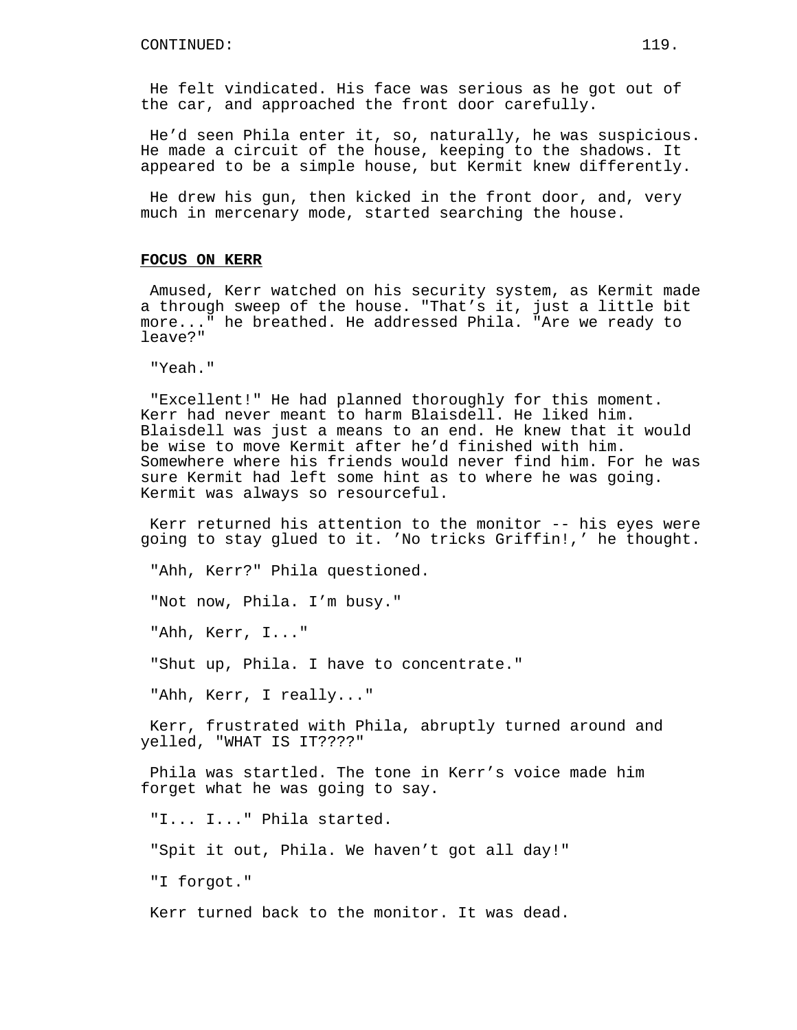He felt vindicated. His face was serious as he got out of the car, and approached the front door carefully.

He'd seen Phila enter it, so, naturally, he was suspicious. He made a circuit of the house, keeping to the shadows. It appeared to be a simple house, but Kermit knew differently.

He drew his gun, then kicked in the front door, and, very much in mercenary mode, started searching the house.

**FOCUS ON KERR**

Amused, Kerr watched on his security system, as Kermit made a through sweep of the house. "That's it, just a little bit more..." he breathed. He addressed Phila. "Are we ready to leave?"

"Yeah."

"Excellent!" He had planned thoroughly for this moment. Kerr had never meant to harm Blaisdell. He liked him. Blaisdell was just a means to an end. He knew that it would be wise to move Kermit after he'd finished with him. Somewhere where his friends would never find him. For he was sure Kermit had left some hint as to where he was going. Kermit was always so resourceful.

Kerr returned his attention to the monitor -- his eyes were going to stay glued to it. 'No tricks Griffin!,' he thought.

"Ahh, Kerr?" Phila questioned.

"Not now, Phila. I'm busy."

"Ahh, Kerr, I..."

"Shut up, Phila. I have to concentrate."

"Ahh, Kerr, I really..."

Kerr, frustrated with Phila, abruptly turned around and yelled, "WHAT IS IT????"

Phila was startled. The tone in Kerr's voice made him forget what he was going to say.

"I... I..." Phila started.

"Spit it out, Phila. We haven't got all day!"

"I forgot."

Kerr turned back to the monitor. It was dead.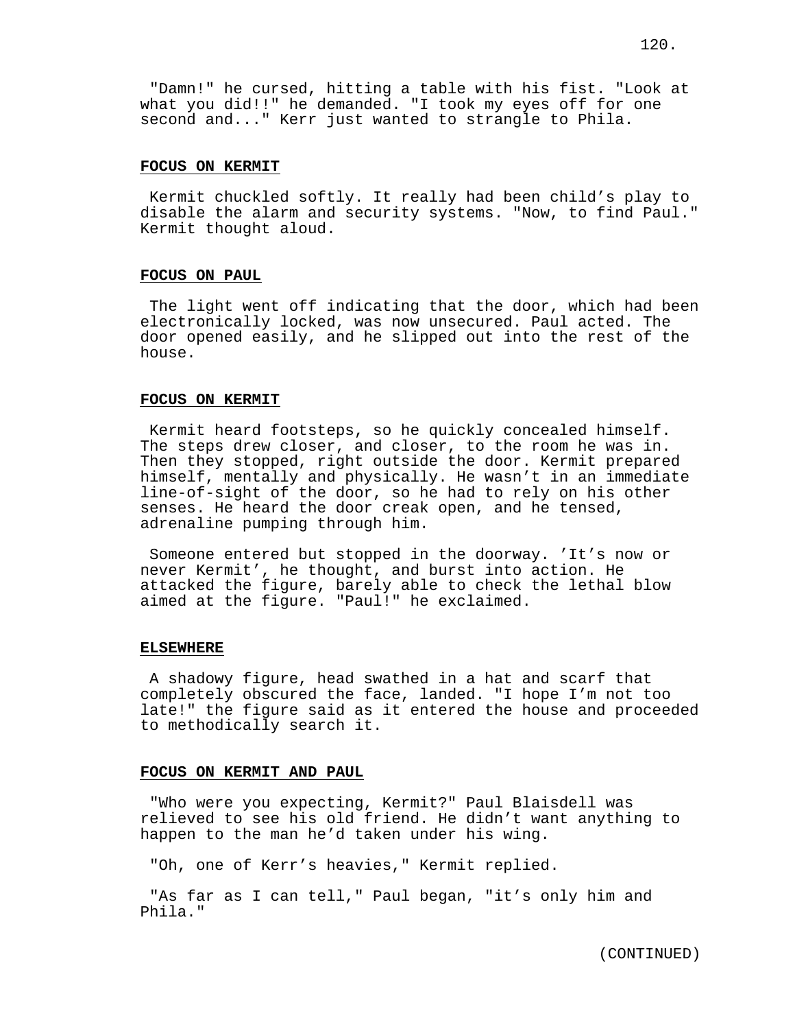"Damn!" he cursed, hitting a table with his fist. "Look at what you did!!" he demanded. "I took my eyes off for one second and..." Kerr just wanted to strangle to Phila.

**FOCUS ON KERMIT**

Kermit chuckled softly. It really had been child's play to disable the alarm and security systems. "Now, to find Paul." Kermit thought aloud.

**FOCUS ON PAUL**

The light went off indicating that the door, which had been electronically locked, was now unsecured. Paul acted. The door opened easily, and he slipped out into the rest of the house.

**FOCUS ON KERMIT**

Kermit heard footsteps, so he quickly concealed himself. The steps drew closer, and closer, to the room he was in. Then they stopped, right outside the door. Kermit prepared himself, mentally and physically. He wasn't in an immediate line-of-sight of the door, so he had to rely on his other senses. He heard the door creak open, and he tensed, adrenaline pumping through him.

Someone entered but stopped in the doorway. 'It's now or never Kermit', he thought, and burst into action. He attacked the figure, barely able to check the lethal blow aimed at the figure. "Paul!" he exclaimed.

**ELSEWHERE**

A shadowy figure, head swathed in a hat and scarf that completely obscured the face, landed. "I hope I'm not too late!" the figure said as it entered the house and proceeded to methodically search it.

**FOCUS ON KERMIT AND PAUL**

"Who were you expecting, Kermit?" Paul Blaisdell was relieved to see his old friend. He didn't want anything to happen to the man he'd taken under his wing.

"Oh, one of Kerr's heavies," Kermit replied.

"As far as I can tell," Paul began, "it's only him and Phila."

(CONTINUED)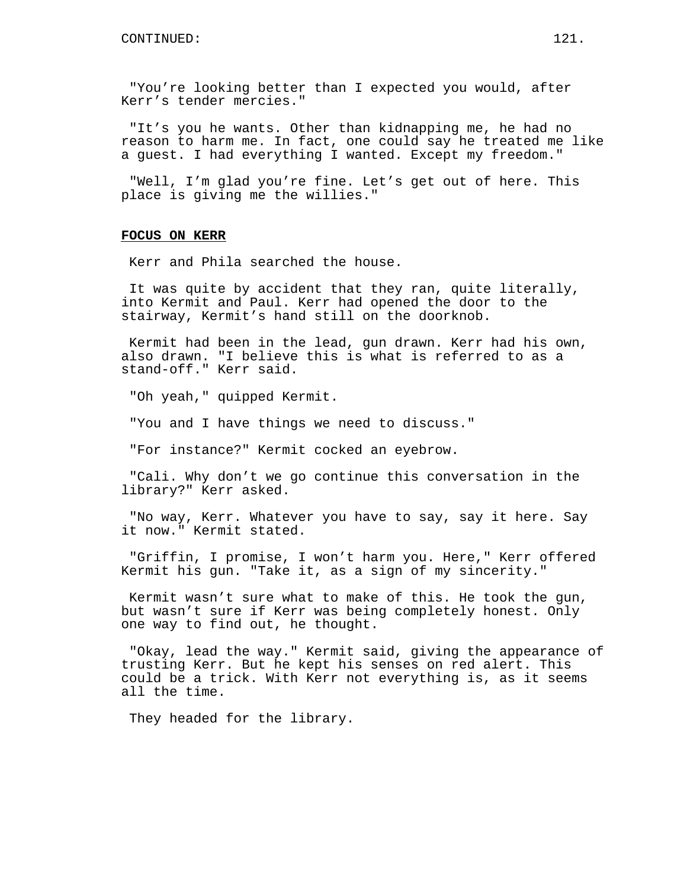"You're looking better than I expected you would, after Kerr's tender mercies."

"It's you he wants. Other than kidnapping me, he had no reason to harm me. In fact, one could say he treated me like a guest. I had everything I wanted. Except my freedom."

"Well, I'm glad you're fine. Let's get out of here. This place is giving me the willies."

**FOCUS ON KERR**

Kerr and Phila searched the house.

It was quite by accident that they ran, quite literally, into Kermit and Paul. Kerr had opened the door to the stairway, Kermit's hand still on the doorknob.

Kermit had been in the lead, gun drawn. Kerr had his own, also drawn. "I believe this is what is referred to as a stand-off." Kerr said.

"Oh yeah," quipped Kermit.

"You and I have things we need to discuss."

"For instance?" Kermit cocked an eyebrow.

"Cali. Why don't we go continue this conversation in the library?" Kerr asked.

"No way, Kerr. Whatever you have to say, say it here. Say it now." Kermit stated.

"Griffin, I promise, I won't harm you. Here," Kerr offered Kermit his gun. "Take it, as a sign of my sincerity."

Kermit wasn't sure what to make of this. He took the gun, but wasn't sure if Kerr was being completely honest. Only one way to find out, he thought.

"Okay, lead the way." Kermit said, giving the appearance of trusting Kerr. But he kept his senses on red alert. This could be a trick. With Kerr not everything is, as it seems all the time.

They headed for the library.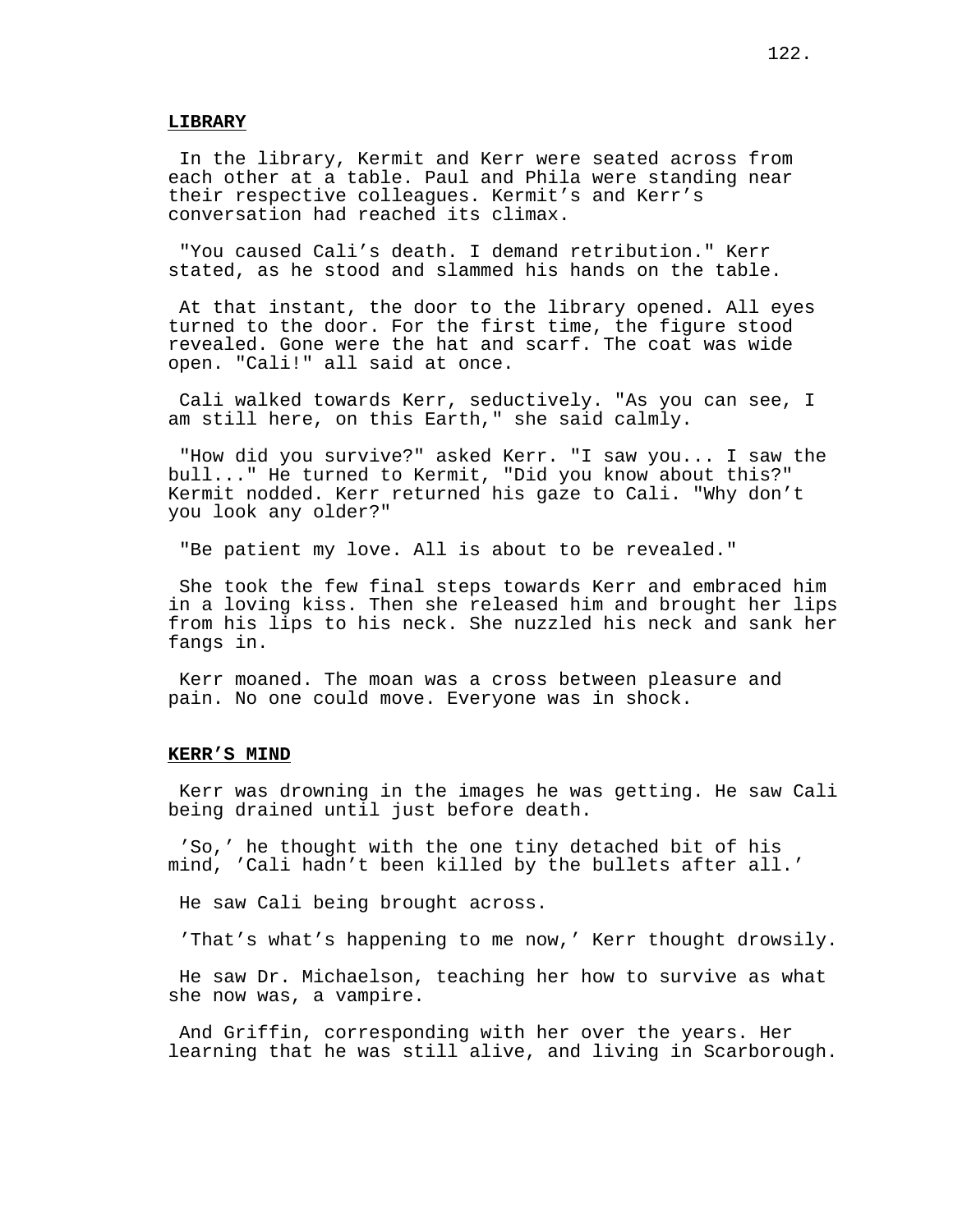**LIBRARY**

In the library, Kermit and Kerr were seated across from each other at a table. Paul and Phila were standing near their respective colleagues. Kermit’s and Kerr’s conversation had reached its climax.

"You caused Cali’s death. I demand retribution." Kerr stated, as he stood and slammed his hands on the table.

At that instant, the door to the library opened. All eyes turned to the door. For the first time, the figure stood revealed. Gone were the hat and scarf. The coat was wide open. "Cali!" all said at once.

Cali walked towards Kerr, seductively. "As you can see, I am still here, on this Earth," she said calmly.

"How did you survive?" asked Kerr. "I saw you... I saw the bull..." He turned to Kermit, "Did you know about this?" Kermit nodded. Kerr returned his gaze to Cali. "Why don’t you look any older?"

"Be patient my love. All is about to be revealed."

She took the few final steps towards Kerr and embraced him in a loving kiss. Then she released him and brought her lips from his lips to his neck. She nuzzled his neck and sank her fangs in.

Kerr moaned. The moan was a cross between pleasure and pain. No one could move. Everyone was in shock.

**KERR’S MIND**

Kerr was drowning in the images he was getting. He saw Cali being drained until just before death.

’So,’ he thought with the one tiny detached bit of his mind, ’Cali hadn’t been killed by the bullets after all.’

He saw Cali being brought across.

’That’s what’s happening to me now,’ Kerr thought drowsily.

He saw Dr. Michaelson, teaching her how to survive as what she now was, a vampire.

And Griffin, corresponding with her over the years. Her learning that he was still alive, and living in Scarborough.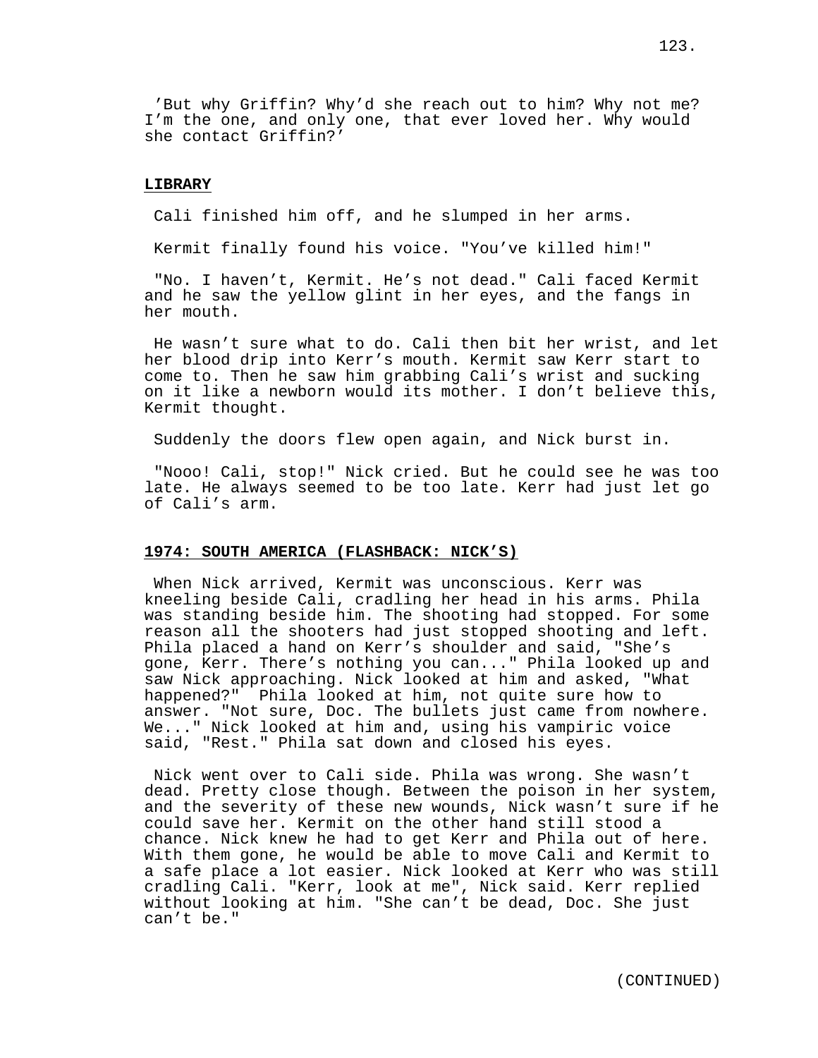'But why Griffin? Why'd she reach out to him? Why not me? I'm the one, and only one, that ever loved her. Why would she contact Griffin?'

**LIBRARY**

Cali finished him off, and he slumped in her arms.

Kermit finally found his voice. "You've killed him!"

"No. I haven't, Kermit. He's not dead." Cali faced Kermit and he saw the yellow glint in her eyes, and the fangs in her mouth.

He wasn't sure what to do. Cali then bit her wrist, and let her blood drip into Kerr's mouth. Kermit saw Kerr start to come to. Then he saw him grabbing Cali's wrist and sucking on it like a newborn would its mother. I don't believe this, Kermit thought.

Suddenly the doors flew open again, and Nick burst in.

"Nooo! Cali, stop!" Nick cried. But he could see he was too late. He always seemed to be too late. Kerr had just let go of Cali's arm.

**1974: SOUTH AMERICA (FLASHBACK: NICK'S)**

When Nick arrived, Kermit was unconscious. Kerr was kneeling beside Cali, cradling her head in his arms. Phila was standing beside him. The shooting had stopped. For some reason all the shooters had just stopped shooting and left. Phila placed a hand on Kerr's shoulder and said, "She's gone, Kerr. There's nothing you can..." Phila looked up and saw Nick approaching. Nick looked at him and asked, "What happened?" Phila looked at him, not quite sure how to answer. "Not sure, Doc. The bullets just came from nowhere. We..." Nick looked at him and, using his vampiric voice said, "Rest." Phila sat down and closed his eyes.

Nick went over to Cali side. Phila was wrong. She wasn't dead. Pretty close though. Between the poison in her system, and the severity of these new wounds, Nick wasn't sure if he could save her. Kermit on the other hand still stood a chance. Nick knew he had to get Kerr and Phila out of here. With them gone, he would be able to move Cali and Kermit to a safe place a lot easier. Nick looked at Kerr who was still cradling Cali. "Kerr, look at me", Nick said. Kerr replied without looking at him. "She can't be dead, Doc. She just can't be."

(CONTINUED)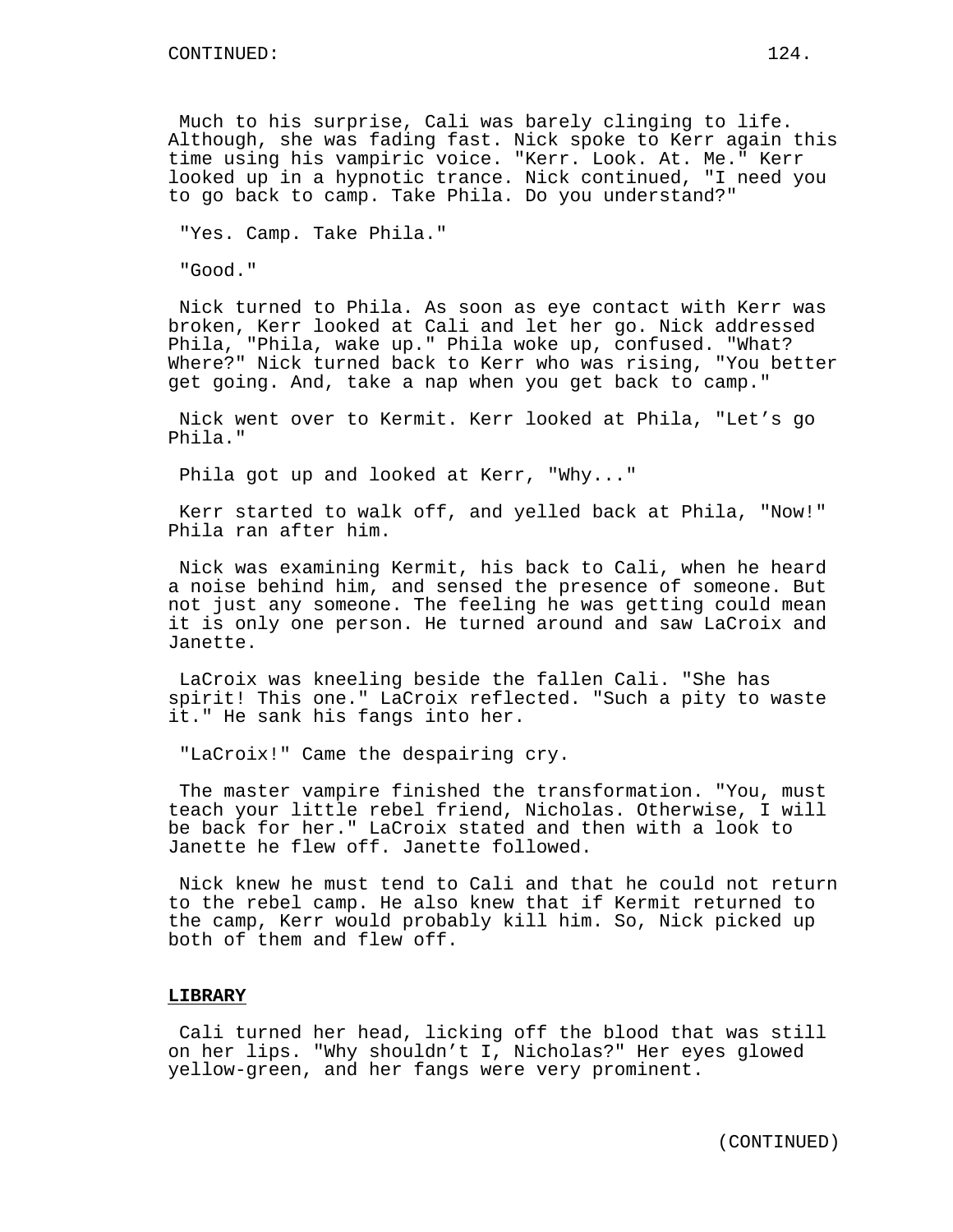Much to his surprise, Cali was barely clinging to life. Although, she was fading fast. Nick spoke to Kerr again this time using his vampiric voice. "Kerr. Look. At. Me." Kerr looked up in a hypnotic trance. Nick continued, "I need you to go back to camp. Take Phila. Do you understand?"

"Yes. Camp. Take Phila."

"Good."

Nick turned to Phila. As soon as eye contact with Kerr was broken, Kerr looked at Cali and let her go. Nick addressed Phila, "Phila, wake up." Phila woke up, confused. "What? Where?" Nick turned back to Kerr who was rising, "You better get going. And, take a nap when you get back to camp."

Nick went over to Kermit. Kerr looked at Phila, "Let's go Phila."

Phila got up and looked at Kerr, "Why..."

Kerr started to walk off, and yelled back at Phila, "Now!" Phila ran after him.

Nick was examining Kermit, his back to Cali, when he heard a noise behind him, and sensed the presence of someone. But not just any someone. The feeling he was getting could mean it is only one person. He turned around and saw LaCroix and Janette.

LaCroix was kneeling beside the fallen Cali. "She has spirit! This one." LaCroix reflected. "Such a pity to waste it." He sank his fangs into her.

"LaCroix!" Came the despairing cry.

The master vampire finished the transformation. "You, must teach your little rebel friend, Nicholas. Otherwise, I will be back for her." LaCroix stated and then with a look to Janette he flew off. Janette followed.

Nick knew he must tend to Cali and that he could not return to the rebel camp. He also knew that if Kermit returned to the camp, Kerr would probably kill him. So, Nick picked up both of them and flew off.

**LIBRARY**

Cali turned her head, licking off the blood that was still on her lips. "Why shouldn't I, Nicholas?" Her eyes glowed yellow-green, and her fangs were very prominent.

(CONTINUED)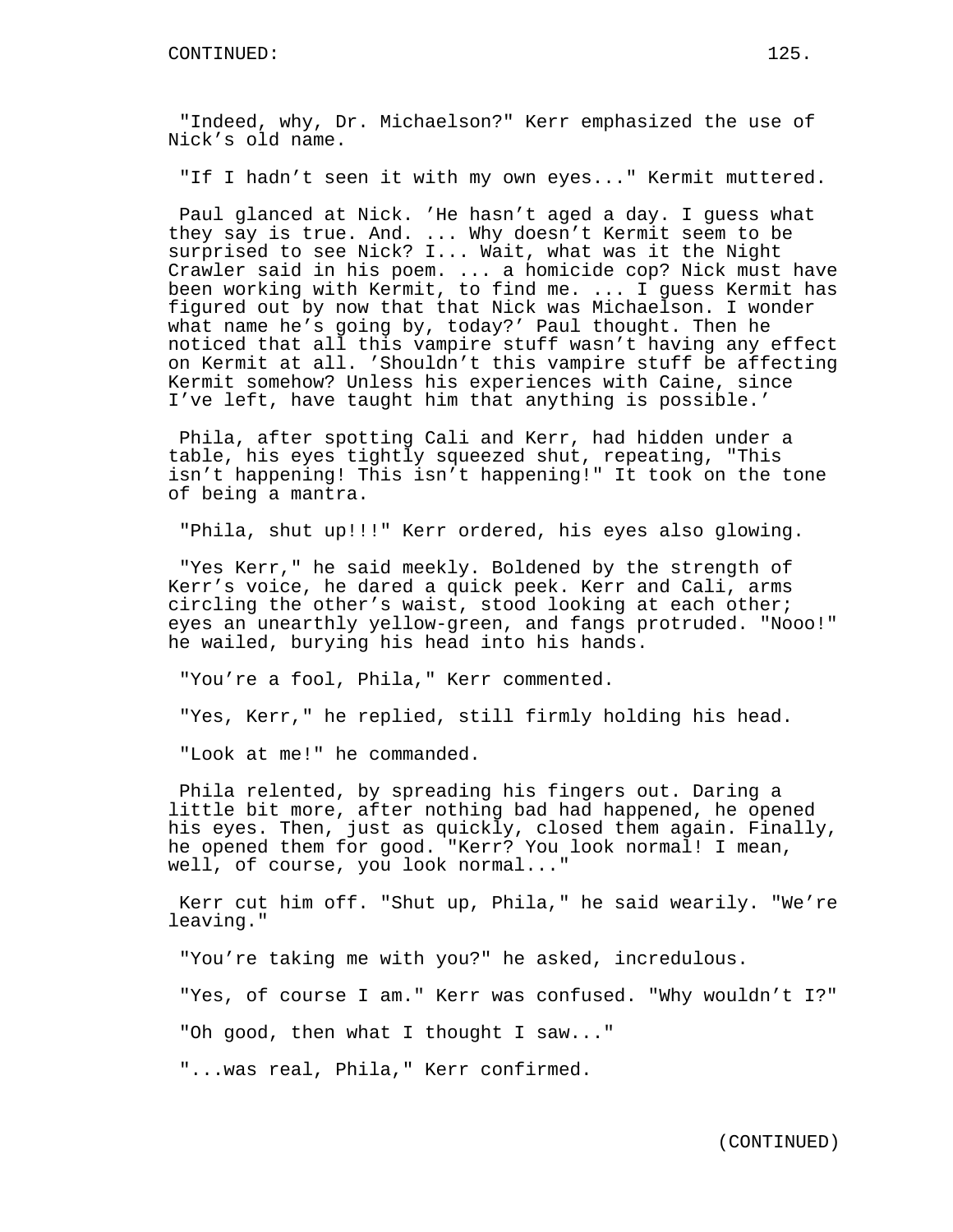"Indeed, why, Dr. Michaelson?" Kerr emphasized the use of Nick's old name.

"If I hadn't seen it with my own eyes..." Kermit muttered.

Paul glanced at Nick. 'He hasn't aged a day. I guess what they say is true. And. ... Why doesn't Kermit seem to be surprised to see Nick? I... Wait, what was it the Night Crawler said in his poem. ... a homicide cop? Nick must have been working with Kermit, to find me. ... I guess Kermit has figured out by now that that Nick was Michaelson. I wonder what name he's going by, today?' Paul thought. Then he noticed that all this vampire stuff wasn't having any effect on Kermit at all. 'Shouldn't this vampire stuff be affecting Kermit somehow? Unless his experiences with Caine, since I've left, have taught him that anything is possible.'

Phila, after spotting Cali and Kerr, had hidden under a table, his eyes tightly squeezed shut, repeating, "This isn't happening! This isn't happening!" It took on the tone of being a mantra.

"Phila, shut up!!!" Kerr ordered, his eyes also glowing.

"Yes Kerr," he said meekly. Boldened by the strength of Kerr's voice, he dared a quick peek. Kerr and Cali, arms circling the other's waist, stood looking at each other; eyes an unearthly yellow-green, and fangs protruded. "Nooo!" he wailed, burying his head into his hands.

"You're a fool, Phila," Kerr commented.

"Yes, Kerr," he replied, still firmly holding his head.

"Look at me!" he commanded.

Phila relented, by spreading his fingers out. Daring a little bit more, after nothing bad had happened, he opened his eyes. Then, just as quickly, closed them again. Finally, he opened them for good. "Kerr? You look normal! I mean, well, of course, you look normal..."

Kerr cut him off. "Shut up, Phila," he said wearily. "We're leaving."

"You're taking me with you?" he asked, incredulous.

"Yes, of course I am." Kerr was confused. "Why wouldn't I?"

"Oh good, then what I thought I saw..."

"...was real, Phila," Kerr confirmed.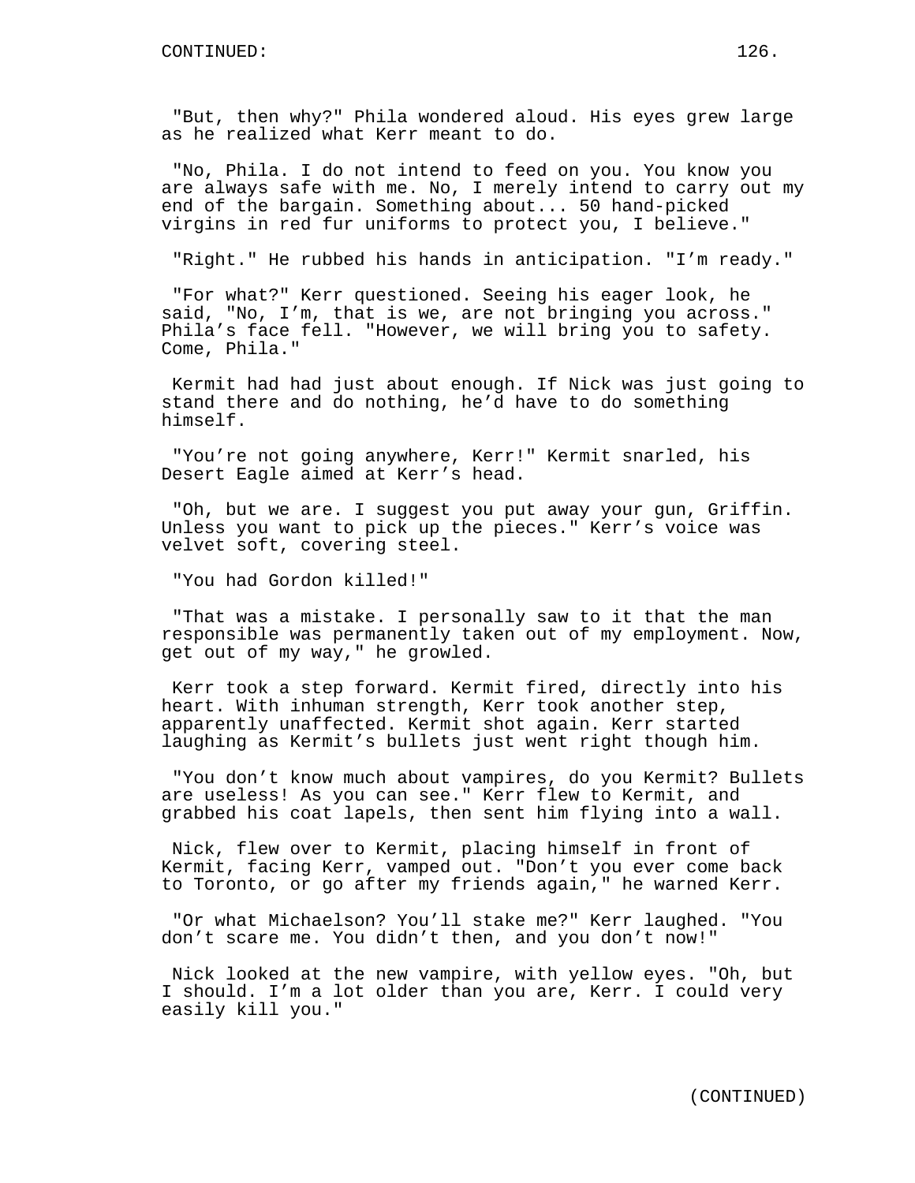"But, then why?" Phila wondered aloud. His eyes grew large as he realized what Kerr meant to do.

"No, Phila. I do not intend to feed on you. You know you are always safe with me. No, I merely intend to carry out my end of the bargain. Something about... 50 hand-picked virgins in red fur uniforms to protect you, I believe."

"Right." He rubbed his hands in anticipation. "I'm ready."

"For what?" Kerr questioned. Seeing his eager look, he said, "No, I'm, that is we, are not bringing you across." Phila's face fell. "However, we will bring you to safety. Come, Phila."

Kermit had had just about enough. If Nick was just going to stand there and do nothing, he'd have to do something himself.

"You're not going anywhere, Kerr!" Kermit snarled, his Desert Eagle aimed at Kerr's head.

"Oh, but we are. I suggest you put away your gun, Griffin. Unless you want to pick up the pieces." Kerr's voice was velvet soft, covering steel.

"You had Gordon killed!"

"That was a mistake. I personally saw to it that the man responsible was permanently taken out of my employment. Now, get out of my way," he growled.

Kerr took a step forward. Kermit fired, directly into his heart. With inhuman strength, Kerr took another step, apparently unaffected. Kermit shot again. Kerr started laughing as Kermit's bullets just went right though him.

"You don't know much about vampires, do you Kermit? Bullets are useless! As you can see." Kerr flew to Kermit, and grabbed his coat lapels, then sent him flying into a wall.

Nick, flew over to Kermit, placing himself in front of Kermit, facing Kerr, vamped out. "Don't you ever come back to Toronto, or go after my friends again," he warned Kerr.

"Or what Michaelson? You'll stake me?" Kerr laughed. "You don't scare me. You didn't then, and you don't now!"

Nick looked at the new vampire, with yellow eyes. "Oh, but I should. I'm a lot older than you are, Kerr. I could very easily kill you."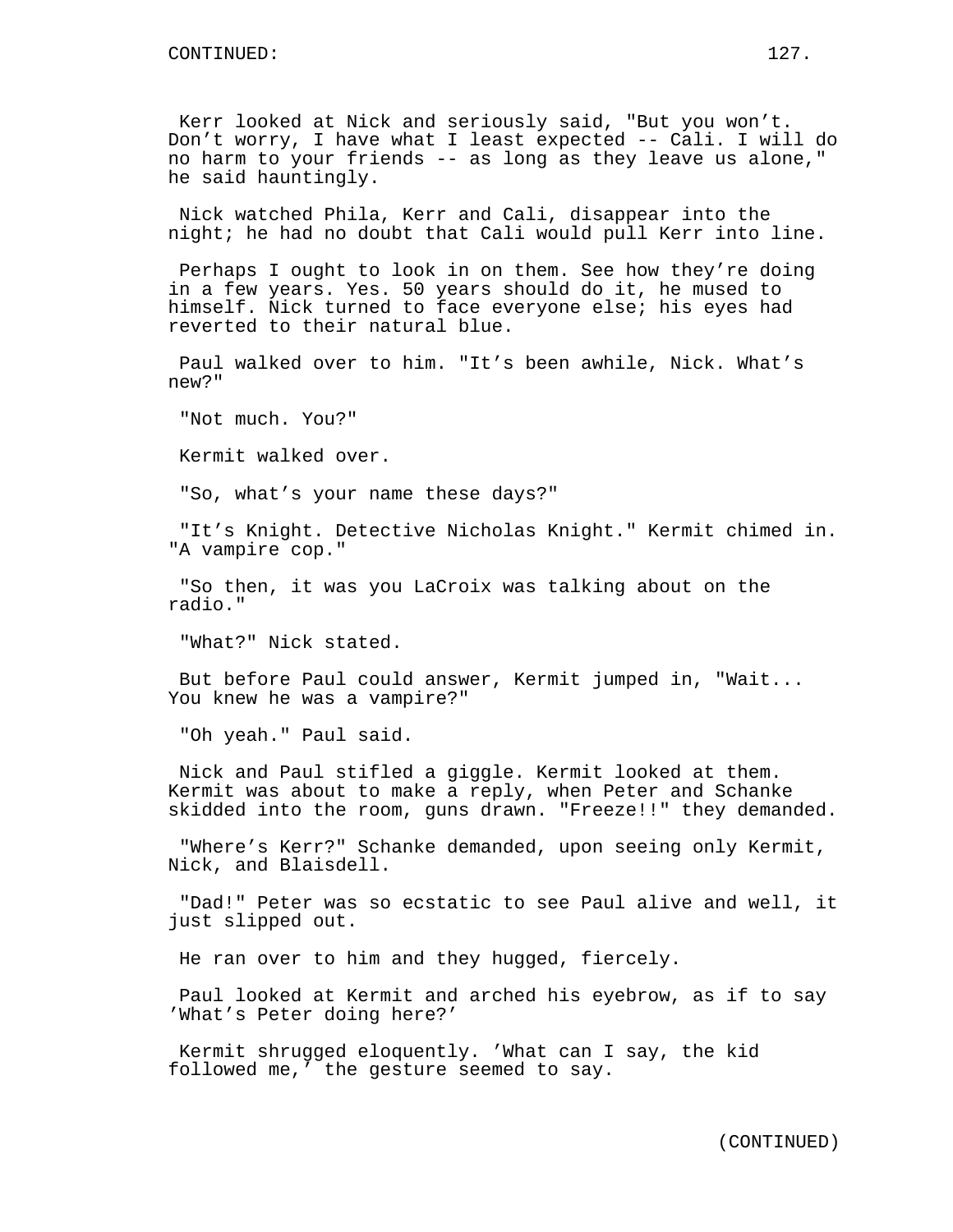Kerr looked at Nick and seriously said, "But you won't. Don't worry, I have what I least expected -- Cali. I will do no harm to your friends -- as long as they leave us alone," he said hauntingly.

Nick watched Phila, Kerr and Cali, disappear into the night; he had no doubt that Cali would pull Kerr into line.

Perhaps I ought to look in on them. See how they're doing in a few years. Yes. 50 years should do it, he mused to himself. Nick turned to face everyone else; his eyes had reverted to their natural blue.

Paul walked over to him. "It's been awhile, Nick. What's new?"

"Not much. You?"

Kermit walked over.

"So, what's your name these days?"

"It's Knight. Detective Nicholas Knight." Kermit chimed in. "A vampire cop."

"So then, it was you LaCroix was talking about on the radio."

"What?" Nick stated.

But before Paul could answer, Kermit jumped in, "Wait... You knew he was a vampire?"

"Oh yeah." Paul said.

Nick and Paul stifled a giggle. Kermit looked at them. Kermit was about to make a reply, when Peter and Schanke skidded into the room, guns drawn. "Freeze!!" they demanded.

"Where's Kerr?" Schanke demanded, upon seeing only Kermit, Nick, and Blaisdell.

"Dad!" Peter was so ecstatic to see Paul alive and well, it just slipped out.

He ran over to him and they hugged, fiercely.

Paul looked at Kermit and arched his eyebrow, as if to say 'What's Peter doing here?'

Kermit shrugged eloquently. 'What can I say, the kid followed me,' the gesture seemed to say.

(CONTINUED)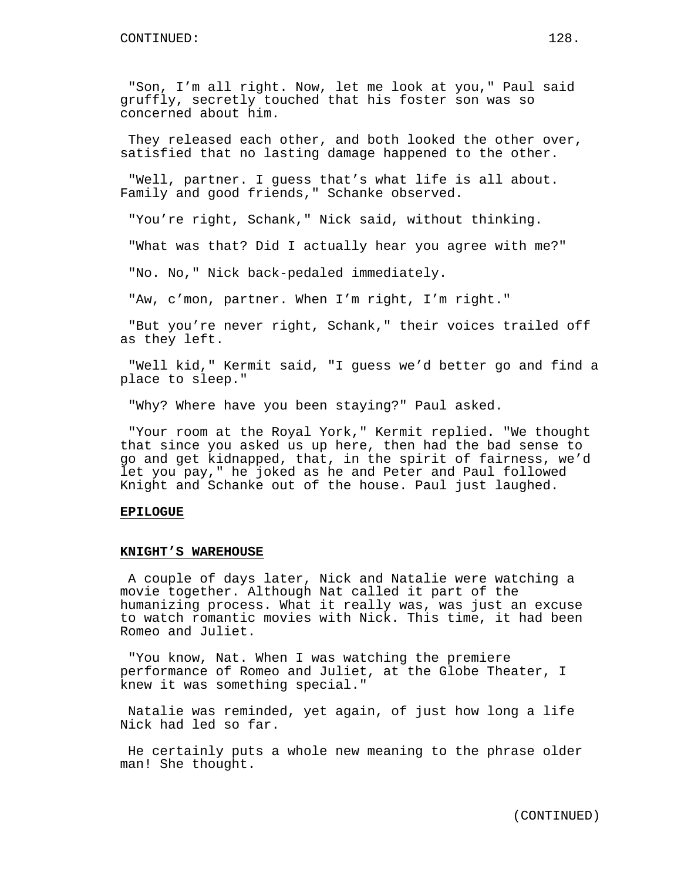"Son, I'm all right. Now, let me look at you," Paul said gruffly, secretly touched that his foster son was so concerned about him.

They released each other, and both looked the other over, satisfied that no lasting damage happened to the other.

"Well, partner. I guess that's what life is all about. Family and good friends," Schanke observed.

"You're right, Schank," Nick said, without thinking.

"What was that? Did I actually hear you agree with me?"

"No. No," Nick back-pedaled immediately.

"Aw, c'mon, partner. When I'm right, I'm right."

"But you're never right, Schank," their voices trailed off as they left.

"Well kid," Kermit said, "I guess we'd better go and find a place to sleep."

"Why? Where have you been staying?" Paul asked.

"Your room at the Royal York," Kermit replied. "We thought that since you asked us up here, then had the bad sense to go and get kidnapped, that, in the spirit of fairness, we'd let you pay," he joked as he and Peter and Paul followed Knight and Schanke out of the house. Paul just laughed.

**EPILOGUE**

**KNIGHT'S WAREHOUSE**

A couple of days later, Nick and Natalie were watching a movie together. Although Nat called it part of the humanizing process. What it really was, was just an excuse to watch romantic movies with Nick. This time, it had been Romeo and Juliet.

"You know, Nat. When I was watching the premiere performance of Romeo and Juliet, at the Globe Theater, I knew it was something special."

Natalie was reminded, yet again, of just how long a life Nick had led so far.

He certainly puts a whole new meaning to the phrase older man! She thought.

(CONTINUED)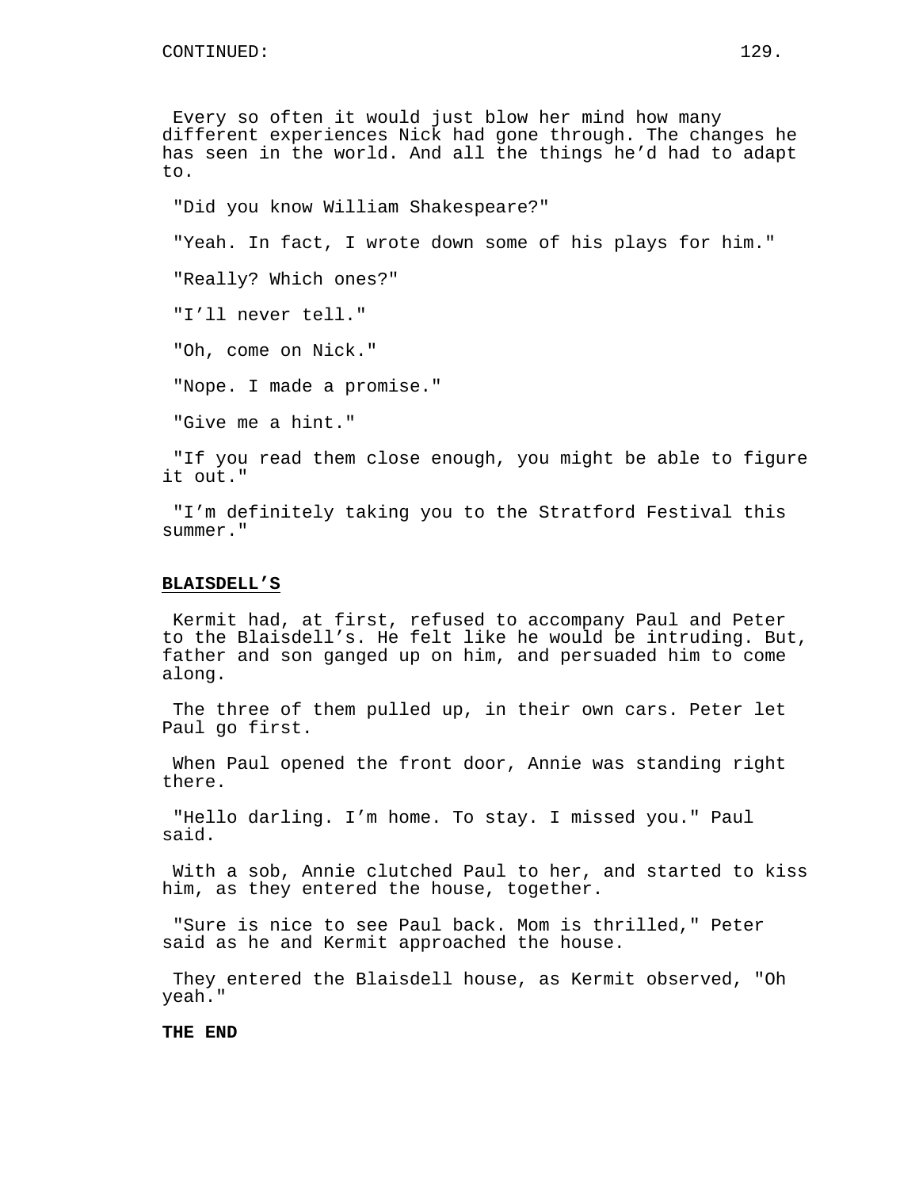Every so often it would just blow her mind how many different experiences Nick had gone through. The changes he has seen in the world. And all the things he'd had to adapt to.

"Did you know William Shakespeare?"

"Yeah. In fact, I wrote down some of his plays for him."

"Really? Which ones?"

"I'll never tell."

"Oh, come on Nick."

"Nope. I made a promise."

"Give me a hint."

"If you read them close enough, you might be able to figure it out."

"I'm definitely taking you to the Stratford Festival this summer."

**BLAISDELL'S**

Kermit had, at first, refused to accompany Paul and Peter to the Blaisdell's. He felt like he would be intruding. But, father and son ganged up on him, and persuaded him to come along.

The three of them pulled up, in their own cars. Peter let Paul go first.

When Paul opened the front door, Annie was standing right there.

"Hello darling. I'm home. To stay. I missed you." Paul said.

With a sob, Annie clutched Paul to her, and started to kiss him, as they entered the house, together.

"Sure is nice to see Paul back. Mom is thrilled," Peter said as he and Kermit approached the house.

They entered the Blaisdell house, as Kermit observed, "Oh yeah."

**THE END**